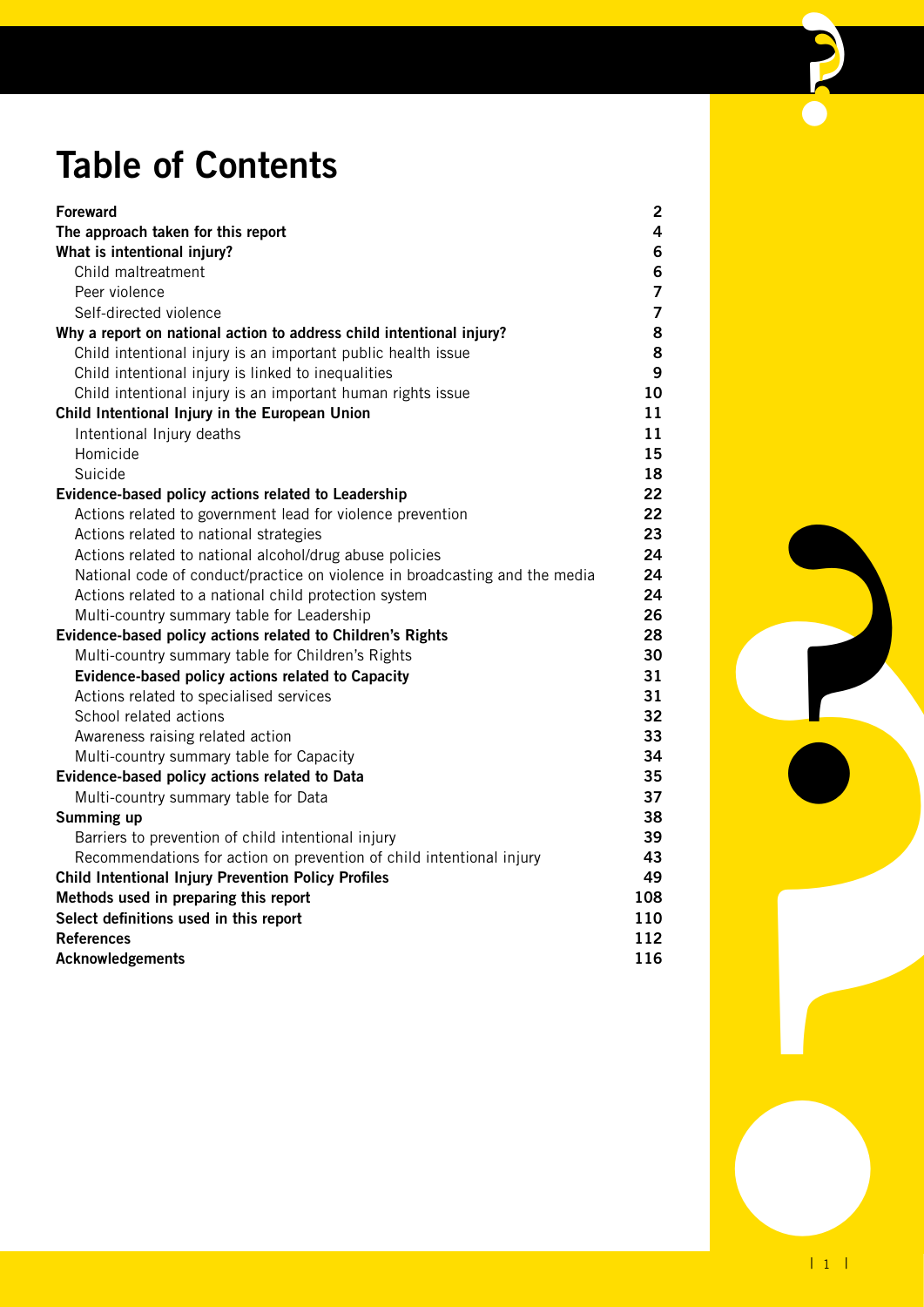# Table of Contents

| | |
|---|---|
| **Foreward** | **2** |
| **The approach taken for this report** | **4** |
| **What is intentional injury?** | **6** |
| Child maltreatment | **6** |
| Peer violence | **7** |
| Self-directed violence | **7** |
| **Why a report on national action to address child intentional injury?** | **8** |
| Child intentional injury is an important public health issue | **8** |
| Child intentional injury is linked to inequalities | **9** |
| Child intentional injury is an important human rights issue | **10** |
| **Child Intentional Injury in the European Union** | **11** |
| Intentional Injury deaths | **11** |
| Homicide | **15** |
| Suicide | **18** |
| **Evidence-based policy actions related to Leadership** | **22** |
| Actions related to government lead for violence prevention | **22** |
| Actions related to national strategies | **23** |
| Actions related to national alcohol/drug abuse policies | **24** |
| National code of conduct/practice on violence in broadcasting and the media | **24** |
| Actions related to a national child protection system | **24** |
| Multi-country summary table for Leadership | **26** |
| **Evidence-based policy actions related to Children's Rights** | **28** |
| Multi-country summary table for Children's Rights | **30** |
| **Evidence-based policy actions related to Capacity** | **31** |
| Actions related to specialised services | **31** |
| School related actions | **32** |
| Awareness raising related action | **33** |
| Multi-country summary table for Capacity | **34** |
| **Evidence-based policy actions related to Data** | **35** |
| Multi-country summary table for Data | **37** |
| **Summing up** | **38** |
| Barriers to prevention of child intentional injury | **39** |
| Recommendations for action on prevention of child intentional injury | **43** |
| **Child Intentional Injury Prevention Policy Profiles** | **49** |
| **Methods used in preparing this report** | **108** |
| **Select definitions used in this report** | **110** |
| **References** | **112** |
| **Acknowledgements** | **116** |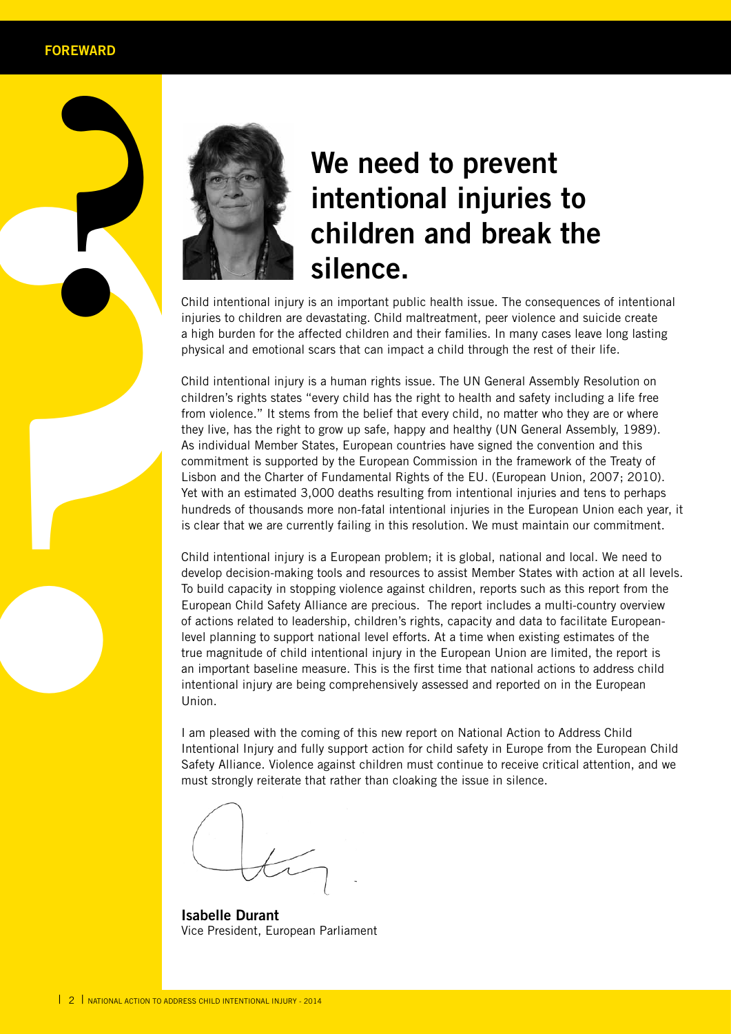FOREWARD

# We need to prevent intentional injuries to children and break the silence.

Child intentional injury is an important public health issue. The consequences of intentional injuries to children are devastating. Child maltreatment, peer violence and suicide create a high burden for the affected children and their families. In many cases leave long lasting physical and emotional scars that can impact a child through the rest of their life.

Child intentional injury is a human rights issue. The UN General Assembly Resolution on children's rights states "every child has the right to health and safety including a life free from violence." It stems from the belief that every child, no matter who they are or where they live, has the right to grow up safe, happy and healthy (UN General Assembly, 1989). As individual Member States, European countries have signed the convention and this commitment is supported by the European Commission in the framework of the Treaty of Lisbon and the Charter of Fundamental Rights of the EU. (European Union, 2007; 2010). Yet with an estimated 3,000 deaths resulting from intentional injuries and tens to perhaps hundreds of thousands more non-fatal intentional injuries in the European Union each year, it is clear that we are currently failing in this resolution. We must maintain our commitment.

Child intentional injury is a European problem; it is global, national and local. We need to develop decision-making tools and resources to assist Member States with action at all levels. To build capacity in stopping violence against children, reports such as this report from the European Child Safety Alliance are precious. The report includes a multi-country overview of actions related to leadership, children's rights, capacity and data to facilitate European-level planning to support national level efforts. At a time when existing estimates of the true magnitude of child intentional injury in the European Union are limited, the report is an important baseline measure. This is the first time that national actions to address child intentional injury are being comprehensively assessed and reported on in the European Union.

I am pleased with the coming of this new report on National Action to Address Child Intentional Injury and fully support action for child safety in Europe from the European Child Safety Alliance. Violence against children must continue to receive critical attention, and we must strongly reiterate that rather than cloaking the issue in silence.

**Isabelle Durant**
Vice President, European Parliament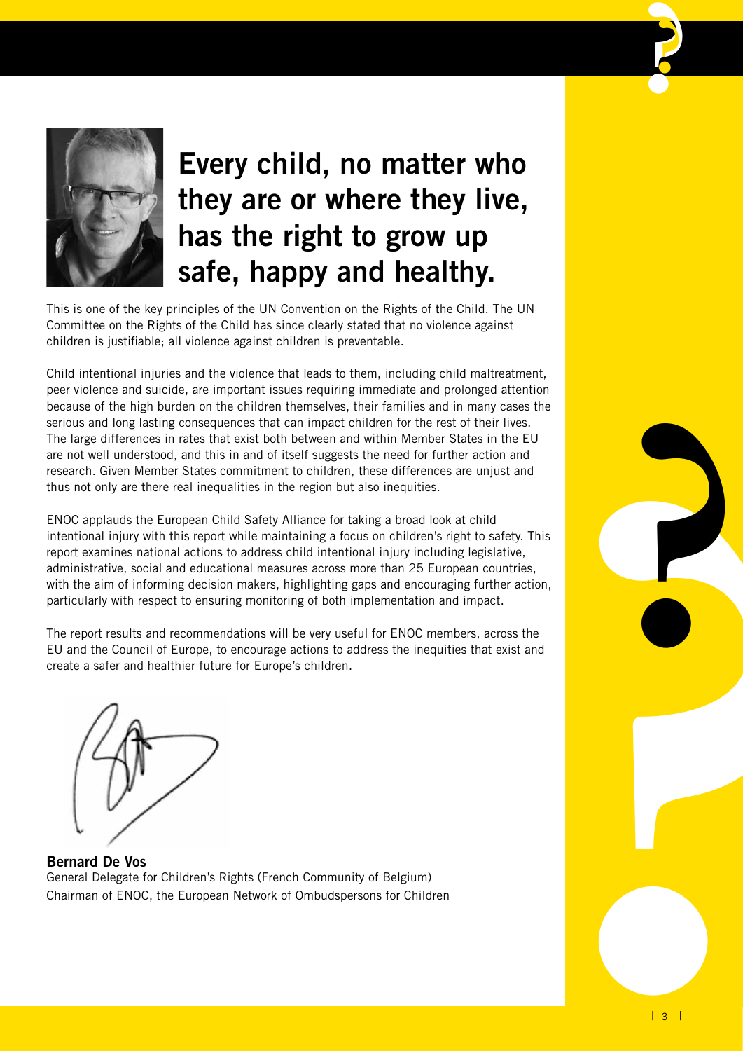# Every child, no matter who they are or where they live, has the right to grow up safe, happy and healthy.

This is one of the key principles of the UN Convention on the Rights of the Child. The UN Committee on the Rights of the Child has since clearly stated that no violence against children is justifiable; all violence against children is preventable.

Child intentional injuries and the violence that leads to them, including child maltreatment, peer violence and suicide, are important issues requiring immediate and prolonged attention because of the high burden on the children themselves, their families and in many cases the serious and long lasting consequences that can impact children for the rest of their lives. The large differences in rates that exist both between and within Member States in the EU are not well understood, and this in and of itself suggests the need for further action and research. Given Member States commitment to children, these differences are unjust and thus not only are there real inequalities in the region but also inequities.

ENOC applauds the European Child Safety Alliance for taking a broad look at child intentional injury with this report while maintaining a focus on children's right to safety. This report examines national actions to address child intentional injury including legislative, administrative, social and educational measures across more than 25 European countries, with the aim of informing decision makers, highlighting gaps and encouraging further action, particularly with respect to ensuring monitoring of both implementation and impact.

The report results and recommendations will be very useful for ENOC members, across the EU and the Council of Europe, to encourage actions to address the inequities that exist and create a safer and healthier future for Europe's children.

**Bernard De Vos**
General Delegate for Children's Rights (French Community of Belgium)
Chairman of ENOC, the European Network of Ombudspersons for Children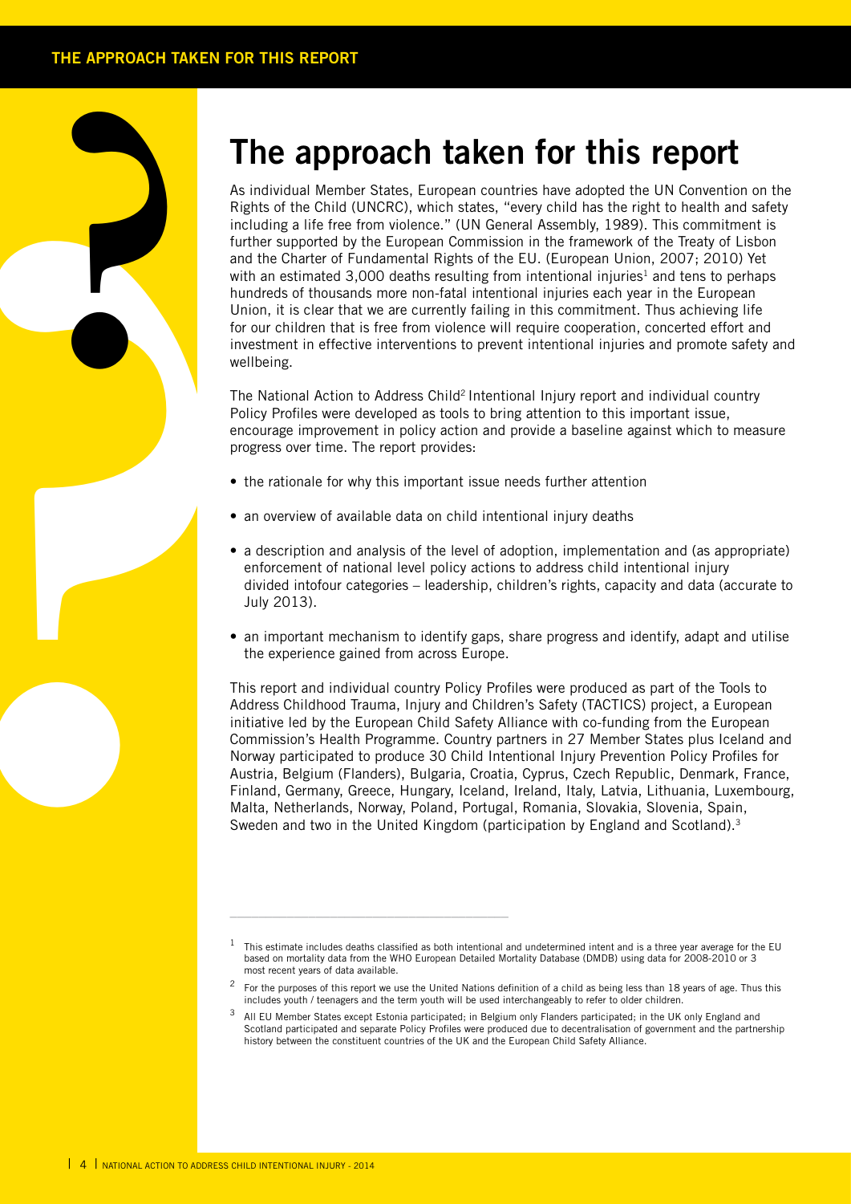# The approach taken for this report

As individual Member States, European countries have adopted the UN Convention on the Rights of the Child (UNCRC), which states, "every child has the right to health and safety including a life free from violence." (UN General Assembly, 1989). This commitment is further supported by the European Commission in the framework of the Treaty of Lisbon and the Charter of Fundamental Rights of the EU. (European Union, 2007; 2010) Yet with an estimated 3,000 deaths resulting from intentional injuries[1] and tens to perhaps hundreds of thousands more non-fatal intentional injuries each year in the European Union, it is clear that we are currently failing in this commitment. Thus achieving life for our children that is free from violence will require cooperation, concerted effort and investment in effective interventions to prevent intentional injuries and promote safety and wellbeing.

The National Action to Address Child[2] Intentional Injury report and individual country Policy Profiles were developed as tools to bring attention to this important issue, encourage improvement in policy action and provide a baseline against which to measure progress over time. The report provides:

- the rationale for why this important issue needs further attention
- an overview of available data on child intentional injury deaths
- a description and analysis of the level of adoption, implementation and (as appropriate) enforcement of national level policy actions to address child intentional injury divided intofour categories – leadership, children's rights, capacity and data (accurate to July 2013).
- an important mechanism to identify gaps, share progress and identify, adapt and utilise the experience gained from across Europe.

This report and individual country Policy Profiles were produced as part of the Tools to Address Childhood Trauma, Injury and Children's Safety (TACTICS) project, a European initiative led by the European Child Safety Alliance with co-funding from the European Commission's Health Programme. Country partners in 27 Member States plus Iceland and Norway participated to produce 30 Child Intentional Injury Prevention Policy Profiles for Austria, Belgium (Flanders), Bulgaria, Croatia, Cyprus, Czech Republic, Denmark, France, Finland, Germany, Greece, Hungary, Iceland, Ireland, Italy, Latvia, Lithuania, Luxembourg, Malta, Netherlands, Norway, Poland, Portugal, Romania, Slovakia, Slovenia, Spain, Sweden and two in the United Kingdom (participation by England and Scotland).[3]

---

[1] This estimate includes deaths classified as both intentional and undetermined intent and is a three year average for the EU based on mortality data from the WHO European Detailed Mortality Database (DMDB) using data for 2008-2010 or 3 most recent years of data available.

[2] For the purposes of this report we use the United Nations definition of a child as being less than 18 years of age. Thus this includes youth / teenagers and the term youth will be used interchangeably to refer to older children.

[3] All EU Member States except Estonia participated; in Belgium only Flanders participated; in the UK only England and Scotland participated and separate Policy Profiles were produced due to decentralisation of government and the partnership history between the constituent countries of the UK and the European Child Safety Alliance.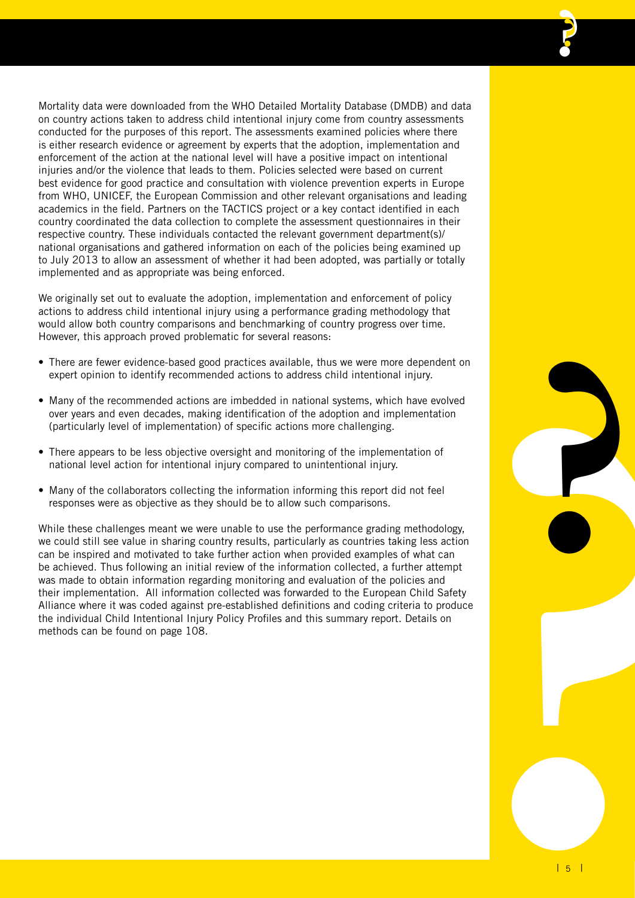Mortality data were downloaded from the WHO Detailed Mortality Database (DMDB) and data on country actions taken to address child intentional injury come from country assessments conducted for the purposes of this report. The assessments examined policies where there is either research evidence or agreement by experts that the adoption, implementation and enforcement of the action at the national level will have a positive impact on intentional injuries and/or the violence that leads to them. Policies selected were based on current best evidence for good practice and consultation with violence prevention experts in Europe from WHO, UNICEF, the European Commission and other relevant organisations and leading academics in the field. Partners on the TACTICS project or a key contact identified in each country coordinated the data collection to complete the assessment questionnaires in their respective country. These individuals contacted the relevant government department(s)/ national organisations and gathered information on each of the policies being examined up to July 2013 to allow an assessment of whether it had been adopted, was partially or totally implemented and as appropriate was being enforced.

We originally set out to evaluate the adoption, implementation and enforcement of policy actions to address child intentional injury using a performance grading methodology that would allow both country comparisons and benchmarking of country progress over time. However, this approach proved problematic for several reasons:

- There are fewer evidence-based good practices available, thus we were more dependent on expert opinion to identify recommended actions to address child intentional injury.
- Many of the recommended actions are imbedded in national systems, which have evolved over years and even decades, making identification of the adoption and implementation (particularly level of implementation) of specific actions more challenging.
- There appears to be less objective oversight and monitoring of the implementation of national level action for intentional injury compared to unintentional injury.
- Many of the collaborators collecting the information informing this report did not feel responses were as objective as they should be to allow such comparisons.

While these challenges meant we were unable to use the performance grading methodology, we could still see value in sharing country results, particularly as countries taking less action can be inspired and motivated to take further action when provided examples of what can be achieved. Thus following an initial review of the information collected, a further attempt was made to obtain information regarding monitoring and evaluation of the policies and their implementation. All information collected was forwarded to the European Child Safety Alliance where it was coded against pre-established definitions and coding criteria to produce the individual Child Intentional Injury Policy Profiles and this summary report. Details on methods can be found on page 108.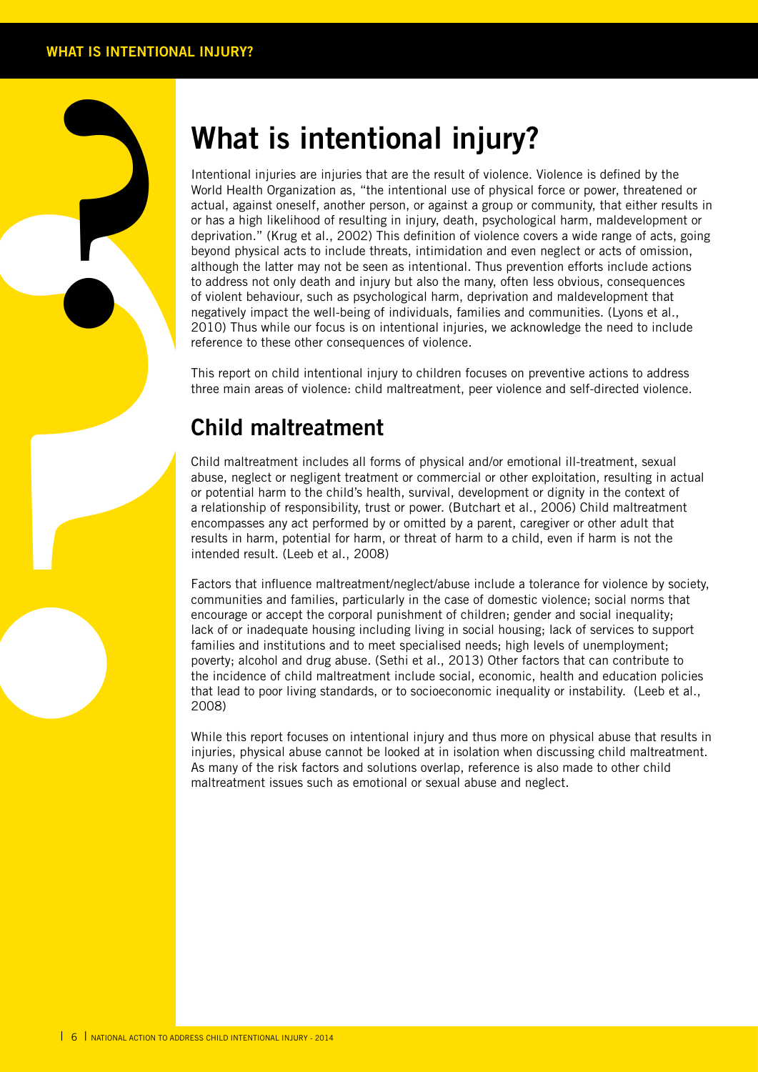# What is intentional injury?

Intentional injuries are injuries that are the result of violence. Violence is defined by the World Health Organization as, "the intentional use of physical force or power, threatened or actual, against oneself, another person, or against a group or community, that either results in or has a high likelihood of resulting in injury, death, psychological harm, maldevelopment or deprivation." (Krug et al., 2002) This definition of violence covers a wide range of acts, going beyond physical acts to include threats, intimidation and even neglect or acts of omission, although the latter may not be seen as intentional. Thus prevention efforts include actions to address not only death and injury but also the many, often less obvious, consequences of violent behaviour, such as psychological harm, deprivation and maldevelopment that negatively impact the well-being of individuals, families and communities. (Lyons et al., 2010) Thus while our focus is on intentional injuries, we acknowledge the need to include reference to these other consequences of violence.

This report on child intentional injury to children focuses on preventive actions to address three main areas of violence: child maltreatment, peer violence and self-directed violence.

## Child maltreatment

Child maltreatment includes all forms of physical and/or emotional ill-treatment, sexual abuse, neglect or negligent treatment or commercial or other exploitation, resulting in actual or potential harm to the child's health, survival, development or dignity in the context of a relationship of responsibility, trust or power. (Butchart et al., 2006) Child maltreatment encompasses any act performed by or omitted by a parent, caregiver or other adult that results in harm, potential for harm, or threat of harm to a child, even if harm is not the intended result. (Leeb et al., 2008)

Factors that influence maltreatment/neglect/abuse include a tolerance for violence by society, communities and families, particularly in the case of domestic violence; social norms that encourage or accept the corporal punishment of children; gender and social inequality; lack of or inadequate housing including living in social housing; lack of services to support families and institutions and to meet specialised needs; high levels of unemployment; poverty; alcohol and drug abuse. (Sethi et al., 2013) Other factors that can contribute to the incidence of child maltreatment include social, economic, health and education policies that lead to poor living standards, or to socioeconomic inequality or instability. (Leeb et al., 2008)

While this report focuses on intentional injury and thus more on physical abuse that results in injuries, physical abuse cannot be looked at in isolation when discussing child maltreatment. As many of the risk factors and solutions overlap, reference is also made to other child maltreatment issues such as emotional or sexual abuse and neglect.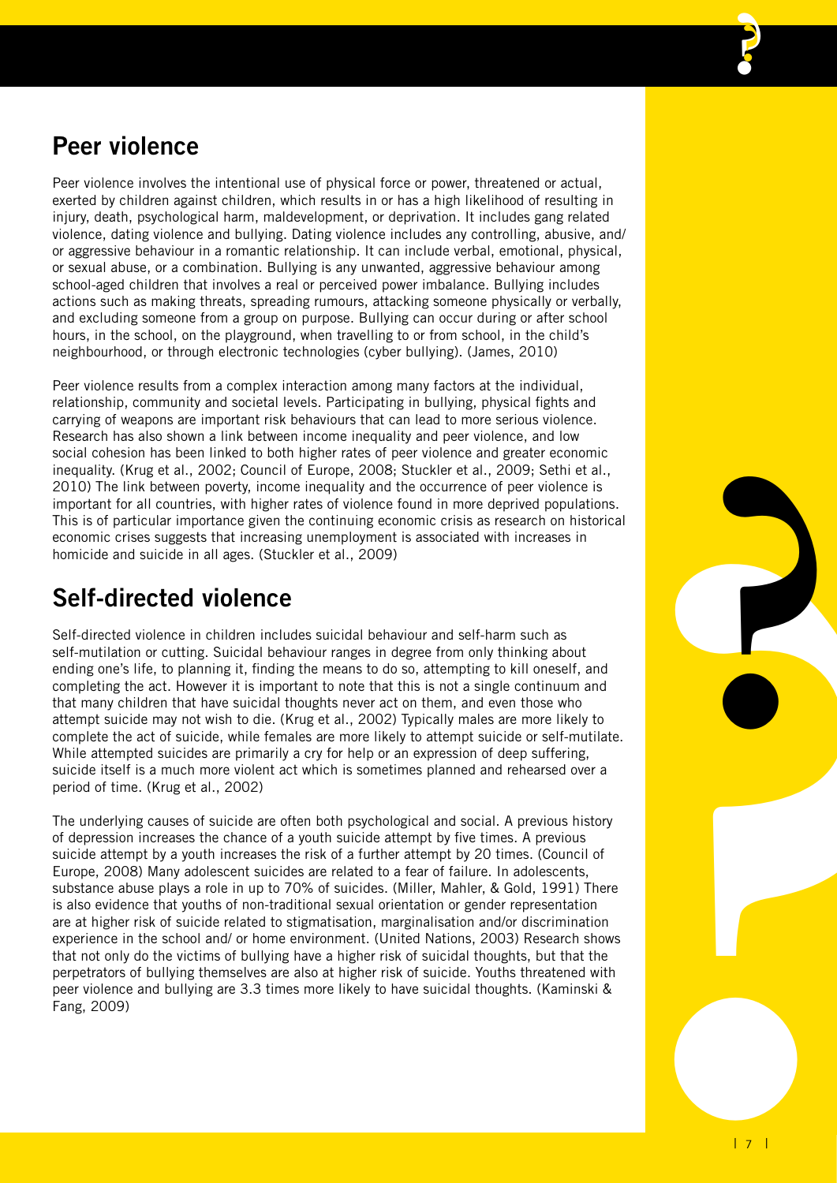## Peer violence

Peer violence involves the intentional use of physical force or power, threatened or actual, exerted by children against children, which results in or has a high likelihood of resulting in injury, death, psychological harm, maldevelopment, or deprivation. It includes gang related violence, dating violence and bullying. Dating violence includes any controlling, abusive, and/ or aggressive behaviour in a romantic relationship. It can include verbal, emotional, physical, or sexual abuse, or a combination. Bullying is any unwanted, aggressive behaviour among school-aged children that involves a real or perceived power imbalance. Bullying includes actions such as making threats, spreading rumours, attacking someone physically or verbally, and excluding someone from a group on purpose. Bullying can occur during or after school hours, in the school, on the playground, when travelling to or from school, in the child's neighbourhood, or through electronic technologies (cyber bullying). (James, 2010)

Peer violence results from a complex interaction among many factors at the individual, relationship, community and societal levels. Participating in bullying, physical fights and carrying of weapons are important risk behaviours that can lead to more serious violence. Research has also shown a link between income inequality and peer violence, and low social cohesion has been linked to both higher rates of peer violence and greater economic inequality. (Krug et al., 2002; Council of Europe, 2008; Stuckler et al., 2009; Sethi et al., 2010) The link between poverty, income inequality and the occurrence of peer violence is important for all countries, with higher rates of violence found in more deprived populations. This is of particular importance given the continuing economic crisis as research on historical economic crises suggests that increasing unemployment is associated with increases in homicide and suicide in all ages. (Stuckler et al., 2009)

## Self-directed violence

Self-directed violence in children includes suicidal behaviour and self-harm such as self-mutilation or cutting. Suicidal behaviour ranges in degree from only thinking about ending one's life, to planning it, finding the means to do so, attempting to kill oneself, and completing the act. However it is important to note that this is not a single continuum and that many children that have suicidal thoughts never act on them, and even those who attempt suicide may not wish to die. (Krug et al., 2002) Typically males are more likely to complete the act of suicide, while females are more likely to attempt suicide or self-mutilate. While attempted suicides are primarily a cry for help or an expression of deep suffering, suicide itself is a much more violent act which is sometimes planned and rehearsed over a period of time. (Krug et al., 2002)

The underlying causes of suicide are often both psychological and social. A previous history of depression increases the chance of a youth suicide attempt by five times. A previous suicide attempt by a youth increases the risk of a further attempt by 20 times. (Council of Europe, 2008) Many adolescent suicides are related to a fear of failure. In adolescents, substance abuse plays a role in up to 70% of suicides. (Miller, Mahler, & Gold, 1991) There is also evidence that youths of non-traditional sexual orientation or gender representation are at higher risk of suicide related to stigmatisation, marginalisation and/or discrimination experience in the school and/ or home environment. (United Nations, 2003) Research shows that not only do the victims of bullying have a higher risk of suicidal thoughts, but that the perpetrators of bullying themselves are also at higher risk of suicide. Youths threatened with peer violence and bullying are 3.3 times more likely to have suicidal thoughts. (Kaminski & Fang, 2009)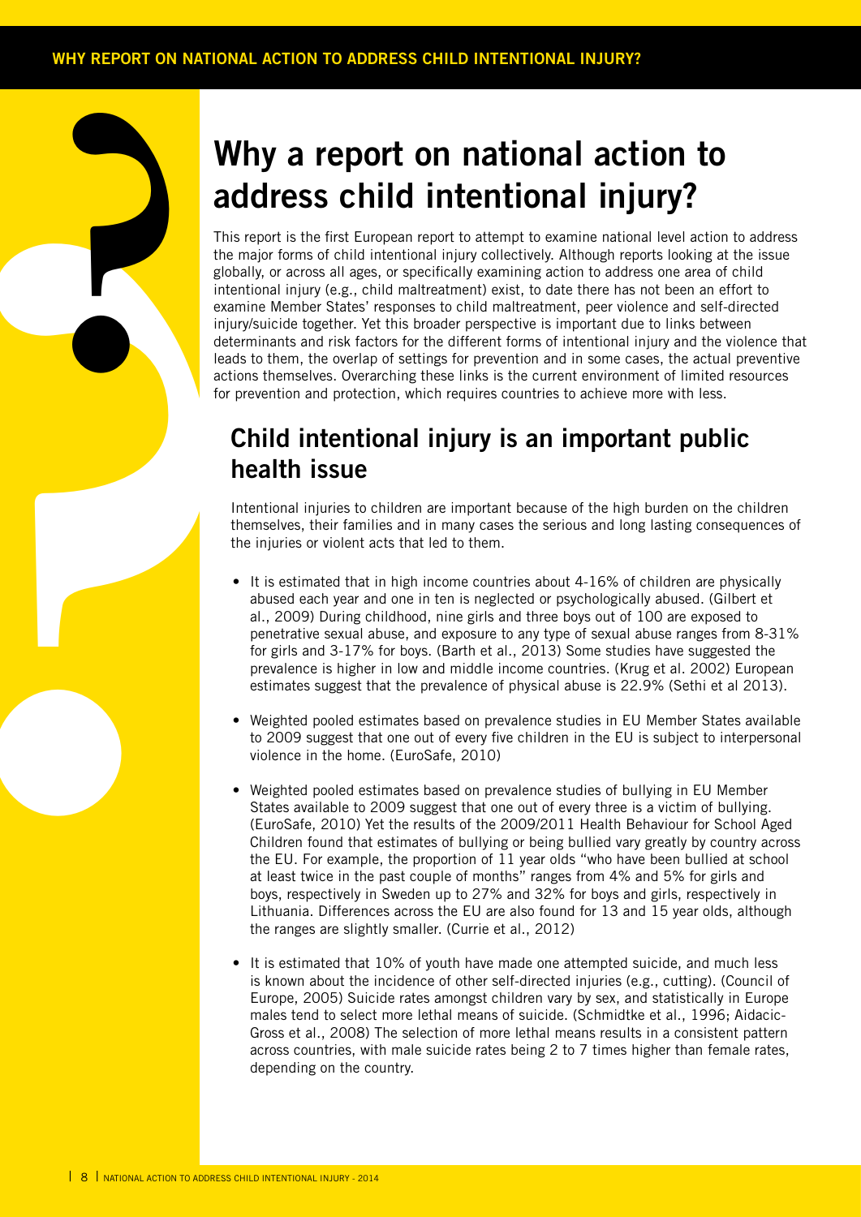# Why a report on national action to address child intentional injury?

This report is the first European report to attempt to examine national level action to address the major forms of child intentional injury collectively. Although reports looking at the issue globally, or across all ages, or specifically examining action to address one area of child intentional injury (e.g., child maltreatment) exist, to date there has not been an effort to examine Member States' responses to child maltreatment, peer violence and self-directed injury/suicide together. Yet this broader perspective is important due to links between determinants and risk factors for the different forms of intentional injury and the violence that leads to them, the overlap of settings for prevention and in some cases, the actual preventive actions themselves. Overarching these links is the current environment of limited resources for prevention and protection, which requires countries to achieve more with less.

## Child intentional injury is an important public health issue

Intentional injuries to children are important because of the high burden on the children themselves, their families and in many cases the serious and long lasting consequences of the injuries or violent acts that led to them.

- It is estimated that in high income countries about 4-16% of children are physically abused each year and one in ten is neglected or psychologically abused. (Gilbert et al., 2009) During childhood, nine girls and three boys out of 100 are exposed to penetrative sexual abuse, and exposure to any type of sexual abuse ranges from 8-31% for girls and 3-17% for boys. (Barth et al., 2013) Some studies have suggested the prevalence is higher in low and middle income countries. (Krug et al. 2002) European estimates suggest that the prevalence of physical abuse is 22.9% (Sethi et al 2013).

- Weighted pooled estimates based on prevalence studies in EU Member States available to 2009 suggest that one out of every five children in the EU is subject to interpersonal violence in the home. (EuroSafe, 2010)

- Weighted pooled estimates based on prevalence studies of bullying in EU Member States available to 2009 suggest that one out of every three is a victim of bullying. (EuroSafe, 2010) Yet the results of the 2009/2011 Health Behaviour for School Aged Children found that estimates of bullying or being bullied vary greatly by country across the EU. For example, the proportion of 11 year olds "who have been bullied at school at least twice in the past couple of months" ranges from 4% and 5% for girls and boys, respectively in Sweden up to 27% and 32% for boys and girls, respectively in Lithuania. Differences across the EU are also found for 13 and 15 year olds, although the ranges are slightly smaller. (Currie et al., 2012)

- It is estimated that 10% of youth have made one attempted suicide, and much less is known about the incidence of other self-directed injuries (e.g., cutting). (Council of Europe, 2005) Suicide rates amongst children vary by sex, and statistically in Europe males tend to select more lethal means of suicide. (Schmidtke et al., 1996; Aidacic-Gross et al., 2008) The selection of more lethal means results in a consistent pattern across countries, with male suicide rates being 2 to 7 times higher than female rates, depending on the country.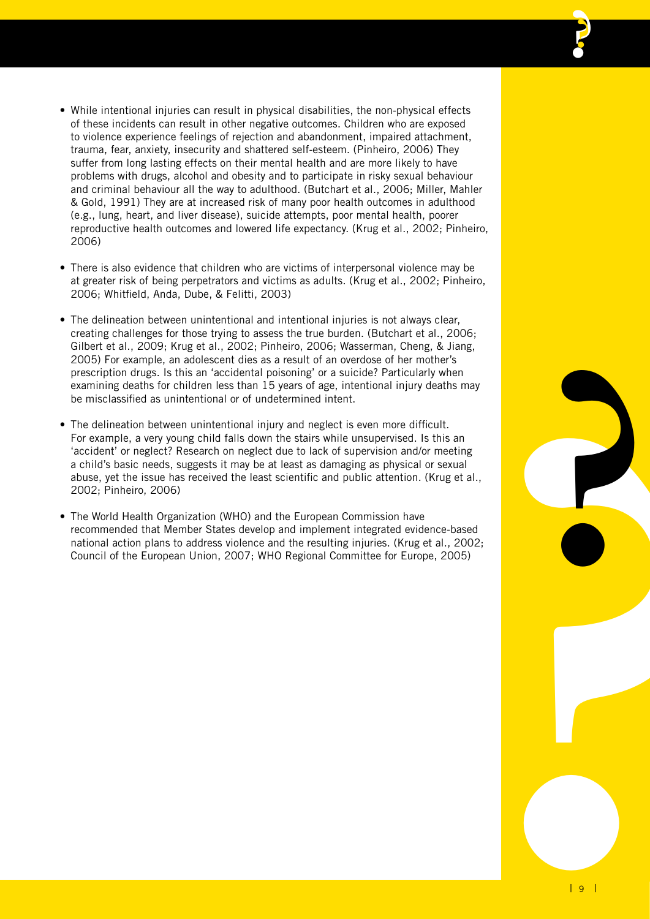- While intentional injuries can result in physical disabilities, the non-physical effects of these incidents can result in other negative outcomes. Children who are exposed to violence experience feelings of rejection and abandonment, impaired attachment, trauma, fear, anxiety, insecurity and shattered self-esteem. (Pinheiro, 2006) They suffer from long lasting effects on their mental health and are more likely to have problems with drugs, alcohol and obesity and to participate in risky sexual behaviour and criminal behaviour all the way to adulthood. (Butchart et al., 2006; Miller, Mahler & Gold, 1991) They are at increased risk of many poor health outcomes in adulthood (e.g., lung, heart, and liver disease), suicide attempts, poor mental health, poorer reproductive health outcomes and lowered life expectancy. (Krug et al., 2002; Pinheiro, 2006)

- There is also evidence that children who are victims of interpersonal violence may be at greater risk of being perpetrators and victims as adults. (Krug et al., 2002; Pinheiro, 2006; Whitfield, Anda, Dube, & Felitti, 2003)

- The delineation between unintentional and intentional injuries is not always clear, creating challenges for those trying to assess the true burden. (Butchart et al., 2006; Gilbert et al., 2009; Krug et al., 2002; Pinheiro, 2006; Wasserman, Cheng, & Jiang, 2005) For example, an adolescent dies as a result of an overdose of her mother's prescription drugs. Is this an 'accidental poisoning' or a suicide? Particularly when examining deaths for children less than 15 years of age, intentional injury deaths may be misclassified as unintentional or of undetermined intent.

- The delineation between unintentional injury and neglect is even more difficult. For example, a very young child falls down the stairs while unsupervised. Is this an 'accident' or neglect? Research on neglect due to lack of supervision and/or meeting a child's basic needs, suggests it may be at least as damaging as physical or sexual abuse, yet the issue has received the least scientific and public attention. (Krug et al., 2002; Pinheiro, 2006)

- The World Health Organization (WHO) and the European Commission have recommended that Member States develop and implement integrated evidence-based national action plans to address violence and the resulting injuries. (Krug et al., 2002; Council of the European Union, 2007; WHO Regional Committee for Europe, 2005)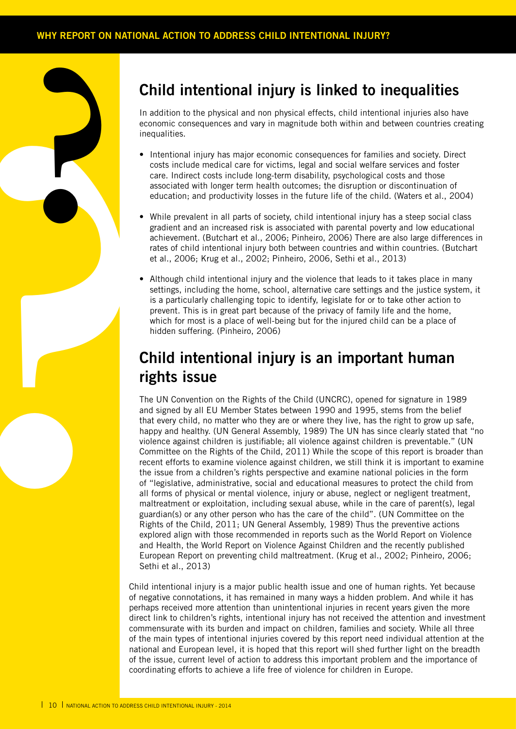## Child intentional injury is linked to inequalities

In addition to the physical and non physical effects, child intentional injuries also have economic consequences and vary in magnitude both within and between countries creating inequalities.

- Intentional injury has major economic consequences for families and society. Direct costs include medical care for victims, legal and social welfare services and foster care. Indirect costs include long-term disability, psychological costs and those associated with longer term health outcomes; the disruption or discontinuation of education; and productivity losses in the future life of the child. (Waters et al., 2004)
- While prevalent in all parts of society, child intentional injury has a steep social class gradient and an increased risk is associated with parental poverty and low educational achievement. (Butchart et al., 2006; Pinheiro, 2006) There are also large differences in rates of child intentional injury both between countries and within countries. (Butchart et al., 2006; Krug et al., 2002; Pinheiro, 2006, Sethi et al., 2013)
- Although child intentional injury and the violence that leads to it takes place in many settings, including the home, school, alternative care settings and the justice system, it is a particularly challenging topic to identify, legislate for or to take other action to prevent. This is in great part because of the privacy of family life and the home, which for most is a place of well-being but for the injured child can be a place of hidden suffering. (Pinheiro, 2006)

## Child intentional injury is an important human rights issue

The UN Convention on the Rights of the Child (UNCRC), opened for signature in 1989 and signed by all EU Member States between 1990 and 1995, stems from the belief that every child, no matter who they are or where they live, has the right to grow up safe, happy and healthy. (UN General Assembly, 1989) The UN has since clearly stated that "no violence against children is justifiable; all violence against children is preventable." (UN Committee on the Rights of the Child, 2011) While the scope of this report is broader than recent efforts to examine violence against children, we still think it is important to examine the issue from a children's rights perspective and examine national policies in the form of "legislative, administrative, social and educational measures to protect the child from all forms of physical or mental violence, injury or abuse, neglect or negligent treatment, maltreatment or exploitation, including sexual abuse, while in the care of parent(s), legal guardian(s) or any other person who has the care of the child". (UN Committee on the Rights of the Child, 2011; UN General Assembly, 1989) Thus the preventive actions explored align with those recommended in reports such as the World Report on Violence and Health, the World Report on Violence Against Children and the recently published European Report on preventing child maltreatment. (Krug et al., 2002; Pinheiro, 2006; Sethi et al., 2013)

Child intentional injury is a major public health issue and one of human rights. Yet because of negative connotations, it has remained in many ways a hidden problem. And while it has perhaps received more attention than unintentional injuries in recent years given the more direct link to children's rights, intentional injury has not received the attention and investment commensurate with its burden and impact on children, families and society. While all three of the main types of intentional injuries covered by this report need individual attention at the national and European level, it is hoped that this report will shed further light on the breadth of the issue, current level of action to address this important problem and the importance of coordinating efforts to achieve a life free of violence for children in Europe.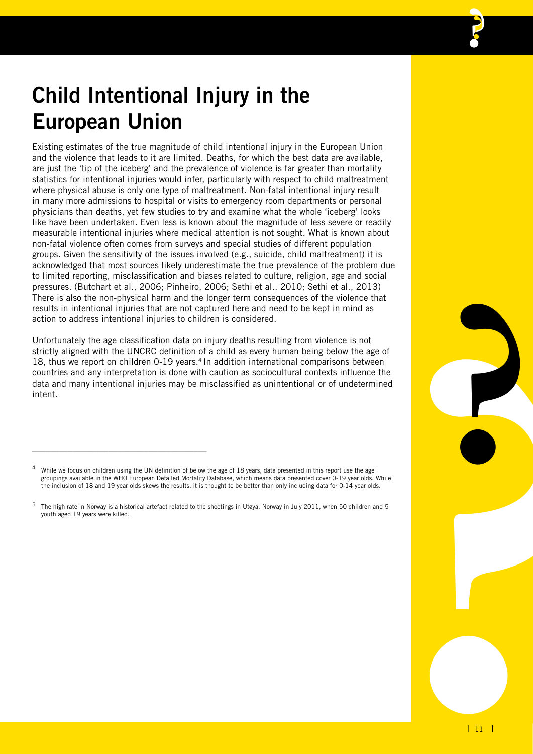# Child Intentional Injury in the European Union

Existing estimates of the true magnitude of child intentional injury in the European Union and the violence that leads to it are limited. Deaths, for which the best data are available, are just the 'tip of the iceberg' and the prevalence of violence is far greater than mortality statistics for intentional injuries would infer, particularly with respect to child maltreatment where physical abuse is only one type of maltreatment. Non-fatal intentional injury result in many more admissions to hospital or visits to emergency room departments or personal physicians than deaths, yet few studies to try and examine what the whole 'iceberg' looks like have been undertaken. Even less is known about the magnitude of less severe or readily measurable intentional injuries where medical attention is not sought. What is known about non-fatal violence often comes from surveys and special studies of different population groups. Given the sensitivity of the issues involved (e.g., suicide, child maltreatment) it is acknowledged that most sources likely underestimate the true prevalence of the problem due to limited reporting, misclassification and biases related to culture, religion, age and social pressures. (Butchart et al., 2006; Pinheiro, 2006; Sethi et al., 2010; Sethi et al., 2013) There is also the non-physical harm and the longer term consequences of the violence that results in intentional injuries that are not captured here and need to be kept in mind as action to address intentional injuries to children is considered.

Unfortunately the age classification data on injury deaths resulting from violence is not strictly aligned with the UNCRC definition of a child as every human being below the age of 18, thus we report on children 0-19 years.[4] In addition international comparisons between countries and any interpretation is done with caution as sociocultural contexts influence the data and many intentional injuries may be misclassified as unintentional or of undetermined intent.

---

[4] While we focus on children using the UN definition of below the age of 18 years, data presented in this report use the age groupings available in the WHO European Detailed Mortality Database, which means data presented cover 0-19 year olds. While the inclusion of 18 and 19 year olds skews the results, it is thought to be better than only including data for 0-14 year olds.

[5] The high rate in Norway is a historical artefact related to the shootings in Utøya, Norway in July 2011, when 50 children and 5 youth aged 19 years were killed.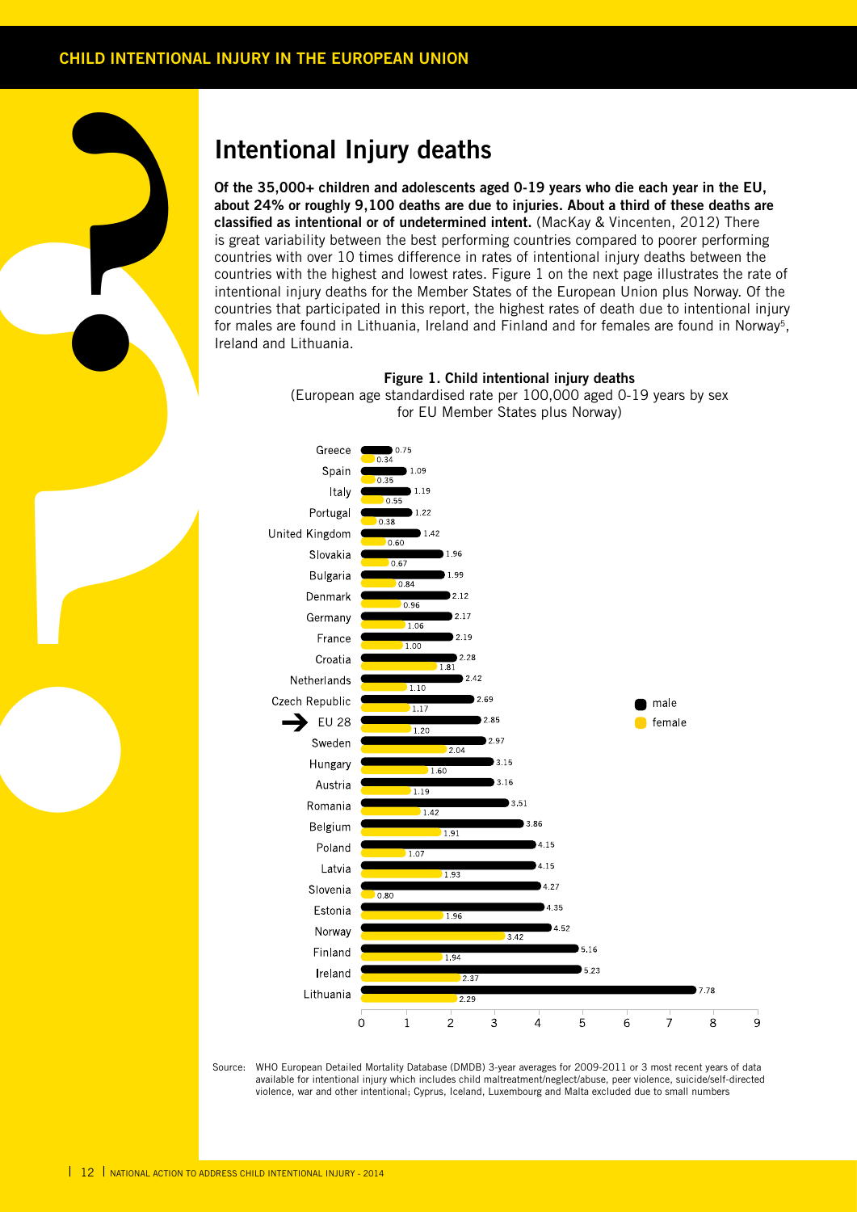## Intentional Injury deaths

**Of the 35,000+ children and adolescents aged 0-19 years who die each year in the EU, about 24% or roughly 9,100 deaths are due to injuries. About a third of these deaths are classified as intentional or of undetermined intent.** (MacKay & Vincenten, 2012) There is great variability between the best performing countries compared to poorer performing countries with over 10 times difference in rates of intentional injury deaths between the countries with the highest and lowest rates. Figure 1 on the next page illustrates the rate of intentional injury deaths for the Member States of the European Union plus Norway. Of the countries that participated in this report, the highest rates of death due to intentional injury for males are found in Lithuania, Ireland and Finland and for females are found in Norway[5], Ireland and Lithuania.

**Figure 1. Child intentional injury deaths**
(European age standardised rate per 100,000 aged 0-19 years by sex for EU Member States plus Norway)

| Country | male | female |
|---|---|---|
| Greece | 0.75 | 0.34 |
| Spain | 1.09 | 0.35 |
| Italy | 1.19 | 0.55 |
| Portugal | 1.22 | 0.38 |
| United Kingdom | 1.42 | 0.60 |
| Slovakia | 1.96 | 0.67 |
| Bulgaria | 1.99 | 0.84 |
| Denmark | 2.12 | 0.96 |
| Germany | 2.17 | 1.06 |
| France | 2.19 | 1.00 |
| Croatia | 2.28 | 1.81 |
| Netherlands | 2.42 | 1.10 |
| Czech Republic | 2.69 | 1.17 |
| EU 28 | 2.85 | 1.20 |
| Sweden | 2.97 | 2.04 |
| Hungary | 3.15 | 1.60 |
| Austria | 3.16 | 1.19 |
| Romania | 3.51 | 1.42 |
| Belgium | 3.86 | 1.91 |
| Poland | 4.15 | 1.07 |
| Latvia | 4.15 | 1.93 |
| Slovenia | 4.27 | 0.80 |
| Estonia | 4.35 | 1.96 |
| Norway | 4.52 | 3.42 |
| Finland | 5.16 | 1.94 |
| Ireland | 5.23 | 2.37 |
| Lithuania | 7.78 | 2.29 |

Source: WHO European Detailed Mortality Database (DMDB) 3-year averages for 2009-2011 or 3 most recent years of data available for intentional injury which includes child maltreatment/neglect/abuse, peer violence, suicide/self-directed violence, war and other intentional; Cyprus, Iceland, Luxembourg and Malta excluded due to small numbers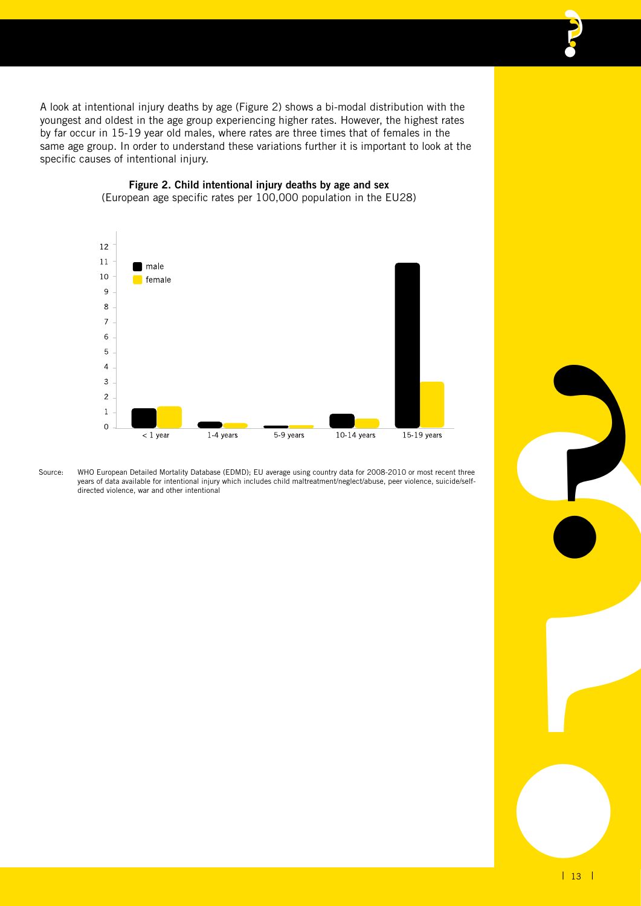A look at intentional injury deaths by age (Figure 2) shows a bi-modal distribution with the youngest and oldest in the age group experiencing higher rates. However, the highest rates by far occur in 15-19 year old males, where rates are three times that of females in the same age group. In order to understand these variations further it is important to look at the specific causes of intentional injury.

**Figure 2. Child intentional injury deaths by age and sex**
(European age specific rates per 100,000 population in the EU28)

Source: WHO European Detailed Mortality Database (EDMD); EU average using country data for 2008-2010 or most recent three years of data available for intentional injury which includes child maltreatment/neglect/abuse, peer violence, suicide/self-directed violence, war and other intentional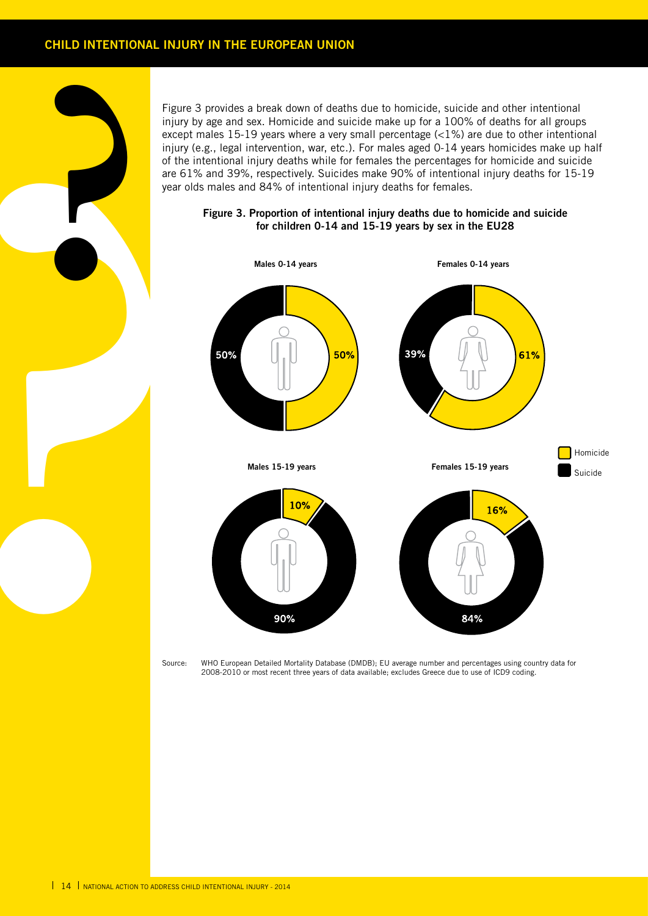Figure 3 provides a break down of deaths due to homicide, suicide and other intentional injury by age and sex. Homicide and suicide make up for a 100% of deaths for all groups except males 15-19 years where a very small percentage (<1%) are due to other intentional injury (e.g., legal intervention, war, etc.). For males aged 0-14 years homicides make up half of the intentional injury deaths while for females the percentages for homicide and suicide are 61% and 39%, respectively. Suicides make 90% of intentional injury deaths for 15-19 year olds males and 84% of intentional injury deaths for females.

**Figure 3. Proportion of intentional injury deaths due to homicide and suicide for children 0-14 and 15-19 years by sex in the EU28**

| Group | Homicide | Suicide |
| --- | --- | --- |
| Males 0-14 years | 50% | 50% |
| Females 0-14 years | 61% | 39% |
| Males 15-19 years | 10% | 90% |
| Females 15-19 years | 16% | 84% |

Source: WHO European Detailed Mortality Database (DMDB); EU average number and percentages using country data for 2008-2010 or most recent three years of data available; excludes Greece due to use of ICD9 coding.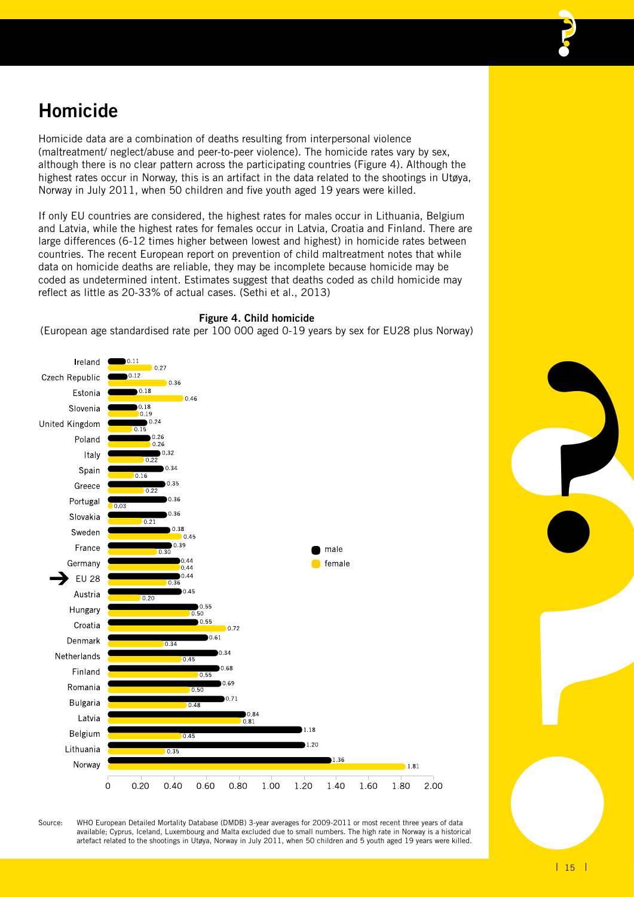## Homicide

Homicide data are a combination of deaths resulting from interpersonal violence (maltreatment/ neglect/abuse and peer-to-peer violence). The homicide rates vary by sex, although there is no clear pattern across the participating countries (Figure 4). Although the highest rates occur in Norway, this is an artifact in the data related to the shootings in Utøya, Norway in July 2011, when 50 children and five youth aged 19 years were killed.

If only EU countries are considered, the highest rates for males occur in Lithuania, Belgium and Latvia, while the highest rates for females occur in Latvia, Croatia and Finland. There are large differences (6-12 times higher between lowest and highest) in homicide rates between countries. The recent European report on prevention of child maltreatment notes that while data on homicide deaths are reliable, they may be incomplete because homicide may be coded as undetermined intent. Estimates suggest that deaths coded as child homicide may reflect as little as 20-33% of actual cases. (Sethi et al., 2013)

**Figure 4. Child homicide**

(European age standardised rate per 100 000 aged 0-19 years by sex for EU28 plus Norway)

| Country | Male | Female |
|---|---|---|
| Ireland | 0.11 | 0.27 |
| Czech Republic | 0.12 | 0.36 |
| Estonia | 0.18 | 0.46 |
| Slovenia | 0.18 | 0.19 |
| United Kingdom | 0.24 | 0.15 |
| Poland | 0.26 | 0.26 |
| Italy | 0.32 | 0.22 |
| Spain | 0.34 | 0.16 |
| Greece | 0.35 | 0.22 |
| Portugal | 0.36 | 0.03 |
| Slovakia | 0.36 | 0.21 |
| Sweden | 0.38 | 0.45 |
| France | 0.39 | 0.30 |
| Germany | 0.44 | 0.44 |
| EU 28 | 0.44 | 0.36 |
| Austria | 0.45 | 0.20 |
| Hungary | 0.55 | 0.50 |
| Croatia | 0.55 | 0.72 |
| Denmark | 0.61 | 0.34 |
| Netherlands | 0.34 | 0.45 |
| Finland | 0.68 | 0.55 |
| Romania | 0.69 | 0.50 |
| Bulgaria | 0.71 | 0.48 |
| Latvia | 0.84 | 0.81 |
| Belgium | 1.18 | 0.45 |
| Lithuania | 1.20 | 0.35 |
| Norway | 1.36 | 1.81 |

Source: WHO European Detailed Mortality Database (DMDB) 3-year averages for 2009-2011 or most recent three years of data available; Cyprus, Iceland, Luxembourg and Malta excluded due to small numbers. The high rate in Norway is a historical artefact related to the shootings in Utøya, Norway in July 2011, when 50 children and 5 youth aged 19 years were killed.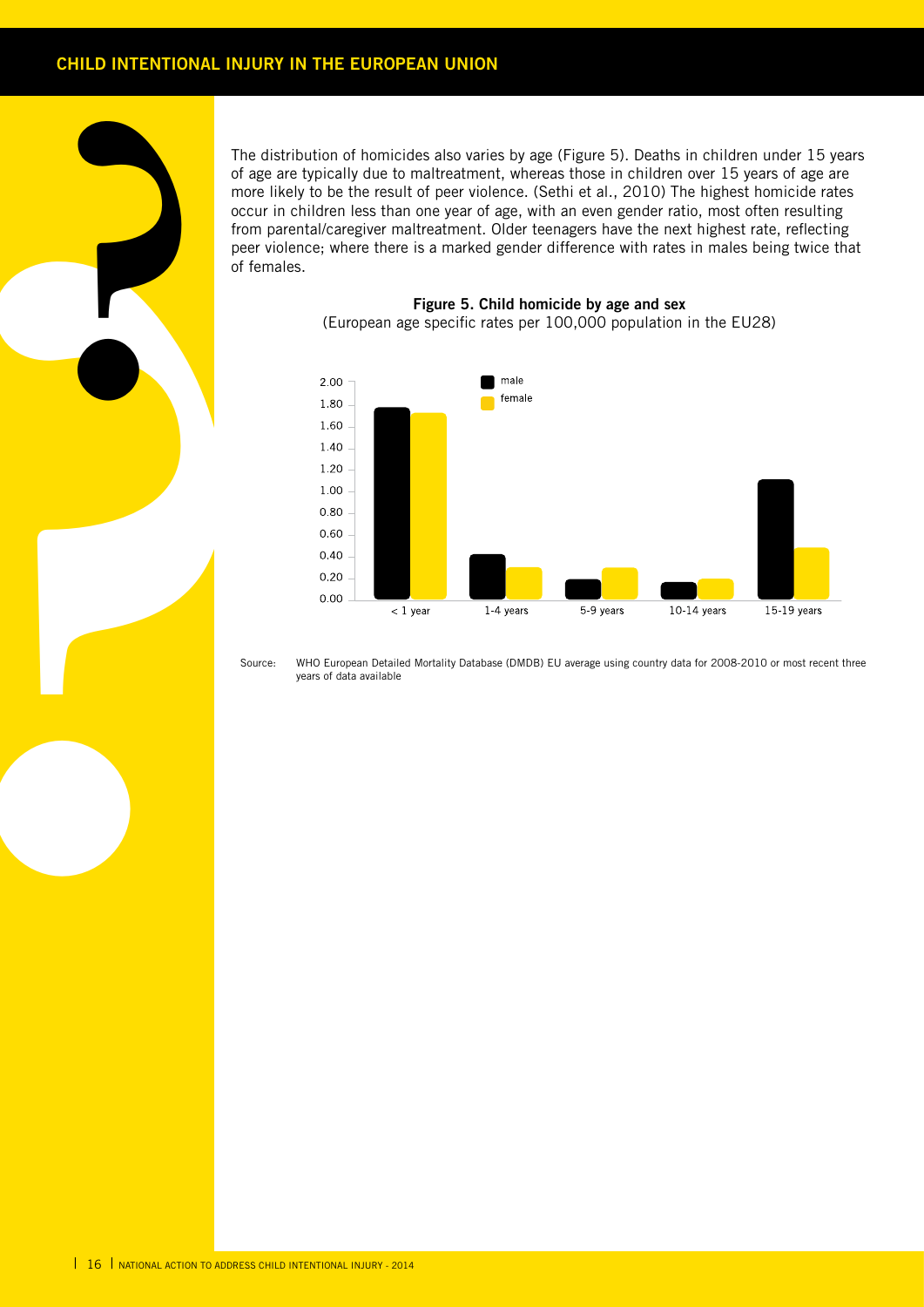The distribution of homicides also varies by age (Figure 5). Deaths in children under 15 years of age are typically due to maltreatment, whereas those in children over 15 years of age are more likely to be the result of peer violence. (Sethi et al., 2010) The highest homicide rates occur in children less than one year of age, with an even gender ratio, most often resulting from parental/caregiver maltreatment. Older teenagers have the next highest rate, reflecting peer violence; where there is a marked gender difference with rates in males being twice that of females.

**Figure 5. Child homicide by age and sex**
(European age specific rates per 100,000 population in the EU28)

Source: WHO European Detailed Mortality Database (DMDB) EU average using country data for 2008-2010 or most recent three years of data available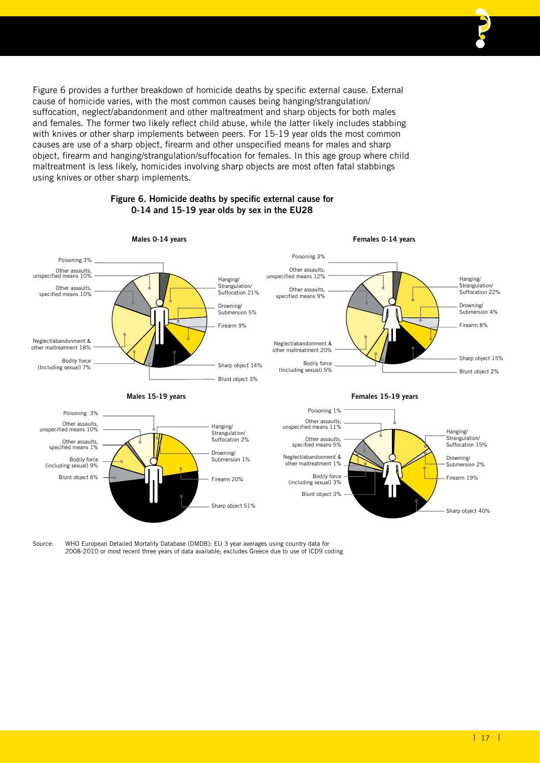Figure 6 provides a further breakdown of homicide deaths by specific external cause. External cause of homicide varies, with the most common causes being hanging/strangulation/suffocation, neglect/abandonment and other maltreatment and sharp objects for both males and females. The former two likely reflect child abuse, while the latter likely includes stabbing with knives or other sharp implements between peers. For 15-19 year olds the most common causes are use of a sharp object, firearm and other unspecified means for males and sharp object, firearm and hanging/strangulation/suffocation for females. In this age group where child maltreatment is less likely, homicides involving sharp objects are most often fatal stabbings using knives or other sharp implements.

**Figure 6. Homicide deaths by specific external cause for 0-14 and 15-19 year olds by sex in the EU28**

**Males 0-14 years**

- Poisoning 3%
- Other assaults, unspecified means 10%
- Other assaults, specified means 10%
- Neglect/abandonment & other maltreatment 18%
- Bodily force (Including sexual) 7%
- Hanging/Strangulation/Suffocation 21%
- Drowning/Submersion 5%
- Firearm 9%
- Sharp object 14%
- Blunt object 3%

**Females 0-14 years**

- Poisoning 3%
- Other assaults, unspecified means 12%
- Other assaults, specified means 9%
- Neglect/abandonment & other maltreatment 20%
- Bodily force (Including sexual) 5%
- Hanging/Strangulation/Suffocation 22%
- Drowning/Submersion 4%
- Firearm 8%
- Sharp object 15%
- Blunt object 2%

**Males 15-19 years**

- Poisoning .3%
- Other assaults, unspecified means 10%
- Other assaults, specified means 1%
- Bodily force (including sexual) 9%
- Blunt object 6%
- Hanging/Strangulation/Suffocation 2%
- Drowning/Submersion 1%
- Firearm 20%
- Sharp object 51%

**Females 15-19 years**

- Poisoning 1%
- Other assaults, unspecified means 11%
- Other assaults, specified means 5%
- Neglect/abandonment & other maltreatment 1%
- Bodily force (including sexual) 3%
- Blunt object 3%
- Hanging/Strangulation/Suffocation 15%
- Drowning/Submersion 2%
- Firearm 19%
- Sharp object 40%

Source: WHO European Detailed Mortality Database (DMDB); EU 3 year averages using country data for 2008-2010 or most recent three years of data available; excludes Greece due to use of ICD9 coding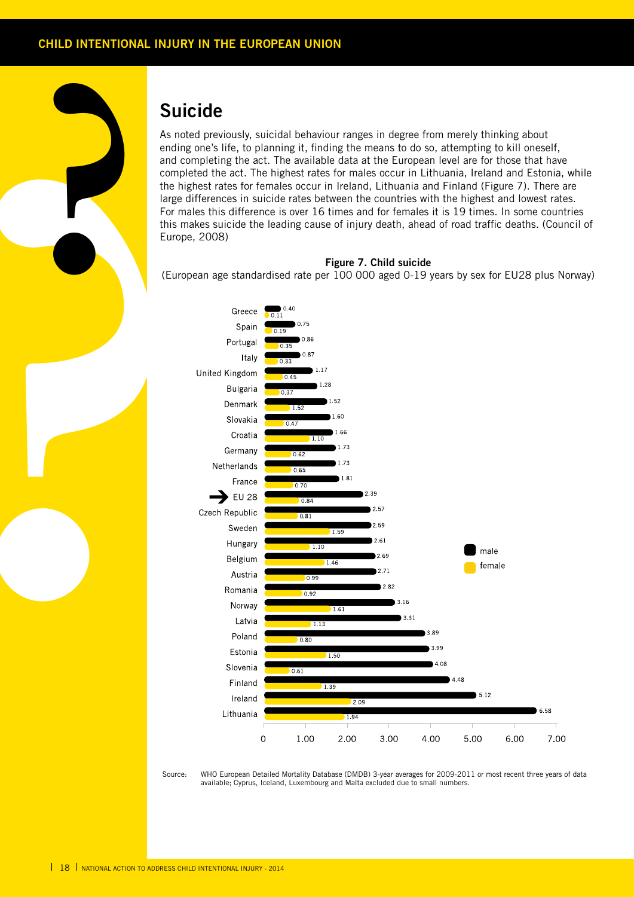## Suicide

As noted previously, suicidal behaviour ranges in degree from merely thinking about ending one's life, to planning it, finding the means to do so, attempting to kill oneself, and completing the act. The available data at the European level are for those that have completed the act. The highest rates for males occur in Lithuania, Ireland and Estonia, while the highest rates for females occur in Ireland, Lithuania and Finland (Figure 7). There are large differences in suicide rates between the countries with the highest and lowest rates. For males this difference is over 16 times and for females it is 19 times. In some countries this makes suicide the leading cause of injury death, ahead of road traffic deaths. (Council of Europe, 2008)

**Figure 7. Child suicide**

(European age standardised rate per 100 000 aged 0-19 years by sex for EU28 plus Norway)

| Country | male | female |
|---|---|---|
| Greece | 0.40 | 0.11 |
| Spain | 0.75 | 0.19 |
| Portugal | 0.86 | 0.35 |
| Italy | 0.87 | 0.33 |
| United Kingdom | 1.17 | 0.45 |
| Bulgaria | 1.28 | 0.37 |
| Denmark | 1.52 | 1.52 |
| Slovakia | 1.60 | 0.47 |
| Croatia | 1.66 | 1.10 |
| Germany | 1.73 | 0.62 |
| Netherlands | 1.73 | 0.65 |
| France | 1.81 | 0.70 |
| EU 28 | 2.39 | 0.84 |
| Czech Republic | 2.57 | 0.81 |
| Sweden | 2.59 | 1.59 |
| Hungary | 2.61 | 1.10 |
| Belgium | 2.69 | 1.46 |
| Austria | 2.71 | 0.99 |
| Romania | 2.82 | 0.92 |
| Norway | 3.16 | 1.61 |
| Latvia | 3.31 | 1.13 |
| Poland | 3.89 | 0.80 |
| Estonia | 3.99 | 1.50 |
| Slovenia | 4.08 | 0.61 |
| Finland | 4.48 | 1.39 |
| Ireland | 5.12 | 2.09 |
| Lithuania | 6.58 | 1.94 |

Source: WHO European Detailed Mortality Database (DMDB) 3-year averages for 2009-2011 or most recent three years of data available; Cyprus, Iceland, Luxembourg and Malta excluded due to small numbers.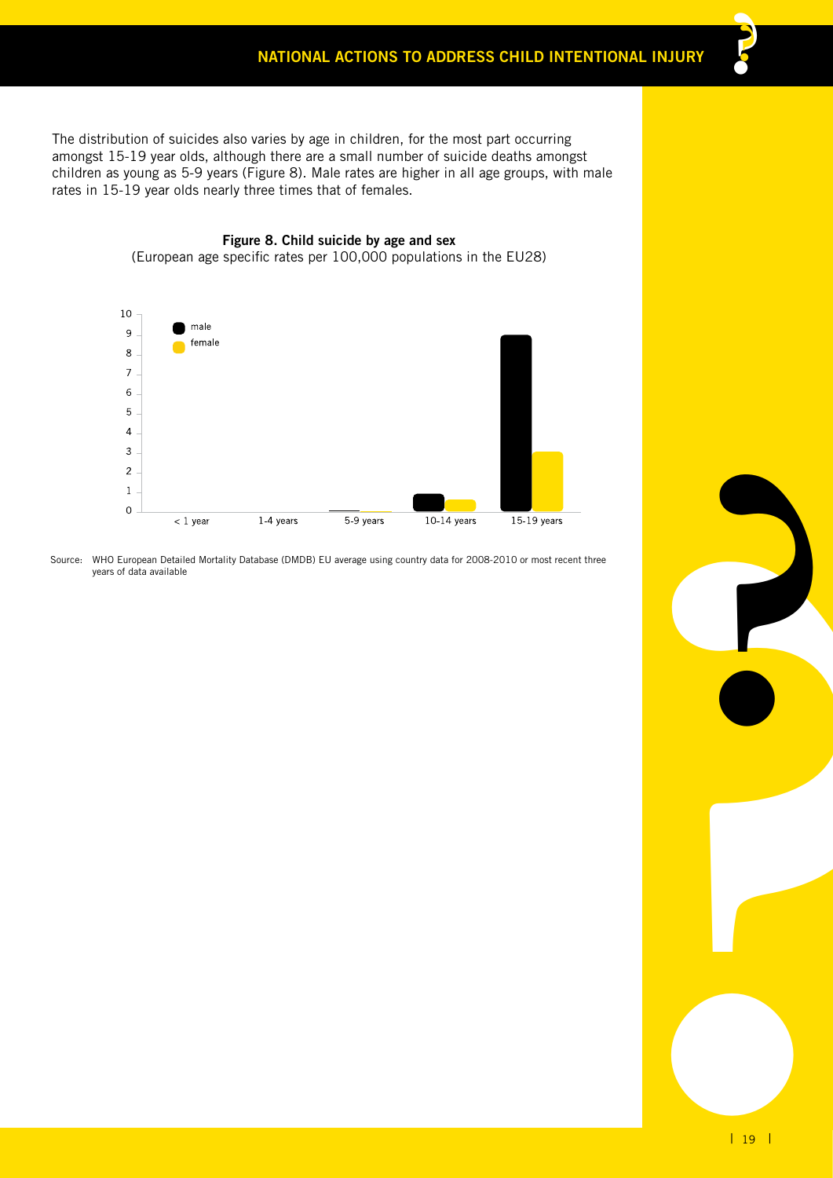The distribution of suicides also varies by age in children, for the most part occurring amongst 15-19 year olds, although there are a small number of suicide deaths amongst children as young as 5-9 years (Figure 8). Male rates are higher in all age groups, with male rates in 15-19 year olds nearly three times that of females.

**Figure 8. Child suicide by age and sex**
(European age specific rates per 100,000 populations in the EU28)

Source: WHO European Detailed Mortality Database (DMDB) EU average using country data for 2008-2010 or most recent three years of data available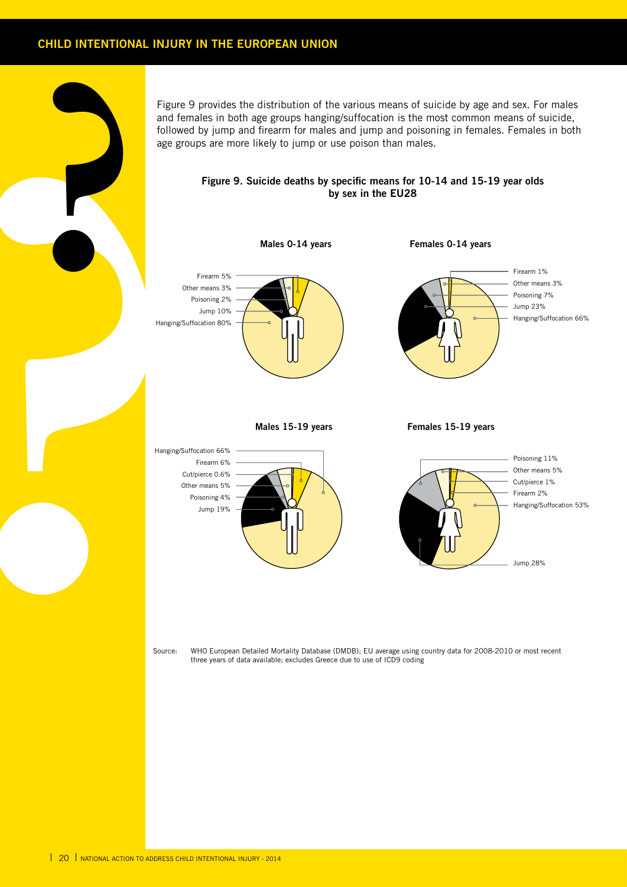Figure 9 provides the distribution of the various means of suicide by age and sex. For males and females in both age groups hanging/suffocation is the most common means of suicide, followed by jump and firearm for males and jump and poisoning in females. Females in both age groups are more likely to jump or use poison than males.

**Figure 9. Suicide deaths by specific means for 10-14 and 15-19 year olds by sex in the EU28**

**Males 0-14 years**

- Firearm 5%
- Other means 3%
- Poisoning 2%
- Jump 10%
- Hanging/Suffocation 80%

**Females 0-14 years**

- Firearm 1%
- Other means 3%
- Poisoning 7%
- Jump 23%
- Hanging/Suffocation 66%

**Males 15-19 years**

- Hanging/Suffocation 66%
- Firearm 6%
- Cut/pierce 0.6%
- Other means 5%
- Poisoning 4%
- Jump 19%

**Females 15-19 years**

- Poisoning 11%
- Other means 5%
- Cut/pierce 1%
- Firearm 2%
- Hanging/Suffocation 53%
- Jump 28%

Source: WHO European Detailed Mortality Database (DMDB); EU average using country data for 2008-2010 or most recent three years of data available; excludes Greece due to use of ICD9 coding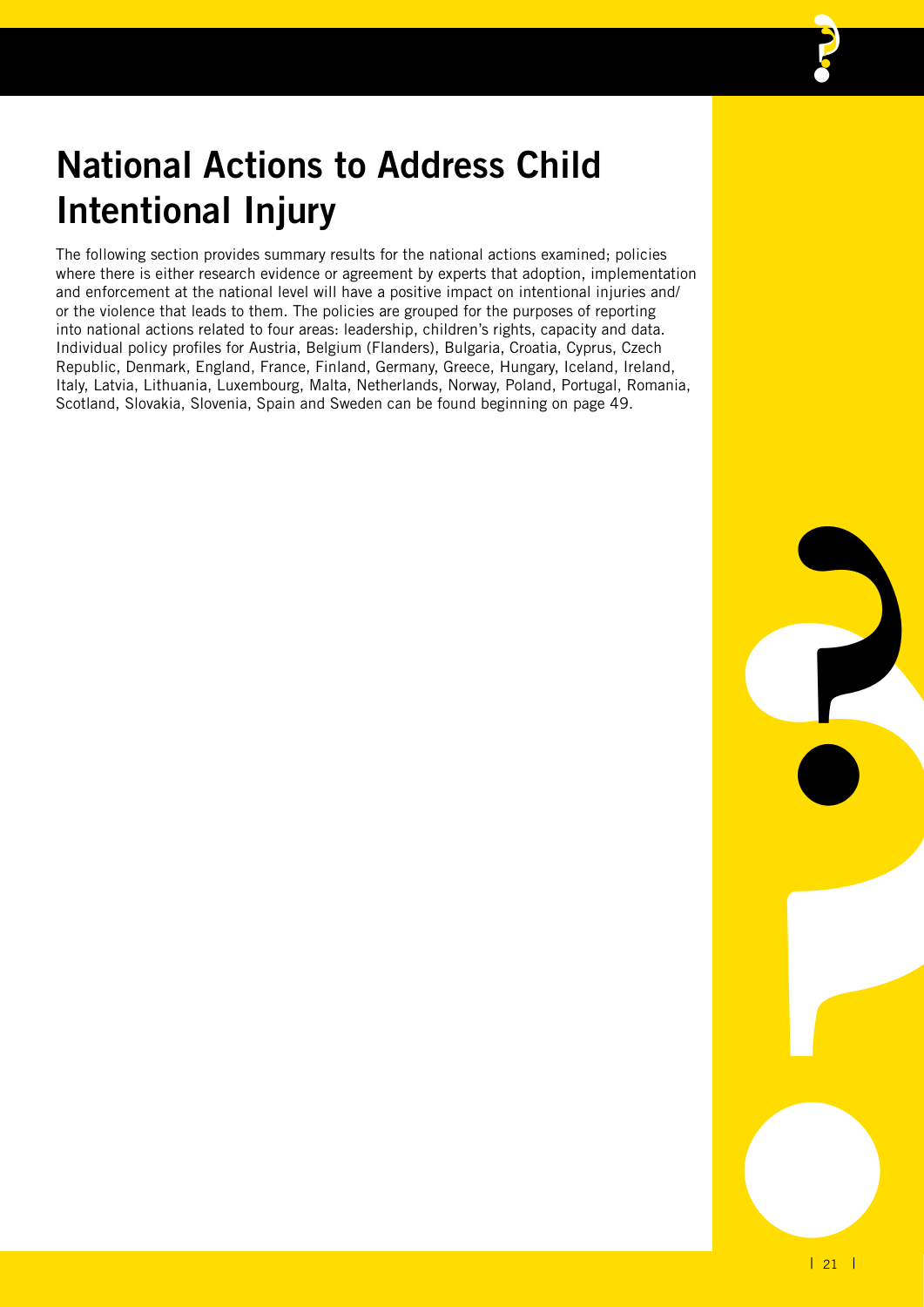# National Actions to Address Child Intentional Injury

The following section provides summary results for the national actions examined; policies where there is either research evidence or agreement by experts that adoption, implementation and enforcement at the national level will have a positive impact on intentional injuries and/or the violence that leads to them. The policies are grouped for the purposes of reporting into national actions related to four areas: leadership, children's rights, capacity and data. Individual policy profiles for Austria, Belgium (Flanders), Bulgaria, Croatia, Cyprus, Czech Republic, Denmark, England, France, Finland, Germany, Greece, Hungary, Iceland, Ireland, Italy, Latvia, Lithuania, Luxembourg, Malta, Netherlands, Norway, Poland, Portugal, Romania, Scotland, Slovakia, Slovenia, Spain and Sweden can be found beginning on page 49.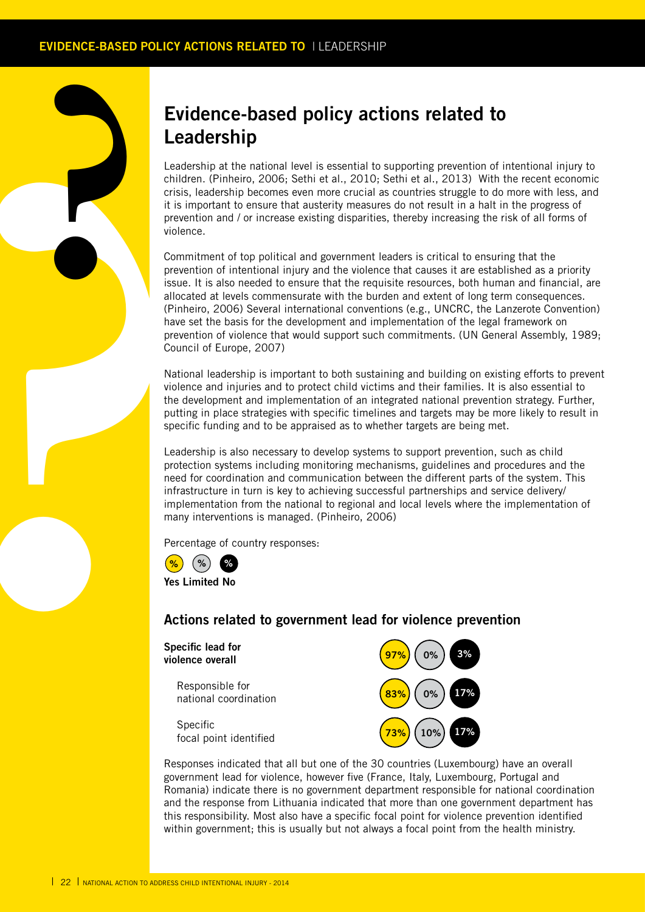# Evidence-based policy actions related to Leadership

Leadership at the national level is essential to supporting prevention of intentional injury to children. (Pinheiro, 2006; Sethi et al., 2010; Sethi et al., 2013) With the recent economic crisis, leadership becomes even more crucial as countries struggle to do more with less, and it is important to ensure that austerity measures do not result in a halt in the progress of prevention and / or increase existing disparities, thereby increasing the risk of all forms of violence.

Commitment of top political and government leaders is critical to ensuring that the prevention of intentional injury and the violence that causes it are established as a priority issue. It is also needed to ensure that the requisite resources, both human and financial, are allocated at levels commensurate with the burden and extent of long term consequences. (Pinheiro, 2006) Several international conventions (e.g., UNCRC, the Lanzerote Convention) have set the basis for the development and implementation of the legal framework on prevention of violence that would support such commitments. (UN General Assembly, 1989; Council of Europe, 2007)

National leadership is important to both sustaining and building on existing efforts to prevent violence and injuries and to protect child victims and their families. It is also essential to the development and implementation of an integrated national prevention strategy. Further, putting in place strategies with specific timelines and targets may be more likely to result in specific funding and to be appraised as to whether targets are being met.

Leadership is also necessary to develop systems to support prevention, such as child protection systems including monitoring mechanisms, guidelines and procedures and the need for coordination and communication between the different parts of the system. This infrastructure in turn is key to achieving successful partnerships and service delivery/ implementation from the national to regional and local levels where the implementation of many interventions is managed. (Pinheiro, 2006)

Percentage of country responses:

Yes Limited No

## Actions related to government lead for violence prevention

| | Yes | Limited | No |
|---|---|---|---|
| **Specific lead for violence overall** | 97% | 0% | 3% |
| Responsible for national coordination | 83% | 0% | 17% |
| Specific focal point identified | 73% | 10% | 17% |

Responses indicated that all but one of the 30 countries (Luxembourg) have an overall government lead for violence, however five (France, Italy, Luxembourg, Portugal and Romania) indicate there is no government department responsible for national coordination and the response from Lithuania indicated that more than one government department has this responsibility. Most also have a specific focal point for violence prevention identified within government; this is usually but not always a focal point from the health ministry.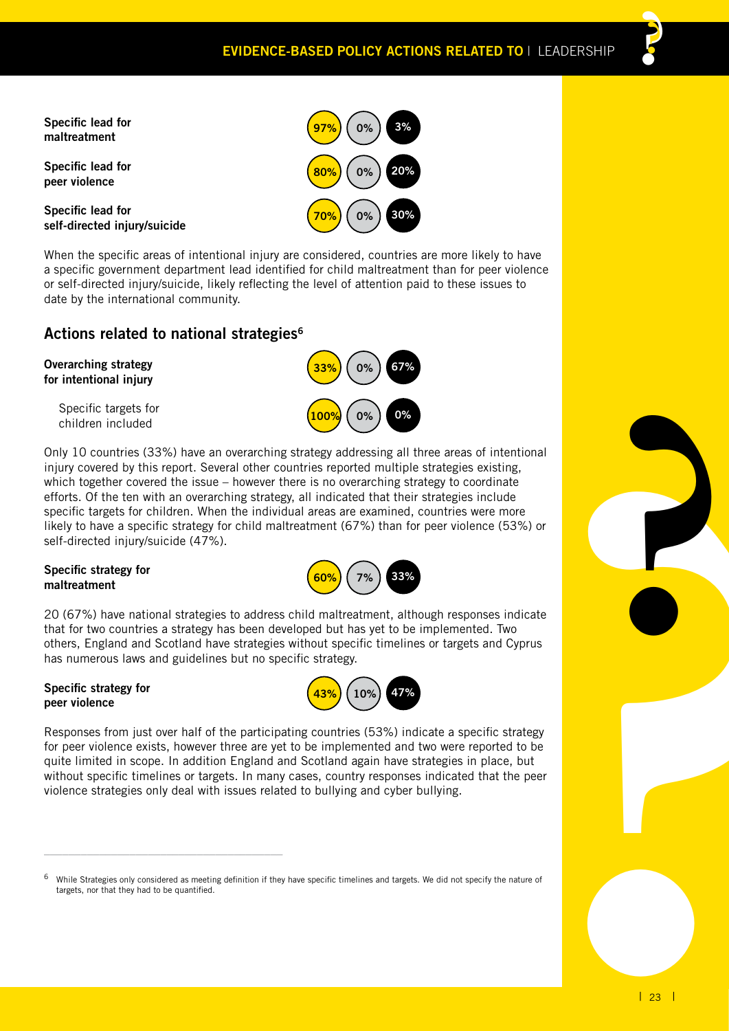| | | | |
|---|---|---|---|
| **Specific lead for maltreatment** | 97% | 0% | 3% |
| **Specific lead for peer violence** | 80% | 0% | 20% |
| **Specific lead for self-directed injury/suicide** | 70% | 0% | 30% |

When the specific areas of intentional injury are considered, countries are more likely to have a specific government department lead identified for child maltreatment than for peer violence or self-directed injury/suicide, likely reflecting the level of attention paid to these issues to date by the international community.

## Actions related to national strategies[6]

| | | | |
|---|---|---|---|
| **Overarching strategy for intentional injury** | 33% | 0% | 67% |
| Specific targets for children included | 100% | 0% | 0% |

Only 10 countries (33%) have an overarching strategy addressing all three areas of intentional injury covered by this report. Several other countries reported multiple strategies existing, which together covered the issue – however there is no overarching strategy to coordinate efforts. Of the ten with an overarching strategy, all indicated that their strategies include specific targets for children. When the individual areas are examined, countries were more likely to have a specific strategy for child maltreatment (67%) than for peer violence (53%) or self-directed injury/suicide (47%).

| | | | |
|---|---|---|---|
| **Specific strategy for maltreatment** | 60% | 7% | 33% |

20 (67%) have national strategies to address child maltreatment, although responses indicate that for two countries a strategy has been developed but has yet to be implemented. Two others, England and Scotland have strategies without specific timelines or targets and Cyprus has numerous laws and guidelines but no specific strategy.

| | | | |
|---|---|---|---|
| **Specific strategy for peer violence** | 43% | 10% | 47% |

Responses from just over half of the participating countries (53%) indicate a specific strategy for peer violence exists, however three are yet to be implemented and two were reported to be quite limited in scope. In addition England and Scotland again have strategies in place, but without specific timelines or targets. In many cases, country responses indicated that the peer violence strategies only deal with issues related to bullying and cyber bullying.

---

[6] While Strategies only considered as meeting definition if they have specific timelines and targets. We did not specify the nature of targets, nor that they had to be quantified.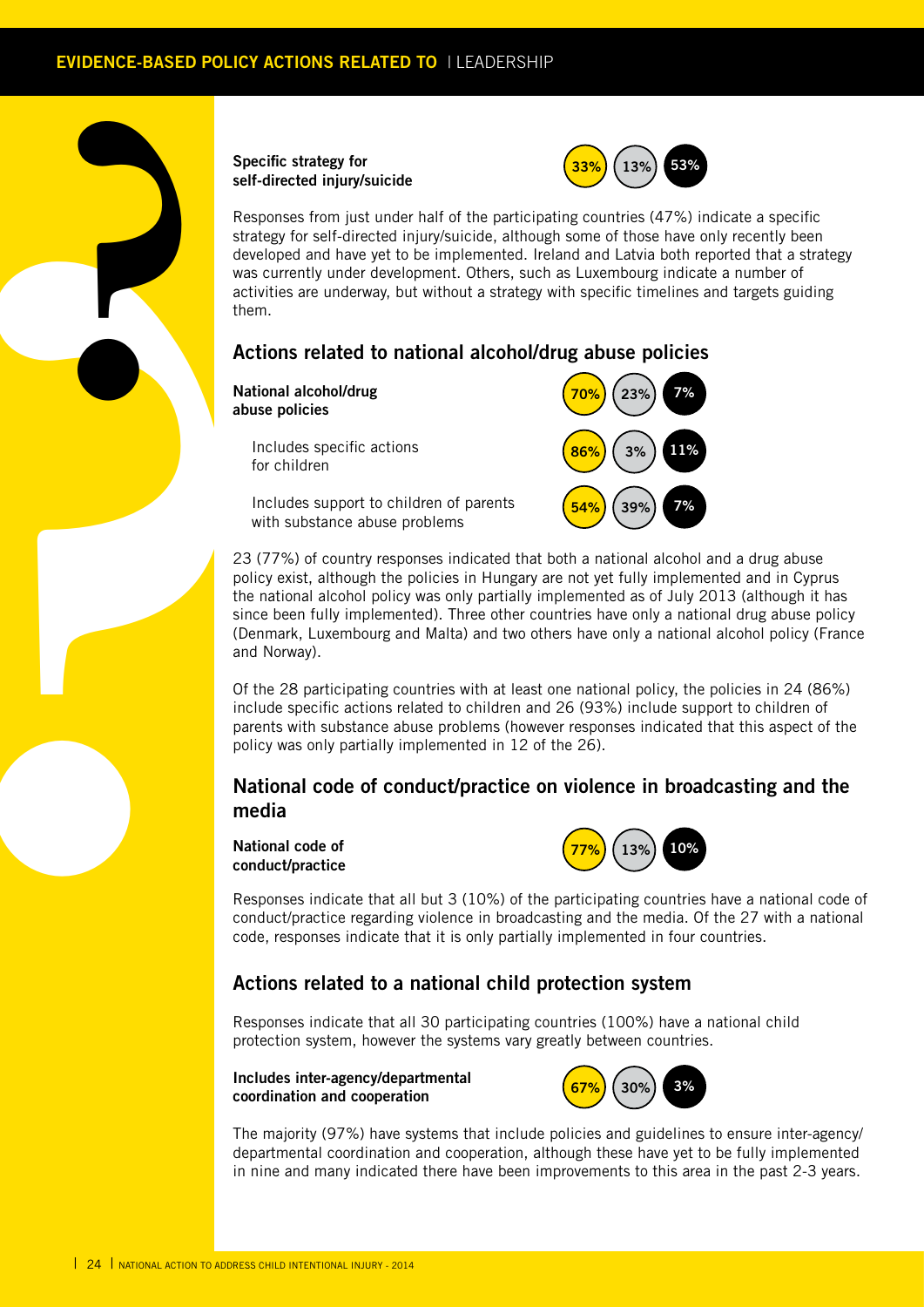**Specific strategy for self-directed injury/suicide**

33% | 13% | 53%

Responses from just under half of the participating countries (47%) indicate a specific strategy for self-directed injury/suicide, although some of those have only recently been developed and have yet to be implemented. Ireland and Latvia both reported that a strategy was currently under development. Others, such as Luxembourg indicate a number of activities are underway, but without a strategy with specific timelines and targets guiding them.

## Actions related to national alcohol/drug abuse policies

| | | | |
|---|---|---|---|
| **National alcohol/drug abuse policies** | 70% | 23% | 7% |
| Includes specific actions for children | 86% | 3% | 11% |
| Includes support to children of parents with substance abuse problems | 54% | 39% | 7% |

23 (77%) of country responses indicated that both a national alcohol and a drug abuse policy exist, although the policies in Hungary are not yet fully implemented and in Cyprus the national alcohol policy was only partially implemented as of July 2013 (although it has since been fully implemented). Three other countries have only a national drug abuse policy (Denmark, Luxembourg and Malta) and two others have only a national alcohol policy (France and Norway).

Of the 28 participating countries with at least one national policy, the policies in 24 (86%) include specific actions related to children and 26 (93%) include support to children of parents with substance abuse problems (however responses indicated that this aspect of the policy was only partially implemented in 12 of the 26).

## National code of conduct/practice on violence in broadcasting and the media

**National code of conduct/practice**

77% | 13% | 10%

Responses indicate that all but 3 (10%) of the participating countries have a national code of conduct/practice regarding violence in broadcasting and the media. Of the 27 with a national code, responses indicate that it is only partially implemented in four countries.

## Actions related to a national child protection system

Responses indicate that all 30 participating countries (100%) have a national child protection system, however the systems vary greatly between countries.

**Includes inter-agency/departmental coordination and cooperation**

67% | 30% | 3%

The majority (97%) have systems that include policies and guidelines to ensure inter-agency/departmental coordination and cooperation, although these have yet to be fully implemented in nine and many indicated there have been improvements to this area in the past 2-3 years.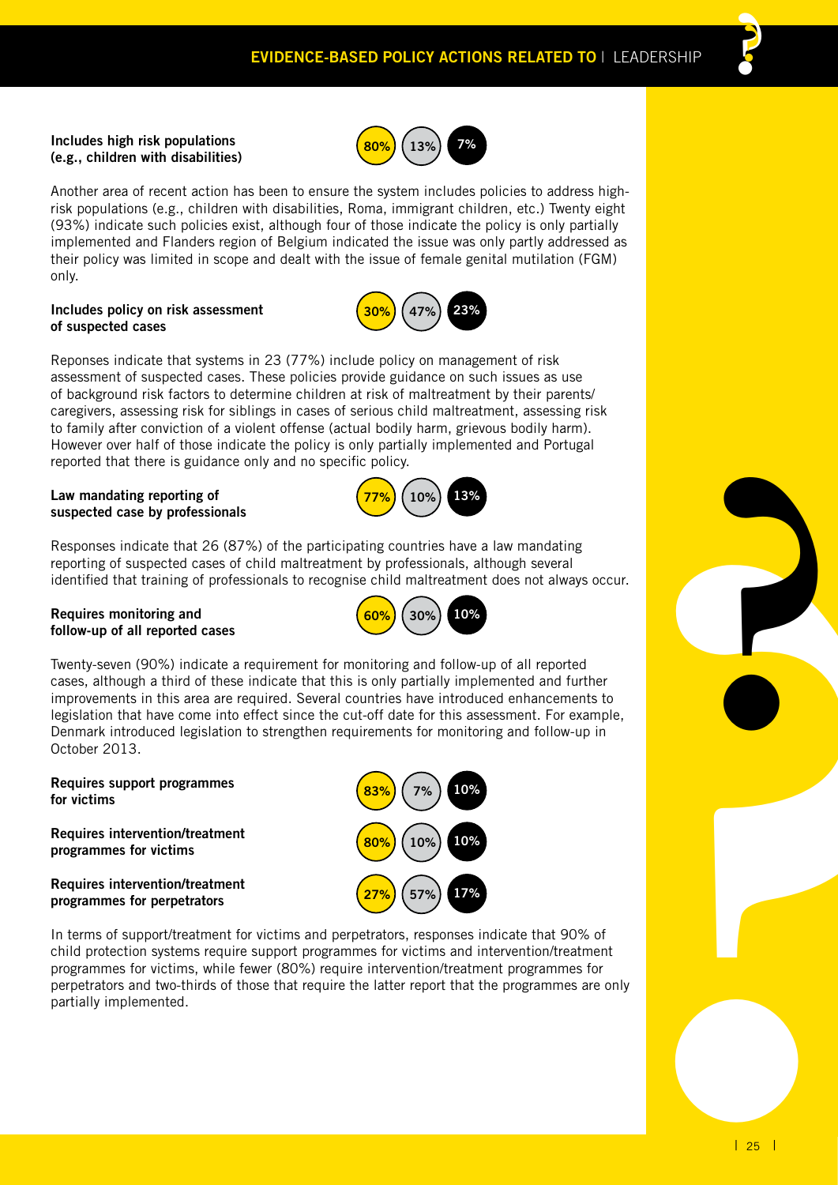**Includes high risk populations (e.g., children with disabilities)**

80% | 13% | 7%

Another area of recent action has been to ensure the system includes policies to address high-risk populations (e.g., children with disabilities, Roma, immigrant children, etc.) Twenty eight (93%) indicate such policies exist, although four of those indicate the policy is only partially implemented and Flanders region of Belgium indicated the issue was only partly addressed as their policy was limited in scope and dealt with the issue of female genital mutilation (FGM) only.

**Includes policy on risk assessment of suspected cases**

30% | 47% | 23%

Reponses indicate that systems in 23 (77%) include policy on management of risk assessment of suspected cases. These policies provide guidance on such issues as use of background risk factors to determine children at risk of maltreatment by their parents/ caregivers, assessing risk for siblings in cases of serious child maltreatment, assessing risk to family after conviction of a violent offense (actual bodily harm, grievous bodily harm). However over half of those indicate the policy is only partially implemented and Portugal reported that there is guidance only and no specific policy.

**Law mandating reporting of suspected case by professionals**

77% | 10% | 13%

Responses indicate that 26 (87%) of the participating countries have a law mandating reporting of suspected cases of child maltreatment by professionals, although several identified that training of professionals to recognise child maltreatment does not always occur.

**Requires monitoring and follow-up of all reported cases**

60% | 30% | 10%

Twenty-seven (90%) indicate a requirement for monitoring and follow-up of all reported cases, although a third of these indicate that this is only partially implemented and further improvements in this area are required. Several countries have introduced enhancements to legislation that have come into effect since the cut-off date for this assessment. For example, Denmark introduced legislation to strengthen requirements for monitoring and follow-up in October 2013.

**Requires support programmes for victims**

83% | 7% | 10%

**Requires intervention/treatment programmes for victims**

80% | 10% | 10%

**Requires intervention/treatment programmes for perpetrators**

27% | 57% | 17%

In terms of support/treatment for victims and perpetrators, responses indicate that 90% of child protection systems require support programmes for victims and intervention/treatment programmes for victims, while fewer (80%) require intervention/treatment programmes for perpetrators and two-thirds of those that require the latter report that the programmes are only partially implemented.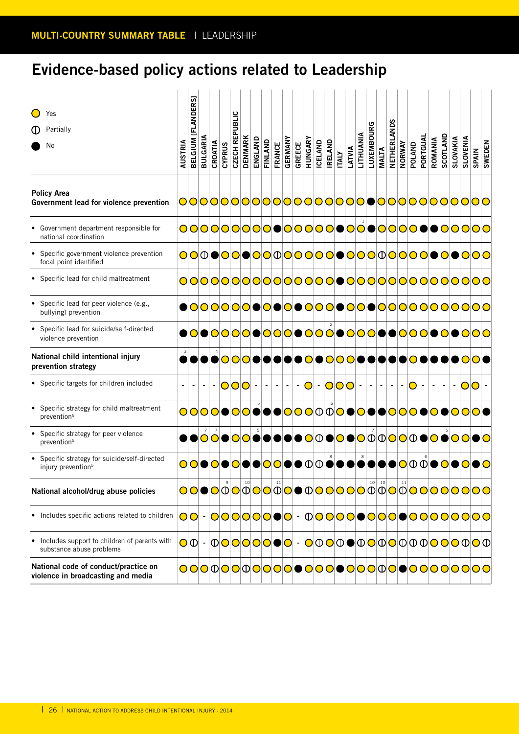## Evidence-based policy actions related to Leadership

○ Yes
◐ Partially
● No

| | AUSTRIA | BELGIUM [FLANDERS] | BULGARIA | CROATIA | CYPRUS | CZECH REPUBLIC | DENMARK | ENGLAND | FINLAND | FRANCE | GERMANY | GREECE | HUNGARY | ICELAND | IRELAND | ITALY | LATVIA | LITHUANIA | LUXEMBOURG | MALTA | NETHERLANDS | NORWAY | POLAND | PORTUGAL | ROMANIA | SCOTLAND | SLOVAKIA | SLOVENIA | SPAIN | SWEDEN |
|---|---|---|---|---|---|---|---|---|---|---|---|---|---|---|---|---|---|---|---|---|---|---|---|---|---|---|---|---|---|---|
| **Policy Area**<br>**Government lead for violence prevention** | ○ | ○ | ○ | ○ | ○ | ○ | ○ | ○ | ○ | ○ | ○ | ○ | ○ | ○ | ○ | ○ | ○ | ○ | ● | ○ | ○ | ○ | ○ | ○ | ○ | ○ | ○ | ○ | ○ | ○ |
| • Government department responsible for national coordination | ○ | ○ | ○ | ○ | ○ | ○ | ○ | ○ | ○ | ● | ○ | ○ | ○ | ○ | ○ | ● | ○ | ○ [1] | ● | ○ | ○ | ○ | ○ | ● | ● | ○ | ○ | ○ | ○ | ○ |
| • Specific government violence prevention focal point identified | ○ | ○ | ◐ | ● | ○ | ○ | ● | ○ | ○ | ◐ | ○ | ○ | ○ | ○ | ○ | ● | ○ | ○ | ○ | ◐ | ○ | ○ | ○ | ○ | ● | ○ | ● | ○ | ○ | ○ |
| • Specific lead for child maltreatment | ○ | ○ | ○ | ○ | ○ | ○ | ○ | ○ | ○ | ○ | ○ | ○ | ○ | ○ | ○ | ● | ○ | ○ | ○ | ○ | ○ | ○ | ○ | ○ | ○ | ○ | ○ | ○ | ○ | ○ |
| • Specific lead for peer violence (e.g., bullying) prevention | ● | ○ | ○ | ○ | ○ | ○ | ○ | ● | ○ | ● | ○ | ● | ○ | ○ | ○ | ● | ○ | ○ | ● | ○ | ○ | ○ | ○ | ○ | ○ | ○ | ○ | ○ | ○ | ○ |
| • Specific lead for suicide/self-directed violence prevention | ● | ○ | ● | ○ | ○ | ○ | ○ | ● | ○ | ○ | ○ | ● | ○ | ○ | ○ [2] | ● | ○ | ○ | ○ | ● | ● | ○ | ○ | ○ | ● | ○ | ● | ○ | ○ | ○ |
| **National child intentional injury prevention strategy** | ● [3] | ● | ● | ● [4] | ○ | ○ | ○ | ● | ● | ● | ● | ● | ○ | ● | ○ | ○ | ○ | ● | ● | ● | ● | ● | ○ | ● | ● | ● | ● | ○ | ○ | ● |
| • Specific targets for children included | - | - | - | - | ○ | ○ | ○ | - | - | - | - | - | ○ | - | ○ | ○ | ○ | - | - | - | - | - | ○ | - | - | - | - | ○ | ○ | - |
| • Specific strategy for child maltreatment prevention[5] | ○ | ○ | ○ | ○ | ● | ○ | ○ | ● [5] | ● | ● | ○ | ○ | ○ | ◐ | ◐ [6] | ○ | ● | ○ | ● | ● | ○ | ○ | ○ | ● | ○ | ● | ○ | ○ | ○ | ● |
| • Specific strategy for peer violence prevention[5] | ● | ● | ○ [7] | ○ [7] | ● | ○ | ○ | ● [5] | ● | ● | ● | ● | ○ | ◐ | ● | ○ | ● | ○ | ◐ [7] | ◐ | ○ | ○ | ◐ | ● | ○ | ● [5] | ○ | ○ | ● | ○ |
| • Specific strategy for suicide/self-directed injury prevention[5] | ○ | ○ | ● | ○ | ● | ○ | ● | ● | ○ | ○ | ● | ● | ◐ | ◐ | ● [8] | ● | ● | ● [8] | ● | ● | ● | ○ | ◐ | ◐ [6] | ● | ○ | ● | ○ | ● | ○ |
| **National alcohol/drug abuse policies** | ○ | ○ | ● | ○ | ◐ [9] | ○ | ◐ [10] | ○ | ○ | ◐ [11] | ○ | ● | ◐ | ○ | ○ | ○ | ○ | ○ | ◐ [10] | ◐ [10] | ○ | ◐ [11] | ○ | ○ | ○ | ○ | ○ | ○ | ○ | ○ |
| • Includes specific actions related to children | ○ | ○ | - | ○ | ○ | ○ | ○ | ○ | ○ | ● | ○ | - | ◐ | ○ | ○ | ○ | ● | ○ | ○ | ○ | ○ | ● | ○ | ○ | ○ | ○ | ○ | ○ | ○ | ○ |
| • Includes support to children of parents with substance abuse problems | ○ | ◐ | - | ◐ | ○ | ○ | ○ | ○ | ○ | ● | ○ | - | ○ | ◐ | ○ | ◐ | ● | ◐ | ○ | ◐ | ○ | ◐ | ◐ | ◐ | ○ | ○ | ○ | ◐ | ○ | ◐ |
| **National code of conduct/practice on violence in broadcasting and media** | ○ | ○ | ○ | ◐ | ○ | ○ | ◐ | ○ | ○ | ○ | ○ | ● | ○ | ○ | ○ | ● | ○ | ○ | ○ | ◐ | ○ | ● | ○ | ○ | ○ | ○ | ○ | ○ | ○ | ○ |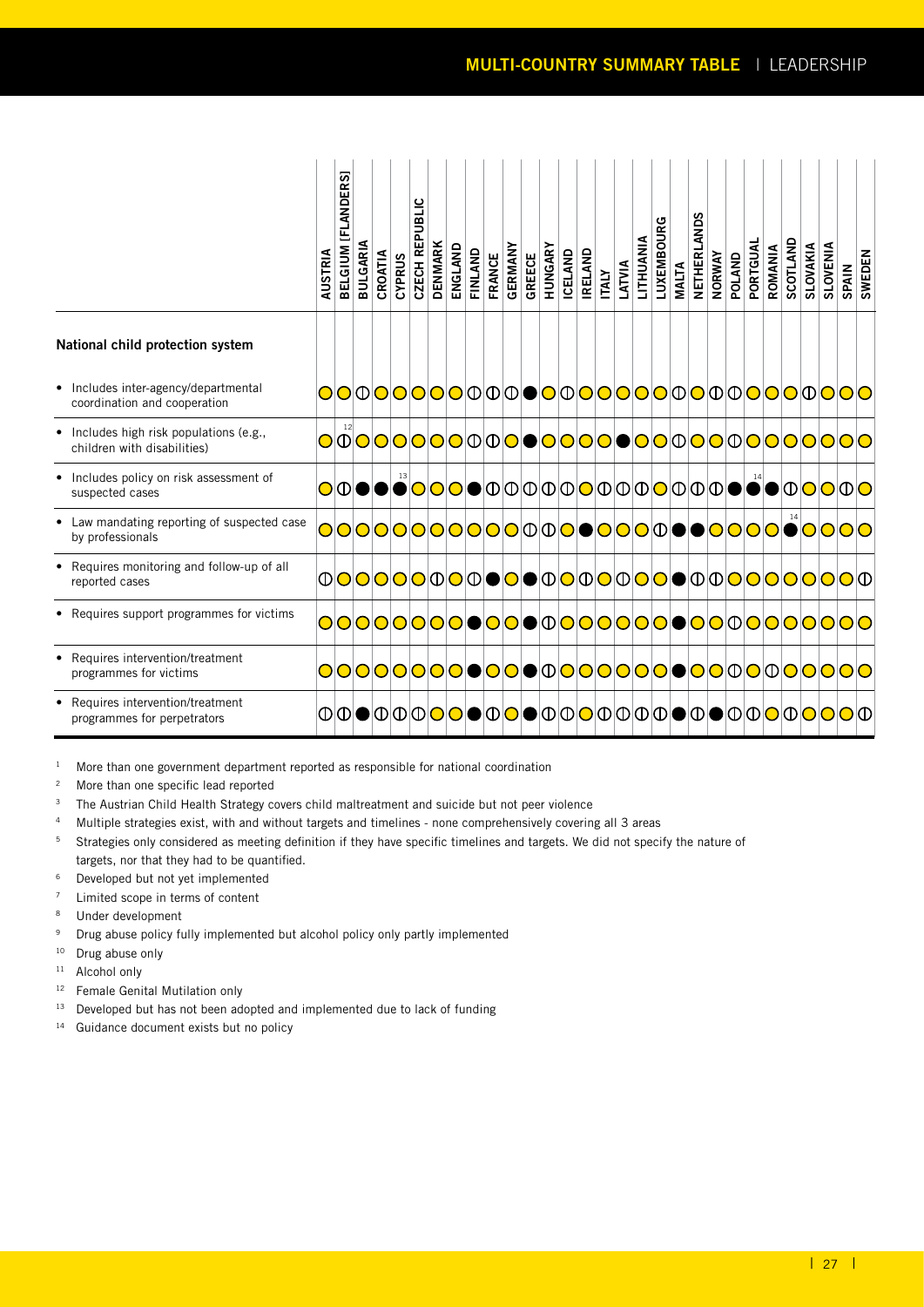# MULTI-COUNTRY SUMMARY TABLE | LEADERSHIP

| National child protection system | AUSTRIA | BELGIUM [FLANDERS] | BULGARIA | CROATIA | CYPRUS | CZECH REPUBLIC | DENMARK | ENGLAND | FINLAND | FRANCE | GERMANY | GREECE | HUNGARY | ICELAND | IRELAND | ITALY | LATVIA | LITHUANIA | LUXEMBOURG | MALTA | NETHERLANDS | NORWAY | POLAND | PORTUGAL | ROMANIA | SCOTLAND | SLOVAKIA | SLOVENIA | SPAIN | SWEDEN |
|---|---|---|---|---|---|---|---|---|---|---|---|---|---|---|---|---|---|---|---|---|---|---|---|---|---|---|---|---|---|---|
| • Includes inter-agency/departmental coordination and cooperation | ○ | ○ | ◐ | ○ | ○ | ○ | ○ | ○ | ◐ | ◐ | ◐ | ● | ○ | ◐ | ○ | ○ | ○ | ○ | ○ | ◐ | ○ | ◐ | ◐ | ○ | ○ | ○ | ◐ | ○ | ○ | ○ |
| • Includes high risk populations (e.g., children with disabilities) | ○ | ◐[12] | ○ | ○ | ○ | ○ | ○ | ○ | ◐ | ◐ | ○ | ● | ○ | ○ | ○ | ○ | ● | ○ | ○ | ◐ | ○ | ○ | ◐ | ○ | ○ | ○ | ○ | ○ | ○ | ○ |
| • Includes policy on risk assessment of suspected cases | ○ | ◐ | ● | ● | ●[13] | ○ | ○ | ○ | ● | ◐ | ◐ | ◐ | ◐ | ◐ | ○ | ◐ | ◐ | ◐ | ○ | ◐ | ◐ | ◐ | ● | ●[14] | ● | ◐ | ○ | ○ | ◐ | ○ |
| • Law mandating reporting of suspected case by professionals | ○ | ○ | ○ | ○ | ○ | ○ | ○ | ○ | ○ | ○ | ○ | ◐ | ◐ | ○ | ● | ○ | ○ | ○ | ◐ | ● | ● | ○ | ○ | ○ | ○ | ●[14] | ○ | ○ | ○ | ○ |
| • Requires monitoring and follow-up of all reported cases | ◐ | ○ | ○ | ○ | ○ | ○ | ◐ | ○ | ◐ | ● | ○ | ● | ◐ | ○ | ◐ | ○ | ◐ | ○ | ○ | ● | ◐ | ◐ | ○ | ○ | ○ | ○ | ○ | ○ | ○ | ◐ |
| • Requires support programmes for victims | ○ | ○ | ○ | ○ | ○ | ○ | ○ | ○ | ● | ○ | ○ | ● | ◐ | ○ | ○ | ○ | ○ | ○ | ○ | ● | ○ | ○ | ◐ | ○ | ○ | ○ | ○ | ○ | ○ | ○ |
| • Requires intervention/treatment programmes for victims | ○ | ○ | ○ | ○ | ○ | ○ | ○ | ○ | ● | ○ | ○ | ● | ◐ | ○ | ○ | ○ | ○ | ○ | ○ | ● | ○ | ○ | ◐ | ○ | ◐ | ○ | ○ | ○ | ○ | ○ |
| • Requires intervention/treatment programmes for perpetrators | ◐ | ◐ | ● | ◐ | ◐ | ◐ | ○ | ○ | ● | ◐ | ○ | ● | ◐ | ◐ | ○ | ◐ | ◐ | ◐ | ◐ | ● | ◐ | ● | ◐ | ◐ | ◐ | ◐ | ○ | ○ | ○ | ◐ |

[1] More than one government department reported as responsible for national coordination
[2] More than one specific lead reported
[3] The Austrian Child Health Strategy covers child maltreatment and suicide but not peer violence
[4] Multiple strategies exist, with and without targets and timelines - none comprehensively covering all 3 areas
[5] Strategies only considered as meeting definition if they have specific timelines and targets. We did not specify the nature of targets, nor that they had to be quantified.
[6] Developed but not yet implemented
[7] Limited scope in terms of content
[8] Under development
[9] Drug abuse policy fully implemented but alcohol policy only partly implemented
[10] Drug abuse only
[11] Alcohol only
[12] Female Genital Mutilation only
[13] Developed but has not been adopted and implemented due to lack of funding
[14] Guidance document exists but no policy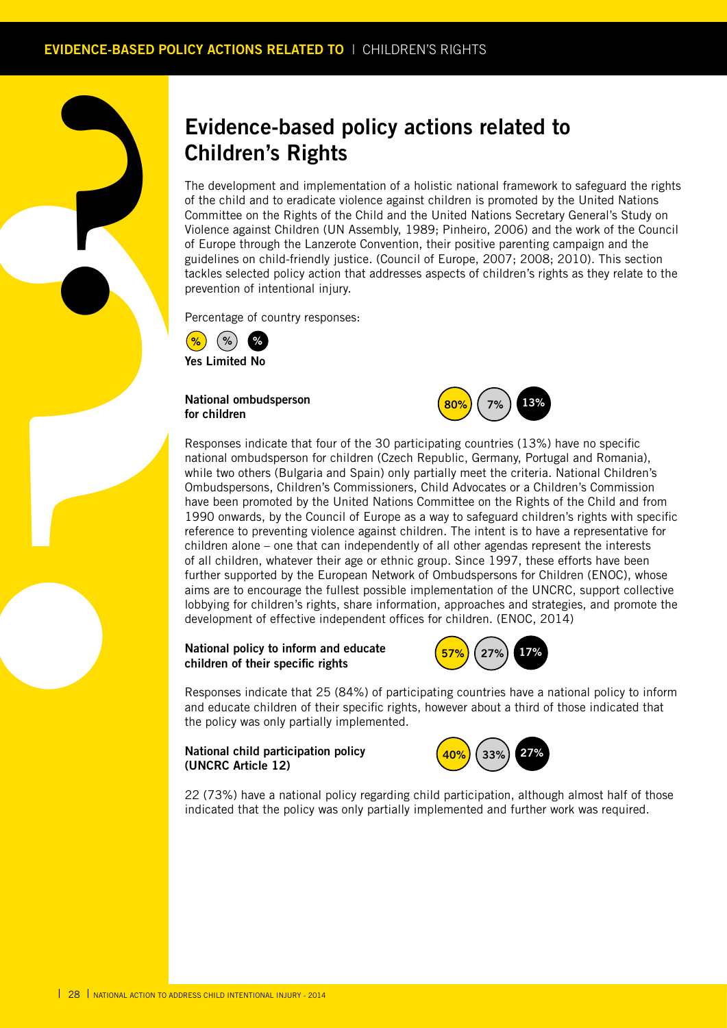# Evidence-based policy actions related to Children's Rights

The development and implementation of a holistic national framework to safeguard the rights of the child and to eradicate violence against children is promoted by the United Nations Committee on the Rights of the Child and the United Nations Secretary General's Study on Violence against Children (UN Assembly, 1989; Pinheiro, 2006) and the work of the Council of Europe through the Lanzerote Convention, their positive parenting campaign and the guidelines on child-friendly justice. (Council of Europe, 2007; 2008; 2010). This section tackles selected policy action that addresses aspects of children's rights as they relate to the prevention of intentional injury.

Percentage of country responses:

| Yes | Limited | No |
|---|---|---|
| % | % | % |

| | Yes | Limited | No |
|---|---|---|---|
| **National ombudsperson for children** | 80% | 7% | 13% |

Responses indicate that four of the 30 participating countries (13%) have no specific national ombudsperson for children (Czech Republic, Germany, Portugal and Romania), while two others (Bulgaria and Spain) only partially meet the criteria. National Children's Ombudspersons, Children's Commissioners, Child Advocates or a Children's Commission have been promoted by the United Nations Committee on the Rights of the Child and from 1990 onwards, by the Council of Europe as a way to safeguard children's rights with specific reference to preventing violence against children. The intent is to have a representative for children alone – one that can independently of all other agendas represent the interests of all children, whatever their age or ethnic group. Since 1997, these efforts have been further supported by the European Network of Ombudspersons for Children (ENOC), whose aims are to encourage the fullest possible implementation of the UNCRC, support collective lobbying for children's rights, share information, approaches and strategies, and promote the development of effective independent offices for children. (ENOC, 2014)

| | Yes | Limited | No |
|---|---|---|---|
| **National policy to inform and educate children of their specific rights** | 57% | 27% | 17% |

Responses indicate that 25 (84%) of participating countries have a national policy to inform and educate children of their specific rights, however about a third of those indicated that the policy was only partially implemented.

| | Yes | Limited | No |
|---|---|---|---|
| **National child participation policy (UNCRC Article 12)** | 40% | 33% | 27% |

22 (73%) have a national policy regarding child participation, although almost half of those indicated that the policy was only partially implemented and further work was required.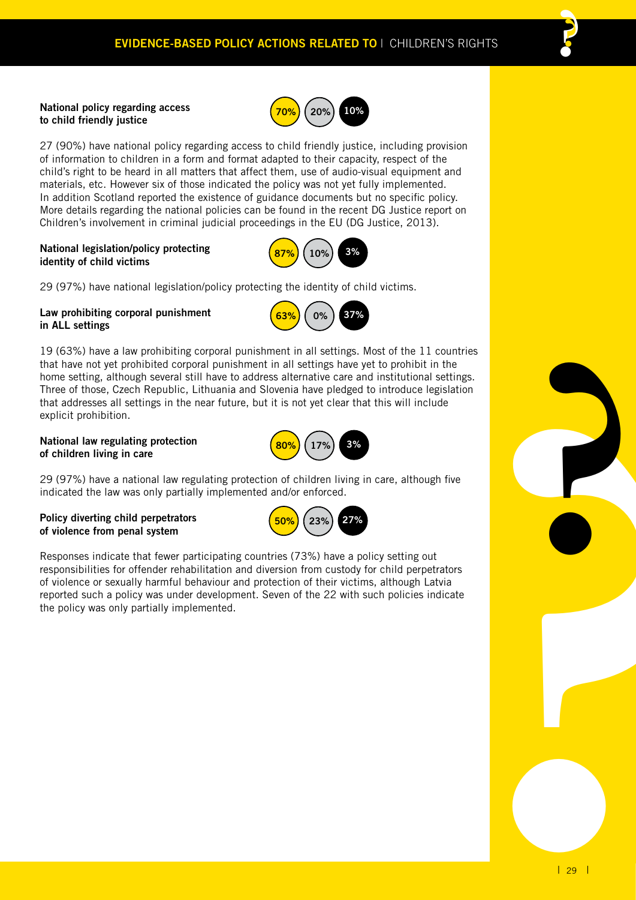**National policy regarding access to child friendly justice**

70% | 20% | 10%

27 (90%) have national policy regarding access to child friendly justice, including provision of information to children in a form and format adapted to their capacity, respect of the child's right to be heard in all matters that affect them, use of audio-visual equipment and materials, etc. However six of those indicated the policy was not yet fully implemented. In addition Scotland reported the existence of guidance documents but no specific policy. More details regarding the national policies can be found in the recent DG Justice report on Children's involvement in criminal judicial proceedings in the EU (DG Justice, 2013).

**National legislation/policy protecting identity of child victims**

87% | 10% | 3%

29 (97%) have national legislation/policy protecting the identity of child victims.

**Law prohibiting corporal punishment in ALL settings**

63% | 0% | 37%

19 (63%) have a law prohibiting corporal punishment in all settings. Most of the 11 countries that have not yet prohibited corporal punishment in all settings have yet to prohibit in the home setting, although several still have to address alternative care and institutional settings. Three of those, Czech Republic, Lithuania and Slovenia have pledged to introduce legislation that addresses all settings in the near future, but it is not yet clear that this will include explicit prohibition.

**National law regulating protection of children living in care**

80% | 17% | 3%

29 (97%) have a national law regulating protection of children living in care, although five indicated the law was only partially implemented and/or enforced.

**Policy diverting child perpetrators of violence from penal system**

50% | 23% | 27%

Responses indicate that fewer participating countries (73%) have a policy setting out responsibilities for offender rehabilitation and diversion from custody for child perpetrators of violence or sexually harmful behaviour and protection of their victims, although Latvia reported such a policy was under development. Seven of the 22 with such policies indicate the policy was only partially implemented.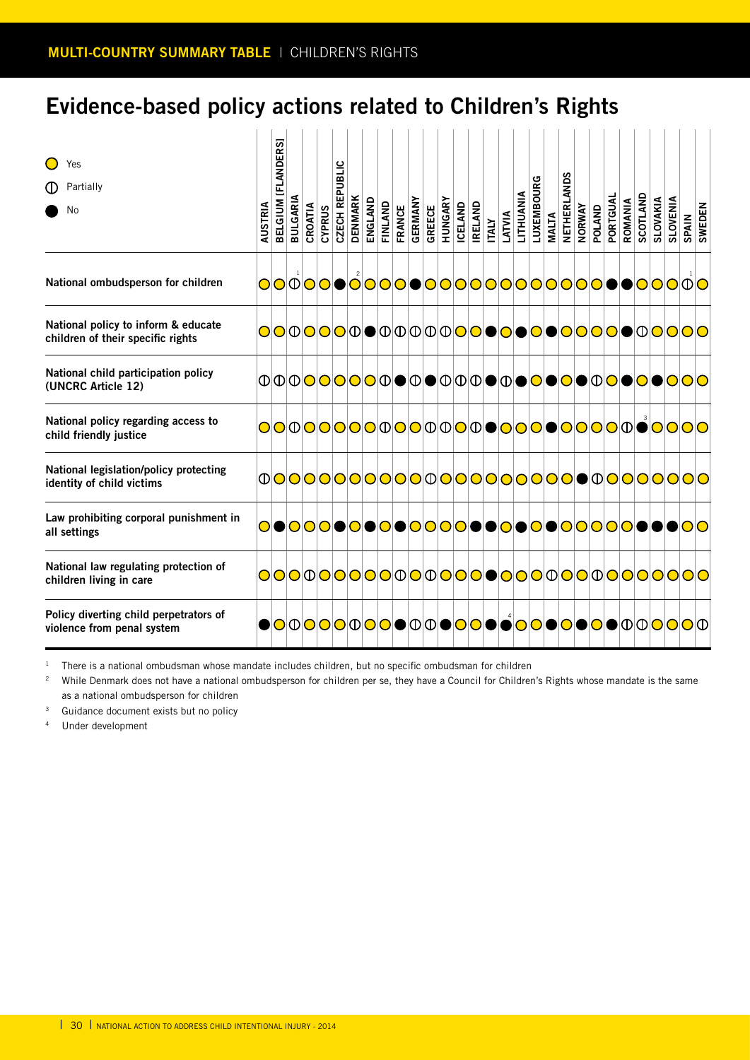## Evidence-based policy actions related to Children's Rights

Key: ○ Yes · ◐ Partially · ● No

| | AUSTRIA | BELGIUM [FLANDERS] | BULGARIA | CROATIA | CYPRUS | CZECH REPUBLIC | DENMARK | ENGLAND | FINLAND | FRANCE | GERMANY | GREECE | HUNGARY | ICELAND | IRELAND | ITALY | LATVIA | LITHUANIA | LUXEMBOURG | MALTA | NETHERLANDS | NORWAY | POLAND | PORTUGAL | ROMANIA | SCOTLAND | SLOVAKIA | SLOVENIA | SPAIN | SWEDEN |
|---|---|---|---|---|---|---|---|---|---|---|---|---|---|---|---|---|---|---|---|---|---|---|---|---|---|---|---|---|---|---|
| National ombudsperson for children | ○ | ○ | ◐ [1] | ○ | ○ | ● | ○ [2] | ○ | ○ | ○ | ● | ○ | ○ | ○ | ○ | ○ | ○ | ○ | ○ | ○ | ○ | ○ | ○ | ● | ● | ○ | ○ | ○ | ◐ [1] | ○ |
| National policy to inform & educate children of their specific rights | ○ | ○ | ◐ | ○ | ○ | ○ | ◐ | ● | ◐ | ◐ | ◐ | ◐ | ◐ | ○ | ○ | ● | ○ | ● | ○ | ● | ○ | ○ | ○ | ● | ◐ | ○ | ○ | ○ | ○ | ○ |
| National child participation policy (UNCRC Article 12) | ◐ | ◐ | ◐ | ○ | ○ | ○ | ○ | ○ | ◐ | ● | ◐ | ● | ◐ | ◐ | ◐ | ● | ◐ | ● | ○ | ● | ○ | ● | ◐ | ○ | ● | ○ | ● | ○ | ○ | ○ |
| National policy regarding access to child friendly justice | ○ | ○ | ◐ | ○ | ○ | ○ | ○ | ○ | ◐ | ○ | ○ | ◐ | ◐ | ○ | ◐ | ● | ○ | ○ | ○ | ● | ○ | ○ | ○ | ○ | ◐ | ● [3] | ○ | ○ | ○ | ○ |
| National legislation/policy protecting identity of child victims | ◐ | ○ | ○ | ○ | ○ | ○ | ○ | ○ | ○ | ○ | ○ | ◐ | ○ | ○ | ○ | ○ | ○ | ○ | ○ | ○ | ○ | ● | ◐ | ○ | ○ | ○ | ○ | ○ | ○ | ○ |
| Law prohibiting corporal punishment in all settings | ○ | ● | ○ | ○ | ○ | ● | ○ | ● | ○ | ● | ○ | ○ | ○ | ○ | ● | ● | ○ | ● | ○ | ● | ○ | ○ | ○ | ○ | ○ | ● | ● | ● | ○ | ○ |
| National law regulating protection of children living in care | ○ | ○ | ○ | ◐ | ○ | ○ | ○ | ○ | ○ | ○ | ◐ | ○ | ◐ | ○ | ○ | ● | ○ | ○ | ○ | ◐ | ○ | ○ | ○ | ◐ | ○ | ○ | ○ | ○ | ○ | ○ |
| Policy diverting child perpetrators of violence from penal system | ● | ○ | ◐ | ○ | ○ | ○ | ◐ | ○ | ○ | ● | ◐ | ◐ | ● | ○ | ○ | ● | ● [4] | ○ | ○ | ● | ○ | ● | ○ | ● | ◐ | ◐ | ○ | ○ | ○ | ◐ |

[1] There is a national ombudsman whose mandate includes children, but no specific ombudsman for children

[2] While Denmark does not have a national ombudsperson for children per se, they have a Council for Children's Rights whose mandate is the same as a national ombudsperson for children

[3] Guidance document exists but no policy

[4] Under development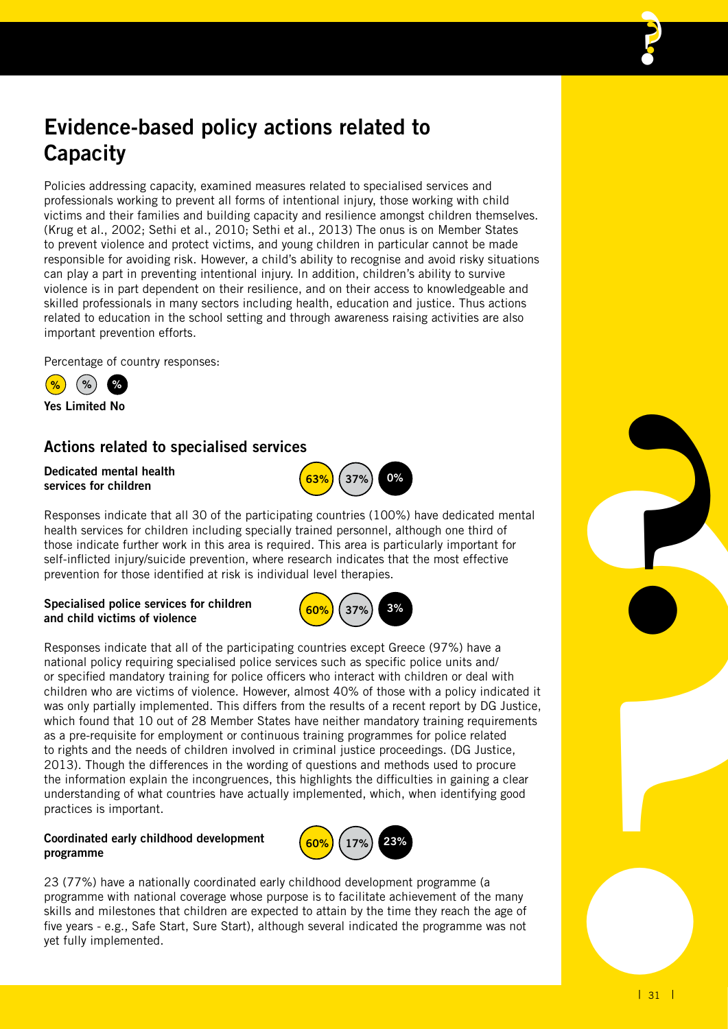# Evidence-based policy actions related to Capacity

Policies addressing capacity, examined measures related to specialised services and professionals working to prevent all forms of intentional injury, those working with child victims and their families and building capacity and resilience amongst children themselves. (Krug et al., 2002; Sethi et al., 2010; Sethi et al., 2013) The onus is on Member States to prevent violence and protect victims, and young children in particular cannot be made responsible for avoiding risk. However, a child's ability to recognise and avoid risky situations can play a part in preventing intentional injury. In addition, children's ability to survive violence is in part dependent on their resilience, and on their access to knowledgeable and skilled professionals in many sectors including health, education and justice. Thus actions related to education in the school setting and through awareness raising activities are also important prevention efforts.

Percentage of country responses:

% % %

**Yes Limited No**

## Actions related to specialised services

**Dedicated mental health services for children**

63% 37% 0%

Responses indicate that all 30 of the participating countries (100%) have dedicated mental health services for children including specially trained personnel, although one third of those indicate further work in this area is required. This area is particularly important for self-inflicted injury/suicide prevention, where research indicates that the most effective prevention for those identified at risk is individual level therapies.

**Specialised police services for children and child victims of violence**

60% 37% 3%

Responses indicate that all of the participating countries except Greece (97%) have a national policy requiring specialised police services such as specific police units and/or specified mandatory training for police officers who interact with children or deal with children who are victims of violence. However, almost 40% of those with a policy indicated it was only partially implemented. This differs from the results of a recent report by DG Justice, which found that 10 out of 28 Member States have neither mandatory training requirements as a pre-requisite for employment or continuous training programmes for police related to rights and the needs of children involved in criminal justice proceedings. (DG Justice, 2013). Though the differences in the wording of questions and methods used to procure the information explain the incongruences, this highlights the difficulties in gaining a clear understanding of what countries have actually implemented, which, when identifying good practices is important.

**Coordinated early childhood development programme**

60% 17% 23%

23 (77%) have a nationally coordinated early childhood development programme (a programme with national coverage whose purpose is to facilitate achievement of the many skills and milestones that children are expected to attain by the time they reach the age of five years - e.g., Safe Start, Sure Start), although several indicated the programme was not yet fully implemented.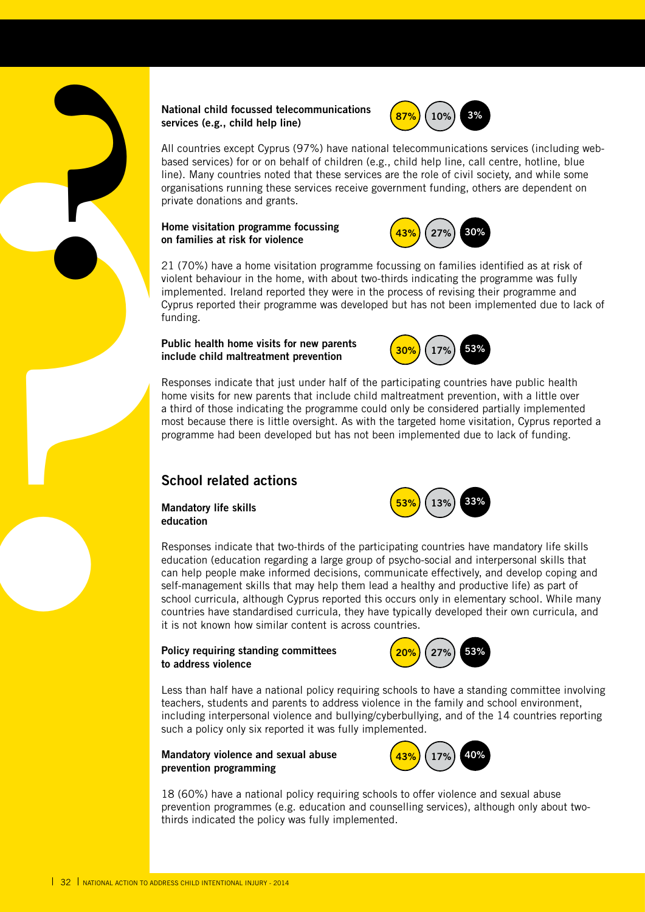**National child focussed telecommunications services (e.g., child help line)**

87% 10% 3%

All countries except Cyprus (97%) have national telecommunications services (including web-based services) for or on behalf of children (e.g., child help line, call centre, hotline, blue line). Many countries noted that these services are the role of civil society, and while some organisations running these services receive government funding, others are dependent on private donations and grants.

**Home visitation programme focussing on families at risk for violence**

43% 27% 30%

21 (70%) have a home visitation programme focussing on families identified as at risk of violent behaviour in the home, with about two-thirds indicating the programme was fully implemented. Ireland reported they were in the process of revising their programme and Cyprus reported their programme was developed but has not been implemented due to lack of funding.

**Public health home visits for new parents include child maltreatment prevention**

30% 17% 53%

Responses indicate that just under half of the participating countries have public health home visits for new parents that include child maltreatment prevention, with a little over a third of those indicating the programme could only be considered partially implemented most because there is little oversight. As with the targeted home visitation, Cyprus reported a programme had been developed but has not been implemented due to lack of funding.

## School related actions

**Mandatory life skills education**

53% 13% 33%

Responses indicate that two-thirds of the participating countries have mandatory life skills education (education regarding a large group of psycho-social and interpersonal skills that can help people make informed decisions, communicate effectively, and develop coping and self-management skills that may help them lead a healthy and productive life) as part of school curricula, although Cyprus reported this occurs only in elementary school. While many countries have standardised curricula, they have typically developed their own curricula, and it is not known how similar content is across countries.

**Policy requiring standing committees to address violence**

20% 27% 53%

Less than half have a national policy requiring schools to have a standing committee involving teachers, students and parents to address violence in the family and school environment, including interpersonal violence and bullying/cyberbullying, and of the 14 countries reporting such a policy only six reported it was fully implemented.

**Mandatory violence and sexual abuse prevention programming**

43% 17% 40%

18 (60%) have a national policy requiring schools to offer violence and sexual abuse prevention programmes (e.g. education and counselling services), although only about two-thirds indicated the policy was fully implemented.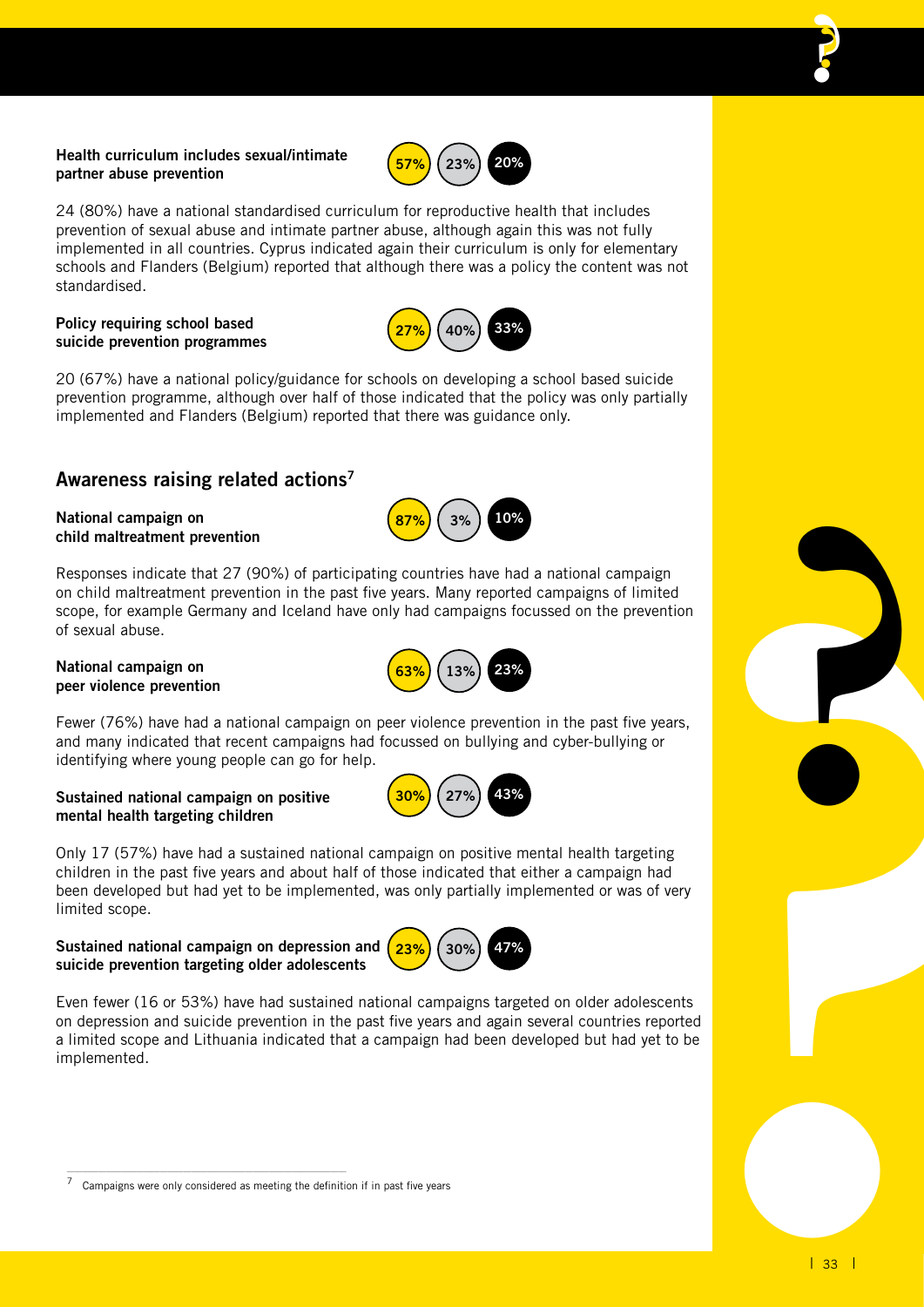**Health curriculum includes sexual/intimate partner abuse prevention**

57% 23% 20%

24 (80%) have a national standardised curriculum for reproductive health that includes prevention of sexual abuse and intimate partner abuse, although again this was not fully implemented in all countries. Cyprus indicated again their curriculum is only for elementary schools and Flanders (Belgium) reported that although there was a policy the content was not standardised.

**Policy requiring school based suicide prevention programmes**

27% 40% 33%

20 (67%) have a national policy/guidance for schools on developing a school based suicide prevention programme, although over half of those indicated that the policy was only partially implemented and Flanders (Belgium) reported that there was guidance only.

## Awareness raising related actions[7]

**National campaign on child maltreatment prevention**

87% 3% 10%

Responses indicate that 27 (90%) of participating countries have had a national campaign on child maltreatment prevention in the past five years. Many reported campaigns of limited scope, for example Germany and Iceland have only had campaigns focussed on the prevention of sexual abuse.

**National campaign on peer violence prevention**

63% 13% 23%

Fewer (76%) have had a national campaign on peer violence prevention in the past five years, and many indicated that recent campaigns had focussed on bullying and cyber-bullying or identifying where young people can go for help.

**Sustained national campaign on positive mental health targeting children**

30% 27% 43%

Only 17 (57%) have had a sustained national campaign on positive mental health targeting children in the past five years and about half of those indicated that either a campaign had been developed but had yet to be implemented, was only partially implemented or was of very limited scope.

**Sustained national campaign on depression and suicide prevention targeting older adolescents**

23% 30% 47%

Even fewer (16 or 53%) have had sustained national campaigns targeted on older adolescents on depression and suicide prevention in the past five years and again several countries reported a limited scope and Lithuania indicated that a campaign had been developed but had yet to be implemented.

[7] Campaigns were only considered as meeting the definition if in past five years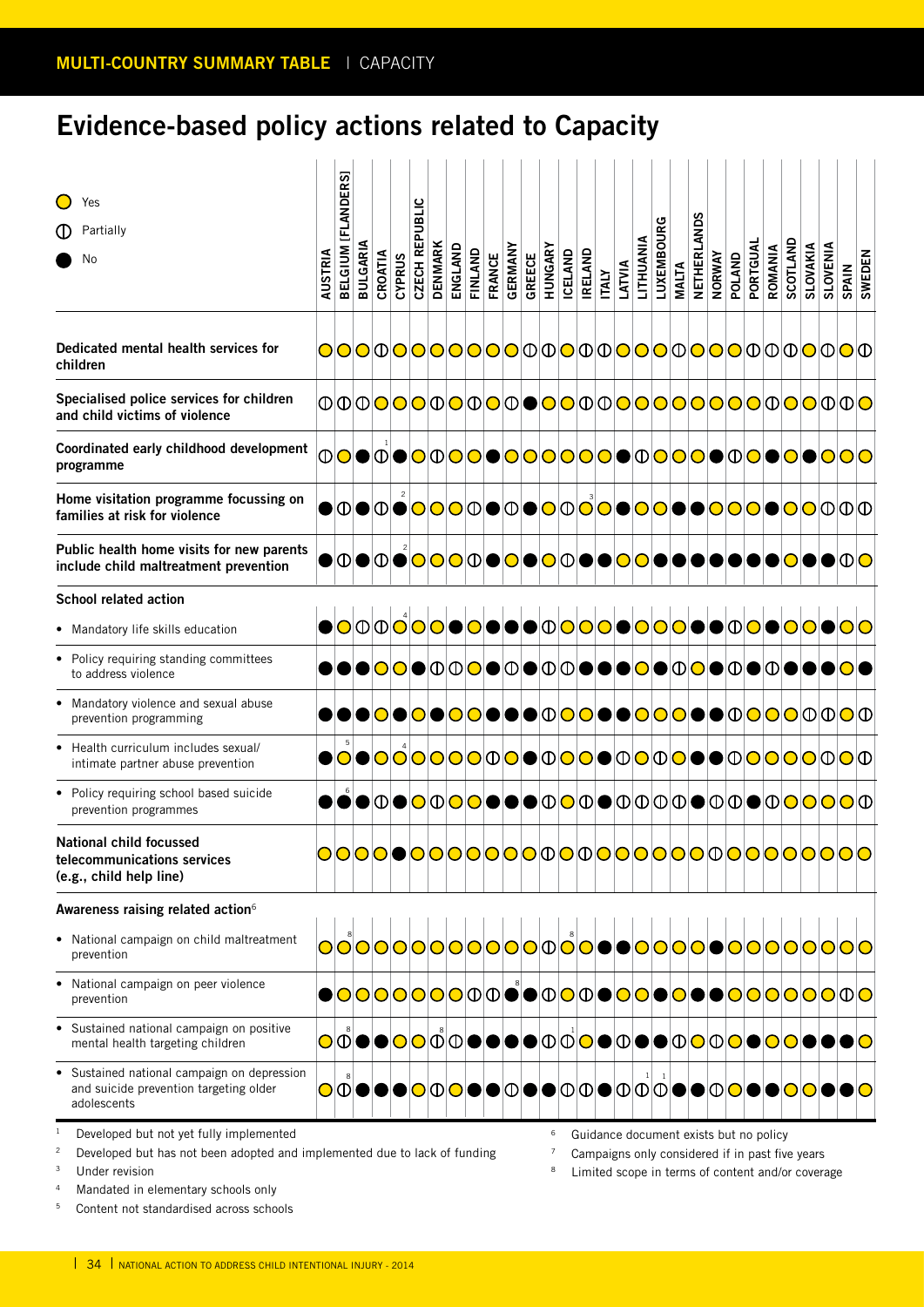# Evidence-based policy actions related to Capacity

○ Yes
⦶ Partially
● No

| | AUSTRIA | BELGIUM [FLANDERS] | BULGARIA | CROATIA | CYPRUS | CZECH REPUBLIC | DENMARK | ENGLAND | FINLAND | FRANCE | GERMANY | GREECE | HUNGARY | ICELAND | IRELAND | ITALY | LATVIA | LITHUANIA | LUXEMBOURG | MALTA | NETHERLANDS | NORWAY | POLAND | PORTUGAL | ROMANIA | SCOTLAND | SLOVAKIA | SLOVENIA | SPAIN | SWEDEN |
|---|---|---|---|---|---|---|---|---|---|---|---|---|---|---|---|---|---|---|---|---|---|---|---|---|---|---|---|---|---|---|
| **Dedicated mental health services for children** | ○ | ○ | ○ | ⦶ | ○ | ○ | ○ | ○ | ○ | ○ | ○ | ⦶ | ⦶ | ○ | ⦶ | ⦶ | ○ | ○ | ○ | ⦶ | ○ | ○ | ○ | ⦶ | ⦶ | ⦶ | ○ | ⦶ | ○ | ⦶ |
| **Specialised police services for children and child victims of violence** | ⦶ | ⦶ | ⦶ | ○ | ○ | ○ | ⦶ | ○ | ⦶ | ○ | ⦶ | ● | ○ | ○ | ⦶ | ⦶ | ○ | ○ | ○ | ○ | ○ | ○ | ○ | ○ | ⦶ | ○ | ○ | ⦶ | ⦶ | ○ |
| **Coordinated early childhood development programme** | ⦶ | ○ | ● | ⦶ [1] | ● | ○ | ⦶ | ○ | ○ | ● | ○ | ○ | ○ | ○ | ○ | ○ | ● | ⦶ | ○ | ○ | ○ | ● | ⦶ | ○ | ● | ○ | ● | ○ | ○ | ○ |
| **Home visitation programme focussing on families at risk for violence** | ● | ⦶ | ● | ⦶ | ● [2] | ○ | ○ | ○ | ⦶ | ● | ⦶ | ● | ○ | ⦶ | ○ [3] | ⦶ | ● | ○ | ○ | ● | ● | ○ | ○ | ○ | ● | ○ | ○ | ⦶ | ⦶ | ⦶ |
| **Public health home visits for new parents include child maltreatment prevention** | ● | ⦶ | ● | ⦶ | ● [2] | ○ | ○ | ○ | ⦶ | ● | ○ | ● | ○ | ⦶ | ● | ● | ○ | ○ | ● | ● | ● | ● | ● | ● | ● | ○ | ● | ● | ⦶ | ○ |
| **School related action** | | | | | | | | | | | | | | | | | | | | | | | | | | | | | | |
| • Mandatory life skills education | ● | ○ | ⦶ | ⦶ | ○ [4] | ○ | ○ | ● | ○ | ● | ● | ● | ⦶ | ○ | ○ | ○ | ● | ○ | ○ | ○ | ● | ● | ⦶ | ○ | ● | ○ | ○ | ● | ○ | ○ |
| • Policy requiring standing committees to address violence | ● | ● | ● | ○ | ○ | ● | ⦶ | ⦶ | ○ | ● | ⦶ | ● | ⦶ | ⦶ | ● | ● | ● | ○ | ● | ⦶ | ○ | ● | ⦶ | ● | ⦶ | ● | ● | ● | ○ | ● |
| • Mandatory violence and sexual abuse prevention programming | ● | ● | ● | ○ | ● | ○ | ● | ○ | ○ | ● | ● | ● | ⦶ | ○ | ○ | ● | ● | ○ | ○ | ○ | ● | ● | ⦶ | ○ | ○ | ○ | ⦶ | ⦶ | ○ | ⦶ |
| • Health curriculum includes sexual/ intimate partner abuse prevention | ● | ○ [5] | ● | ○ | ○ [4] | ○ | ○ | ○ | ⦶ | ○ | ● | ⦶ | ○ | ○ | ● | ⦶ | ○ | ⦶ | ○ | ● | ● | ⦶ | ○ | ○ | ○ | ○ | ○ | ⦶ | ○ | ⦶ |
| • Policy requiring school based suicide prevention programmes | ● | ● [6] | ● | ⦶ | ● | ○ | ⦶ | ○ | ○ | ● | ● | ● | ⦶ | ○ | ⦶ | ● | ⦶ | ⦶ | ⦶ | ● | ⦶ | ⦶ | ● | ⦶ | ○ | ○ | ○ | ○ | ○ | ⦶ |
| **National child focussed telecommunications services (e.g., child help line)** | ○ | ○ | ○ | ○ | ● | ○ | ○ | ○ | ○ | ○ | ○ | ⦶ | ○ | ⦶ | ○ | ○ | ○ | ○ | ○ | ○ | ○ | ⦶ | ○ | ○ | ○ | ○ | ○ | ○ | ○ | ○ |
| **Awareness raising related action**[6] | | | | | | | | | | | | | | | | | | | | | | | | | | | | | | |
| • National campaign on child maltreatment prevention | ○ | ○ [8] | ○ | ○ | ○ | ○ | ○ | ○ | ○ | ○ | ○ | ○ | ⦶ | ○ [8] | ○ | ● | ● | ○ | ○ | ○ | ○ | ● | ○ | ○ | ○ | ○ | ○ | ○ | ○ | ○ |
| • National campaign on peer violence prevention | ● | ○ | ○ | ○ | ○ | ○ | ○ | ○ | ⦶ | ⦶ | ● [8] | ⦶ | ○ | ⦶ | ● | ○ | ○ | ● | ○ | ● | ● | ○ | ○ | ○ | ○ | ○ | ○ | ○ | ⦶ | ○ |
| • Sustained national campaign on positive mental health targeting children | ○ | ⦶ [8] | ● | ● | ○ | ○ | ⦶ [8] | ⦶ | ● | ● | ● | ● | ⦶ | ⦶ [1] | ○ | ● | ⦶ | ● | ● | ⦶ | ○ | ⦶ | ○ | ● | ○ | ○ | ● | ● | ● | ○ |
| • Sustained national campaign on depression and suicide prevention targeting older adolescents | ○ | ⦶ [8] | ● | ● | ● | ○ | ○ | ⦶ | ○ | ● | ● | ⦶ | ● | ● | ⦶ | ⦶ | ● | ⦶ [1] | ⦶ [1] | ● | ● | ⦶ | ○ | ● | ● | ○ | ○ | ● | ● | ○ |

1. Developed but not yet fully implemented
2. Developed but has not been adopted and implemented due to lack of funding
3. Under revision
4. Mandated in elementary schools only
5. Content not standardised across schools
6. Guidance document exists but no policy
7. Campaigns only considered if in past five years
8. Limited scope in terms of content and/or coverage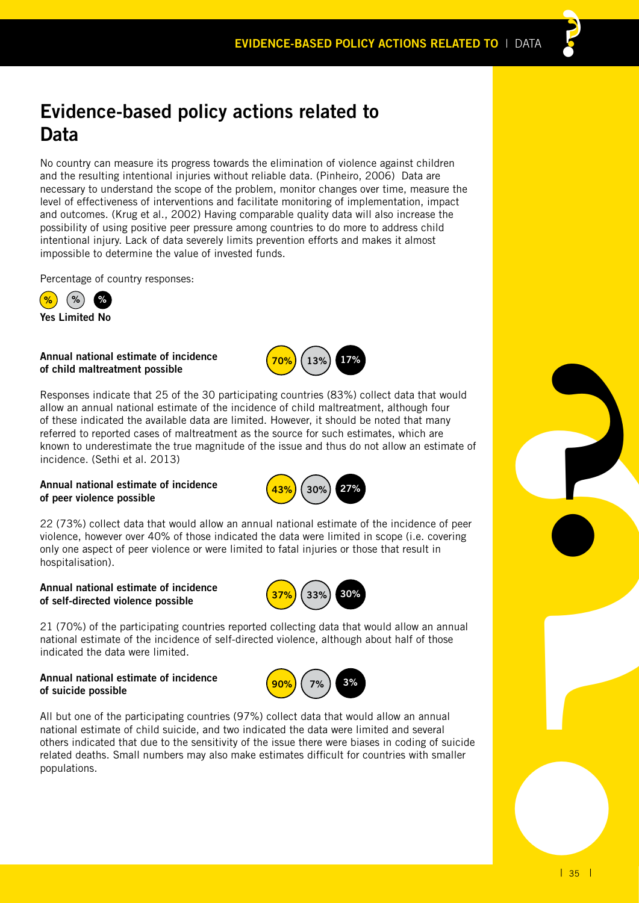# Evidence-based policy actions related to Data

No country can measure its progress towards the elimination of violence against children and the resulting intentional injuries without reliable data. (Pinheiro, 2006) Data are necessary to understand the scope of the problem, monitor changes over time, measure the level of effectiveness of interventions and facilitate monitoring of implementation, impact and outcomes. (Krug et al., 2002) Having comparable quality data will also increase the possibility of using positive peer pressure among countries to do more to address child intentional injury. Lack of data severely limits prevention efforts and makes it almost impossible to determine the value of invested funds.

Percentage of country responses:

| Yes | Limited | No |
|---|---|---|
| % | % | % |

**Annual national estimate of incidence of child maltreatment possible**

| Yes | Limited | No |
|---|---|---|
| 70% | 13% | 17% |

Responses indicate that 25 of the 30 participating countries (83%) collect data that would allow an annual national estimate of the incidence of child maltreatment, although four of these indicated the available data are limited. However, it should be noted that many referred to reported cases of maltreatment as the source for such estimates, which are known to underestimate the true magnitude of the issue and thus do not allow an estimate of incidence. (Sethi et al. 2013)

**Annual national estimate of incidence of peer violence possible**

| Yes | Limited | No |
|---|---|---|
| 43% | 30% | 27% |

22 (73%) collect data that would allow an annual national estimate of the incidence of peer violence, however over 40% of those indicated the data were limited in scope (i.e. covering only one aspect of peer violence or were limited to fatal injuries or those that result in hospitalisation).

**Annual national estimate of incidence of self-directed violence possible**

| Yes | Limited | No |
|---|---|---|
| 37% | 33% | 30% |

21 (70%) of the participating countries reported collecting data that would allow an annual national estimate of the incidence of self-directed violence, although about half of those indicated the data were limited.

**Annual national estimate of incidence of suicide possible**

| Yes | Limited | No |
|---|---|---|
| 90% | 7% | 3% |

All but one of the participating countries (97%) collect data that would allow an annual national estimate of child suicide, and two indicated the data were limited and several others indicated that due to the sensitivity of the issue there were biases in coding of suicide related deaths. Small numbers may also make estimates difficult for countries with smaller populations.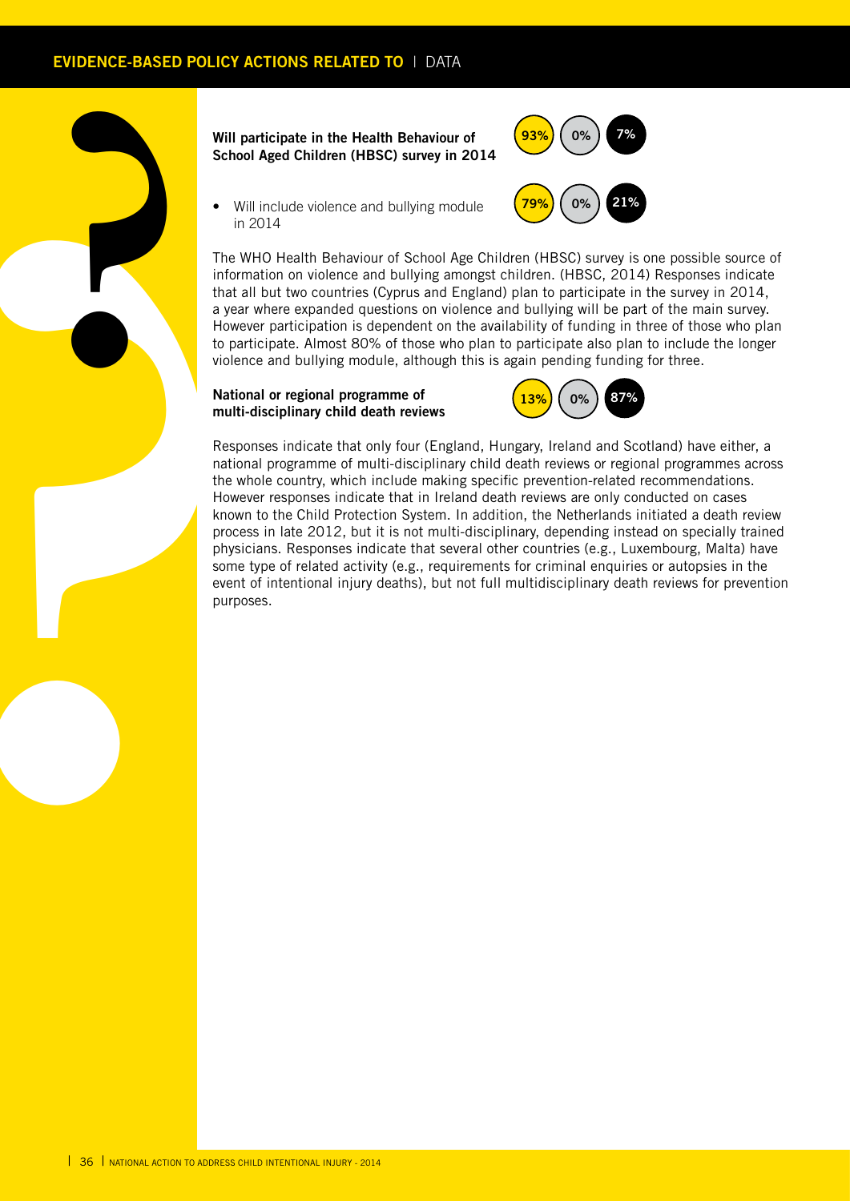**Will participate in the Health Behaviour of School Aged Children (HBSC) survey in 2014**

93% | 0% | 7%

- Will include violence and bullying module in 2014

79% | 0% | 21%

The WHO Health Behaviour of School Age Children (HBSC) survey is one possible source of information on violence and bullying amongst children. (HBSC, 2014) Responses indicate that all but two countries (Cyprus and England) plan to participate in the survey in 2014, a year where expanded questions on violence and bullying will be part of the main survey. However participation is dependent on the availability of funding in three of those who plan to participate. Almost 80% of those who plan to participate also plan to include the longer violence and bullying module, although this is again pending funding for three.

**National or regional programme of multi-disciplinary child death reviews**

13% | 0% | 87%

Responses indicate that only four (England, Hungary, Ireland and Scotland) have either, a national programme of multi-disciplinary child death reviews or regional programmes across the whole country, which include making specific prevention-related recommendations. However responses indicate that in Ireland death reviews are only conducted on cases known to the Child Protection System. In addition, the Netherlands initiated a death review process in late 2012, but it is not multi-disciplinary, depending instead on specially trained physicians. Responses indicate that several other countries (e.g., Luxembourg, Malta) have some type of related activity (e.g., requirements for criminal enquiries or autopsies in the event of intentional injury deaths), but not full multidisciplinary death reviews for prevention purposes.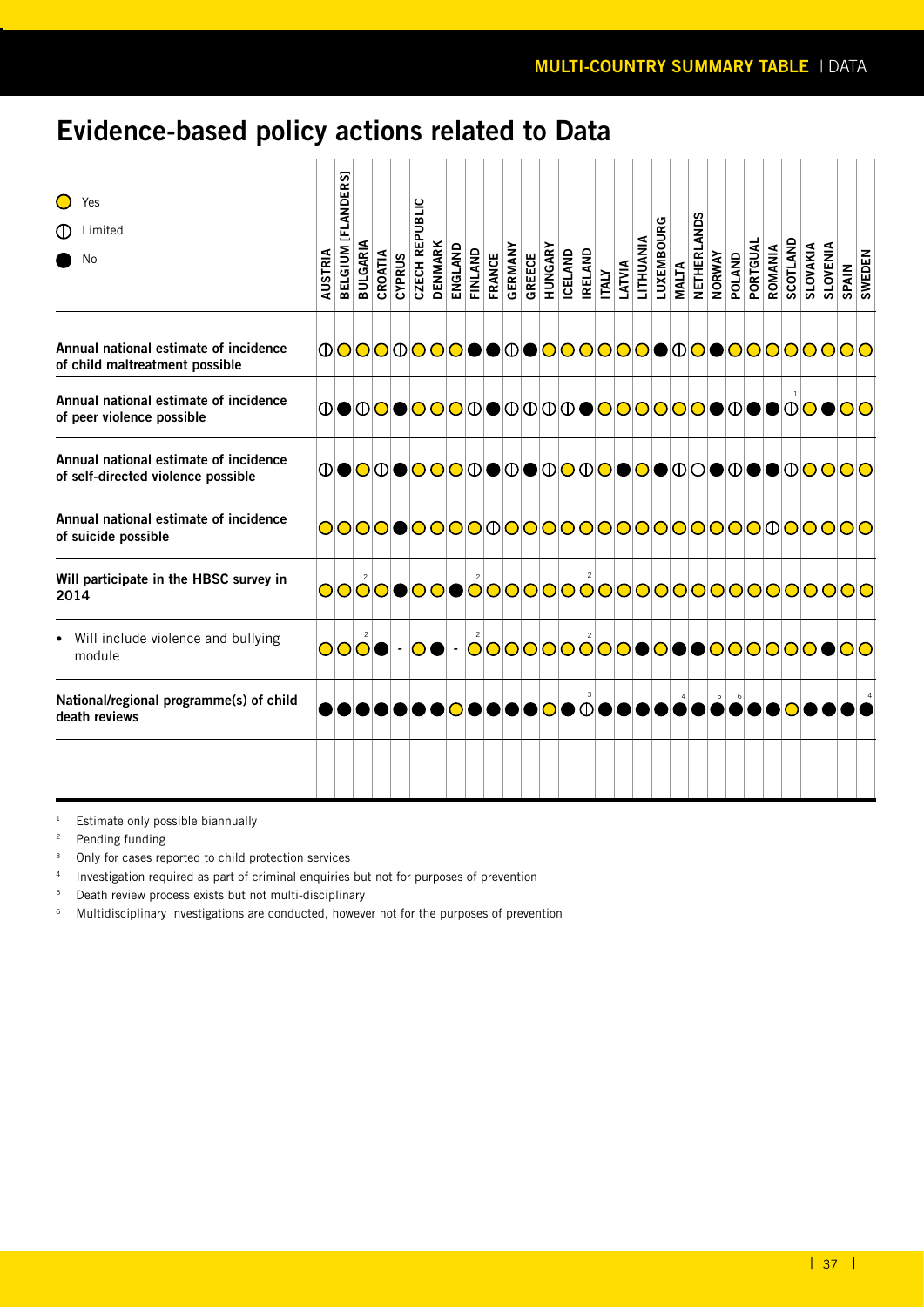# Evidence-based policy actions related to Data

Legend: ○ Yes · ◐ Limited · ● No

| | AUSTRIA | BELGIUM [FLANDERS] | BULGARIA | CROATIA | CYPRUS | CZECH REPUBLIC | DENMARK | ENGLAND | FINLAND | FRANCE | GERMANY | GREECE | HUNGARY | ICELAND | IRELAND | ITALY | LATVIA | LITHUANIA | LUXEMBOURG | MALTA | NETHERLANDS | NORWAY | POLAND | PORTGUAL | ROMANIA | SCOTLAND | SLOVAKIA | SLOVENIA | SPAIN | SWEDEN |
|---|---|---|---|---|---|---|---|---|---|---|---|---|---|---|---|---|---|---|---|---|---|---|---|---|---|---|---|---|---|---|
| **Annual national estimate of incidence of child maltreatment possible** | ◐ | ○ | ○ | ○ | ◐ | ○ | ○ | ○ | ● | ● | ◐ | ● | ○ | ○ | ○ | ○ | ○ | ○ | ● | ◐ | ○ | ● | ○ | ○ | ○ | ○ | ○ | ○ | ○ | ○ |
| **Annual national estimate of incidence of peer violence possible** | ◐ | ● | ◐ | ○ | ● | ○ | ○ | ○ | ◐ | ● | ◐ | ◐ | ◐ | ● | ○ | ○ | ○ | ○ | ○ | ○ | ○ | ● | ◐ | ● | ● | ◐ [1] | ○ | ● | ○ | ○ |
| **Annual national estimate of incidence of self-directed violence possible** | ◐ | ● | ○ | ◐ | ● | ○ | ○ | ○ | ◐ | ● | ◐ | ● | ◐ | ○ | ◐ | ○ | ● | ○ | ● | ◐ | ◐ | ● | ◐ | ● | ● | ◐ | ○ | ○ | ○ | ○ |
| **Annual national estimate of incidence of suicide possible** | ○ | ○ | ○ | ○ | ● | ○ | ○ | ○ | ○ | ◐ | ○ | ○ | ○ | ○ | ○ | ○ | ○ | ○ | ○ | ○ | ○ | ○ | ○ | ○ | ◐ | ○ | ○ | ○ | ○ | ○ |
| **Will participate in the HBSC survey in 2014** | ○ | ○ | ○ [2] | ○ | ● | ○ | ○ | ● | ○ [2] | ○ | ○ | ○ | ○ | ○ | ○ [2] | ○ | ○ | ○ | ○ | ○ | ○ | ○ | ○ | ○ | ○ | ○ | ○ | ○ | ○ | ○ |
| • Will include violence and bullying module | ○ | ○ | ○ [2] | ● | - | ○ | ● | - | ○ [2] | ○ | ○ | ○ | ○ | ○ | ○ [2] | ○ | ○ | ● | ○ | ● | ● | ○ | ○ | ○ | ○ | ○ | ○ | ● | ○ | ○ |
| **National/regional programme(s) of child death reviews** | ● | ● | ● | ● | ● | ● | ● | ○ | ● | ● | ● | ● | ○ | ● | ◐ [3] | ● | ● | ● | ● | ● [4] | ● | ● [5] | ● [6] | ● | ● | ○ | ● | ● | ● | ● [4] |

[1] Estimate only possible biannually

[2] Pending funding

[3] Only for cases reported to child protection services

[4] Investigation required as part of criminal enquiries but not for purposes of prevention

[5] Death review process exists but not multi-disciplinary

[6] Multidisciplinary investigations are conducted, however not for the purposes of prevention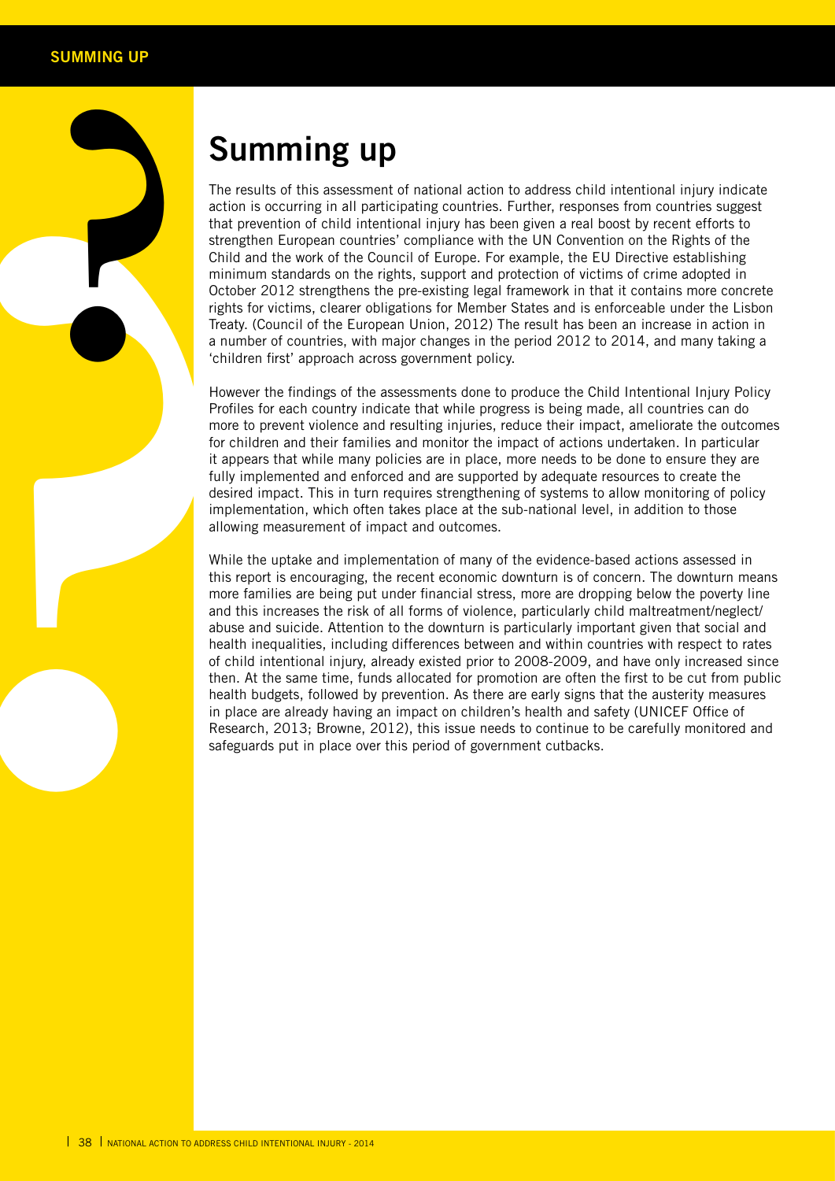# Summing up

The results of this assessment of national action to address child intentional injury indicate action is occurring in all participating countries. Further, responses from countries suggest that prevention of child intentional injury has been given a real boost by recent efforts to strengthen European countries' compliance with the UN Convention on the Rights of the Child and the work of the Council of Europe. For example, the EU Directive establishing minimum standards on the rights, support and protection of victims of crime adopted in October 2012 strengthens the pre-existing legal framework in that it contains more concrete rights for victims, clearer obligations for Member States and is enforceable under the Lisbon Treaty. (Council of the European Union, 2012) The result has been an increase in action in a number of countries, with major changes in the period 2012 to 2014, and many taking a 'children first' approach across government policy.

However the findings of the assessments done to produce the Child Intentional Injury Policy Profiles for each country indicate that while progress is being made, all countries can do more to prevent violence and resulting injuries, reduce their impact, ameliorate the outcomes for children and their families and monitor the impact of actions undertaken. In particular it appears that while many policies are in place, more needs to be done to ensure they are fully implemented and enforced and are supported by adequate resources to create the desired impact. This in turn requires strengthening of systems to allow monitoring of policy implementation, which often takes place at the sub-national level, in addition to those allowing measurement of impact and outcomes.

While the uptake and implementation of many of the evidence-based actions assessed in this report is encouraging, the recent economic downturn is of concern. The downturn means more families are being put under financial stress, more are dropping below the poverty line and this increases the risk of all forms of violence, particularly child maltreatment/neglect/abuse and suicide. Attention to the downturn is particularly important given that social and health inequalities, including differences between and within countries with respect to rates of child intentional injury, already existed prior to 2008-2009, and have only increased since then. At the same time, funds allocated for promotion are often the first to be cut from public health budgets, followed by prevention. As there are early signs that the austerity measures in place are already having an impact on children's health and safety (UNICEF Office of Research, 2013; Browne, 2012), this issue needs to continue to be carefully monitored and safeguards put in place over this period of government cutbacks.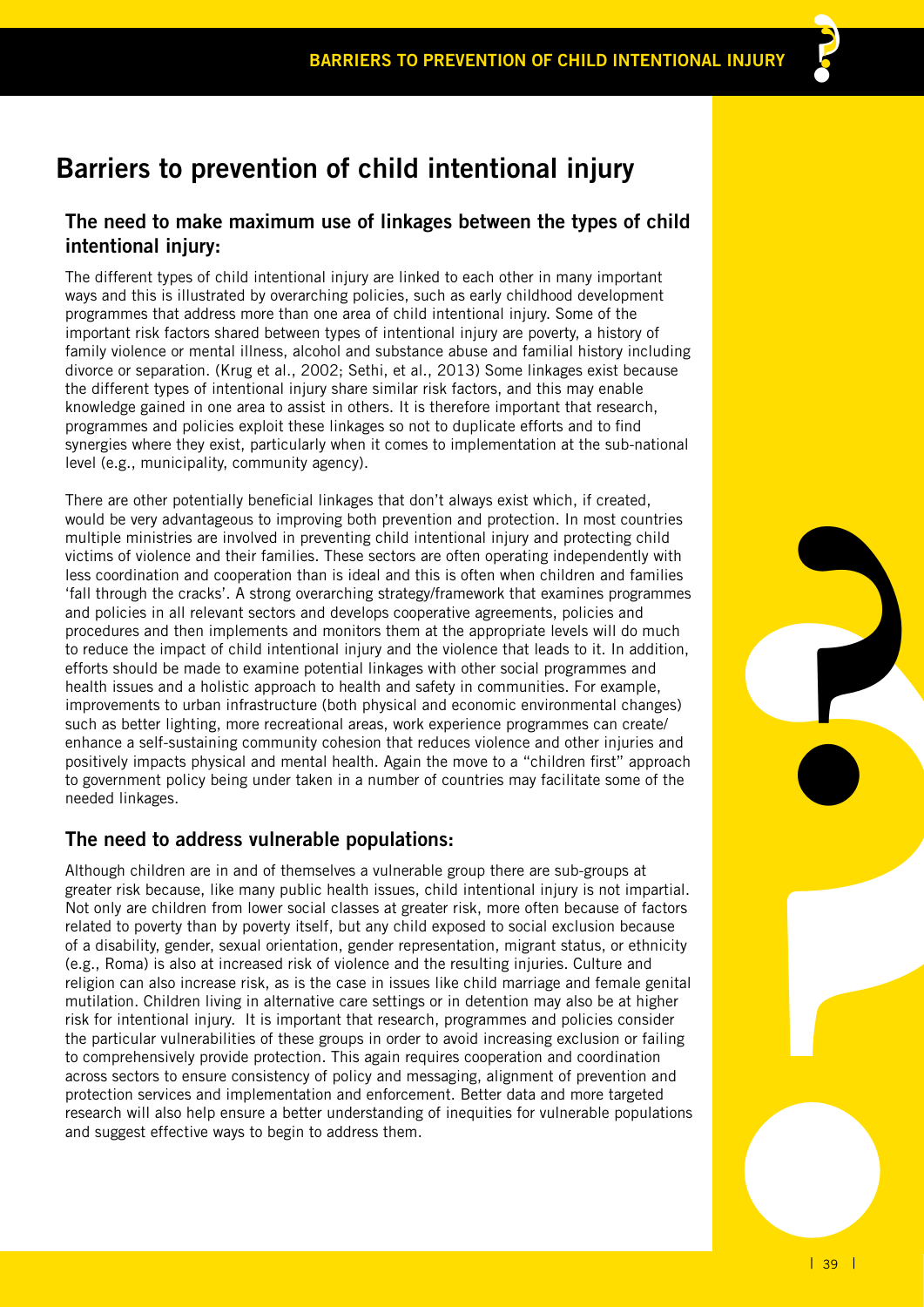# Barriers to prevention of child intentional injury

## The need to make maximum use of linkages between the types of child intentional injury:

The different types of child intentional injury are linked to each other in many important ways and this is illustrated by overarching policies, such as early childhood development programmes that address more than one area of child intentional injury. Some of the important risk factors shared between types of intentional injury are poverty, a history of family violence or mental illness, alcohol and substance abuse and familial history including divorce or separation. (Krug et al., 2002; Sethi, et al., 2013) Some linkages exist because the different types of intentional injury share similar risk factors, and this may enable knowledge gained in one area to assist in others. It is therefore important that research, programmes and policies exploit these linkages so not to duplicate efforts and to find synergies where they exist, particularly when it comes to implementation at the sub-national level (e.g., municipality, community agency).

There are other potentially beneficial linkages that don't always exist which, if created, would be very advantageous to improving both prevention and protection. In most countries multiple ministries are involved in preventing child intentional injury and protecting child victims of violence and their families. These sectors are often operating independently with less coordination and cooperation than is ideal and this is often when children and families 'fall through the cracks'. A strong overarching strategy/framework that examines programmes and policies in all relevant sectors and develops cooperative agreements, policies and procedures and then implements and monitors them at the appropriate levels will do much to reduce the impact of child intentional injury and the violence that leads to it. In addition, efforts should be made to examine potential linkages with other social programmes and health issues and a holistic approach to health and safety in communities. For example, improvements to urban infrastructure (both physical and economic environmental changes) such as better lighting, more recreational areas, work experience programmes can create/enhance a self-sustaining community cohesion that reduces violence and other injuries and positively impacts physical and mental health. Again the move to a "children first" approach to government policy being under taken in a number of countries may facilitate some of the needed linkages.

## The need to address vulnerable populations:

Although children are in and of themselves a vulnerable group there are sub-groups at greater risk because, like many public health issues, child intentional injury is not impartial. Not only are children from lower social classes at greater risk, more often because of factors related to poverty than by poverty itself, but any child exposed to social exclusion because of a disability, gender, sexual orientation, gender representation, migrant status, or ethnicity (e.g., Roma) is also at increased risk of violence and the resulting injuries. Culture and religion can also increase risk, as is the case in issues like child marriage and female genital mutilation. Children living in alternative care settings or in detention may also be at higher risk for intentional injury. It is important that research, programmes and policies consider the particular vulnerabilities of these groups in order to avoid increasing exclusion or failing to comprehensively provide protection. This again requires cooperation and coordination across sectors to ensure consistency of policy and messaging, alignment of prevention and protection services and implementation and enforcement. Better data and more targeted research will also help ensure a better understanding of inequities for vulnerable populations and suggest effective ways to begin to address them.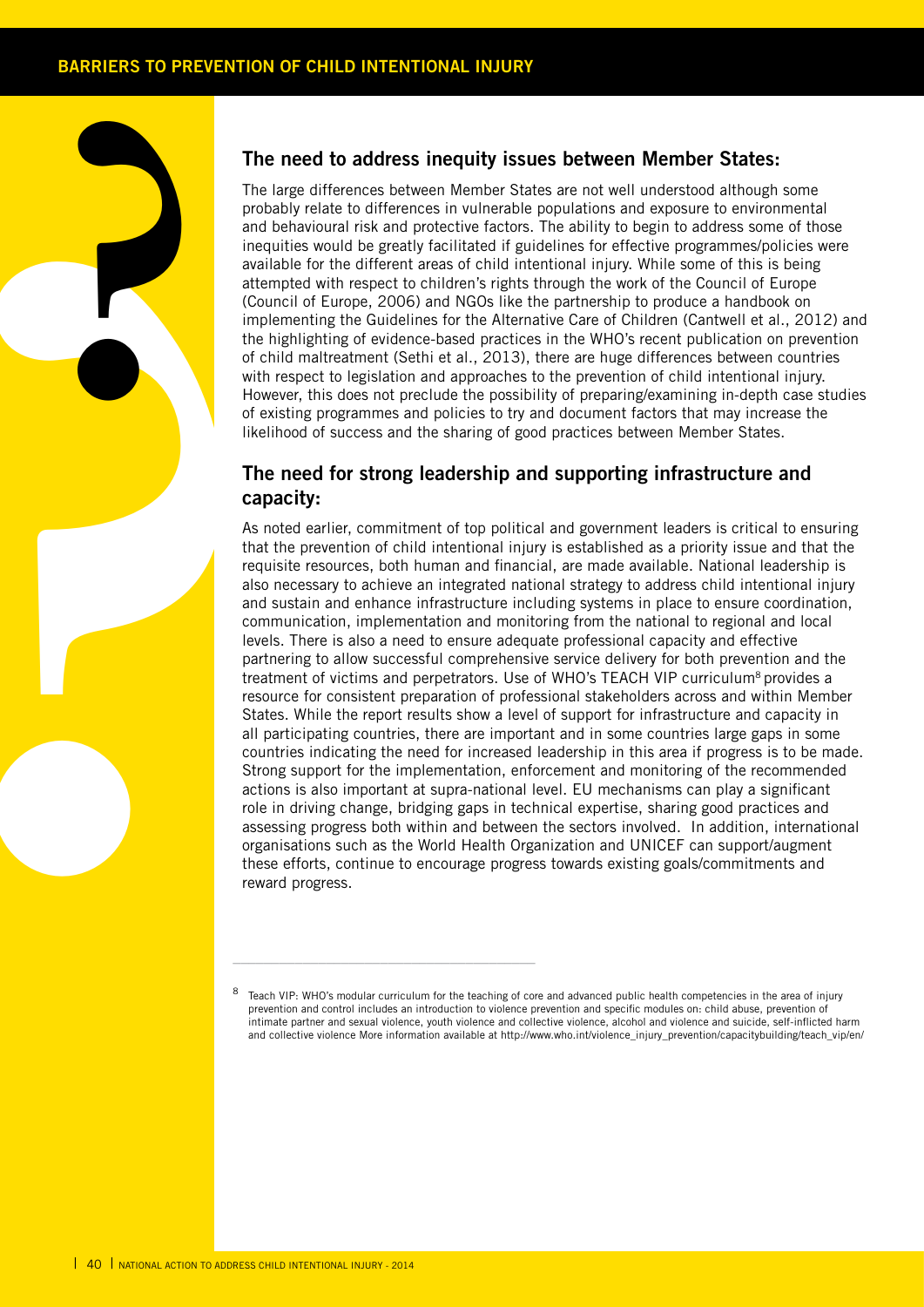## The need to address inequity issues between Member States:

The large differences between Member States are not well understood although some probably relate to differences in vulnerable populations and exposure to environmental and behavioural risk and protective factors. The ability to begin to address some of those inequities would be greatly facilitated if guidelines for effective programmes/policies were available for the different areas of child intentional injury. While some of this is being attempted with respect to children's rights through the work of the Council of Europe (Council of Europe, 2006) and NGOs like the partnership to produce a handbook on implementing the Guidelines for the Alternative Care of Children (Cantwell et al., 2012) and the highlighting of evidence-based practices in the WHO's recent publication on prevention of child maltreatment (Sethi et al., 2013), there are huge differences between countries with respect to legislation and approaches to the prevention of child intentional injury. However, this does not preclude the possibility of preparing/examining in-depth case studies of existing programmes and policies to try and document factors that may increase the likelihood of success and the sharing of good practices between Member States.

## The need for strong leadership and supporting infrastructure and capacity:

As noted earlier, commitment of top political and government leaders is critical to ensuring that the prevention of child intentional injury is established as a priority issue and that the requisite resources, both human and financial, are made available. National leadership is also necessary to achieve an integrated national strategy to address child intentional injury and sustain and enhance infrastructure including systems in place to ensure coordination, communication, implementation and monitoring from the national to regional and local levels. There is also a need to ensure adequate professional capacity and effective partnering to allow successful comprehensive service delivery for both prevention and the treatment of victims and perpetrators. Use of WHO's TEACH VIP curriculum[8] provides a resource for consistent preparation of professional stakeholders across and within Member States. While the report results show a level of support for infrastructure and capacity in all participating countries, there are important and in some countries large gaps in some countries indicating the need for increased leadership in this area if progress is to be made. Strong support for the implementation, enforcement and monitoring of the recommended actions is also important at supra-national level. EU mechanisms can play a significant role in driving change, bridging gaps in technical expertise, sharing good practices and assessing progress both within and between the sectors involved. In addition, international organisations such as the World Health Organization and UNICEF can support/augment these efforts, continue to encourage progress towards existing goals/commitments and reward progress.

---

[8] Teach VIP: WHO's modular curriculum for the teaching of core and advanced public health competencies in the area of injury prevention and control includes an introduction to violence prevention and specific modules on: child abuse, prevention of intimate partner and sexual violence, youth violence and collective violence, alcohol and violence and suicide, self-inflicted harm and collective violence More information available at http://www.who.int/violence_injury_prevention/capacitybuilding/teach_vip/en/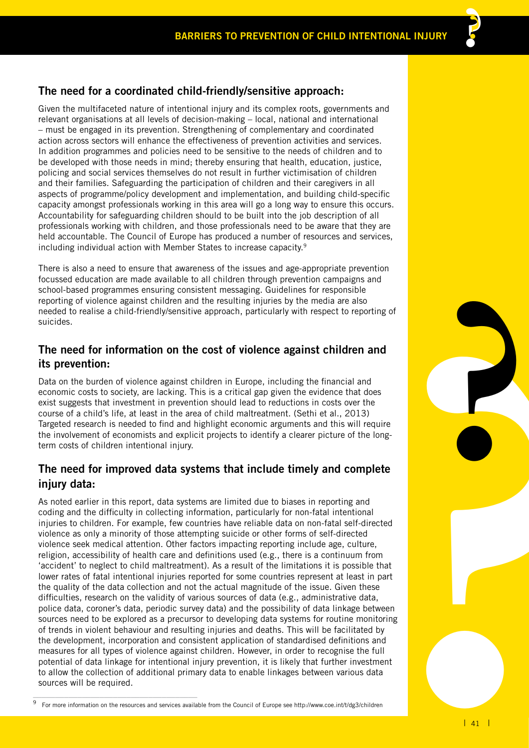## The need for a coordinated child-friendly/sensitive approach:

Given the multifaceted nature of intentional injury and its complex roots, governments and relevant organisations at all levels of decision-making – local, national and international – must be engaged in its prevention. Strengthening of complementary and coordinated action across sectors will enhance the effectiveness of prevention activities and services. In addition programmes and policies need to be sensitive to the needs of children and to be developed with those needs in mind; thereby ensuring that health, education, justice, policing and social services themselves do not result in further victimisation of children and their families. Safeguarding the participation of children and their caregivers in all aspects of programme/policy development and implementation, and building child-specific capacity amongst professionals working in this area will go a long way to ensure this occurs. Accountability for safeguarding children should to be built into the job description of all professionals working with children, and those professionals need to be aware that they are held accountable. The Council of Europe has produced a number of resources and services, including individual action with Member States to increase capacity.[9]

There is also a need to ensure that awareness of the issues and age-appropriate prevention focussed education are made available to all children through prevention campaigns and school-based programmes ensuring consistent messaging. Guidelines for responsible reporting of violence against children and the resulting injuries by the media are also needed to realise a child-friendly/sensitive approach, particularly with respect to reporting of suicides.

## The need for information on the cost of violence against children and its prevention:

Data on the burden of violence against children in Europe, including the financial and economic costs to society, are lacking. This is a critical gap given the evidence that does exist suggests that investment in prevention should lead to reductions in costs over the course of a child's life, at least in the area of child maltreatment. (Sethi et al., 2013) Targeted research is needed to find and highlight economic arguments and this will require the involvement of economists and explicit projects to identify a clearer picture of the long-term costs of children intentional injury.

## The need for improved data systems that include timely and complete injury data:

As noted earlier in this report, data systems are limited due to biases in reporting and coding and the difficulty in collecting information, particularly for non-fatal intentional injuries to children. For example, few countries have reliable data on non-fatal self-directed violence as only a minority of those attempting suicide or other forms of self-directed violence seek medical attention. Other factors impacting reporting include age, culture, religion, accessibility of health care and definitions used (e.g., there is a continuum from 'accident' to neglect to child maltreatment). As a result of the limitations it is possible that lower rates of fatal intentional injuries reported for some countries represent at least in part the quality of the data collection and not the actual magnitude of the issue. Given these difficulties, research on the validity of various sources of data (e.g., administrative data, police data, coroner's data, periodic survey data) and the possibility of data linkage between sources need to be explored as a precursor to developing data systems for routine monitoring of trends in violent behaviour and resulting injuries and deaths. This will be facilitated by the development, incorporation and consistent application of standardised definitions and measures for all types of violence against children. However, in order to recognise the full potential of data linkage for intentional injury prevention, it is likely that further investment to allow the collection of additional primary data to enable linkages between various data sources will be required.

---

[9] For more information on the resources and services available from the Council of Europe see http://www.coe.int/t/dg3/children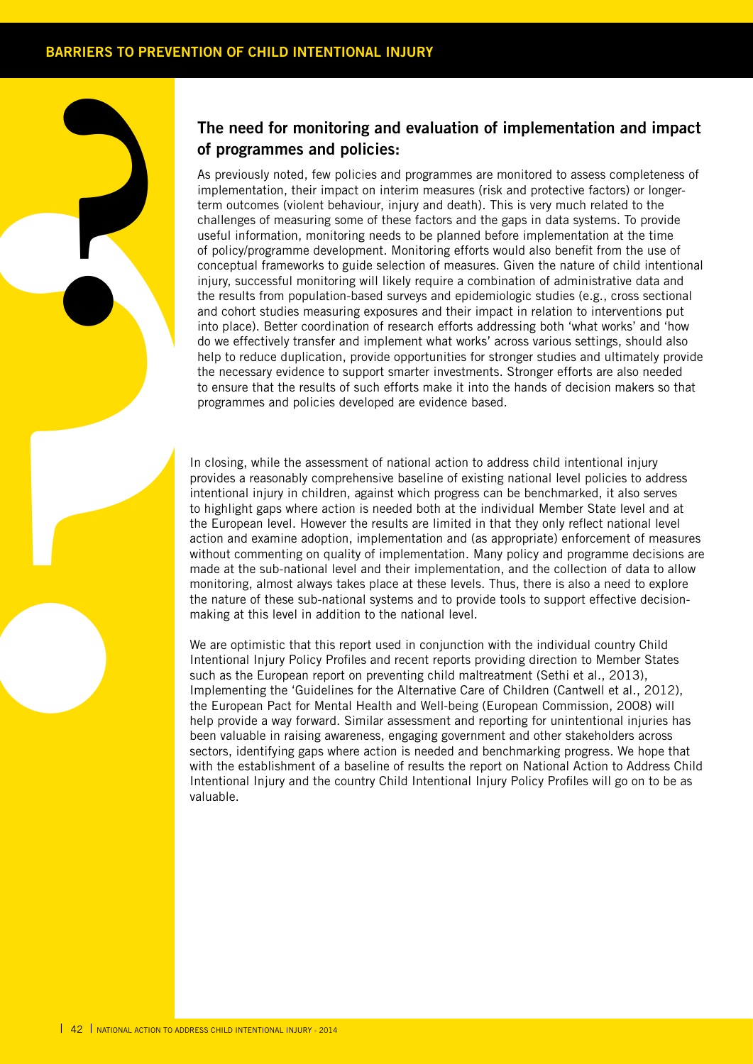## The need for monitoring and evaluation of implementation and impact of programmes and policies:

As previously noted, few policies and programmes are monitored to assess completeness of implementation, their impact on interim measures (risk and protective factors) or longer-term outcomes (violent behaviour, injury and death). This is very much related to the challenges of measuring some of these factors and the gaps in data systems. To provide useful information, monitoring needs to be planned before implementation at the time of policy/programme development. Monitoring efforts would also benefit from the use of conceptual frameworks to guide selection of measures. Given the nature of child intentional injury, successful monitoring will likely require a combination of administrative data and the results from population-based surveys and epidemiologic studies (e.g., cross sectional and cohort studies measuring exposures and their impact in relation to interventions put into place). Better coordination of research efforts addressing both 'what works' and 'how do we effectively transfer and implement what works' across various settings, should also help to reduce duplication, provide opportunities for stronger studies and ultimately provide the necessary evidence to support smarter investments. Stronger efforts are also needed to ensure that the results of such efforts make it into the hands of decision makers so that programmes and policies developed are evidence based.

In closing, while the assessment of national action to address child intentional injury provides a reasonably comprehensive baseline of existing national level policies to address intentional injury in children, against which progress can be benchmarked, it also serves to highlight gaps where action is needed both at the individual Member State level and at the European level. However the results are limited in that they only reflect national level action and examine adoption, implementation and (as appropriate) enforcement of measures without commenting on quality of implementation. Many policy and programme decisions are made at the sub-national level and their implementation, and the collection of data to allow monitoring, almost always takes place at these levels. Thus, there is also a need to explore the nature of these sub-national systems and to provide tools to support effective decision-making at this level in addition to the national level.

We are optimistic that this report used in conjunction with the individual country Child Intentional Injury Policy Profiles and recent reports providing direction to Member States such as the European report on preventing child maltreatment (Sethi et al., 2013), Implementing the 'Guidelines for the Alternative Care of Children (Cantwell et al., 2012), the European Pact for Mental Health and Well-being (European Commission, 2008) will help provide a way forward. Similar assessment and reporting for unintentional injuries has been valuable in raising awareness, engaging government and other stakeholders across sectors, identifying gaps where action is needed and benchmarking progress. We hope that with the establishment of a baseline of results the report on National Action to Address Child Intentional Injury and the country Child Intentional Injury Policy Profiles will go on to be as valuable.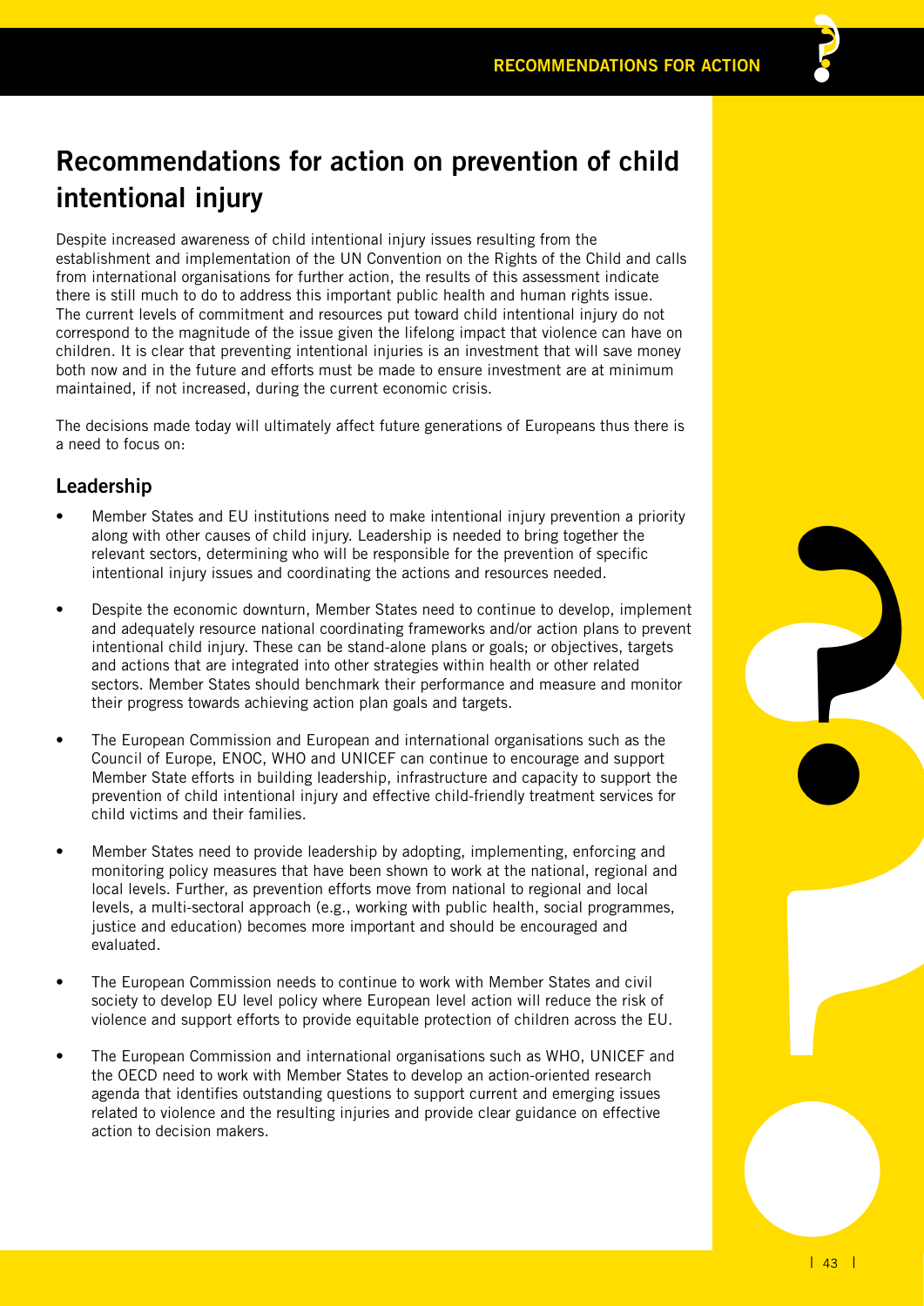# Recommendations for action on prevention of child intentional injury

Despite increased awareness of child intentional injury issues resulting from the establishment and implementation of the UN Convention on the Rights of the Child and calls from international organisations for further action, the results of this assessment indicate there is still much to do to address this important public health and human rights issue. The current levels of commitment and resources put toward child intentional injury do not correspond to the magnitude of the issue given the lifelong impact that violence can have on children. It is clear that preventing intentional injuries is an investment that will save money both now and in the future and efforts must be made to ensure investment are at minimum maintained, if not increased, during the current economic crisis.

The decisions made today will ultimately affect future generations of Europeans thus there is a need to focus on:

## Leadership

- Member States and EU institutions need to make intentional injury prevention a priority along with other causes of child injury. Leadership is needed to bring together the relevant sectors, determining who will be responsible for the prevention of specific intentional injury issues and coordinating the actions and resources needed.
- Despite the economic downturn, Member States need to continue to develop, implement and adequately resource national coordinating frameworks and/or action plans to prevent intentional child injury. These can be stand-alone plans or goals; or objectives, targets and actions that are integrated into other strategies within health or other related sectors. Member States should benchmark their performance and measure and monitor their progress towards achieving action plan goals and targets.
- The European Commission and European and international organisations such as the Council of Europe, ENOC, WHO and UNICEF can continue to encourage and support Member State efforts in building leadership, infrastructure and capacity to support the prevention of child intentional injury and effective child-friendly treatment services for child victims and their families.
- Member States need to provide leadership by adopting, implementing, enforcing and monitoring policy measures that have been shown to work at the national, regional and local levels. Further, as prevention efforts move from national to regional and local levels, a multi-sectoral approach (e.g., working with public health, social programmes, justice and education) becomes more important and should be encouraged and evaluated.
- The European Commission needs to continue to work with Member States and civil society to develop EU level policy where European level action will reduce the risk of violence and support efforts to provide equitable protection of children across the EU.
- The European Commission and international organisations such as WHO, UNICEF and the OECD need to work with Member States to develop an action-oriented research agenda that identifies outstanding questions to support current and emerging issues related to violence and the resulting injuries and provide clear guidance on effective action to decision makers.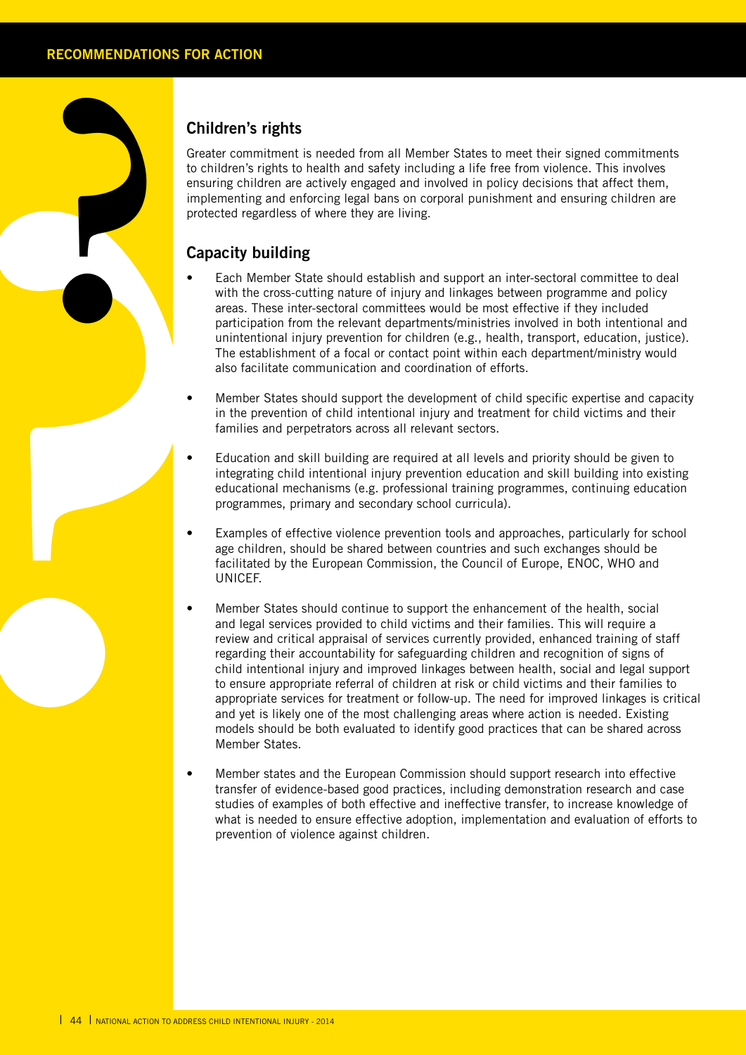## Children's rights

Greater commitment is needed from all Member States to meet their signed commitments to children's rights to health and safety including a life free from violence. This involves ensuring children are actively engaged and involved in policy decisions that affect them, implementing and enforcing legal bans on corporal punishment and ensuring children are protected regardless of where they are living.

## Capacity building

- Each Member State should establish and support an inter-sectoral committee to deal with the cross-cutting nature of injury and linkages between programme and policy areas. These inter-sectoral committees would be most effective if they included participation from the relevant departments/ministries involved in both intentional and unintentional injury prevention for children (e.g., health, transport, education, justice). The establishment of a focal or contact point within each department/ministry would also facilitate communication and coordination of efforts.
- Member States should support the development of child specific expertise and capacity in the prevention of child intentional injury and treatment for child victims and their families and perpetrators across all relevant sectors.
- Education and skill building are required at all levels and priority should be given to integrating child intentional injury prevention education and skill building into existing educational mechanisms (e.g. professional training programmes, continuing education programmes, primary and secondary school curricula).
- Examples of effective violence prevention tools and approaches, particularly for school age children, should be shared between countries and such exchanges should be facilitated by the European Commission, the Council of Europe, ENOC, WHO and UNICEF.
- Member States should continue to support the enhancement of the health, social and legal services provided to child victims and their families. This will require a review and critical appraisal of services currently provided, enhanced training of staff regarding their accountability for safeguarding children and recognition of signs of child intentional injury and improved linkages between health, social and legal support to ensure appropriate referral of children at risk or child victims and their families to appropriate services for treatment or follow-up. The need for improved linkages is critical and yet is likely one of the most challenging areas where action is needed. Existing models should be both evaluated to identify good practices that can be shared across Member States.
- Member states and the European Commission should support research into effective transfer of evidence-based good practices, including demonstration research and case studies of examples of both effective and ineffective transfer, to increase knowledge of what is needed to ensure effective adoption, implementation and evaluation of efforts to prevention of violence against children.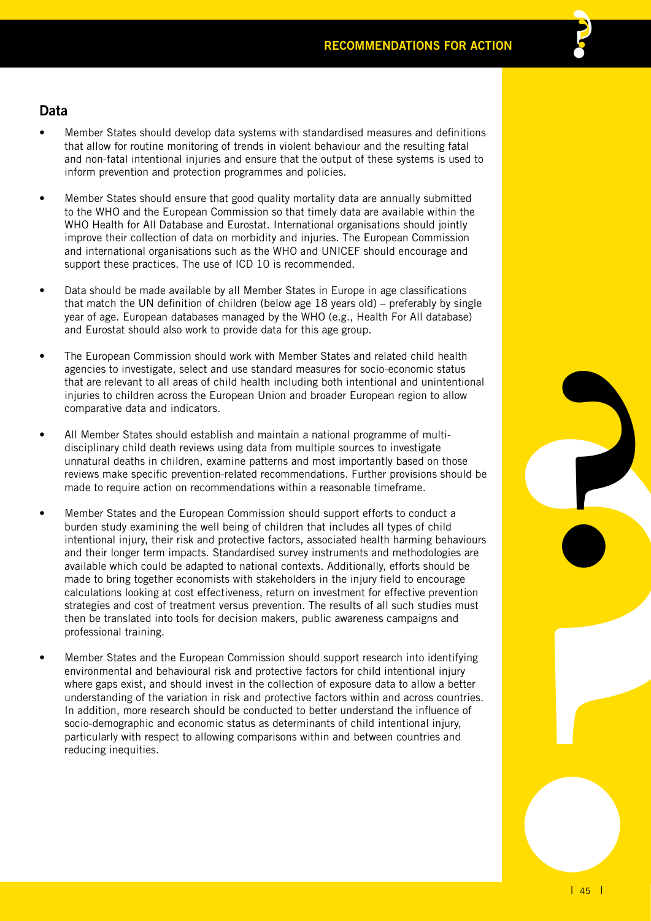## Data

- Member States should develop data systems with standardised measures and definitions that allow for routine monitoring of trends in violent behaviour and the resulting fatal and non-fatal intentional injuries and ensure that the output of these systems is used to inform prevention and protection programmes and policies.

- Member States should ensure that good quality mortality data are annually submitted to the WHO and the European Commission so that timely data are available within the WHO Health for All Database and Eurostat. International organisations should jointly improve their collection of data on morbidity and injuries. The European Commission and international organisations such as the WHO and UNICEF should encourage and support these practices. The use of ICD 10 is recommended.

- Data should be made available by all Member States in Europe in age classifications that match the UN definition of children (below age 18 years old) – preferably by single year of age. European databases managed by the WHO (e.g., Health For All database) and Eurostat should also work to provide data for this age group.

- The European Commission should work with Member States and related child health agencies to investigate, select and use standard measures for socio-economic status that are relevant to all areas of child health including both intentional and unintentional injuries to children across the European Union and broader European region to allow comparative data and indicators.

- All Member States should establish and maintain a national programme of multi-disciplinary child death reviews using data from multiple sources to investigate unnatural deaths in children, examine patterns and most importantly based on those reviews make specific prevention-related recommendations. Further provisions should be made to require action on recommendations within a reasonable timeframe.

- Member States and the European Commission should support efforts to conduct a burden study examining the well being of children that includes all types of child intentional injury, their risk and protective factors, associated health harming behaviours and their longer term impacts. Standardised survey instruments and methodologies are available which could be adapted to national contexts. Additionally, efforts should be made to bring together economists with stakeholders in the injury field to encourage calculations looking at cost effectiveness, return on investment for effective prevention strategies and cost of treatment versus prevention. The results of all such studies must then be translated into tools for decision makers, public awareness campaigns and professional training.

- Member States and the European Commission should support research into identifying environmental and behavioural risk and protective factors for child intentional injury where gaps exist, and should invest in the collection of exposure data to allow a better understanding of the variation in risk and protective factors within and across countries. In addition, more research should be conducted to better understand the influence of socio-demographic and economic status as determinants of child intentional injury, particularly with respect to allowing comparisons within and between countries and reducing inequities.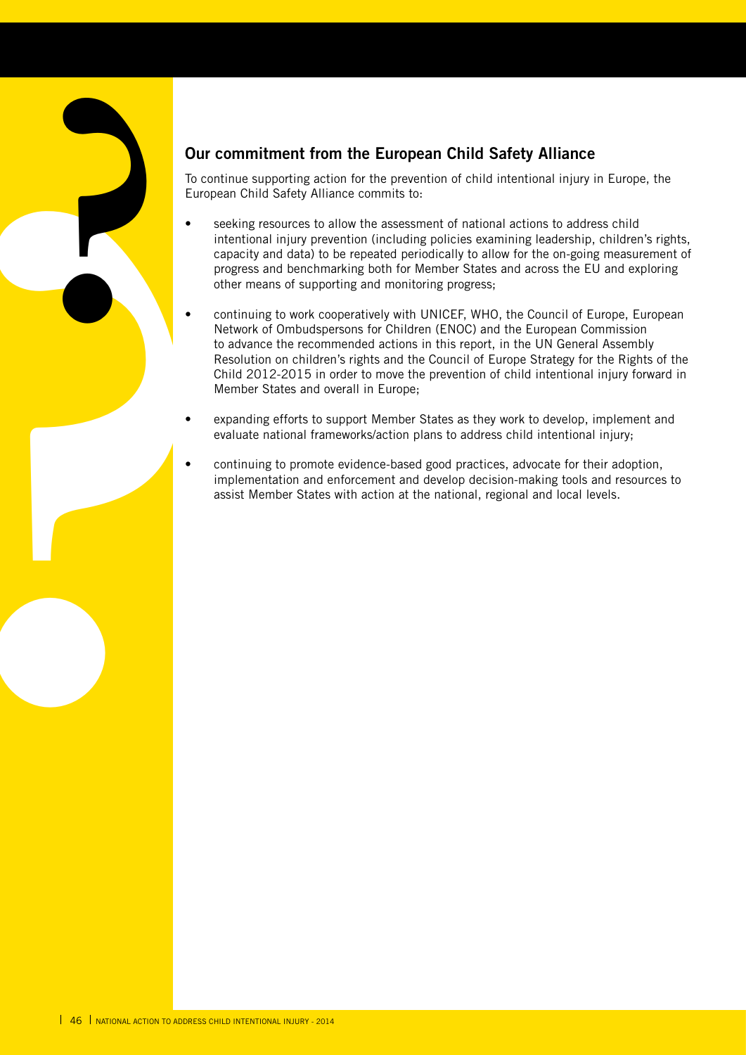## Our commitment from the European Child Safety Alliance

To continue supporting action for the prevention of child intentional injury in Europe, the European Child Safety Alliance commits to:

- seeking resources to allow the assessment of national actions to address child intentional injury prevention (including policies examining leadership, children's rights, capacity and data) to be repeated periodically to allow for the on-going measurement of progress and benchmarking both for Member States and across the EU and exploring other means of supporting and monitoring progress;
- continuing to work cooperatively with UNICEF, WHO, the Council of Europe, European Network of Ombudspersons for Children (ENOC) and the European Commission to advance the recommended actions in this report, in the UN General Assembly Resolution on children's rights and the Council of Europe Strategy for the Rights of the Child 2012-2015 in order to move the prevention of child intentional injury forward in Member States and overall in Europe;
- expanding efforts to support Member States as they work to develop, implement and evaluate national frameworks/action plans to address child intentional injury;
- continuing to promote evidence-based good practices, advocate for their adoption, implementation and enforcement and develop decision-making tools and resources to assist Member States with action at the national, regional and local levels.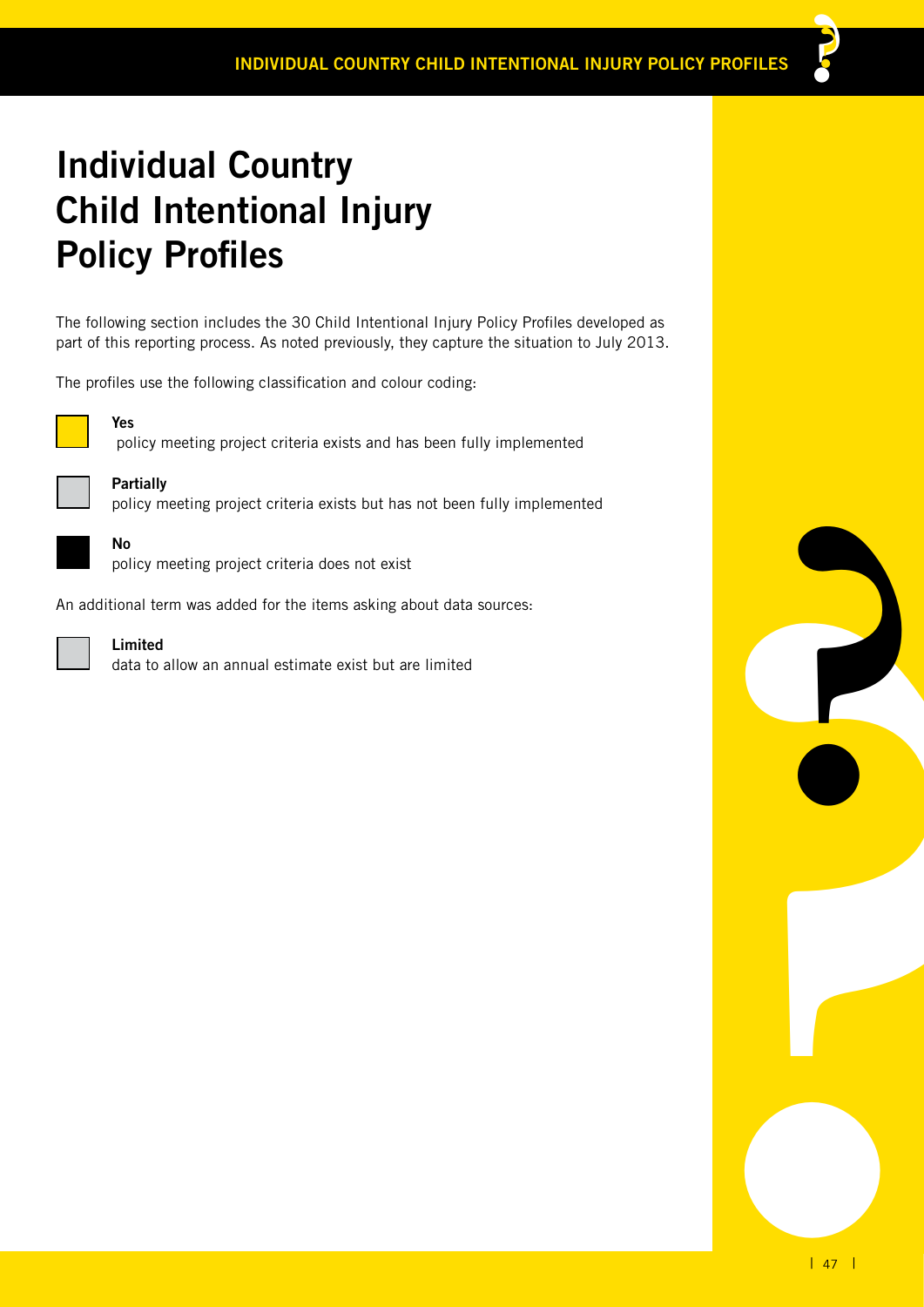# Individual Country Child Intentional Injury Policy Profiles

The following section includes the 30 Child Intentional Injury Policy Profiles developed as part of this reporting process. As noted previously, they capture the situation to July 2013.

The profiles use the following classification and colour coding:

**Yes**
policy meeting project criteria exists and has been fully implemented

**Partially**
policy meeting project criteria exists but has not been fully implemented

**No**
policy meeting project criteria does not exist

An additional term was added for the items asking about data sources:

**Limited**
data to allow an annual estimate exist but are limited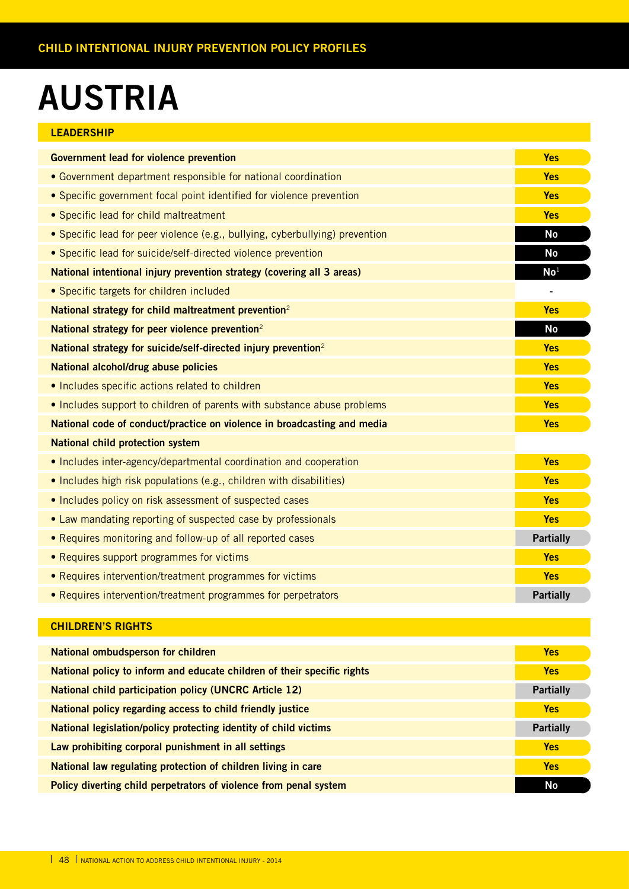# AUSTRIA

## LEADERSHIP

| | |
|---|---|
| **Government lead for violence prevention** | **Yes** |
| • Government department responsible for national coordination | **Yes** |
| • Specific government focal point identified for violence prevention | **Yes** |
| • Specific lead for child maltreatment | **Yes** |
| • Specific lead for peer violence (e.g., bullying, cyberbullying) prevention | **No** |
| • Specific lead for suicide/self-directed violence prevention | **No** |
| **National intentional injury prevention strategy (covering all 3 areas)** | **No**[1] |
| • Specific targets for children included | - |
| **National strategy for child maltreatment prevention**[2] | **Yes** |
| **National strategy for peer violence prevention**[2] | **No** |
| **National strategy for suicide/self-directed injury prevention**[2] | **Yes** |
| **National alcohol/drug abuse policies** | **Yes** |
| • Includes specific actions related to children | **Yes** |
| • Includes support to children of parents with substance abuse problems | **Yes** |
| **National code of conduct/practice on violence in broadcasting and media** | **Yes** |
| **National child protection system** | |
| • Includes inter-agency/departmental coordination and cooperation | **Yes** |
| • Includes high risk populations (e.g., children with disabilities) | **Yes** |
| • Includes policy on risk assessment of suspected cases | **Yes** |
| • Law mandating reporting of suspected case by professionals | **Yes** |
| • Requires monitoring and follow-up of all reported cases | **Partially** |
| • Requires support programmes for victims | **Yes** |
| • Requires intervention/treatment programmes for victims | **Yes** |
| • Requires intervention/treatment programmes for perpetrators | **Partially** |

## CHILDREN'S RIGHTS

| | |
|---|---|
| **National ombudsperson for children** | **Yes** |
| **National policy to inform and educate children of their specific rights** | **Yes** |
| **National child participation policy (UNCRC Article 12)** | **Partially** |
| **National policy regarding access to child friendly justice** | **Yes** |
| **National legislation/policy protecting identity of child victims** | **Partially** |
| **Law prohibiting corporal punishment in all settings** | **Yes** |
| **National law regulating protection of children living in care** | **Yes** |
| **Policy diverting child perpetrators of violence from penal system** | **No** |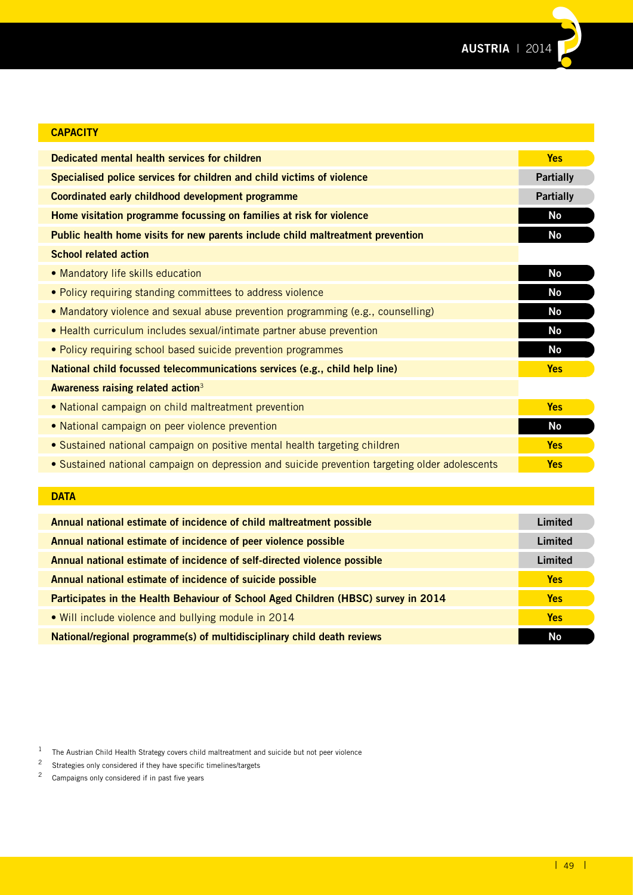## CAPACITY

| | |
|---|---|
| **Dedicated mental health services for children** | **Yes** |
| **Specialised police services for children and child victims of violence** | **Partially** |
| **Coordinated early childhood development programme** | **Partially** |
| **Home visitation programme focussing on families at risk for violence** | **No** |
| **Public health home visits for new parents include child maltreatment prevention** | **No** |
| **School related action** | |
| • Mandatory life skills education | **No** |
| • Policy requiring standing committees to address violence | **No** |
| • Mandatory violence and sexual abuse prevention programming (e.g., counselling) | **No** |
| • Health curriculum includes sexual/intimate partner abuse prevention | **No** |
| • Policy requiring school based suicide prevention programmes | **No** |
| **National child focussed telecommunications services (e.g., child help line)** | **Yes** |
| **Awareness raising related action**[3] | |
| • National campaign on child maltreatment prevention | **Yes** |
| • National campaign on peer violence prevention | **No** |
| • Sustained national campaign on positive mental health targeting children | **Yes** |
| • Sustained national campaign on depression and suicide prevention targeting older adolescents | **Yes** |

## DATA

| | |
|---|---|
| **Annual national estimate of incidence of child maltreatment possible** | **Limited** |
| **Annual national estimate of incidence of peer violence possible** | **Limited** |
| **Annual national estimate of incidence of self-directed violence possible** | **Limited** |
| **Annual national estimate of incidence of suicide possible** | **Yes** |
| **Participates in the Health Behaviour of School Aged Children (HBSC) survey in 2014** | **Yes** |
| • Will include violence and bullying module in 2014 | **Yes** |
| **National/regional programme(s) of multidisciplinary child death reviews** | **No** |

[1] The Austrian Child Health Strategy covers child maltreatment and suicide but not peer violence

[2] Strategies only considered if they have specific timelines/targets

[2] Campaigns only considered if in past five years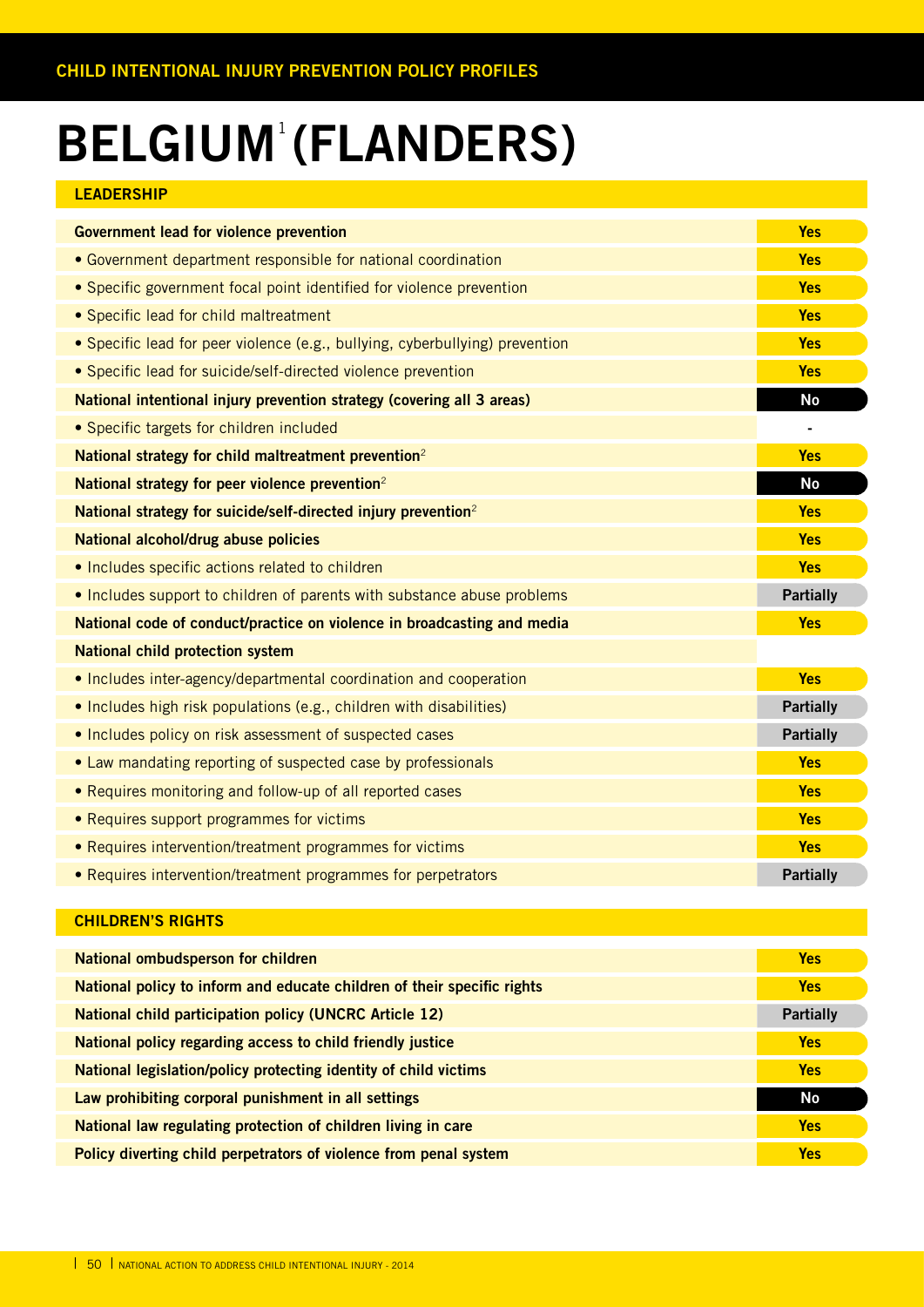# BELGIUM[1] (FLANDERS)

## LEADERSHIP

| Item | Status |
|---|---|
| **Government lead for violence prevention** | Yes |
| • Government department responsible for national coordination | Yes |
| • Specific government focal point identified for violence prevention | Yes |
| • Specific lead for child maltreatment | Yes |
| • Specific lead for peer violence (e.g., bullying, cyberbullying) prevention | Yes |
| • Specific lead for suicide/self-directed violence prevention | Yes |
| **National intentional injury prevention strategy (covering all 3 areas)** | No |
| • Specific targets for children included | - |
| **National strategy for child maltreatment prevention**[2] | Yes |
| **National strategy for peer violence prevention**[2] | No |
| **National strategy for suicide/self-directed injury prevention**[2] | Yes |
| **National alcohol/drug abuse policies** | Yes |
| • Includes specific actions related to children | Yes |
| • Includes support to children of parents with substance abuse problems | Partially |
| **National code of conduct/practice on violence in broadcasting and media** | Yes |
| **National child protection system** | |
| • Includes inter-agency/departmental coordination and cooperation | Yes |
| • Includes high risk populations (e.g., children with disabilities) | Partially |
| • Includes policy on risk assessment of suspected cases | Partially |
| • Law mandating reporting of suspected case by professionals | Yes |
| • Requires monitoring and follow-up of all reported cases | Yes |
| • Requires support programmes for victims | Yes |
| • Requires intervention/treatment programmes for victims | Yes |
| • Requires intervention/treatment programmes for perpetrators | Partially |

## CHILDREN'S RIGHTS

| Item | Status |
|---|---|
| **National ombudsperson for children** | Yes |
| **National policy to inform and educate children of their specific rights** | Yes |
| **National child participation policy (UNCRC Article 12)** | Partially |
| **National policy regarding access to child friendly justice** | Yes |
| **National legislation/policy protecting identity of child victims** | Yes |
| **Law prohibiting corporal punishment in all settings** | No |
| **National law regulating protection of children living in care** | Yes |
| **Policy diverting child perpetrators of violence from penal system** | Yes |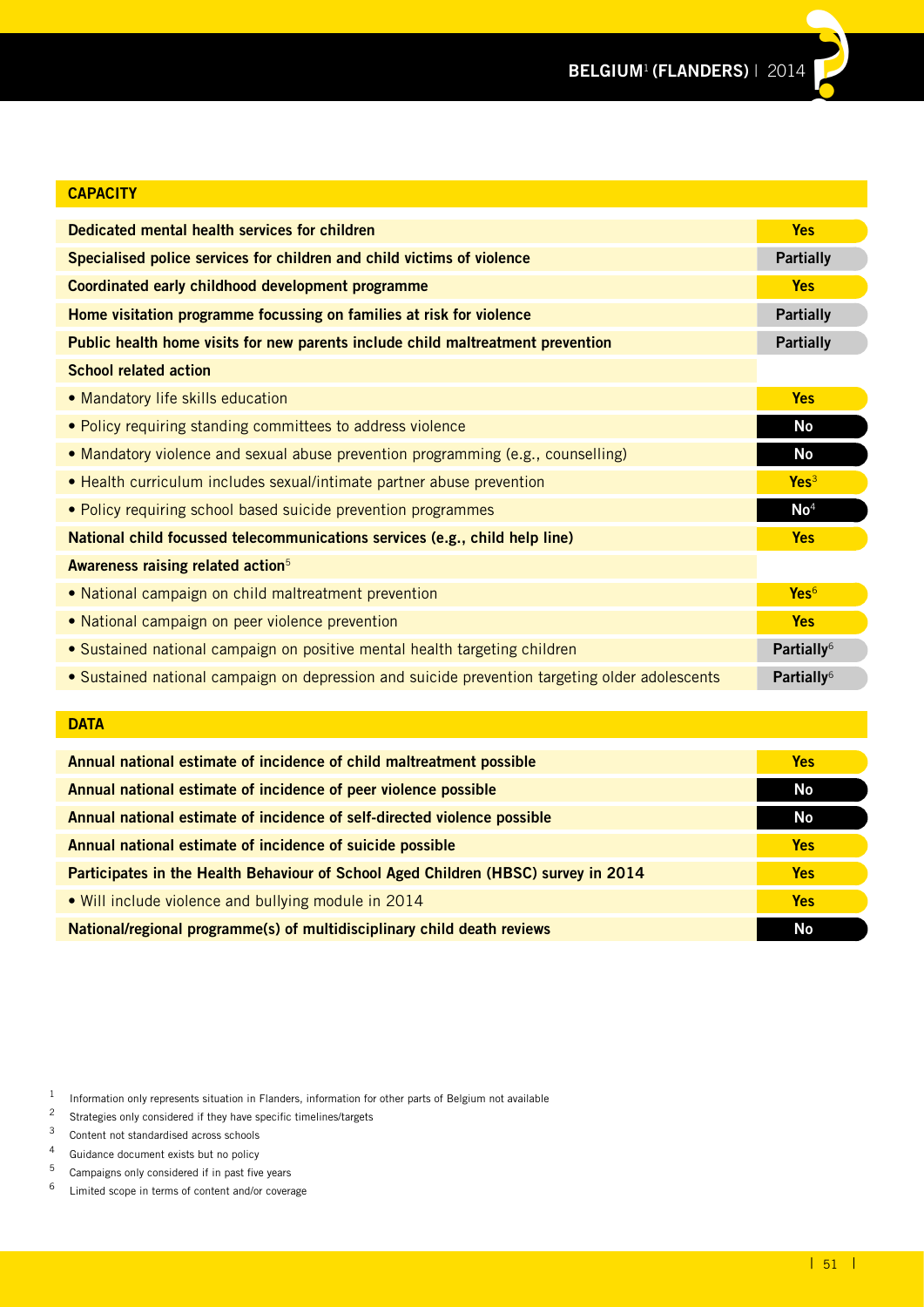# BELGIUM[1] (FLANDERS) | 2014

## CAPACITY

| | |
|---|---|
| **Dedicated mental health services for children** | **Yes** |
| **Specialised police services for children and child victims of violence** | **Partially** |
| **Coordinated early childhood development programme** | **Yes** |
| **Home visitation programme focussing on families at risk for violence** | **Partially** |
| **Public health home visits for new parents include child maltreatment prevention** | **Partially** |
| **School related action** | |
| • Mandatory life skills education | **Yes** |
| • Policy requiring standing committees to address violence | **No** |
| • Mandatory violence and sexual abuse prevention programming (e.g., counselling) | **No** |
| • Health curriculum includes sexual/intimate partner abuse prevention | **Yes**[3] |
| • Policy requiring school based suicide prevention programmes | **No**[4] |
| **National child focussed telecommunications services (e.g., child help line)** | **Yes** |
| **Awareness raising related action**[5] | |
| • National campaign on child maltreatment prevention | **Yes**[6] |
| • National campaign on peer violence prevention | **Yes** |
| • Sustained national campaign on positive mental health targeting children | **Partially**[6] |
| • Sustained national campaign on depression and suicide prevention targeting older adolescents | **Partially**[6] |

## DATA

| | |
|---|---|
| **Annual national estimate of incidence of child maltreatment possible** | **Yes** |
| **Annual national estimate of incidence of peer violence possible** | **No** |
| **Annual national estimate of incidence of self-directed violence possible** | **No** |
| **Annual national estimate of incidence of suicide possible** | **Yes** |
| **Participates in the Health Behaviour of School Aged Children (HBSC) survey in 2014** | **Yes** |
| • Will include violence and bullying module in 2014 | **Yes** |
| **National/regional programme(s) of multidisciplinary child death reviews** | **No** |

1 Information only represents situation in Flanders, information for other parts of Belgium not available
2 Strategies only considered if they have specific timelines/targets
3 Content not standardised across schools
4 Guidance document exists but no policy
5 Campaigns only considered if in past five years
6 Limited scope in terms of content and/or coverage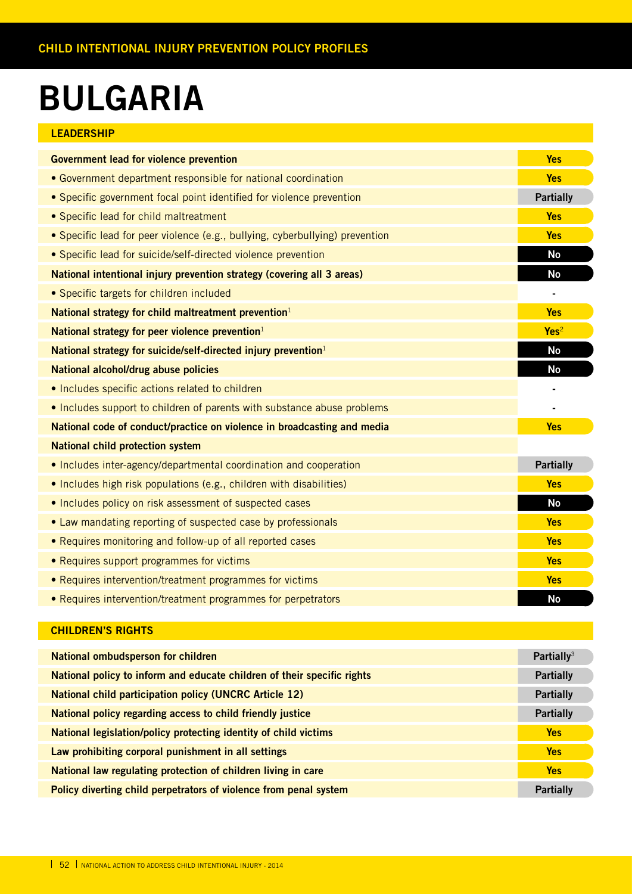CHILD INTENTIONAL INJURY PREVENTION POLICY PROFILES

# BULGARIA

## LEADERSHIP

| Item | Status |
|---|---|
| **Government lead for violence prevention** | Yes |
| • Government department responsible for national coordination | Yes |
| • Specific government focal point identified for violence prevention | Partially |
| • Specific lead for child maltreatment | Yes |
| • Specific lead for peer violence (e.g., bullying, cyberbullying) prevention | Yes |
| • Specific lead for suicide/self-directed violence prevention | No |
| **National intentional injury prevention strategy (covering all 3 areas)** | No |
| • Specific targets for children included | - |
| **National strategy for child maltreatment prevention**[1] | Yes |
| **National strategy for peer violence prevention**[1] | Yes[2] |
| **National strategy for suicide/self-directed injury prevention**[1] | No |
| **National alcohol/drug abuse policies** | No |
| • Includes specific actions related to children | - |
| • Includes support to children of parents with substance abuse problems | - |
| **National code of conduct/practice on violence in broadcasting and media** | Yes |
| **National child protection system** | |
| • Includes inter-agency/departmental coordination and cooperation | Partially |
| • Includes high risk populations (e.g., children with disabilities) | Yes |
| • Includes policy on risk assessment of suspected cases | No |
| • Law mandating reporting of suspected case by professionals | Yes |
| • Requires monitoring and follow-up of all reported cases | Yes |
| • Requires support programmes for victims | Yes |
| • Requires intervention/treatment programmes for victims | Yes |
| • Requires intervention/treatment programmes for perpetrators | No |

## CHILDREN'S RIGHTS

| Item | Status |
|---|---|
| **National ombudsperson for children** | Partially[3] |
| **National policy to inform and educate children of their specific rights** | Partially |
| **National child participation policy (UNCRC Article 12)** | Partially |
| **National policy regarding access to child friendly justice** | Partially |
| **National legislation/policy protecting identity of child victims** | Yes |
| **Law prohibiting corporal punishment in all settings** | Yes |
| **National law regulating protection of children living in care** | Yes |
| **Policy diverting child perpetrators of violence from penal system** | Partially |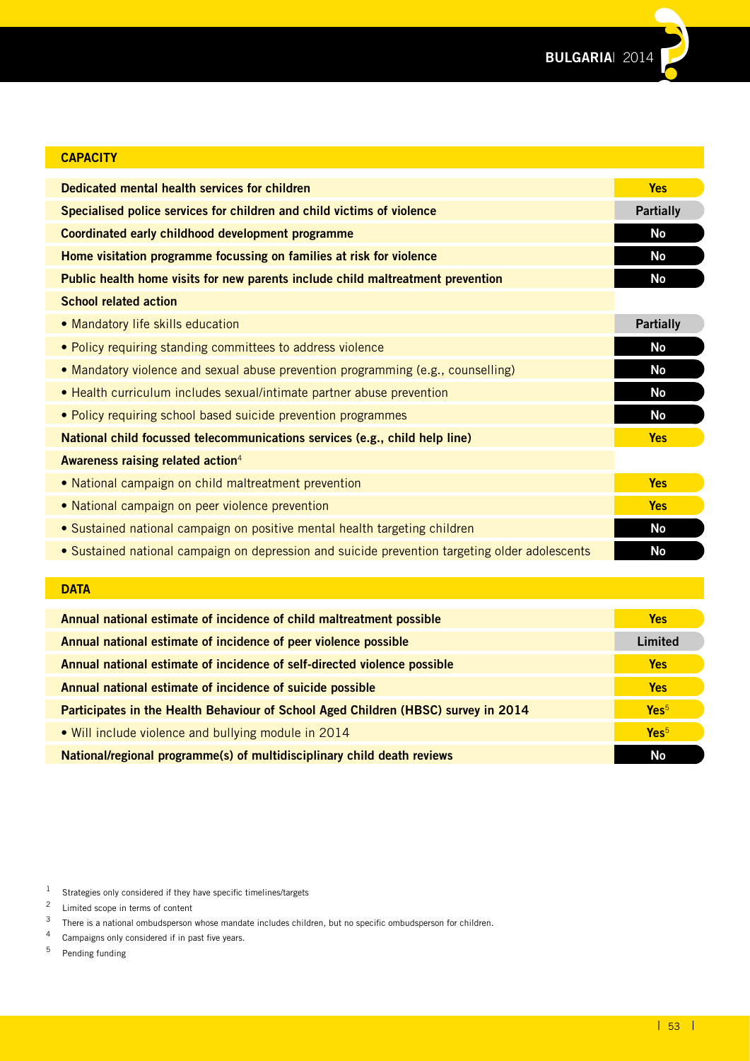## CAPACITY

| | |
|---|---|
| **Dedicated mental health services for children** | **Yes** |
| **Specialised police services for children and child victims of violence** | **Partially** |
| **Coordinated early childhood development programme** | **No** |
| **Home visitation programme focussing on families at risk for violence** | **No** |
| **Public health home visits for new parents include child maltreatment prevention** | **No** |
| **School related action** | |
| • Mandatory life skills education | **Partially** |
| • Policy requiring standing committees to address violence | **No** |
| • Mandatory violence and sexual abuse prevention programming (e.g., counselling) | **No** |
| • Health curriculum includes sexual/intimate partner abuse prevention | **No** |
| • Policy requiring school based suicide prevention programmes | **No** |
| **National child focussed telecommunications services (e.g., child help line)** | **Yes** |
| **Awareness raising related action**[4] | |
| • National campaign on child maltreatment prevention | **Yes** |
| • National campaign on peer violence prevention | **Yes** |
| • Sustained national campaign on positive mental health targeting children | **No** |
| • Sustained national campaign on depression and suicide prevention targeting older adolescents | **No** |

## DATA

| | |
|---|---|
| **Annual national estimate of incidence of child maltreatment possible** | **Yes** |
| **Annual national estimate of incidence of peer violence possible** | **Limited** |
| **Annual national estimate of incidence of self-directed violence possible** | **Yes** |
| **Annual national estimate of incidence of suicide possible** | **Yes** |
| **Participates in the Health Behaviour of School Aged Children (HBSC) survey in 2014** | **Yes**[5] |
| • Will include violence and bullying module in 2014 | **Yes**[5] |
| **National/regional programme(s) of multidisciplinary child death reviews** | **No** |

[1] Strategies only considered if they have specific timelines/targets

[2] Limited scope in terms of content

[3] There is a national ombudsperson whose mandate includes children, but no specific ombudsperson for children.

[4] Campaigns only considered if in past five years.

[5] Pending funding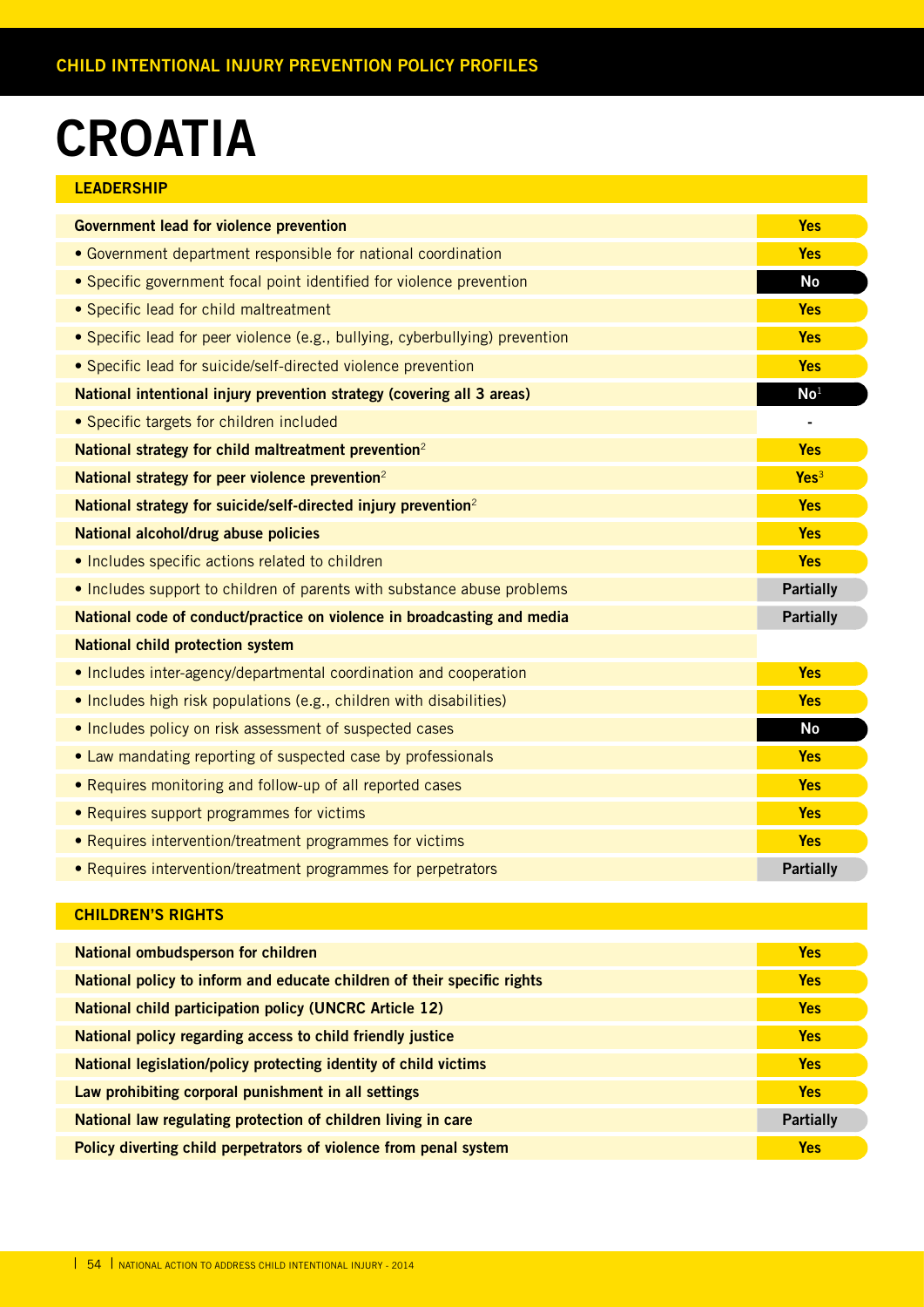# CROATIA

## LEADERSHIP

| Item | Status |
| --- | --- |
| **Government lead for violence prevention** | Yes |
| • Government department responsible for national coordination | Yes |
| • Specific government focal point identified for violence prevention | No |
| • Specific lead for child maltreatment | Yes |
| • Specific lead for peer violence (e.g., bullying, cyberbullying) prevention | Yes |
| • Specific lead for suicide/self-directed violence prevention | Yes |
| **National intentional injury prevention strategy (covering all 3 areas)** | No[1] |
| • Specific targets for children included | - |
| **National strategy for child maltreatment prevention**[2] | Yes |
| **National strategy for peer violence prevention**[2] | Yes[3] |
| **National strategy for suicide/self-directed injury prevention**[2] | Yes |
| **National alcohol/drug abuse policies** | Yes |
| • Includes specific actions related to children | Yes |
| • Includes support to children of parents with substance abuse problems | Partially |
| **National code of conduct/practice on violence in broadcasting and media** | Partially |
| **National child protection system** | |
| • Includes inter-agency/departmental coordination and cooperation | Yes |
| • Includes high risk populations (e.g., children with disabilities) | Yes |
| • Includes policy on risk assessment of suspected cases | No |
| • Law mandating reporting of suspected case by professionals | Yes |
| • Requires monitoring and follow-up of all reported cases | Yes |
| • Requires support programmes for victims | Yes |
| • Requires intervention/treatment programmes for victims | Yes |
| • Requires intervention/treatment programmes for perpetrators | Partially |

## CHILDREN'S RIGHTS

| Item | Status |
| --- | --- |
| **National ombudsperson for children** | Yes |
| **National policy to inform and educate children of their specific rights** | Yes |
| **National child participation policy (UNCRC Article 12)** | Yes |
| **National policy regarding access to child friendly justice** | Yes |
| **National legislation/policy protecting identity of child victims** | Yes |
| **Law prohibiting corporal punishment in all settings** | Yes |
| **National law regulating protection of children living in care** | Partially |
| **Policy diverting child perpetrators of violence from penal system** | Yes |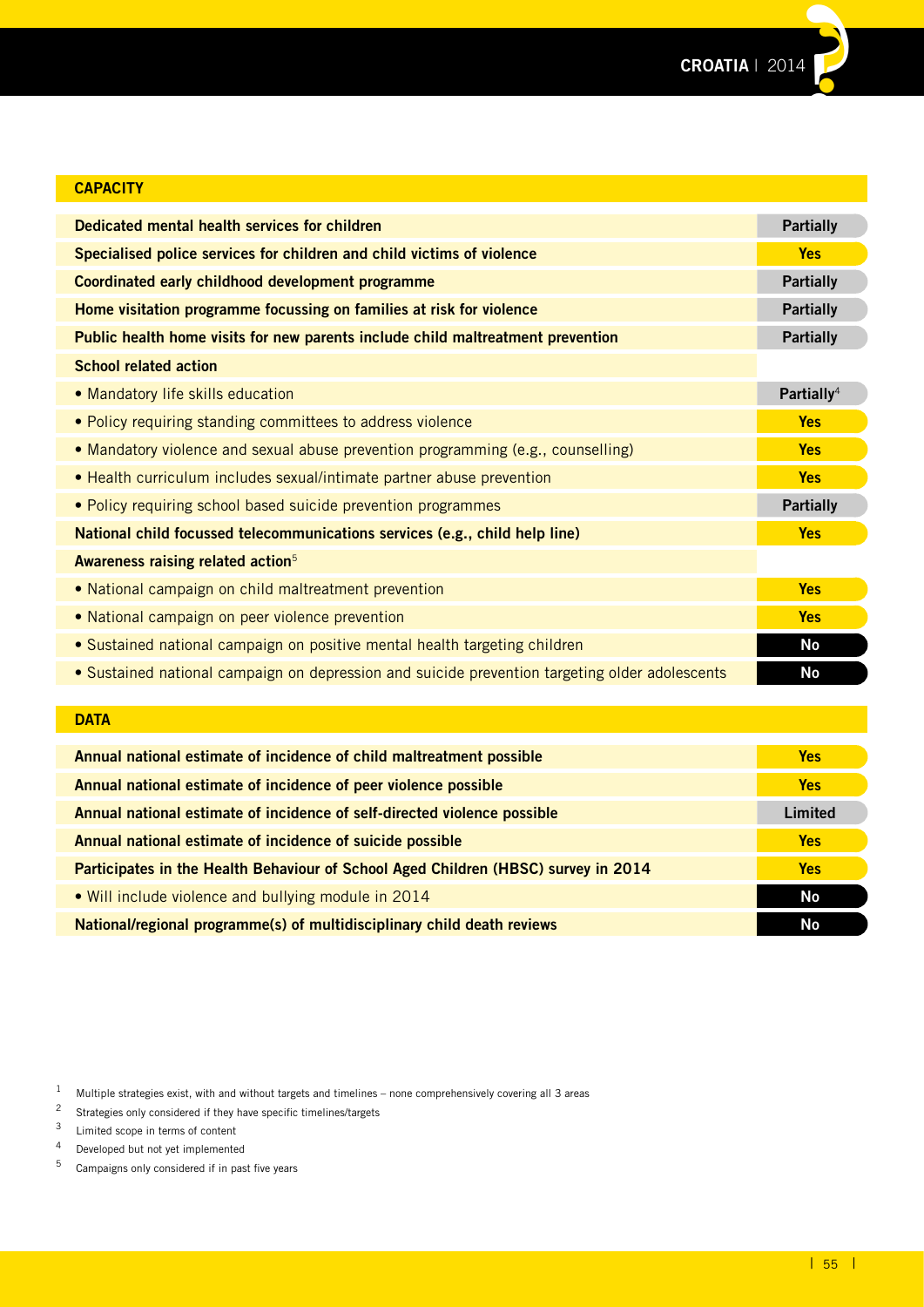## CAPACITY

| | |
|---|---|
| **Dedicated mental health services for children** | **Partially** |
| **Specialised police services for children and child victims of violence** | **Yes** |
| **Coordinated early childhood development programme** | **Partially** |
| **Home visitation programme focussing on families at risk for violence** | **Partially** |
| **Public health home visits for new parents include child maltreatment prevention** | **Partially** |
| **School related action** | |
| • Mandatory life skills education | **Partially**[4] |
| • Policy requiring standing committees to address violence | **Yes** |
| • Mandatory violence and sexual abuse prevention programming (e.g., counselling) | **Yes** |
| • Health curriculum includes sexual/intimate partner abuse prevention | **Yes** |
| • Policy requiring school based suicide prevention programmes | **Partially** |
| **National child focussed telecommunications services (e.g., child help line)** | **Yes** |
| **Awareness raising related action**[5] | |
| • National campaign on child maltreatment prevention | **Yes** |
| • National campaign on peer violence prevention | **Yes** |
| • Sustained national campaign on positive mental health targeting children | **No** |
| • Sustained national campaign on depression and suicide prevention targeting older adolescents | **No** |

## DATA

| | |
|---|---|
| **Annual national estimate of incidence of child maltreatment possible** | **Yes** |
| **Annual national estimate of incidence of peer violence possible** | **Yes** |
| **Annual national estimate of incidence of self-directed violence possible** | **Limited** |
| **Annual national estimate of incidence of suicide possible** | **Yes** |
| **Participates in the Health Behaviour of School Aged Children (HBSC) survey in 2014** | **Yes** |
| • Will include violence and bullying module in 2014 | **No** |
| **National/regional programme(s) of multidisciplinary child death reviews** | **No** |

[1] Multiple strategies exist, with and without targets and timelines – none comprehensively covering all 3 areas

[2] Strategies only considered if they have specific timelines/targets

[3] Limited scope in terms of content

[4] Developed but not yet implemented

[5] Campaigns only considered if in past five years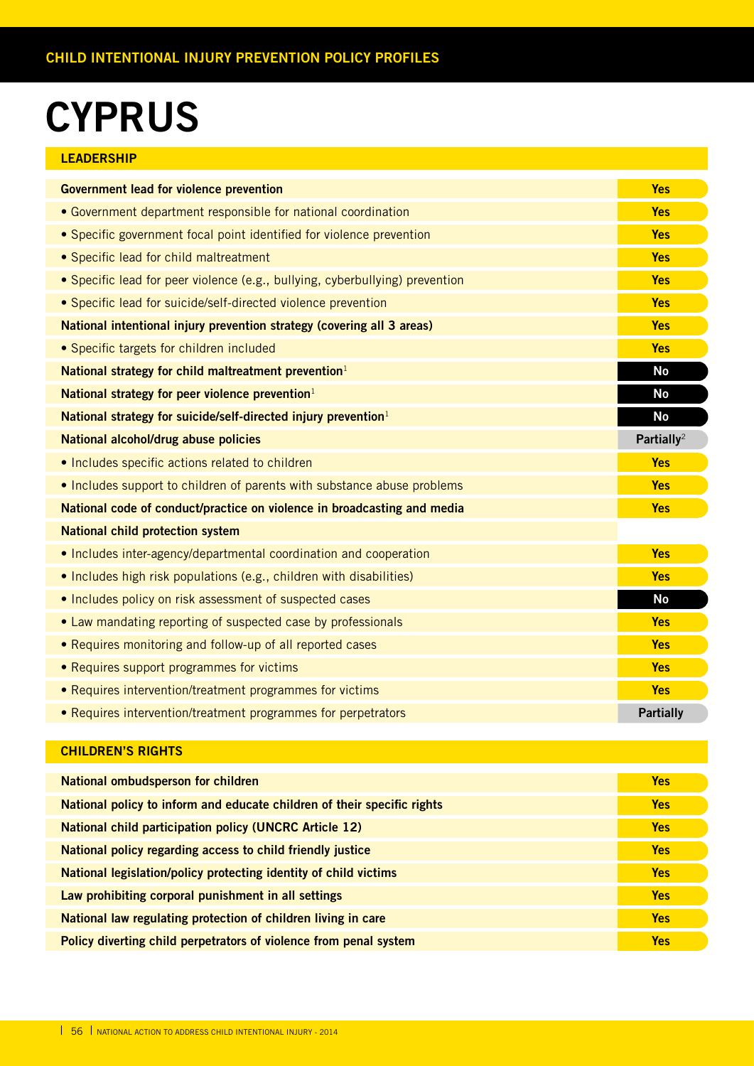# CYPRUS

## LEADERSHIP

| LEADERSHIP | |
|---|---|
| **Government lead for violence prevention** | **Yes** |
| • Government department responsible for national coordination | **Yes** |
| • Specific government focal point identified for violence prevention | **Yes** |
| • Specific lead for child maltreatment | **Yes** |
| • Specific lead for peer violence (e.g., bullying, cyberbullying) prevention | **Yes** |
| • Specific lead for suicide/self-directed violence prevention | **Yes** |
| **National intentional injury prevention strategy (covering all 3 areas)** | **Yes** |
| • Specific targets for children included | **Yes** |
| **National strategy for child maltreatment prevention**[1] | **No** |
| **National strategy for peer violence prevention**[1] | **No** |
| **National strategy for suicide/self-directed injury prevention**[1] | **No** |
| **National alcohol/drug abuse policies** | **Partially**[2] |
| • Includes specific actions related to children | **Yes** |
| • Includes support to children of parents with substance abuse problems | **Yes** |
| **National code of conduct/practice on violence in broadcasting and media** | **Yes** |
| **National child protection system** | |
| • Includes inter-agency/departmental coordination and cooperation | **Yes** |
| • Includes high risk populations (e.g., children with disabilities) | **Yes** |
| • Includes policy on risk assessment of suspected cases | **No** |
| • Law mandating reporting of suspected case by professionals | **Yes** |
| • Requires monitoring and follow-up of all reported cases | **Yes** |
| • Requires support programmes for victims | **Yes** |
| • Requires intervention/treatment programmes for victims | **Yes** |
| • Requires intervention/treatment programmes for perpetrators | **Partially** |

## CHILDREN'S RIGHTS

| CHILDREN'S RIGHTS | |
|---|---|
| **National ombudsperson for children** | **Yes** |
| **National policy to inform and educate children of their specific rights** | **Yes** |
| **National child participation policy (UNCRC Article 12)** | **Yes** |
| **National policy regarding access to child friendly justice** | **Yes** |
| **National legislation/policy protecting identity of child victims** | **Yes** |
| **Law prohibiting corporal punishment in all settings** | **Yes** |
| **National law regulating protection of children living in care** | **Yes** |
| **Policy diverting child perpetrators of violence from penal system** | **Yes** |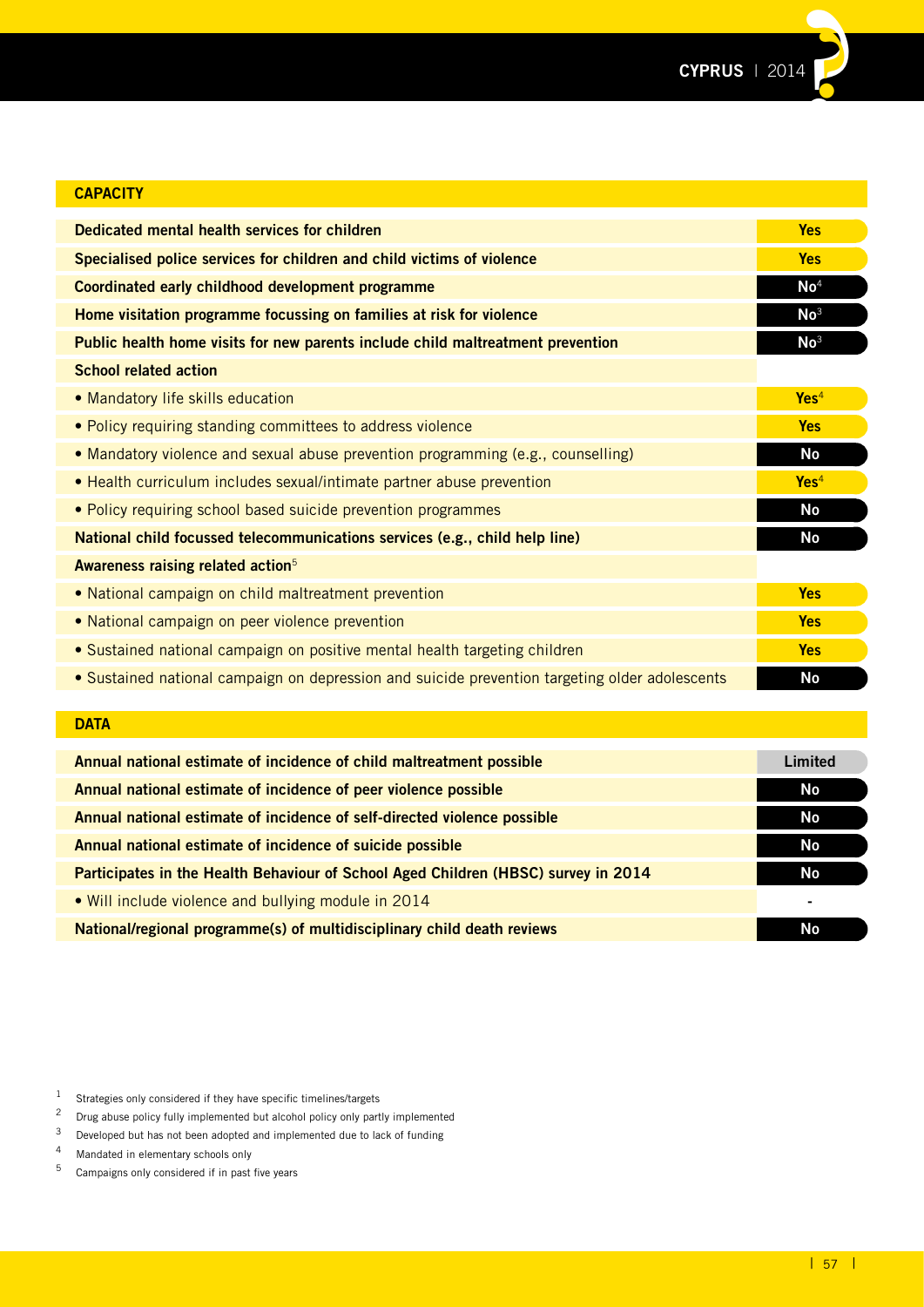## CAPACITY

| | |
|---|---|
| **Dedicated mental health services for children** | Yes |
| **Specialised police services for children and child victims of violence** | Yes |
| **Coordinated early childhood development programme** | No[4] |
| **Home visitation programme focussing on families at risk for violence** | No[3] |
| **Public health home visits for new parents include child maltreatment prevention** | No[3] |
| **School related action** | |
| • Mandatory life skills education | Yes[4] |
| • Policy requiring standing committees to address violence | Yes |
| • Mandatory violence and sexual abuse prevention programming (e.g., counselling) | No |
| • Health curriculum includes sexual/intimate partner abuse prevention | Yes[4] |
| • Policy requiring school based suicide prevention programmes | No |
| **National child focussed telecommunications services (e.g., child help line)** | No |
| **Awareness raising related action**[5] | |
| • National campaign on child maltreatment prevention | Yes |
| • National campaign on peer violence prevention | Yes |
| • Sustained national campaign on positive mental health targeting children | Yes |
| • Sustained national campaign on depression and suicide prevention targeting older adolescents | No |

## DATA

| | |
|---|---|
| **Annual national estimate of incidence of child maltreatment possible** | Limited |
| **Annual national estimate of incidence of peer violence possible** | No |
| **Annual national estimate of incidence of self-directed violence possible** | No |
| **Annual national estimate of incidence of suicide possible** | No |
| **Participates in the Health Behaviour of School Aged Children (HBSC) survey in 2014** | No |
| • Will include violence and bullying module in 2014 | - |
| **National/regional programme(s) of multidisciplinary child death reviews** | No |

1 Strategies only considered if they have specific timelines/targets
2 Drug abuse policy fully implemented but alcohol policy only partly implemented
3 Developed but has not been adopted and implemented due to lack of funding
4 Mandated in elementary schools only
5 Campaigns only considered if in past five years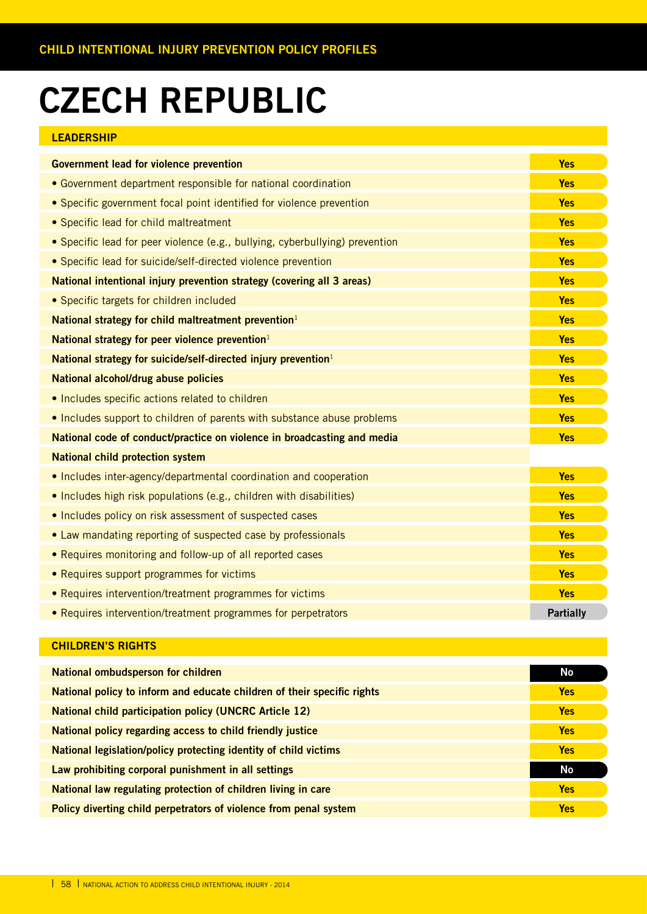# CZECH REPUBLIC

## LEADERSHIP

| Item | Status |
|---|---|
| **Government lead for violence prevention** | Yes |
| • Government department responsible for national coordination | Yes |
| • Specific government focal point identified for violence prevention | Yes |
| • Specific lead for child maltreatment | Yes |
| • Specific lead for peer violence (e.g., bullying, cyberbullying) prevention | Yes |
| • Specific lead for suicide/self-directed violence prevention | Yes |
| **National intentional injury prevention strategy (covering all 3 areas)** | Yes |
| • Specific targets for children included | Yes |
| **National strategy for child maltreatment prevention**[1] | Yes |
| **National strategy for peer violence prevention**[1] | Yes |
| **National strategy for suicide/self-directed injury prevention**[1] | Yes |
| **National alcohol/drug abuse policies** | Yes |
| • Includes specific actions related to children | Yes |
| • Includes support to children of parents with substance abuse problems | Yes |
| **National code of conduct/practice on violence in broadcasting and media** | Yes |
| **National child protection system** | |
| • Includes inter-agency/departmental coordination and cooperation | Yes |
| • Includes high risk populations (e.g., children with disabilities) | Yes |
| • Includes policy on risk assessment of suspected cases | Yes |
| • Law mandating reporting of suspected case by professionals | Yes |
| • Requires monitoring and follow-up of all reported cases | Yes |
| • Requires support programmes for victims | Yes |
| • Requires intervention/treatment programmes for victims | Yes |
| • Requires intervention/treatment programmes for perpetrators | Partially |

## CHILDREN'S RIGHTS

| Item | Status |
|---|---|
| **National ombudsperson for children** | No |
| **National policy to inform and educate children of their specific rights** | Yes |
| **National child participation policy (UNCRC Article 12)** | Yes |
| **National policy regarding access to child friendly justice** | Yes |
| **National legislation/policy protecting identity of child victims** | Yes |
| **Law prohibiting corporal punishment in all settings** | No |
| **National law regulating protection of children living in care** | Yes |
| **Policy diverting child perpetrators of violence from penal system** | Yes |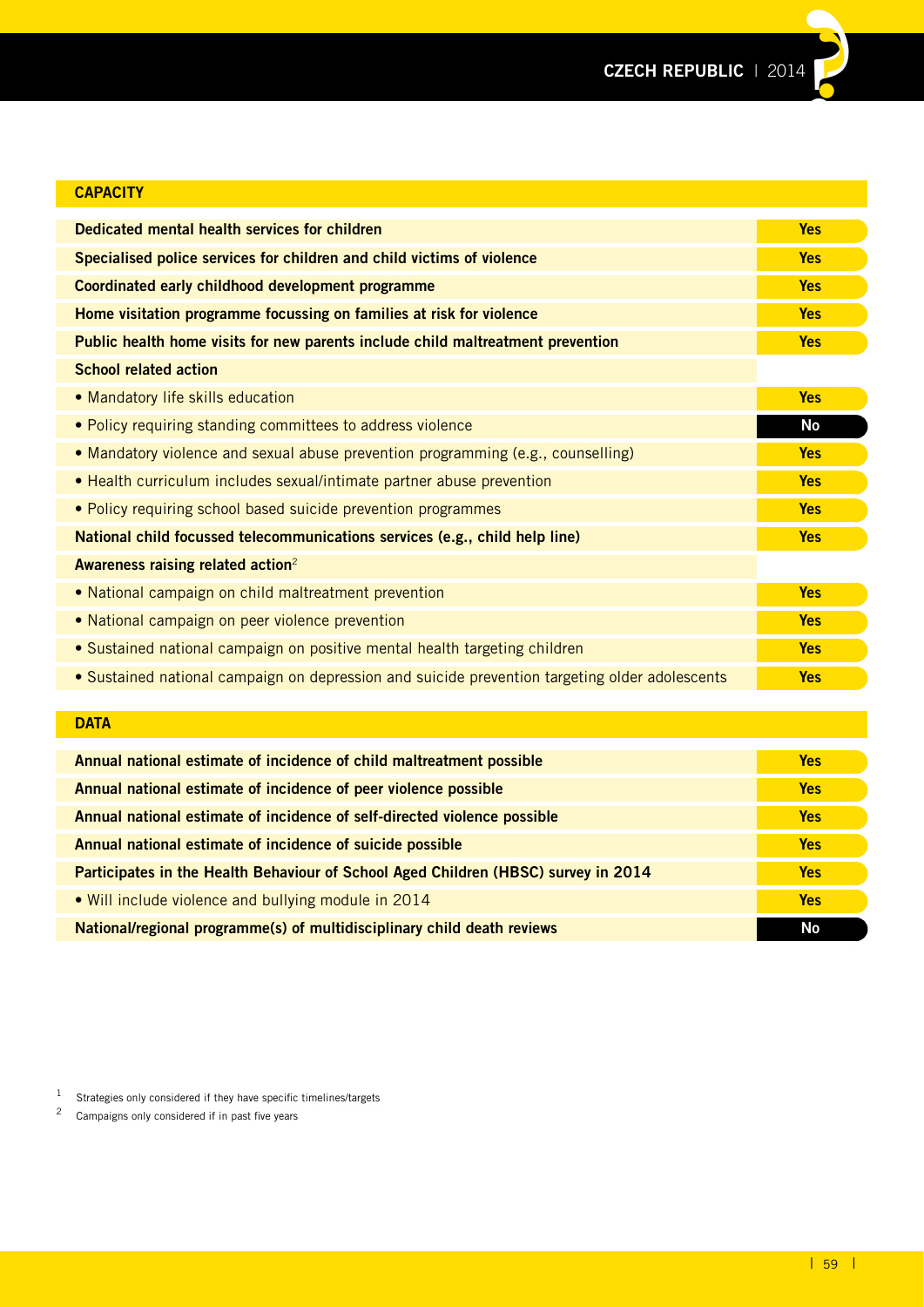## CAPACITY

| | |
|---|---|
| **Dedicated mental health services for children** | **Yes** |
| **Specialised police services for children and child victims of violence** | **Yes** |
| **Coordinated early childhood development programme** | **Yes** |
| **Home visitation programme focussing on families at risk for violence** | **Yes** |
| **Public health home visits for new parents include child maltreatment prevention** | **Yes** |
| **School related action** | |
| • Mandatory life skills education | **Yes** |
| • Policy requiring standing committees to address violence | **No** |
| • Mandatory violence and sexual abuse prevention programming (e.g., counselling) | **Yes** |
| • Health curriculum includes sexual/intimate partner abuse prevention | **Yes** |
| • Policy requiring school based suicide prevention programmes | **Yes** |
| **National child focussed telecommunications services (e.g., child help line)** | **Yes** |
| **Awareness raising related action**[2] | |
| • National campaign on child maltreatment prevention | **Yes** |
| • National campaign on peer violence prevention | **Yes** |
| • Sustained national campaign on positive mental health targeting children | **Yes** |
| • Sustained national campaign on depression and suicide prevention targeting older adolescents | **Yes** |

## DATA

| | |
|---|---|
| **Annual national estimate of incidence of child maltreatment possible** | **Yes** |
| **Annual national estimate of incidence of peer violence possible** | **Yes** |
| **Annual national estimate of incidence of self-directed violence possible** | **Yes** |
| **Annual national estimate of incidence of suicide possible** | **Yes** |
| **Participates in the Health Behaviour of School Aged Children (HBSC) survey in 2014** | **Yes** |
| • Will include violence and bullying module in 2014 | **Yes** |
| **National/regional programme(s) of multidisciplinary child death reviews** | **No** |

[1] Strategies only considered if they have specific timelines/targets

[2] Campaigns only considered if in past five years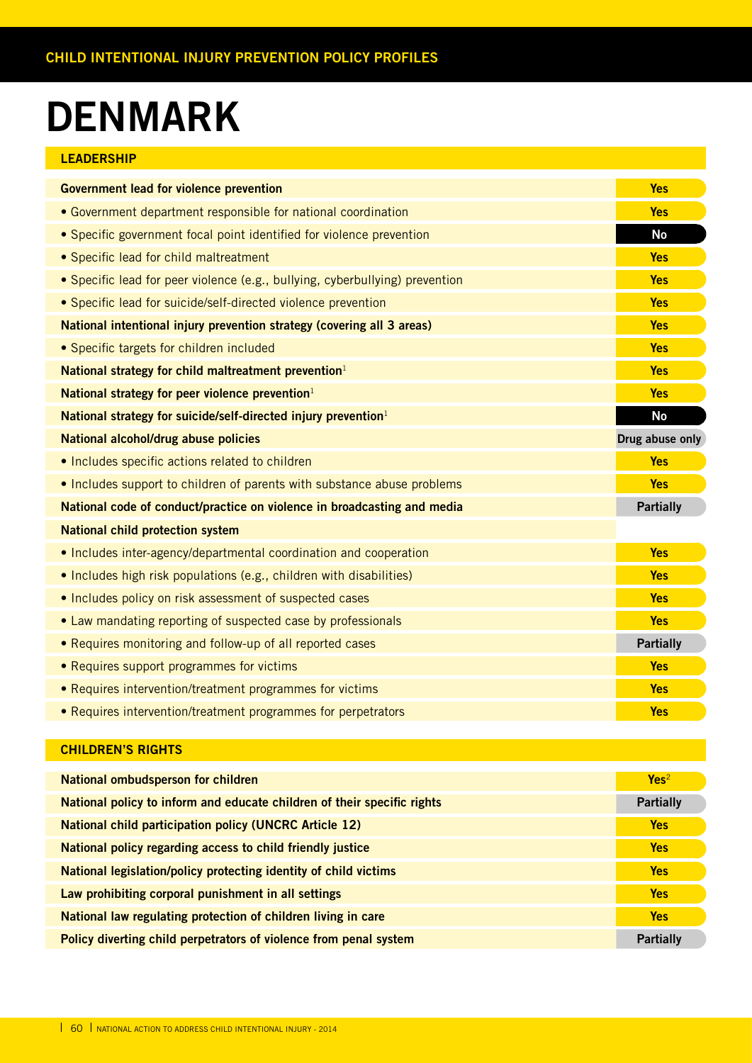# DENMARK

## LEADERSHIP

| Indicator | Status |
|---|---|
| **Government lead for violence prevention** | Yes |
| • Government department responsible for national coordination | Yes |
| • Specific government focal point identified for violence prevention | No |
| • Specific lead for child maltreatment | Yes |
| • Specific lead for peer violence (e.g., bullying, cyberbullying) prevention | Yes |
| • Specific lead for suicide/self-directed violence prevention | Yes |
| **National intentional injury prevention strategy (covering all 3 areas)** | Yes |
| • Specific targets for children included | Yes |
| **National strategy for child maltreatment prevention**[1] | Yes |
| **National strategy for peer violence prevention**[1] | Yes |
| **National strategy for suicide/self-directed injury prevention**[1] | No |
| **National alcohol/drug abuse policies** | Drug abuse only |
| • Includes specific actions related to children | Yes |
| • Includes support to children of parents with substance abuse problems | Yes |
| **National code of conduct/practice on violence in broadcasting and media** | Partially |
| **National child protection system** | |
| • Includes inter-agency/departmental coordination and cooperation | Yes |
| • Includes high risk populations (e.g., children with disabilities) | Yes |
| • Includes policy on risk assessment of suspected cases | Yes |
| • Law mandating reporting of suspected case by professionals | Yes |
| • Requires monitoring and follow-up of all reported cases | Partially |
| • Requires support programmes for victims | Yes |
| • Requires intervention/treatment programmes for victims | Yes |
| • Requires intervention/treatment programmes for perpetrators | Yes |

## CHILDREN'S RIGHTS

| Indicator | Status |
|---|---|
| **National ombudsperson for children** | Yes[2] |
| **National policy to inform and educate children of their specific rights** | Partially |
| **National child participation policy (UNCRC Article 12)** | Yes |
| **National policy regarding access to child friendly justice** | Yes |
| **National legislation/policy protecting identity of child victims** | Yes |
| **Law prohibiting corporal punishment in all settings** | Yes |
| **National law regulating protection of children living in care** | Yes |
| **Policy diverting child perpetrators of violence from penal system** | Partially |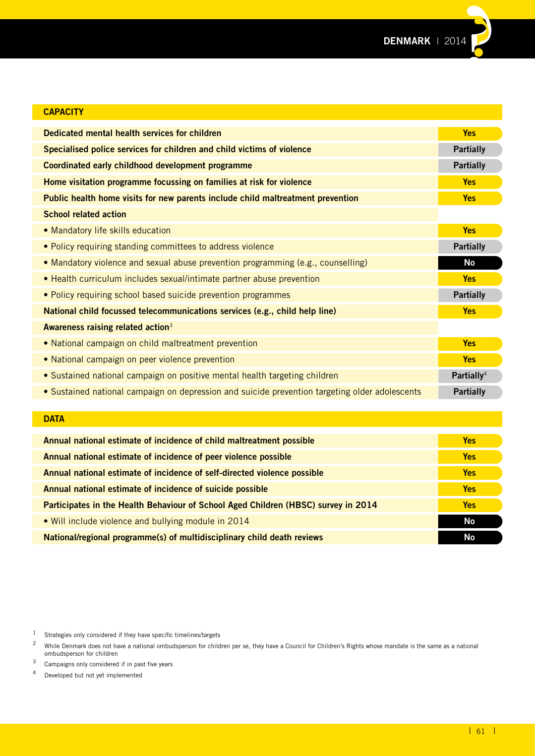## CAPACITY

| | |
|---|---|
| **Dedicated mental health services for children** | **Yes** |
| **Specialised police services for children and child victims of violence** | **Partially** |
| **Coordinated early childhood development programme** | **Partially** |
| **Home visitation programme focussing on families at risk for violence** | **Yes** |
| **Public health home visits for new parents include child maltreatment prevention** | **Yes** |
| **School related action** | |
| • Mandatory life skills education | **Yes** |
| • Policy requiring standing committees to address violence | **Partially** |
| • Mandatory violence and sexual abuse prevention programming (e.g., counselling) | **No** |
| • Health curriculum includes sexual/intimate partner abuse prevention | **Yes** |
| • Policy requiring school based suicide prevention programmes | **Partially** |
| **National child focussed telecommunications services (e.g., child help line)** | **Yes** |
| **Awareness raising related action**[3] | |
| • National campaign on child maltreatment prevention | **Yes** |
| • National campaign on peer violence prevention | **Yes** |
| • Sustained national campaign on positive mental health targeting children | **Partially**[4] |
| • Sustained national campaign on depression and suicide prevention targeting older adolescents | **Partially** |

## DATA

| | |
|---|---|
| **Annual national estimate of incidence of child maltreatment possible** | **Yes** |
| **Annual national estimate of incidence of peer violence possible** | **Yes** |
| **Annual national estimate of incidence of self-directed violence possible** | **Yes** |
| **Annual national estimate of incidence of suicide possible** | **Yes** |
| **Participates in the Health Behaviour of School Aged Children (HBSC) survey in 2014** | **Yes** |
| • Will include violence and bullying module in 2014 | **No** |
| **National/regional programme(s) of multidisciplinary child death reviews** | **No** |

[1] Strategies only considered if they have specific timelines/targets

[2] While Denmark does not have a national ombudsperson for children per se, they have a Council for Children's Rights whose mandate is the same as a national ombudsperson for children

[3] Campaigns only considered if in past five years

[4] Developed but not yet implemented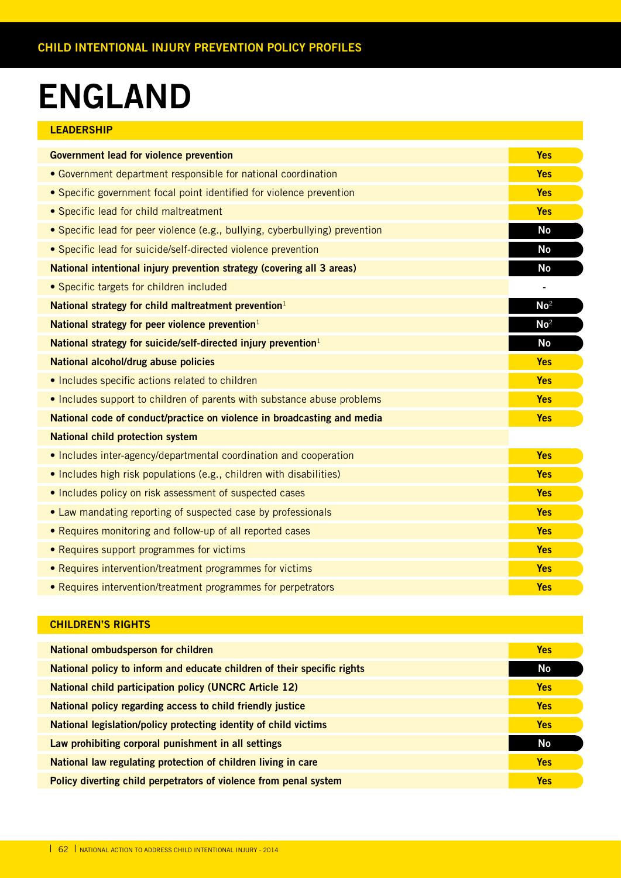# ENGLAND

## LEADERSHIP

| | |
|---|---|
| **Government lead for violence prevention** | **Yes** |
| • Government department responsible for national coordination | **Yes** |
| • Specific government focal point identified for violence prevention | **Yes** |
| • Specific lead for child maltreatment | **Yes** |
| • Specific lead for peer violence (e.g., bullying, cyberbullying) prevention | **No** |
| • Specific lead for suicide/self-directed violence prevention | **No** |
| **National intentional injury prevention strategy (covering all 3 areas)** | **No** |
| • Specific targets for children included | - |
| **National strategy for child maltreatment prevention**[1] | **No**[2] |
| **National strategy for peer violence prevention**[1] | **No**[2] |
| **National strategy for suicide/self-directed injury prevention**[1] | **No** |
| **National alcohol/drug abuse policies** | **Yes** |
| • Includes specific actions related to children | **Yes** |
| • Includes support to children of parents with substance abuse problems | **Yes** |
| **National code of conduct/practice on violence in broadcasting and media** | **Yes** |
| **National child protection system** | |
| • Includes inter-agency/departmental coordination and cooperation | **Yes** |
| • Includes high risk populations (e.g., children with disabilities) | **Yes** |
| • Includes policy on risk assessment of suspected cases | **Yes** |
| • Law mandating reporting of suspected case by professionals | **Yes** |
| • Requires monitoring and follow-up of all reported cases | **Yes** |
| • Requires support programmes for victims | **Yes** |
| • Requires intervention/treatment programmes for victims | **Yes** |
| • Requires intervention/treatment programmes for perpetrators | **Yes** |

## CHILDREN'S RIGHTS

| | |
|---|---|
| **National ombudsperson for children** | **Yes** |
| **National policy to inform and educate children of their specific rights** | **No** |
| **National child participation policy (UNCRC Article 12)** | **Yes** |
| **National policy regarding access to child friendly justice** | **Yes** |
| **National legislation/policy protecting identity of child victims** | **Yes** |
| **Law prohibiting corporal punishment in all settings** | **No** |
| **National law regulating protection of children living in care** | **Yes** |
| **Policy diverting child perpetrators of violence from penal system** | **Yes** |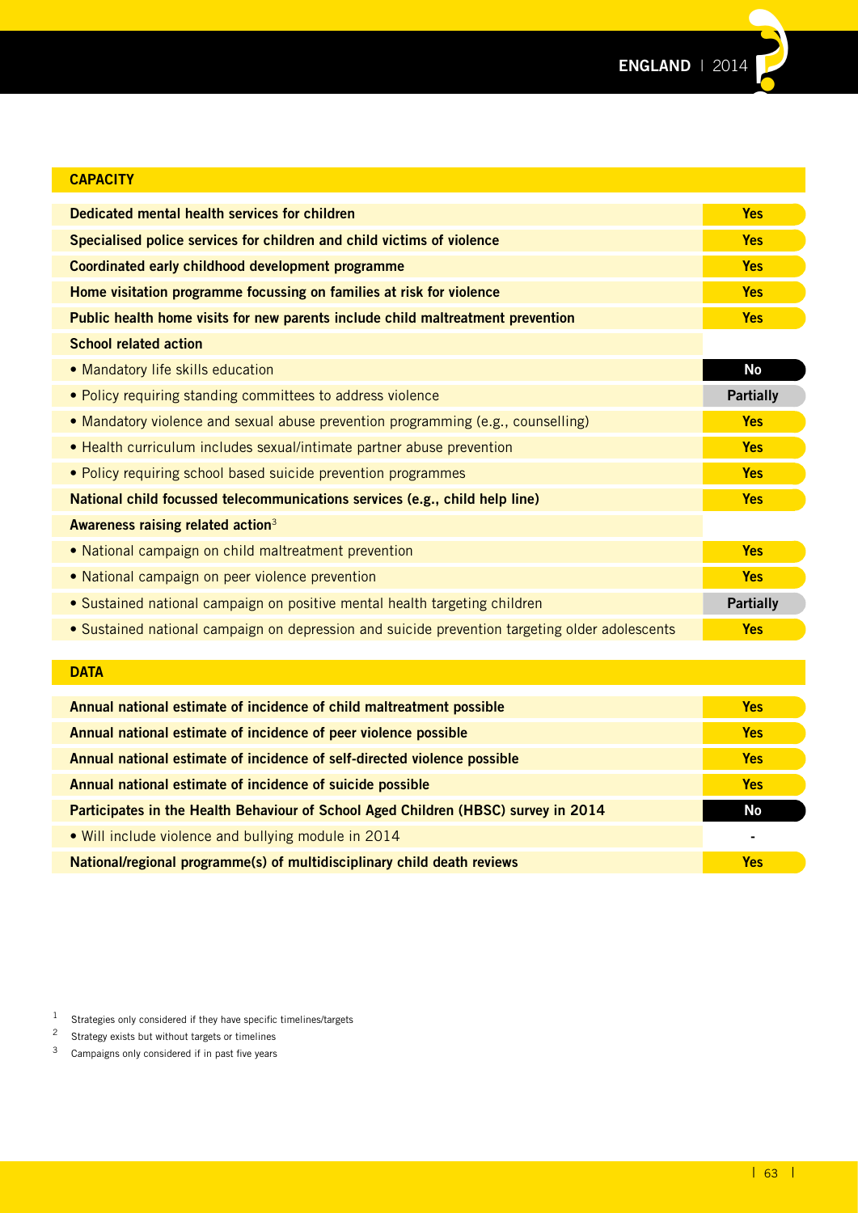## CAPACITY

| | |
|---|---|
| **Dedicated mental health services for children** | **Yes** |
| **Specialised police services for children and child victims of violence** | **Yes** |
| **Coordinated early childhood development programme** | **Yes** |
| **Home visitation programme focussing on families at risk for violence** | **Yes** |
| **Public health home visits for new parents include child maltreatment prevention** | **Yes** |
| **School related action** | |
| • Mandatory life skills education | **No** |
| • Policy requiring standing committees to address violence | **Partially** |
| • Mandatory violence and sexual abuse prevention programming (e.g., counselling) | **Yes** |
| • Health curriculum includes sexual/intimate partner abuse prevention | **Yes** |
| • Policy requiring school based suicide prevention programmes | **Yes** |
| **National child focussed telecommunications services (e.g., child help line)** | **Yes** |
| **Awareness raising related action**[3] | |
| • National campaign on child maltreatment prevention | **Yes** |
| • National campaign on peer violence prevention | **Yes** |
| • Sustained national campaign on positive mental health targeting children | **Partially** |
| • Sustained national campaign on depression and suicide prevention targeting older adolescents | **Yes** |

## DATA

| | |
|---|---|
| **Annual national estimate of incidence of child maltreatment possible** | **Yes** |
| **Annual national estimate of incidence of peer violence possible** | **Yes** |
| **Annual national estimate of incidence of self-directed violence possible** | **Yes** |
| **Annual national estimate of incidence of suicide possible** | **Yes** |
| **Participates in the Health Behaviour of School Aged Children (HBSC) survey in 2014** | **No** |
| • Will include violence and bullying module in 2014 | - |
| **National/regional programme(s) of multidisciplinary child death reviews** | **Yes** |

1 Strategies only considered if they have specific timelines/targets

2 Strategy exists but without targets or timelines

3 Campaigns only considered if in past five years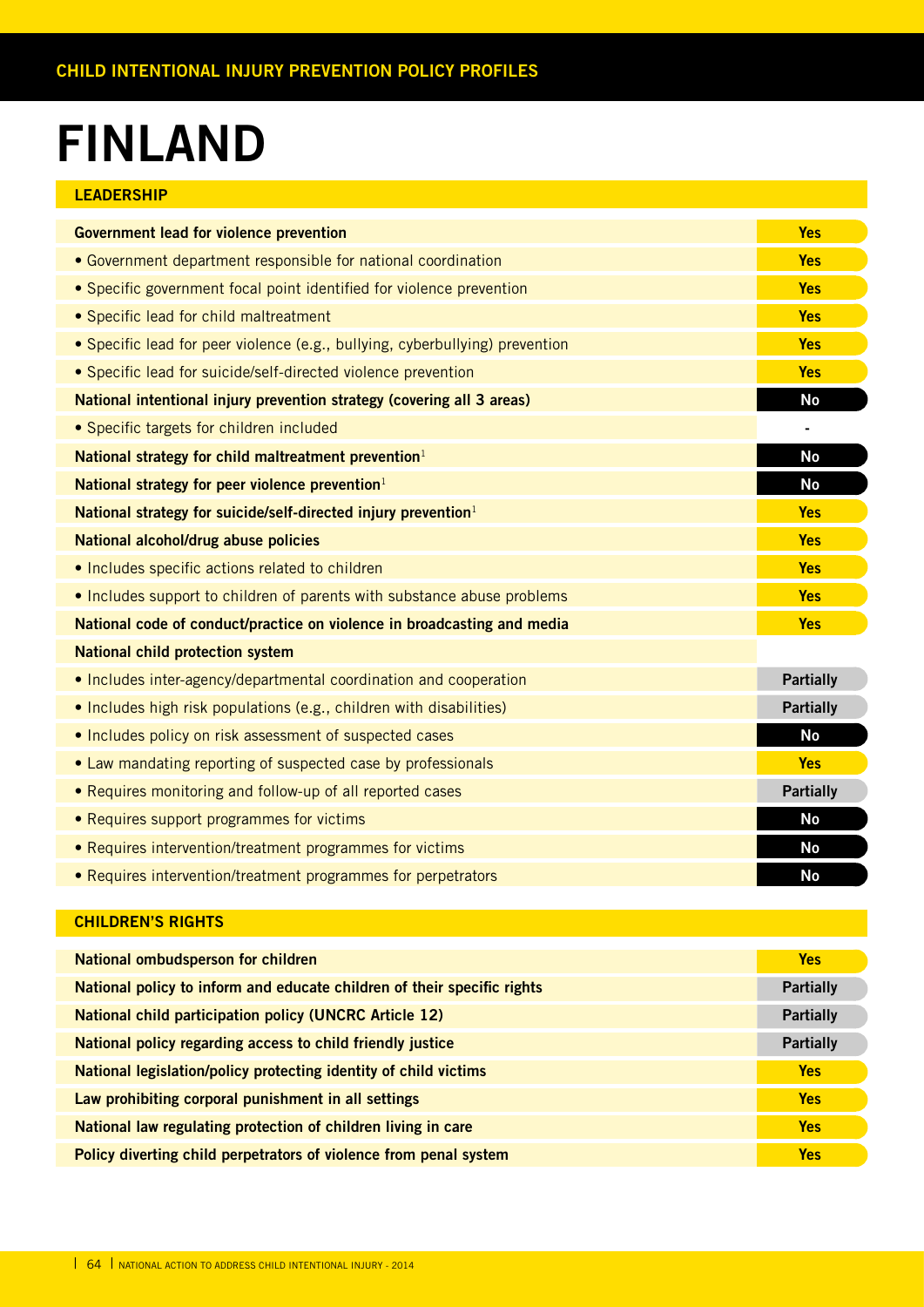CHILD INTENTIONAL INJURY PREVENTION POLICY PROFILES

# FINLAND

## LEADERSHIP

| Item | Status |
|---|---|
| **Government lead for violence prevention** | Yes |
| • Government department responsible for national coordination | Yes |
| • Specific government focal point identified for violence prevention | Yes |
| • Specific lead for child maltreatment | Yes |
| • Specific lead for peer violence (e.g., bullying, cyberbullying) prevention | Yes |
| • Specific lead for suicide/self-directed violence prevention | Yes |
| **National intentional injury prevention strategy (covering all 3 areas)** | No |
| • Specific targets for children included | - |
| **National strategy for child maltreatment prevention**[1] | No |
| **National strategy for peer violence prevention**[1] | No |
| **National strategy for suicide/self-directed injury prevention**[1] | Yes |
| **National alcohol/drug abuse policies** | Yes |
| • Includes specific actions related to children | Yes |
| • Includes support to children of parents with substance abuse problems | Yes |
| **National code of conduct/practice on violence in broadcasting and media** | Yes |
| **National child protection system** | |
| • Includes inter-agency/departmental coordination and cooperation | Partially |
| • Includes high risk populations (e.g., children with disabilities) | Partially |
| • Includes policy on risk assessment of suspected cases | No |
| • Law mandating reporting of suspected case by professionals | Yes |
| • Requires monitoring and follow-up of all reported cases | Partially |
| • Requires support programmes for victims | No |
| • Requires intervention/treatment programmes for victims | No |
| • Requires intervention/treatment programmes for perpetrators | No |

## CHILDREN'S RIGHTS

| Item | Status |
|---|---|
| **National ombudsperson for children** | Yes |
| **National policy to inform and educate children of their specific rights** | Partially |
| **National child participation policy (UNCRC Article 12)** | Partially |
| **National policy regarding access to child friendly justice** | Partially |
| **National legislation/policy protecting identity of child victims** | Yes |
| **Law prohibiting corporal punishment in all settings** | Yes |
| **National law regulating protection of children living in care** | Yes |
| **Policy diverting child perpetrators of violence from penal system** | Yes |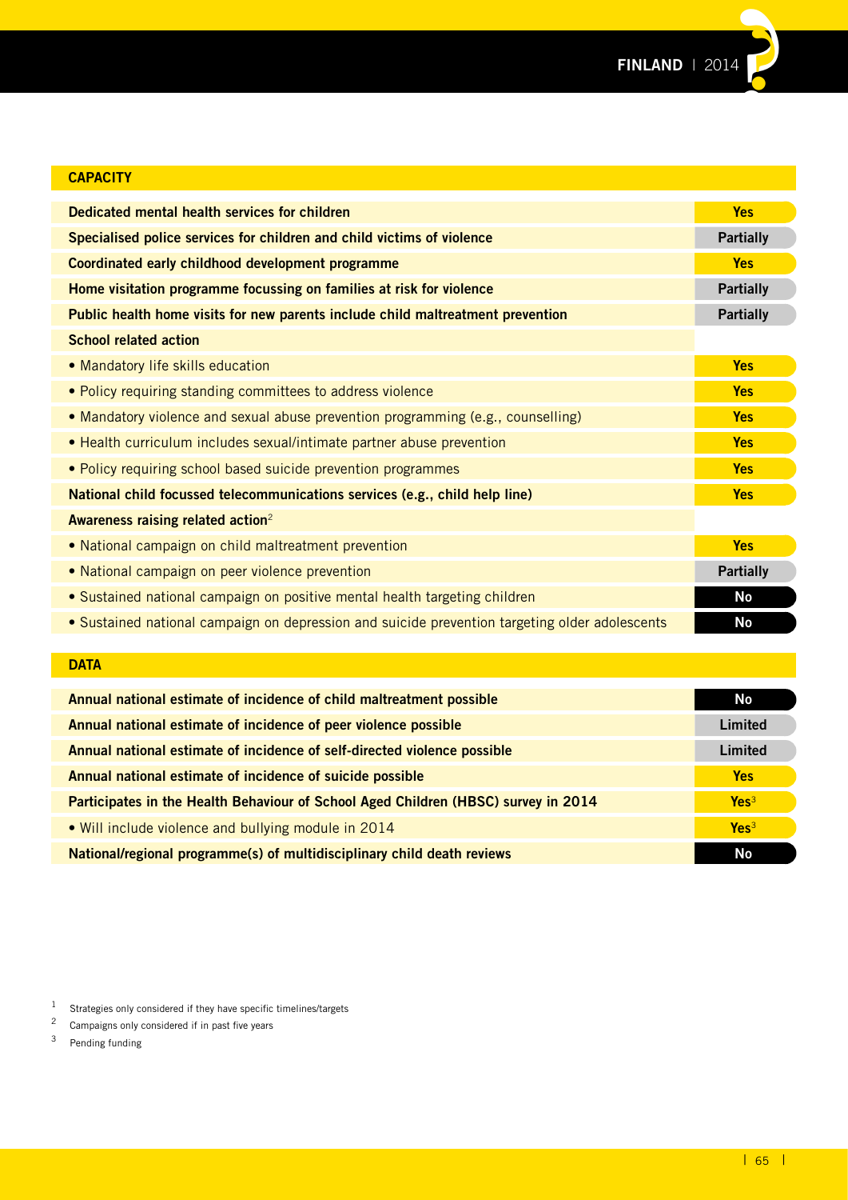## CAPACITY

| Item | Status |
|---|---|
| **Dedicated mental health services for children** | Yes |
| **Specialised police services for children and child victims of violence** | Partially |
| **Coordinated early childhood development programme** | Yes |
| **Home visitation programme focussing on families at risk for violence** | Partially |
| **Public health home visits for new parents include child maltreatment prevention** | Partially |
| **School related action** | |
| • Mandatory life skills education | Yes |
| • Policy requiring standing committees to address violence | Yes |
| • Mandatory violence and sexual abuse prevention programming (e.g., counselling) | Yes |
| • Health curriculum includes sexual/intimate partner abuse prevention | Yes |
| • Policy requiring school based suicide prevention programmes | Yes |
| **National child focussed telecommunications services (e.g., child help line)** | Yes |
| **Awareness raising related action**[2] | |
| • National campaign on child maltreatment prevention | Yes |
| • National campaign on peer violence prevention | Partially |
| • Sustained national campaign on positive mental health targeting children | No |
| • Sustained national campaign on depression and suicide prevention targeting older adolescents | No |

## DATA

| Item | Status |
|---|---|
| **Annual national estimate of incidence of child maltreatment possible** | No |
| **Annual national estimate of incidence of peer violence possible** | Limited |
| **Annual national estimate of incidence of self-directed violence possible** | Limited |
| **Annual national estimate of incidence of suicide possible** | Yes |
| **Participates in the Health Behaviour of School Aged Children (HBSC) survey in 2014** | Yes[3] |
| • Will include violence and bullying module in 2014 | Yes[3] |
| **National/regional programme(s) of multidisciplinary child death reviews** | No |

[1] Strategies only considered if they have specific timelines/targets

[2] Campaigns only considered if in past five years

[3] Pending funding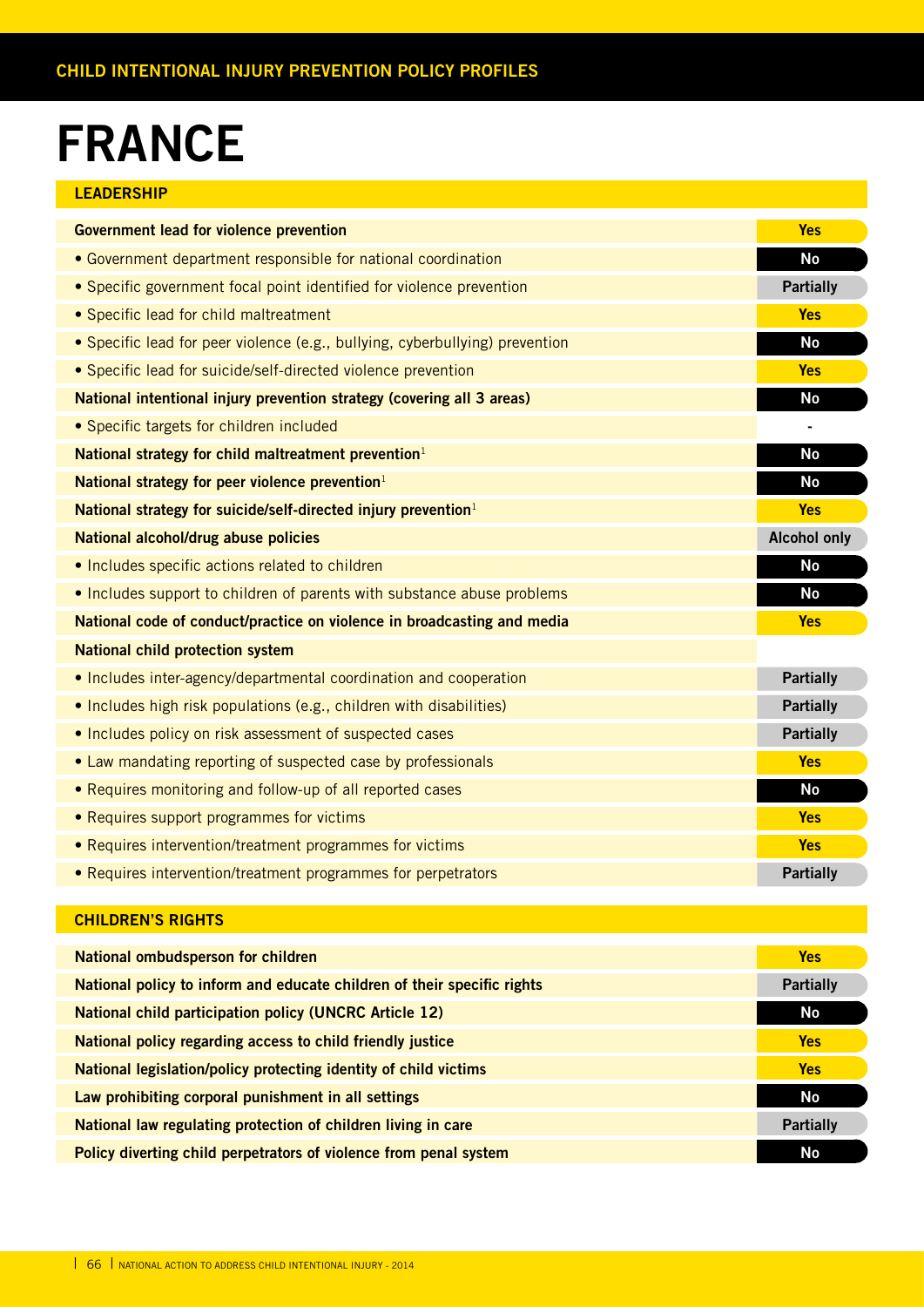# FRANCE

## LEADERSHIP

| Item | Status |
|---|---|
| **Government lead for violence prevention** | Yes |
| • Government department responsible for national coordination | No |
| • Specific government focal point identified for violence prevention | Partially |
| • Specific lead for child maltreatment | Yes |
| • Specific lead for peer violence (e.g., bullying, cyberbullying) prevention | No |
| • Specific lead for suicide/self-directed violence prevention | Yes |
| **National intentional injury prevention strategy (covering all 3 areas)** | No |
| • Specific targets for children included | - |
| **National strategy for child maltreatment prevention**[1] | No |
| **National strategy for peer violence prevention**[1] | No |
| **National strategy for suicide/self-directed injury prevention**[1] | Yes |
| **National alcohol/drug abuse policies** | Alcohol only |
| • Includes specific actions related to children | No |
| • Includes support to children of parents with substance abuse problems | No |
| **National code of conduct/practice on violence in broadcasting and media** | Yes |
| **National child protection system** | |
| • Includes inter-agency/departmental coordination and cooperation | Partially |
| • Includes high risk populations (e.g., children with disabilities) | Partially |
| • Includes policy on risk assessment of suspected cases | Partially |
| • Law mandating reporting of suspected case by professionals | Yes |
| • Requires monitoring and follow-up of all reported cases | No |
| • Requires support programmes for victims | Yes |
| • Requires intervention/treatment programmes for victims | Yes |
| • Requires intervention/treatment programmes for perpetrators | Partially |

## CHILDREN'S RIGHTS

| Item | Status |
|---|---|
| **National ombudsperson for children** | Yes |
| **National policy to inform and educate children of their specific rights** | Partially |
| **National child participation policy (UNCRC Article 12)** | No |
| **National policy regarding access to child friendly justice** | Yes |
| **National legislation/policy protecting identity of child victims** | Yes |
| **Law prohibiting corporal punishment in all settings** | No |
| **National law regulating protection of children living in care** | Partially |
| **Policy diverting child perpetrators of violence from penal system** | No |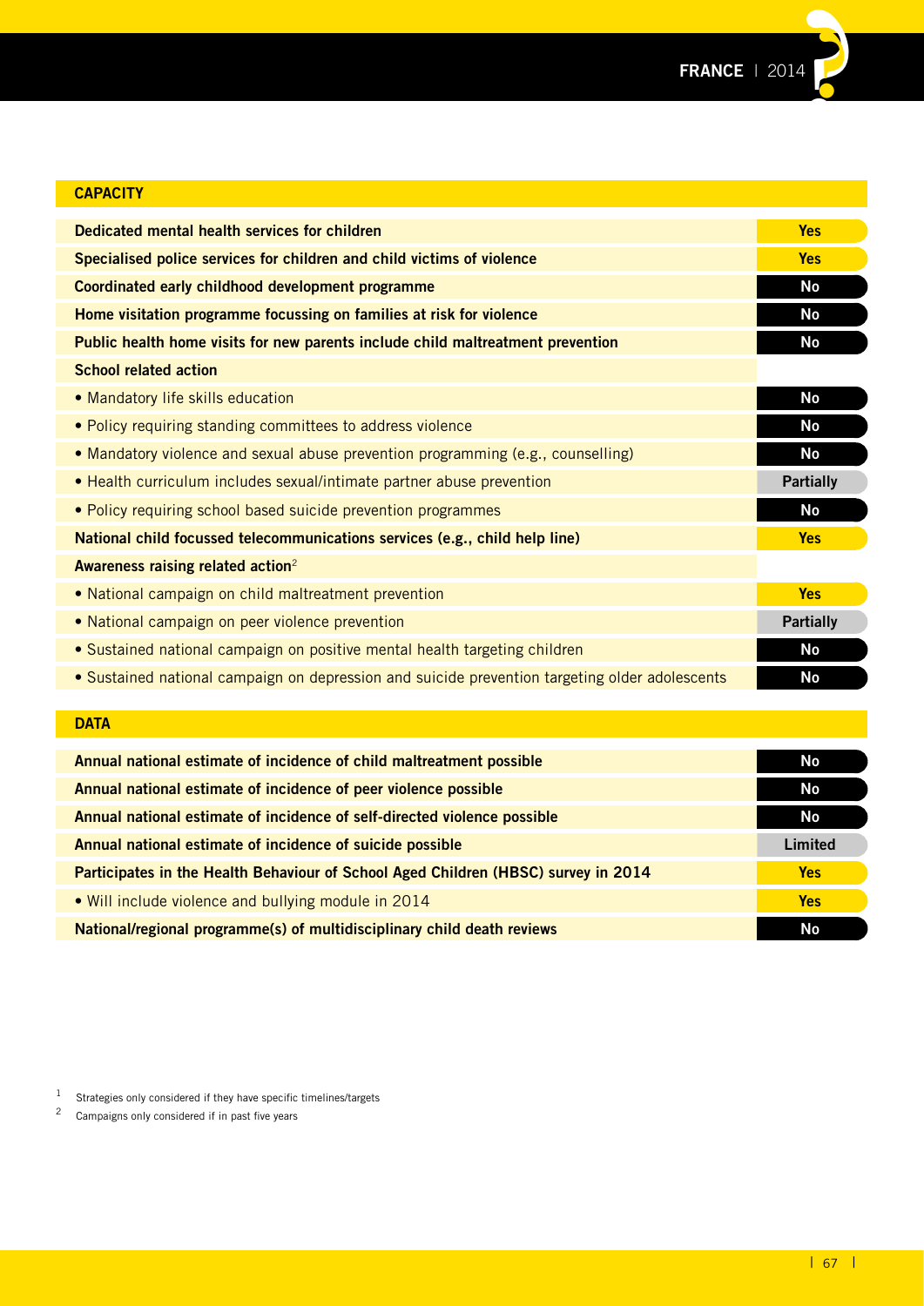## CAPACITY

| | |
|---|---|
| **Dedicated mental health services for children** | Yes |
| **Specialised police services for children and child victims of violence** | Yes |
| **Coordinated early childhood development programme** | No |
| **Home visitation programme focussing on families at risk for violence** | No |
| **Public health home visits for new parents include child maltreatment prevention** | No |
| **School related action** | |
| • Mandatory life skills education | No |
| • Policy requiring standing committees to address violence | No |
| • Mandatory violence and sexual abuse prevention programming (e.g., counselling) | No |
| • Health curriculum includes sexual/intimate partner abuse prevention | Partially |
| • Policy requiring school based suicide prevention programmes | No |
| **National child focussed telecommunications services (e.g., child help line)** | Yes |
| **Awareness raising related action**[2] | |
| • National campaign on child maltreatment prevention | Yes |
| • National campaign on peer violence prevention | Partially |
| • Sustained national campaign on positive mental health targeting children | No |
| • Sustained national campaign on depression and suicide prevention targeting older adolescents | No |

## DATA

| | |
|---|---|
| **Annual national estimate of incidence of child maltreatment possible** | No |
| **Annual national estimate of incidence of peer violence possible** | No |
| **Annual national estimate of incidence of self-directed violence possible** | No |
| **Annual national estimate of incidence of suicide possible** | Limited |
| **Participates in the Health Behaviour of School Aged Children (HBSC) survey in 2014** | Yes |
| • Will include violence and bullying module in 2014 | Yes |
| **National/regional programme(s) of multidisciplinary child death reviews** | No |

[1] Strategies only considered if they have specific timelines/targets

[2] Campaigns only considered if in past five years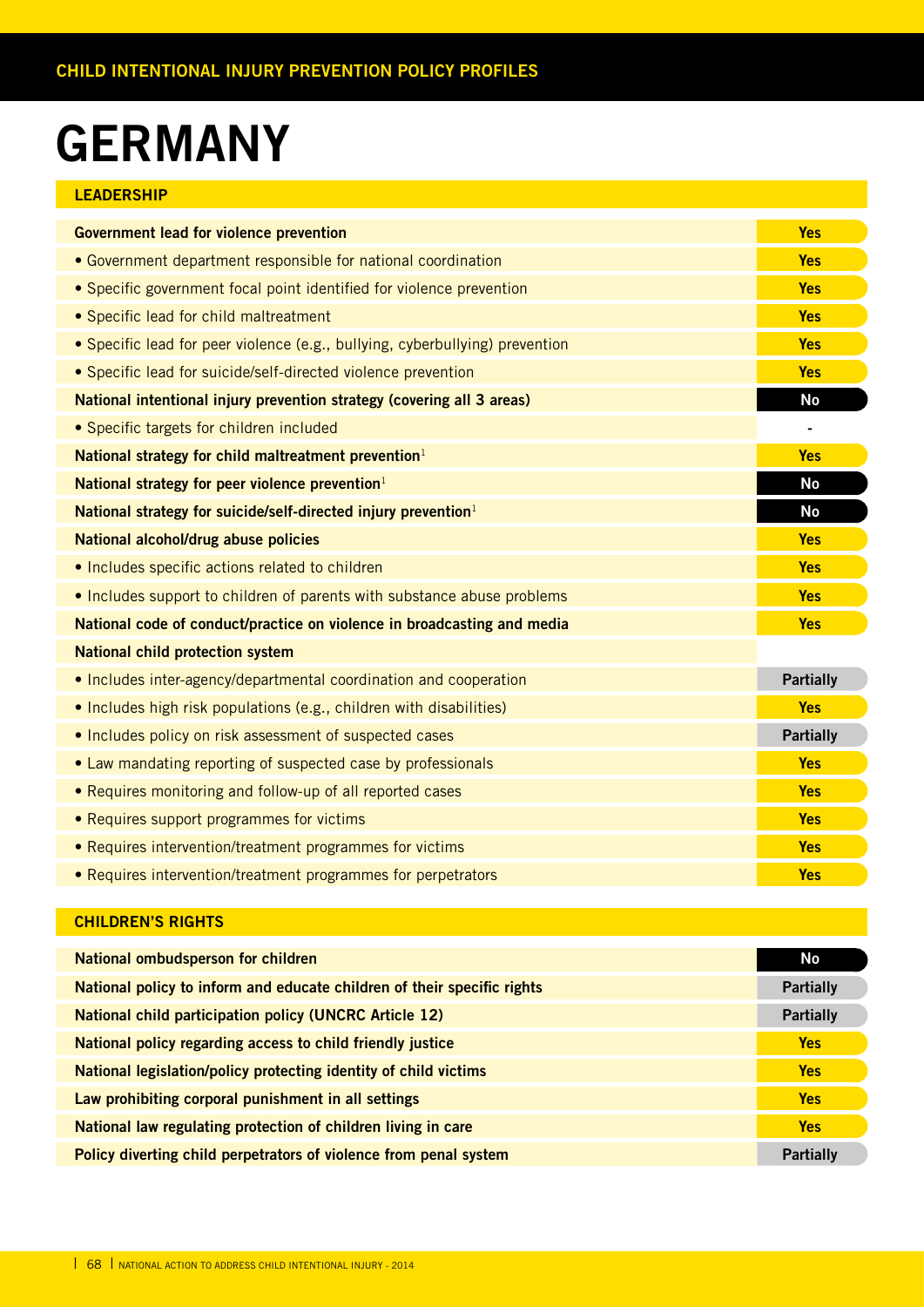# GERMANY

## LEADERSHIP

| Item | Status |
|---|---|
| **Government lead for violence prevention** | Yes |
| • Government department responsible for national coordination | Yes |
| • Specific government focal point identified for violence prevention | Yes |
| • Specific lead for child maltreatment | Yes |
| • Specific lead for peer violence (e.g., bullying, cyberbullying) prevention | Yes |
| • Specific lead for suicide/self-directed violence prevention | Yes |
| **National intentional injury prevention strategy (covering all 3 areas)** | No |
| • Specific targets for children included | - |
| **National strategy for child maltreatment prevention**[1] | Yes |
| **National strategy for peer violence prevention**[1] | No |
| **National strategy for suicide/self-directed injury prevention**[1] | No |
| **National alcohol/drug abuse policies** | Yes |
| • Includes specific actions related to children | Yes |
| • Includes support to children of parents with substance abuse problems | Yes |
| **National code of conduct/practice on violence in broadcasting and media** | Yes |
| **National child protection system** | |
| • Includes inter-agency/departmental coordination and cooperation | Partially |
| • Includes high risk populations (e.g., children with disabilities) | Yes |
| • Includes policy on risk assessment of suspected cases | Partially |
| • Law mandating reporting of suspected case by professionals | Yes |
| • Requires monitoring and follow-up of all reported cases | Yes |
| • Requires support programmes for victims | Yes |
| • Requires intervention/treatment programmes for victims | Yes |
| • Requires intervention/treatment programmes for perpetrators | Yes |

## CHILDREN'S RIGHTS

| Item | Status |
|---|---|
| **National ombudsperson for children** | No |
| **National policy to inform and educate children of their specific rights** | Partially |
| **National child participation policy (UNCRC Article 12)** | Partially |
| **National policy regarding access to child friendly justice** | Yes |
| **National legislation/policy protecting identity of child victims** | Yes |
| **Law prohibiting corporal punishment in all settings** | Yes |
| **National law regulating protection of children living in care** | Yes |
| **Policy diverting child perpetrators of violence from penal system** | Partially |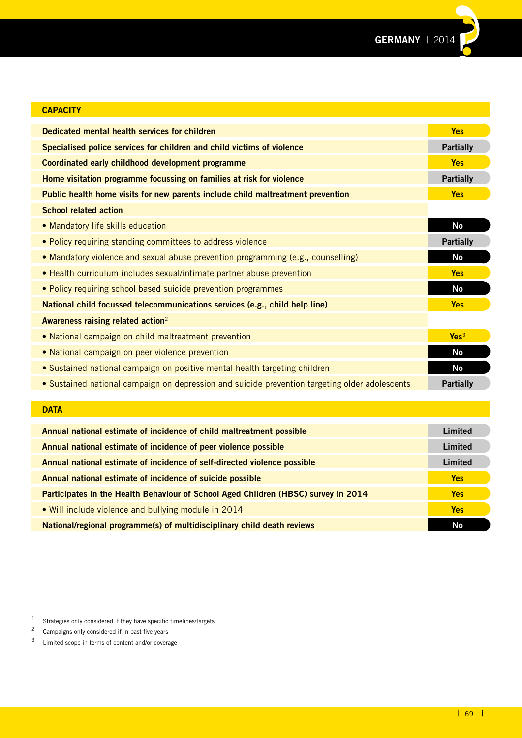## CAPACITY

| | |
|---|---|
| **Dedicated mental health services for children** | **Yes** |
| **Specialised police services for children and child victims of violence** | **Partially** |
| **Coordinated early childhood development programme** | **Yes** |
| **Home visitation programme focussing on families at risk for violence** | **Partially** |
| **Public health home visits for new parents include child maltreatment prevention** | **Yes** |
| **School related action** | |
| • Mandatory life skills education | **No** |
| • Policy requiring standing committees to address violence | **Partially** |
| • Mandatory violence and sexual abuse prevention programming (e.g., counselling) | **No** |
| • Health curriculum includes sexual/intimate partner abuse prevention | **Yes** |
| • Policy requiring school based suicide prevention programmes | **No** |
| **National child focussed telecommunications services (e.g., child help line)** | **Yes** |
| **Awareness raising related action**[2] | |
| • National campaign on child maltreatment prevention | **Yes**[3] |
| • National campaign on peer violence prevention | **No** |
| • Sustained national campaign on positive mental health targeting children | **No** |
| • Sustained national campaign on depression and suicide prevention targeting older adolescents | **Partially** |

## DATA

| | |
|---|---|
| **Annual national estimate of incidence of child maltreatment possible** | **Limited** |
| **Annual national estimate of incidence of peer violence possible** | **Limited** |
| **Annual national estimate of incidence of self-directed violence possible** | **Limited** |
| **Annual national estimate of incidence of suicide possible** | **Yes** |
| **Participates in the Health Behaviour of School Aged Children (HBSC) survey in 2014** | **Yes** |
| • Will include violence and bullying module in 2014 | **Yes** |
| **National/regional programme(s) of multidisciplinary child death reviews** | **No** |

[1] Strategies only considered if they have specific timelines/targets

[2] Campaigns only considered if in past five years

[3] Limited scope in terms of content and/or coverage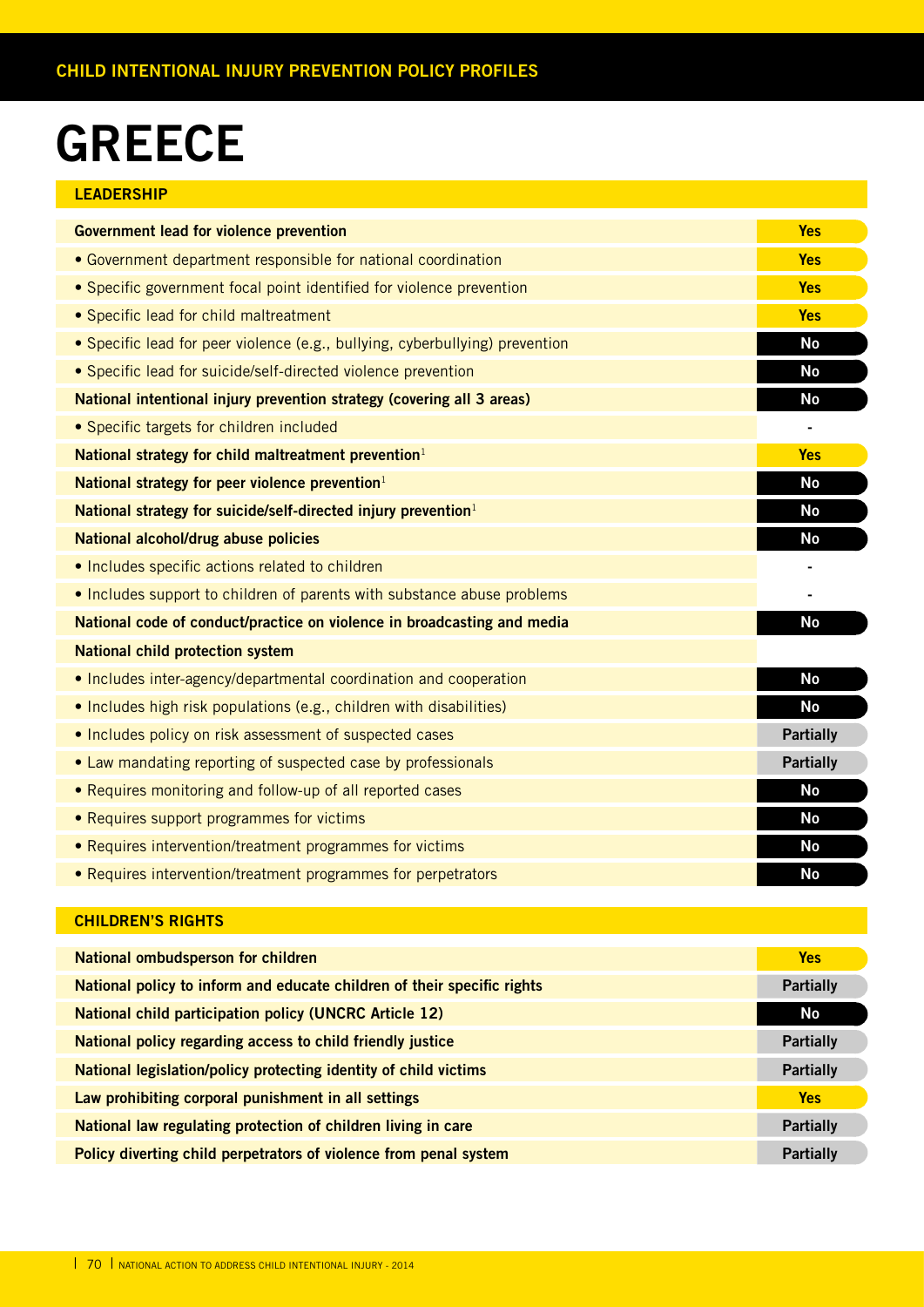# GREECE

## LEADERSHIP

| | |
|---|---|
| **Government lead for violence prevention** | **Yes** |
| • Government department responsible for national coordination | Yes |
| • Specific government focal point identified for violence prevention | Yes |
| • Specific lead for child maltreatment | Yes |
| • Specific lead for peer violence (e.g., bullying, cyberbullying) prevention | No |
| • Specific lead for suicide/self-directed violence prevention | No |
| **National intentional injury prevention strategy (covering all 3 areas)** | **No** |
| • Specific targets for children included | - |
| **National strategy for child maltreatment prevention**[1] | **Yes** |
| **National strategy for peer violence prevention**[1] | **No** |
| **National strategy for suicide/self-directed injury prevention**[1] | **No** |
| **National alcohol/drug abuse policies** | **No** |
| • Includes specific actions related to children | - |
| • Includes support to children of parents with substance abuse problems | - |
| **National code of conduct/practice on violence in broadcasting and media** | **No** |
| **National child protection system** | |
| • Includes inter-agency/departmental coordination and cooperation | No |
| • Includes high risk populations (e.g., children with disabilities) | No |
| • Includes policy on risk assessment of suspected cases | Partially |
| • Law mandating reporting of suspected case by professionals | Partially |
| • Requires monitoring and follow-up of all reported cases | No |
| • Requires support programmes for victims | No |
| • Requires intervention/treatment programmes for victims | No |
| • Requires intervention/treatment programmes for perpetrators | No |

## CHILDREN'S RIGHTS

| | |
|---|---|
| **National ombudsperson for children** | **Yes** |
| **National policy to inform and educate children of their specific rights** | **Partially** |
| **National child participation policy (UNCRC Article 12)** | **No** |
| **National policy regarding access to child friendly justice** | **Partially** |
| **National legislation/policy protecting identity of child victims** | **Partially** |
| **Law prohibiting corporal punishment in all settings** | **Yes** |
| **National law regulating protection of children living in care** | **Partially** |
| **Policy diverting child perpetrators of violence from penal system** | **Partially** |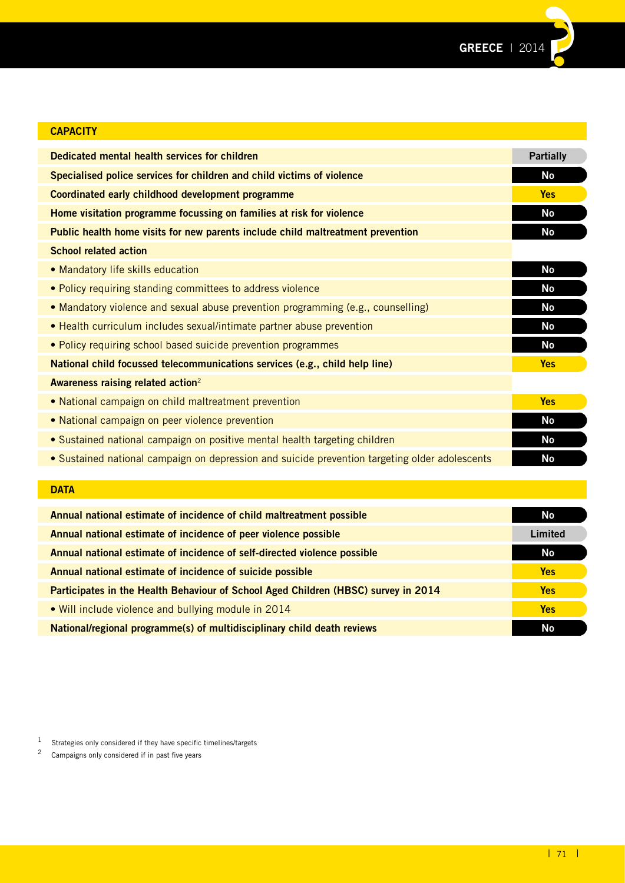## CAPACITY

| | |
|---|---|
| **Dedicated mental health services for children** | **Partially** |
| **Specialised police services for children and child victims of violence** | **No** |
| **Coordinated early childhood development programme** | **Yes** |
| **Home visitation programme focussing on families at risk for violence** | **No** |
| **Public health home visits for new parents include child maltreatment prevention** | **No** |
| **School related action** | |
| • Mandatory life skills education | **No** |
| • Policy requiring standing committees to address violence | **No** |
| • Mandatory violence and sexual abuse prevention programming (e.g., counselling) | **No** |
| • Health curriculum includes sexual/intimate partner abuse prevention | **No** |
| • Policy requiring school based suicide prevention programmes | **No** |
| **National child focussed telecommunications services (e.g., child help line)** | **Yes** |
| **Awareness raising related action**[2] | |
| • National campaign on child maltreatment prevention | **Yes** |
| • National campaign on peer violence prevention | **No** |
| • Sustained national campaign on positive mental health targeting children | **No** |
| • Sustained national campaign on depression and suicide prevention targeting older adolescents | **No** |

## DATA

| | |
|---|---|
| **Annual national estimate of incidence of child maltreatment possible** | **No** |
| **Annual national estimate of incidence of peer violence possible** | **Limited** |
| **Annual national estimate of incidence of self-directed violence possible** | **No** |
| **Annual national estimate of incidence of suicide possible** | **Yes** |
| **Participates in the Health Behaviour of School Aged Children (HBSC) survey in 2014** | **Yes** |
| • Will include violence and bullying module in 2014 | **Yes** |
| **National/regional programme(s) of multidisciplinary child death reviews** | **No** |

[1] Strategies only considered if they have specific timelines/targets

[2] Campaigns only considered if in past five years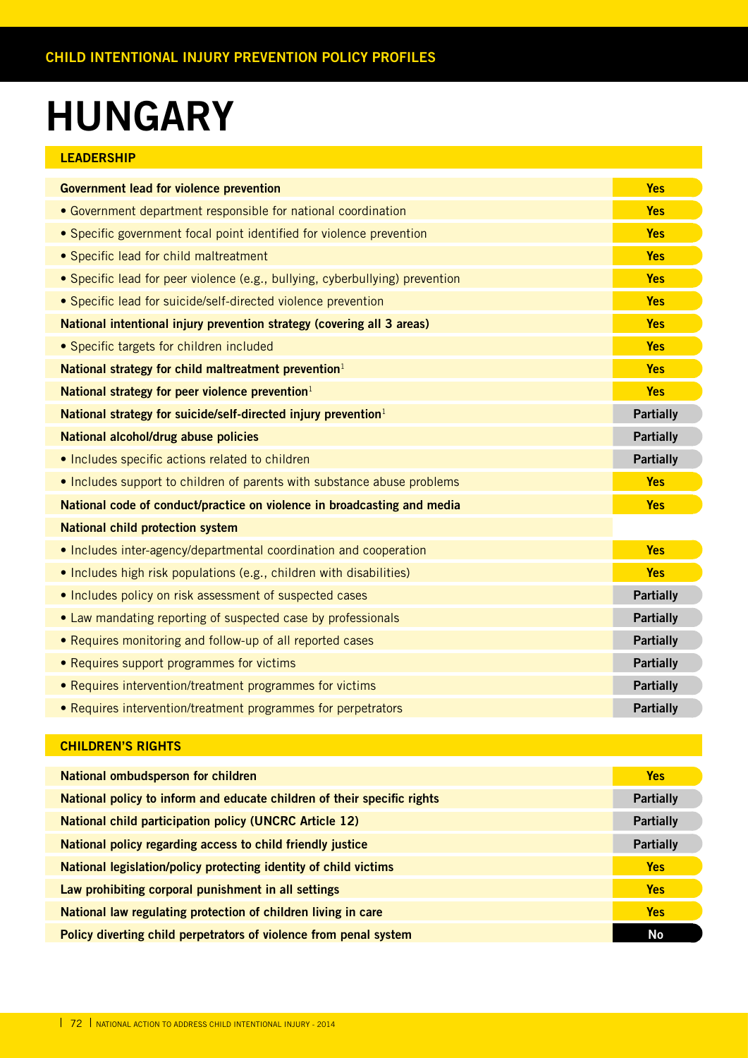# HUNGARY

## LEADERSHIP

| | |
|---|---|
| **Government lead for violence prevention** | **Yes** |
| • Government department responsible for national coordination | **Yes** |
| • Specific government focal point identified for violence prevention | **Yes** |
| • Specific lead for child maltreatment | **Yes** |
| • Specific lead for peer violence (e.g., bullying, cyberbullying) prevention | **Yes** |
| • Specific lead for suicide/self-directed violence prevention | **Yes** |
| **National intentional injury prevention strategy (covering all 3 areas)** | **Yes** |
| • Specific targets for children included | **Yes** |
| **National strategy for child maltreatment prevention**[1] | **Yes** |
| **National strategy for peer violence prevention**[1] | **Yes** |
| **National strategy for suicide/self-directed injury prevention**[1] | **Partially** |
| **National alcohol/drug abuse policies** | **Partially** |
| • Includes specific actions related to children | **Partially** |
| • Includes support to children of parents with substance abuse problems | **Yes** |
| **National code of conduct/practice on violence in broadcasting and media** | **Yes** |
| **National child protection system** | |
| • Includes inter-agency/departmental coordination and cooperation | **Yes** |
| • Includes high risk populations (e.g., children with disabilities) | **Yes** |
| • Includes policy on risk assessment of suspected cases | **Partially** |
| • Law mandating reporting of suspected case by professionals | **Partially** |
| • Requires monitoring and follow-up of all reported cases | **Partially** |
| • Requires support programmes for victims | **Partially** |
| • Requires intervention/treatment programmes for victims | **Partially** |
| • Requires intervention/treatment programmes for perpetrators | **Partially** |

## CHILDREN'S RIGHTS

| | |
|---|---|
| **National ombudsperson for children** | **Yes** |
| **National policy to inform and educate children of their specific rights** | **Partially** |
| **National child participation policy (UNCRC Article 12)** | **Partially** |
| **National policy regarding access to child friendly justice** | **Partially** |
| **National legislation/policy protecting identity of child victims** | **Yes** |
| **Law prohibiting corporal punishment in all settings** | **Yes** |
| **National law regulating protection of children living in care** | **Yes** |
| **Policy diverting child perpetrators of violence from penal system** | **No** |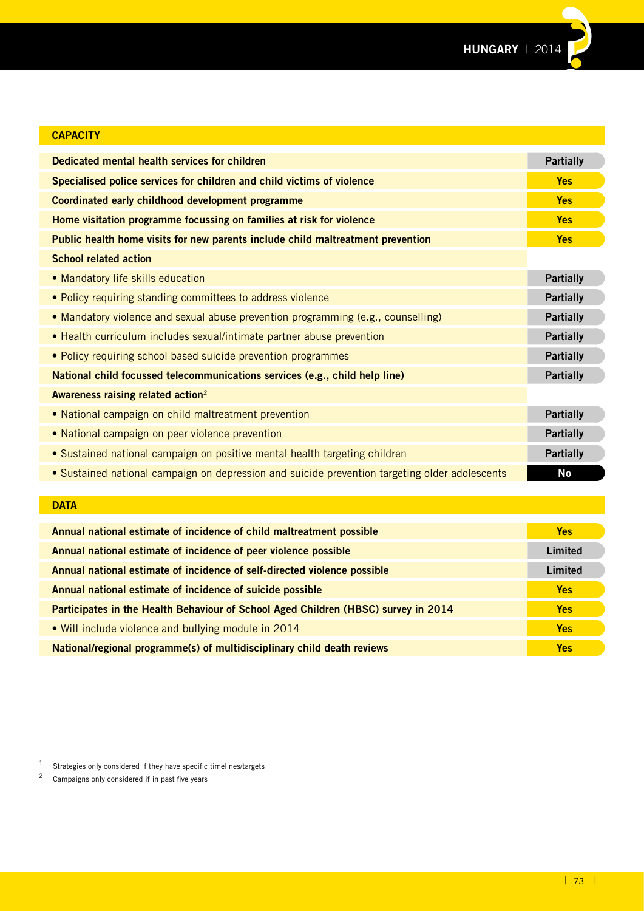## CAPACITY

| | |
|---|---|
| **Dedicated mental health services for children** | **Partially** |
| **Specialised police services for children and child victims of violence** | **Yes** |
| **Coordinated early childhood development programme** | **Yes** |
| **Home visitation programme focussing on families at risk for violence** | **Yes** |
| **Public health home visits for new parents include child maltreatment prevention** | **Yes** |
| **School related action** | |
| • Mandatory life skills education | **Partially** |
| • Policy requiring standing committees to address violence | **Partially** |
| • Mandatory violence and sexual abuse prevention programming (e.g., counselling) | **Partially** |
| • Health curriculum includes sexual/intimate partner abuse prevention | **Partially** |
| • Policy requiring school based suicide prevention programmes | **Partially** |
| **National child focussed telecommunications services (e.g., child help line)** | **Partially** |
| **Awareness raising related action**[2] | |
| • National campaign on child maltreatment prevention | **Partially** |
| • National campaign on peer violence prevention | **Partially** |
| • Sustained national campaign on positive mental health targeting children | **Partially** |
| • Sustained national campaign on depression and suicide prevention targeting older adolescents | **No** |

## DATA

| | |
|---|---|
| **Annual national estimate of incidence of child maltreatment possible** | **Yes** |
| **Annual national estimate of incidence of peer violence possible** | **Limited** |
| **Annual national estimate of incidence of self-directed violence possible** | **Limited** |
| **Annual national estimate of incidence of suicide possible** | **Yes** |
| **Participates in the Health Behaviour of School Aged Children (HBSC) survey in 2014** | **Yes** |
| • Will include violence and bullying module in 2014 | **Yes** |
| **National/regional programme(s) of multidisciplinary child death reviews** | **Yes** |

[1] Strategies only considered if they have specific timelines/targets

[2] Campaigns only considered if in past five years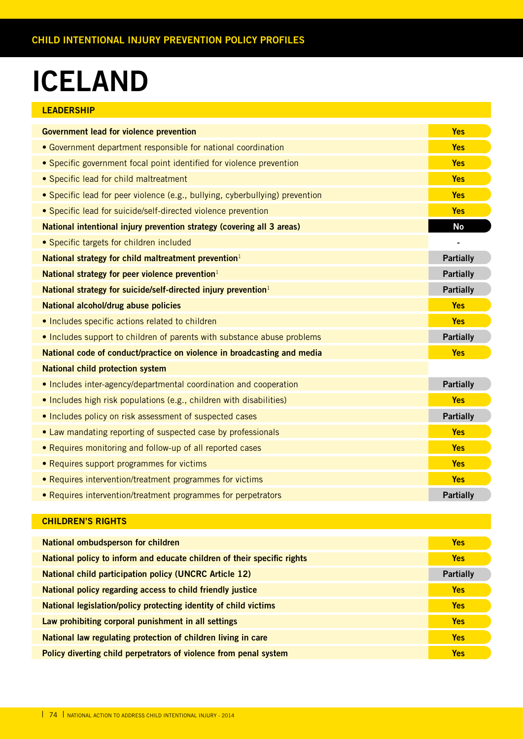CHILD INTENTIONAL INJURY PREVENTION POLICY PROFILES

# ICELAND

## LEADERSHIP

| | |
|---|---|
| **Government lead for violence prevention** | **Yes** |
| • Government department responsible for national coordination | **Yes** |
| • Specific government focal point identified for violence prevention | **Yes** |
| • Specific lead for child maltreatment | **Yes** |
| • Specific lead for peer violence (e.g., bullying, cyberbullying) prevention | **Yes** |
| • Specific lead for suicide/self-directed violence prevention | **Yes** |
| **National intentional injury prevention strategy (covering all 3 areas)** | **No** |
| • Specific targets for children included | - |
| **National strategy for child maltreatment prevention**[1] | **Partially** |
| **National strategy for peer violence prevention**[1] | **Partially** |
| **National strategy for suicide/self-directed injury prevention**[1] | **Partially** |
| **National alcohol/drug abuse policies** | **Yes** |
| • Includes specific actions related to children | **Yes** |
| • Includes support to children of parents with substance abuse problems | **Partially** |
| **National code of conduct/practice on violence in broadcasting and media** | **Yes** |
| **National child protection system** | |
| • Includes inter-agency/departmental coordination and cooperation | **Partially** |
| • Includes high risk populations (e.g., children with disabilities) | **Yes** |
| • Includes policy on risk assessment of suspected cases | **Partially** |
| • Law mandating reporting of suspected case by professionals | **Yes** |
| • Requires monitoring and follow-up of all reported cases | **Yes** |
| • Requires support programmes for victims | **Yes** |
| • Requires intervention/treatment programmes for victims | **Yes** |
| • Requires intervention/treatment programmes for perpetrators | **Partially** |

## CHILDREN'S RIGHTS

| | |
|---|---|
| **National ombudsperson for children** | **Yes** |
| **National policy to inform and educate children of their specific rights** | **Yes** |
| **National child participation policy (UNCRC Article 12)** | **Partially** |
| **National policy regarding access to child friendly justice** | **Yes** |
| **National legislation/policy protecting identity of child victims** | **Yes** |
| **Law prohibiting corporal punishment in all settings** | **Yes** |
| **National law regulating protection of children living in care** | **Yes** |
| **Policy diverting child perpetrators of violence from penal system** | **Yes** |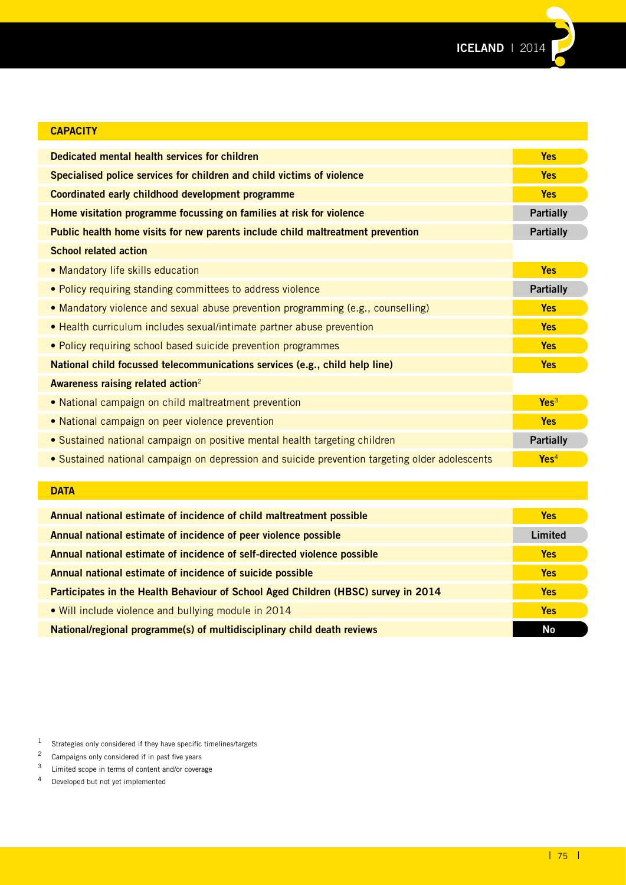## CAPACITY

| | |
|---|---|
| **Dedicated mental health services for children** | **Yes** |
| **Specialised police services for children and child victims of violence** | **Yes** |
| **Coordinated early childhood development programme** | **Yes** |
| **Home visitation programme focussing on families at risk for violence** | **Partially** |
| **Public health home visits for new parents include child maltreatment prevention** | **Partially** |
| **School related action** | |
| • Mandatory life skills education | **Yes** |
| • Policy requiring standing committees to address violence | **Partially** |
| • Mandatory violence and sexual abuse prevention programming (e.g., counselling) | **Yes** |
| • Health curriculum includes sexual/intimate partner abuse prevention | **Yes** |
| • Policy requiring school based suicide prevention programmes | **Yes** |
| **National child focussed telecommunications services (e.g., child help line)** | **Yes** |
| **Awareness raising related action**[2] | |
| • National campaign on child maltreatment prevention | **Yes**[3] |
| • National campaign on peer violence prevention | **Yes** |
| • Sustained national campaign on positive mental health targeting children | **Partially** |
| • Sustained national campaign on depression and suicide prevention targeting older adolescents | **Yes**[4] |

## DATA

| | |
|---|---|
| **Annual national estimate of incidence of child maltreatment possible** | **Yes** |
| **Annual national estimate of incidence of peer violence possible** | **Limited** |
| **Annual national estimate of incidence of self-directed violence possible** | **Yes** |
| **Annual national estimate of incidence of suicide possible** | **Yes** |
| **Participates in the Health Behaviour of School Aged Children (HBSC) survey in 2014** | **Yes** |
| • Will include violence and bullying module in 2014 | **Yes** |
| **National/regional programme(s) of multidisciplinary child death reviews** | **No** |

1 Strategies only considered if they have specific timelines/targets

2 Campaigns only considered if in past five years

3 Limited scope in terms of content and/or coverage

4 Developed but not yet implemented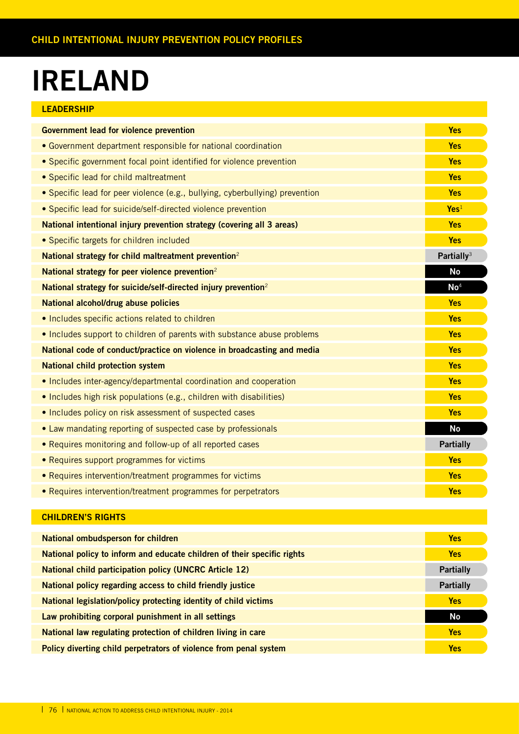# IRELAND

## LEADERSHIP

| | |
|---|---|
| **Government lead for violence prevention** | **Yes** |
| • Government department responsible for national coordination | **Yes** |
| • Specific government focal point identified for violence prevention | **Yes** |
| • Specific lead for child maltreatment | **Yes** |
| • Specific lead for peer violence (e.g., bullying, cyberbullying) prevention | **Yes** |
| • Specific lead for suicide/self-directed violence prevention | **Yes**[1] |
| **National intentional injury prevention strategy (covering all 3 areas)** | **Yes** |
| • Specific targets for children included | **Yes** |
| **National strategy for child maltreatment prevention**[2] | **Partially**[3] |
| **National strategy for peer violence prevention**[2] | **No** |
| **National strategy for suicide/self-directed injury prevention**[2] | **No**[4] |
| **National alcohol/drug abuse policies** | **Yes** |
| • Includes specific actions related to children | **Yes** |
| • Includes support to children of parents with substance abuse problems | **Yes** |
| **National code of conduct/practice on violence in broadcasting and media** | **Yes** |
| **National child protection system** | **Yes** |
| • Includes inter-agency/departmental coordination and cooperation | **Yes** |
| • Includes high risk populations (e.g., children with disabilities) | **Yes** |
| • Includes policy on risk assessment of suspected cases | **Yes** |
| • Law mandating reporting of suspected case by professionals | **No** |
| • Requires monitoring and follow-up of all reported cases | **Partially** |
| • Requires support programmes for victims | **Yes** |
| • Requires intervention/treatment programmes for victims | **Yes** |
| • Requires intervention/treatment programmes for perpetrators | **Yes** |

## CHILDREN'S RIGHTS

| | |
|---|---|
| **National ombudsperson for children** | **Yes** |
| **National policy to inform and educate children of their specific rights** | **Yes** |
| **National child participation policy (UNCRC Article 12)** | **Partially** |
| **National policy regarding access to child friendly justice** | **Partially** |
| **National legislation/policy protecting identity of child victims** | **Yes** |
| **Law prohibiting corporal punishment in all settings** | **No** |
| **National law regulating protection of children living in care** | **Yes** |
| **Policy diverting child perpetrators of violence from penal system** | **Yes** |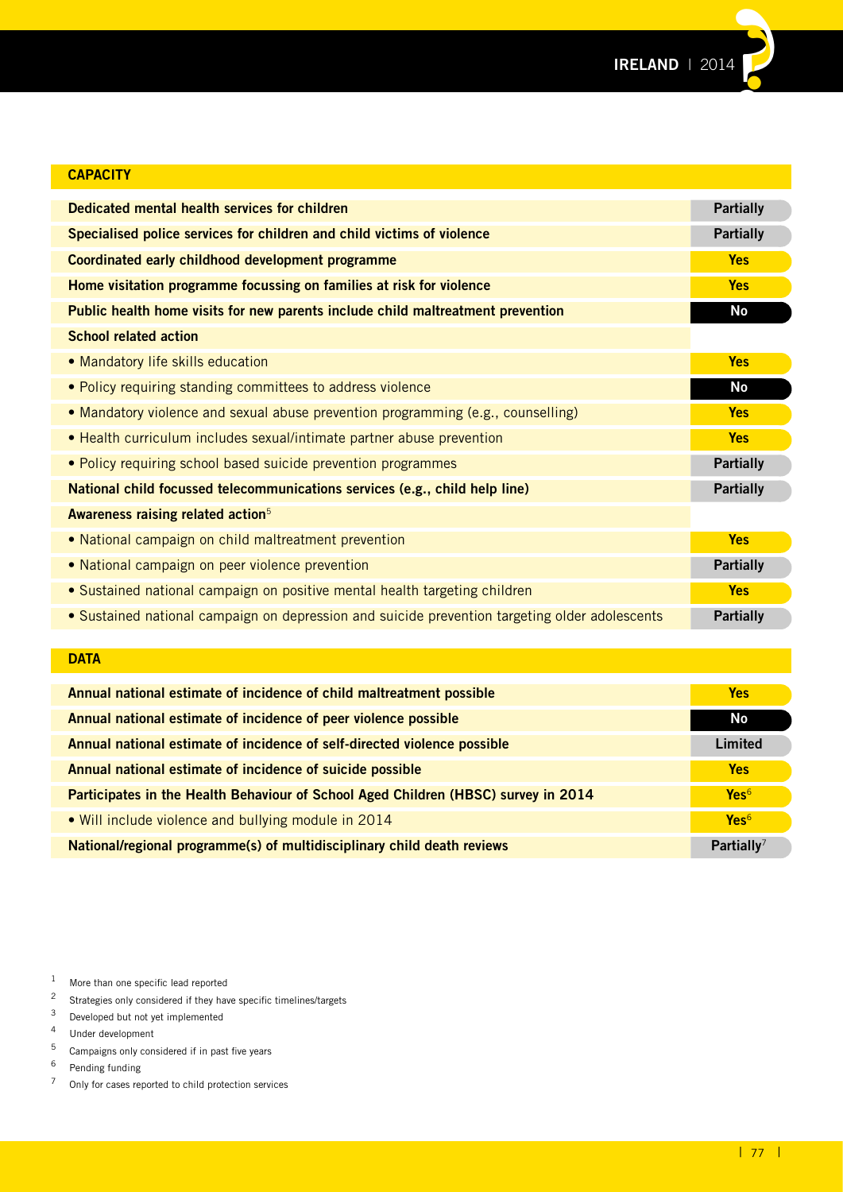## CAPACITY

| Item | Status |
|---|---|
| **Dedicated mental health services for children** | Partially |
| **Specialised police services for children and child victims of violence** | Partially |
| **Coordinated early childhood development programme** | Yes |
| **Home visitation programme focussing on families at risk for violence** | Yes |
| **Public health home visits for new parents include child maltreatment prevention** | No |
| **School related action** | |
| • Mandatory life skills education | Yes |
| • Policy requiring standing committees to address violence | No |
| • Mandatory violence and sexual abuse prevention programming (e.g., counselling) | Yes |
| • Health curriculum includes sexual/intimate partner abuse prevention | Yes |
| • Policy requiring school based suicide prevention programmes | Partially |
| **National child focussed telecommunications services (e.g., child help line)** | Partially |
| **Awareness raising related action**[5] | |
| • National campaign on child maltreatment prevention | Yes |
| • National campaign on peer violence prevention | Partially |
| • Sustained national campaign on positive mental health targeting children | Yes |
| • Sustained national campaign on depression and suicide prevention targeting older adolescents | Partially |

## DATA

| Item | Status |
|---|---|
| **Annual national estimate of incidence of child maltreatment possible** | Yes |
| **Annual national estimate of incidence of peer violence possible** | No |
| **Annual national estimate of incidence of self-directed violence possible** | Limited |
| **Annual national estimate of incidence of suicide possible** | Yes |
| **Participates in the Health Behaviour of School Aged Children (HBSC) survey in 2014** | Yes[6] |
| • Will include violence and bullying module in 2014 | Yes[6] |
| **National/regional programme(s) of multidisciplinary child death reviews** | Partially[7] |

1 More than one specific lead reported
2 Strategies only considered if they have specific timelines/targets
3 Developed but not yet implemented
4 Under development
5 Campaigns only considered if in past five years
6 Pending funding
7 Only for cases reported to child protection services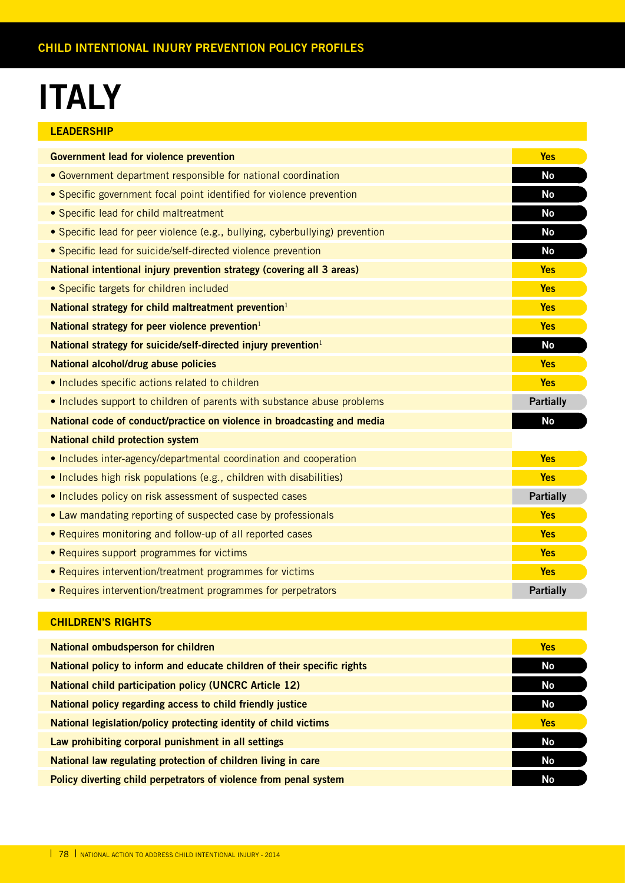# ITALY

## LEADERSHIP

| Item | Status |
|---|---|
| **Government lead for violence prevention** | Yes |
| • Government department responsible for national coordination | No |
| • Specific government focal point identified for violence prevention | No |
| • Specific lead for child maltreatment | No |
| • Specific lead for peer violence (e.g., bullying, cyberbullying) prevention | No |
| • Specific lead for suicide/self-directed violence prevention | No |
| **National intentional injury prevention strategy (covering all 3 areas)** | Yes |
| • Specific targets for children included | Yes |
| **National strategy for child maltreatment prevention**[1] | Yes |
| **National strategy for peer violence prevention**[1] | Yes |
| **National strategy for suicide/self-directed injury prevention**[1] | No |
| **National alcohol/drug abuse policies** | Yes |
| • Includes specific actions related to children | Yes |
| • Includes support to children of parents with substance abuse problems | Partially |
| **National code of conduct/practice on violence in broadcasting and media** | No |
| **National child protection system** | |
| • Includes inter-agency/departmental coordination and cooperation | Yes |
| • Includes high risk populations (e.g., children with disabilities) | Yes |
| • Includes policy on risk assessment of suspected cases | Partially |
| • Law mandating reporting of suspected case by professionals | Yes |
| • Requires monitoring and follow-up of all reported cases | Yes |
| • Requires support programmes for victims | Yes |
| • Requires intervention/treatment programmes for victims | Yes |
| • Requires intervention/treatment programmes for perpetrators | Partially |

## CHILDREN'S RIGHTS

| Item | Status |
|---|---|
| **National ombudsperson for children** | Yes |
| **National policy to inform and educate children of their specific rights** | No |
| **National child participation policy (UNCRC Article 12)** | No |
| **National policy regarding access to child friendly justice** | No |
| **National legislation/policy protecting identity of child victims** | Yes |
| **Law prohibiting corporal punishment in all settings** | No |
| **National law regulating protection of children living in care** | No |
| **Policy diverting child perpetrators of violence from penal system** | No |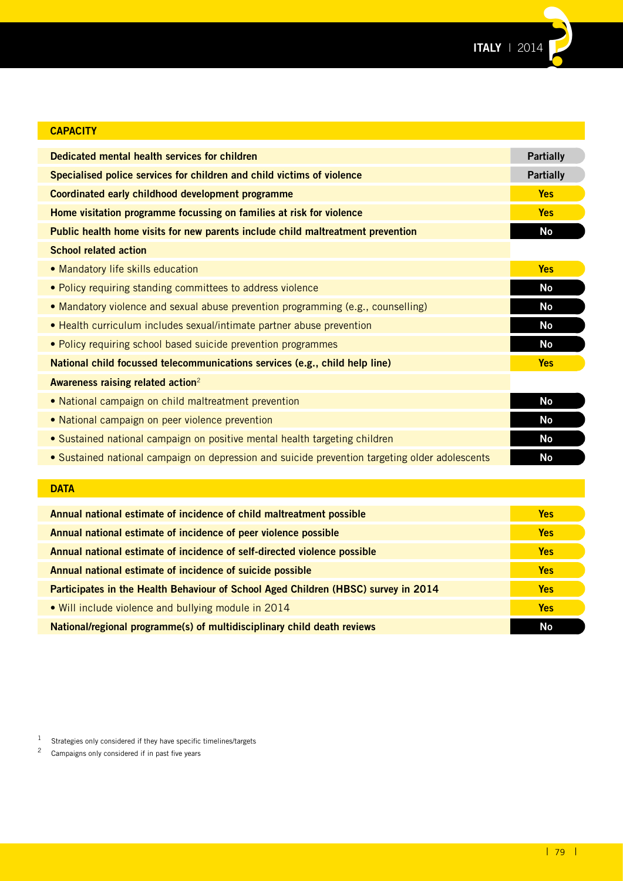## CAPACITY

| Item | Status |
|---|---|
| **Dedicated mental health services for children** | Partially |
| **Specialised police services for children and child victims of violence** | Partially |
| **Coordinated early childhood development programme** | Yes |
| **Home visitation programme focussing on families at risk for violence** | Yes |
| **Public health home visits for new parents include child maltreatment prevention** | No |
| **School related action** | |
| • Mandatory life skills education | Yes |
| • Policy requiring standing committees to address violence | No |
| • Mandatory violence and sexual abuse prevention programming (e.g., counselling) | No |
| • Health curriculum includes sexual/intimate partner abuse prevention | No |
| • Policy requiring school based suicide prevention programmes | No |
| **National child focussed telecommunications services (e.g., child help line)** | Yes |
| **Awareness raising related action**[2] | |
| • National campaign on child maltreatment prevention | No |
| • National campaign on peer violence prevention | No |
| • Sustained national campaign on positive mental health targeting children | No |
| • Sustained national campaign on depression and suicide prevention targeting older adolescents | No |

## DATA

| Item | Status |
|---|---|
| **Annual national estimate of incidence of child maltreatment possible** | Yes |
| **Annual national estimate of incidence of peer violence possible** | Yes |
| **Annual national estimate of incidence of self-directed violence possible** | Yes |
| **Annual national estimate of incidence of suicide possible** | Yes |
| **Participates in the Health Behaviour of School Aged Children (HBSC) survey in 2014** | Yes |
| • Will include violence and bullying module in 2014 | Yes |
| **National/regional programme(s) of multidisciplinary child death reviews** | No |

[1] Strategies only considered if they have specific timelines/targets

[2] Campaigns only considered if in past five years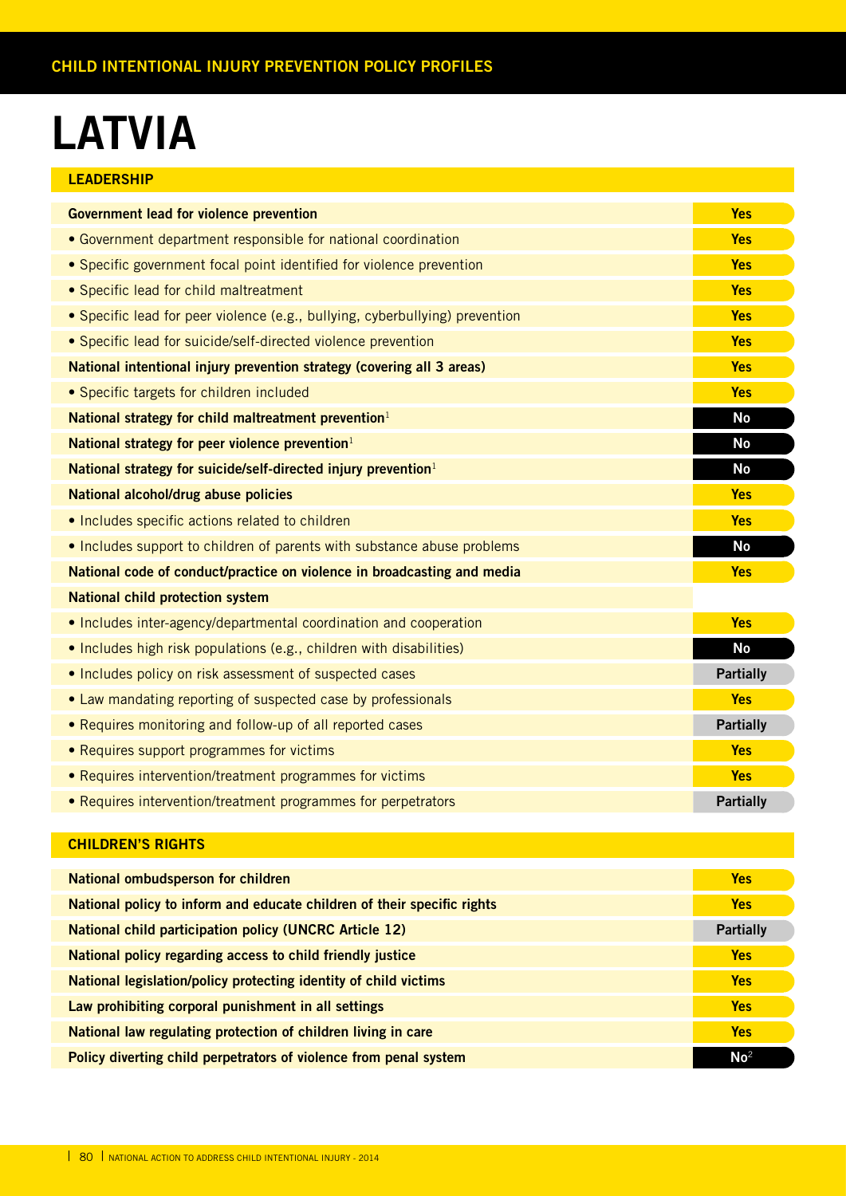CHILD INTENTIONAL INJURY PREVENTION POLICY PROFILES

# LATVIA

## LEADERSHIP

| | |
|---|---|
| **Government lead for violence prevention** | **Yes** |
| • Government department responsible for national coordination | **Yes** |
| • Specific government focal point identified for violence prevention | **Yes** |
| • Specific lead for child maltreatment | **Yes** |
| • Specific lead for peer violence (e.g., bullying, cyberbullying) prevention | **Yes** |
| • Specific lead for suicide/self-directed violence prevention | **Yes** |
| **National intentional injury prevention strategy (covering all 3 areas)** | **Yes** |
| • Specific targets for children included | **Yes** |
| **National strategy for child maltreatment prevention**[1] | **No** |
| **National strategy for peer violence prevention**[1] | **No** |
| **National strategy for suicide/self-directed injury prevention**[1] | **No** |
| **National alcohol/drug abuse policies** | **Yes** |
| • Includes specific actions related to children | **Yes** |
| • Includes support to children of parents with substance abuse problems | **No** |
| **National code of conduct/practice on violence in broadcasting and media** | **Yes** |
| **National child protection system** | |
| • Includes inter-agency/departmental coordination and cooperation | **Yes** |
| • Includes high risk populations (e.g., children with disabilities) | **No** |
| • Includes policy on risk assessment of suspected cases | **Partially** |
| • Law mandating reporting of suspected case by professionals | **Yes** |
| • Requires monitoring and follow-up of all reported cases | **Partially** |
| • Requires support programmes for victims | **Yes** |
| • Requires intervention/treatment programmes for victims | **Yes** |
| • Requires intervention/treatment programmes for perpetrators | **Partially** |

## CHILDREN'S RIGHTS

| | |
|---|---|
| **National ombudsperson for children** | **Yes** |
| **National policy to inform and educate children of their specific rights** | **Yes** |
| **National child participation policy (UNCRC Article 12)** | **Partially** |
| **National policy regarding access to child friendly justice** | **Yes** |
| **National legislation/policy protecting identity of child victims** | **Yes** |
| **Law prohibiting corporal punishment in all settings** | **Yes** |
| **National law regulating protection of children living in care** | **Yes** |
| **Policy diverting child perpetrators of violence from penal system** | **No**[2] |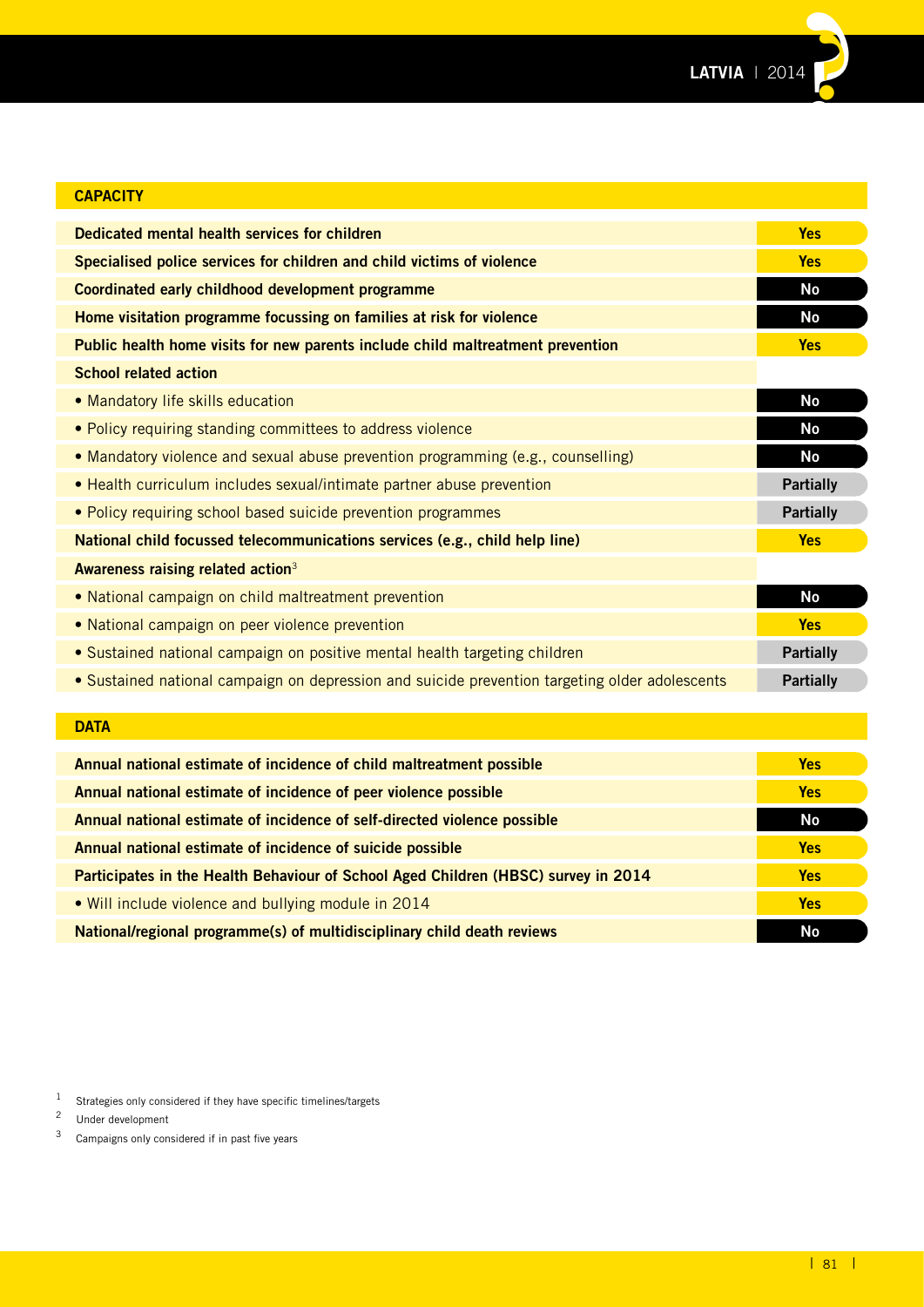## CAPACITY

| Item | Status |
|---|---|
| **Dedicated mental health services for children** | Yes |
| **Specialised police services for children and child victims of violence** | Yes |
| **Coordinated early childhood development programme** | No |
| **Home visitation programme focussing on families at risk for violence** | No |
| **Public health home visits for new parents include child maltreatment prevention** | Yes |
| **School related action** | |
| • Mandatory life skills education | No |
| • Policy requiring standing committees to address violence | No |
| • Mandatory violence and sexual abuse prevention programming (e.g., counselling) | No |
| • Health curriculum includes sexual/intimate partner abuse prevention | Partially |
| • Policy requiring school based suicide prevention programmes | Partially |
| **National child focussed telecommunications services (e.g., child help line)** | Yes |
| **Awareness raising related action**[3] | |
| • National campaign on child maltreatment prevention | No |
| • National campaign on peer violence prevention | Yes |
| • Sustained national campaign on positive mental health targeting children | Partially |
| • Sustained national campaign on depression and suicide prevention targeting older adolescents | Partially |

## DATA

| Item | Status |
|---|---|
| **Annual national estimate of incidence of child maltreatment possible** | Yes |
| **Annual national estimate of incidence of peer violence possible** | Yes |
| **Annual national estimate of incidence of self-directed violence possible** | No |
| **Annual national estimate of incidence of suicide possible** | Yes |
| **Participates in the Health Behaviour of School Aged Children (HBSC) survey in 2014** | Yes |
| • Will include violence and bullying module in 2014 | Yes |
| **National/regional programme(s) of multidisciplinary child death reviews** | No |

[1] Strategies only considered if they have specific timelines/targets

[2] Under development

[3] Campaigns only considered if in past five years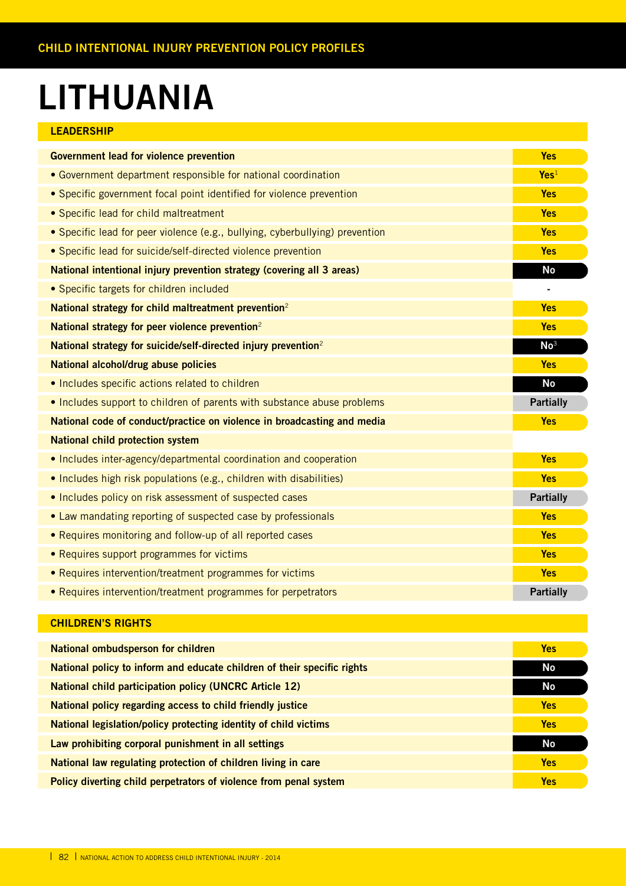CHILD INTENTIONAL INJURY PREVENTION POLICY PROFILES

# LITHUANIA

## LEADERSHIP

| | |
|---|---|
| **Government lead for violence prevention** | **Yes** |
| • Government department responsible for national coordination | **Yes**[1] |
| • Specific government focal point identified for violence prevention | **Yes** |
| • Specific lead for child maltreatment | **Yes** |
| • Specific lead for peer violence (e.g., bullying, cyberbullying) prevention | **Yes** |
| • Specific lead for suicide/self-directed violence prevention | **Yes** |
| **National intentional injury prevention strategy (covering all 3 areas)** | **No** |
| • Specific targets for children included | - |
| **National strategy for child maltreatment prevention**[2] | **Yes** |
| **National strategy for peer violence prevention**[2] | **Yes** |
| **National strategy for suicide/self-directed injury prevention**[2] | **No**[3] |
| **National alcohol/drug abuse policies** | **Yes** |
| • Includes specific actions related to children | **No** |
| • Includes support to children of parents with substance abuse problems | **Partially** |
| **National code of conduct/practice on violence in broadcasting and media** | **Yes** |
| **National child protection system** | |
| • Includes inter-agency/departmental coordination and cooperation | **Yes** |
| • Includes high risk populations (e.g., children with disabilities) | **Yes** |
| • Includes policy on risk assessment of suspected cases | **Partially** |
| • Law mandating reporting of suspected case by professionals | **Yes** |
| • Requires monitoring and follow-up of all reported cases | **Yes** |
| • Requires support programmes for victims | **Yes** |
| • Requires intervention/treatment programmes for victims | **Yes** |
| • Requires intervention/treatment programmes for perpetrators | **Partially** |

## CHILDREN'S RIGHTS

| | |
|---|---|
| **National ombudsperson for children** | **Yes** |
| **National policy to inform and educate children of their specific rights** | **No** |
| **National child participation policy (UNCRC Article 12)** | **No** |
| **National policy regarding access to child friendly justice** | **Yes** |
| **National legislation/policy protecting identity of child victims** | **Yes** |
| **Law prohibiting corporal punishment in all settings** | **No** |
| **National law regulating protection of children living in care** | **Yes** |
| **Policy diverting child perpetrators of violence from penal system** | **Yes** |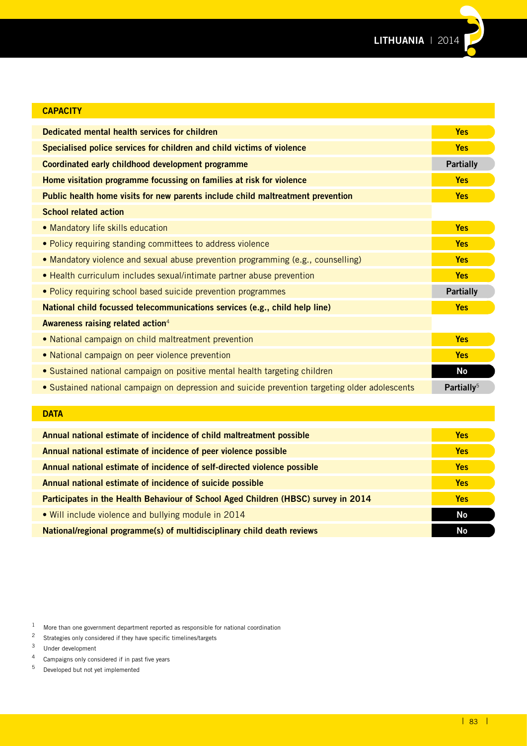## CAPACITY

| | |
|---|---|
| **Dedicated mental health services for children** | **Yes** |
| **Specialised police services for children and child victims of violence** | **Yes** |
| **Coordinated early childhood development programme** | **Partially** |
| **Home visitation programme focussing on families at risk for violence** | **Yes** |
| **Public health home visits for new parents include child maltreatment prevention** | **Yes** |
| **School related action** | |
| • Mandatory life skills education | **Yes** |
| • Policy requiring standing committees to address violence | **Yes** |
| • Mandatory violence and sexual abuse prevention programming (e.g., counselling) | **Yes** |
| • Health curriculum includes sexual/intimate partner abuse prevention | **Yes** |
| • Policy requiring school based suicide prevention programmes | **Partially** |
| **National child focussed telecommunications services (e.g., child help line)** | **Yes** |
| **Awareness raising related action**[4] | |
| • National campaign on child maltreatment prevention | **Yes** |
| • National campaign on peer violence prevention | **Yes** |
| • Sustained national campaign on positive mental health targeting children | **No** |
| • Sustained national campaign on depression and suicide prevention targeting older adolescents | **Partially**[5] |

## DATA

| | |
|---|---|
| **Annual national estimate of incidence of child maltreatment possible** | **Yes** |
| **Annual national estimate of incidence of peer violence possible** | **Yes** |
| **Annual national estimate of incidence of self-directed violence possible** | **Yes** |
| **Annual national estimate of incidence of suicide possible** | **Yes** |
| **Participates in the Health Behaviour of School Aged Children (HBSC) survey in 2014** | **Yes** |
| • Will include violence and bullying module in 2014 | **No** |
| **National/regional programme(s) of multidisciplinary child death reviews** | **No** |

1 More than one government department reported as responsible for national coordination
2 Strategies only considered if they have specific timelines/targets
3 Under development
4 Campaigns only considered if in past five years
5 Developed but not yet implemented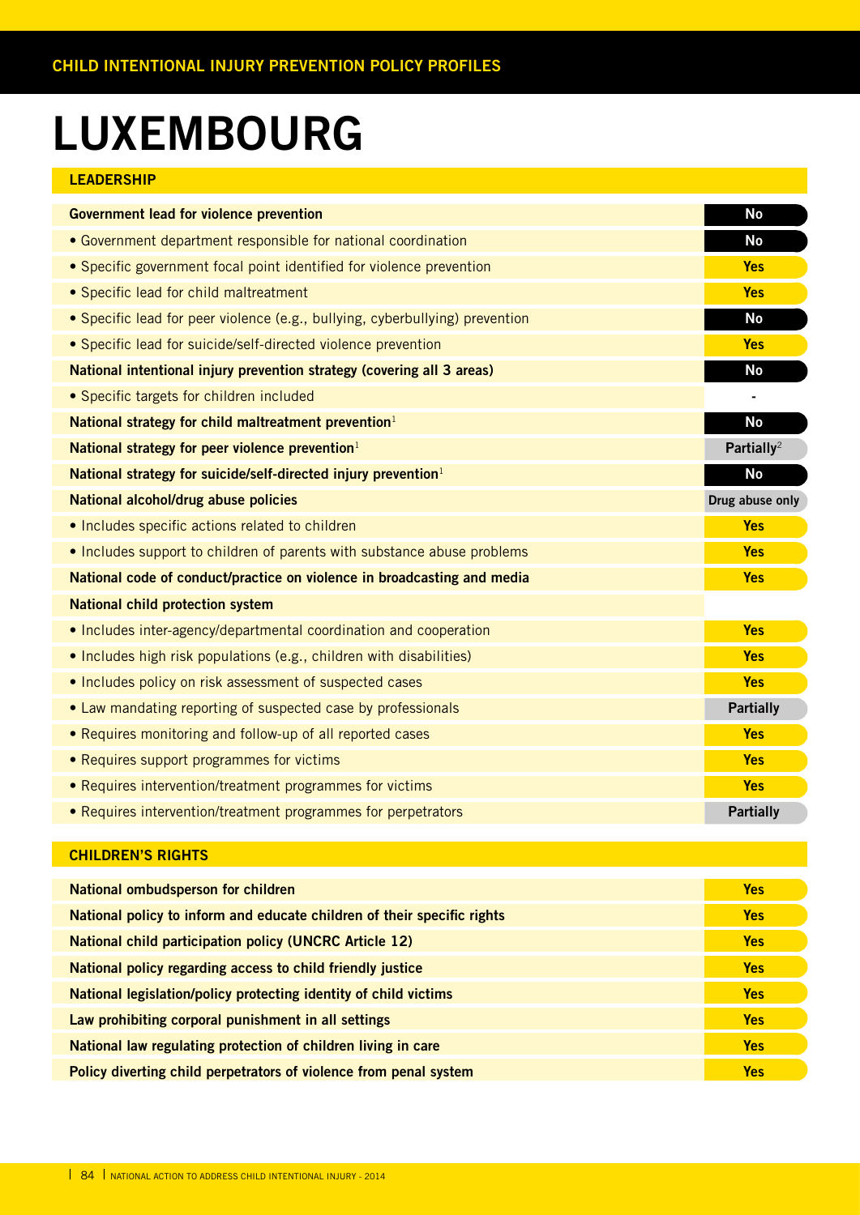# LUXEMBOURG

## LEADERSHIP

| | |
|---|---|
| **Government lead for violence prevention** | No |
| • Government department responsible for national coordination | No |
| • Specific government focal point identified for violence prevention | Yes |
| • Specific lead for child maltreatment | Yes |
| • Specific lead for peer violence (e.g., bullying, cyberbullying) prevention | No |
| • Specific lead for suicide/self-directed violence prevention | Yes |
| **National intentional injury prevention strategy (covering all 3 areas)** | No |
| • Specific targets for children included | - |
| **National strategy for child maltreatment prevention**[1] | No |
| **National strategy for peer violence prevention**[1] | Partially[2] |
| **National strategy for suicide/self-directed injury prevention**[1] | No |
| **National alcohol/drug abuse policies** | Drug abuse only |
| • Includes specific actions related to children | Yes |
| • Includes support to children of parents with substance abuse problems | Yes |
| **National code of conduct/practice on violence in broadcasting and media** | Yes |
| **National child protection system** | |
| • Includes inter-agency/departmental coordination and cooperation | Yes |
| • Includes high risk populations (e.g., children with disabilities) | Yes |
| • Includes policy on risk assessment of suspected cases | Yes |
| • Law mandating reporting of suspected case by professionals | Partially |
| • Requires monitoring and follow-up of all reported cases | Yes |
| • Requires support programmes for victims | Yes |
| • Requires intervention/treatment programmes for victims | Yes |
| • Requires intervention/treatment programmes for perpetrators | Partially |

## CHILDREN'S RIGHTS

| | |
|---|---|
| **National ombudsperson for children** | Yes |
| **National policy to inform and educate children of their specific rights** | Yes |
| **National child participation policy (UNCRC Article 12)** | Yes |
| **National policy regarding access to child friendly justice** | Yes |
| **National legislation/policy protecting identity of child victims** | Yes |
| **Law prohibiting corporal punishment in all settings** | Yes |
| **National law regulating protection of children living in care** | Yes |
| **Policy diverting child perpetrators of violence from penal system** | Yes |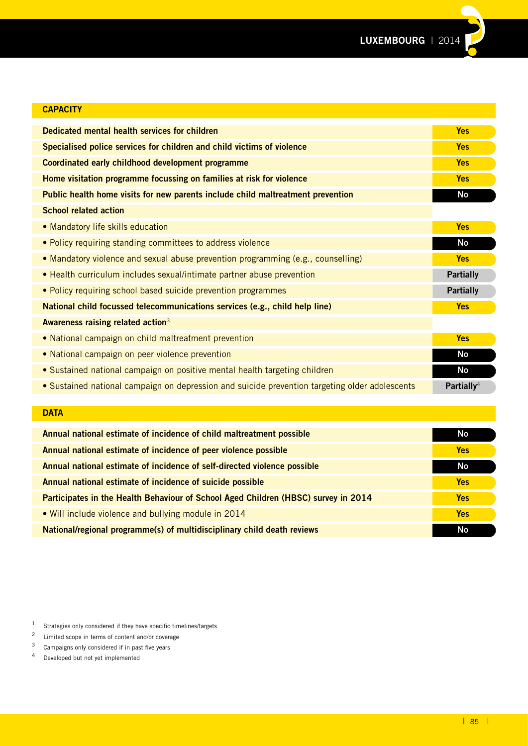## CAPACITY

| | |
|---|---|
| **Dedicated mental health services for children** | Yes |
| **Specialised police services for children and child victims of violence** | Yes |
| **Coordinated early childhood development programme** | Yes |
| **Home visitation programme focussing on families at risk for violence** | Yes |
| **Public health home visits for new parents include child maltreatment prevention** | No |
| **School related action** | |
| • Mandatory life skills education | Yes |
| • Policy requiring standing committees to address violence | No |
| • Mandatory violence and sexual abuse prevention programming (e.g., counselling) | Yes |
| • Health curriculum includes sexual/intimate partner abuse prevention | Partially |
| • Policy requiring school based suicide prevention programmes | Partially |
| **National child focussed telecommunications services (e.g., child help line)** | Yes |
| **Awareness raising related action**[3] | |
| • National campaign on child maltreatment prevention | Yes |
| • National campaign on peer violence prevention | No |
| • Sustained national campaign on positive mental health targeting children | No |
| • Sustained national campaign on depression and suicide prevention targeting older adolescents | Partially[4] |

## DATA

| | |
|---|---|
| **Annual national estimate of incidence of child maltreatment possible** | No |
| **Annual national estimate of incidence of peer violence possible** | Yes |
| **Annual national estimate of incidence of self-directed violence possible** | No |
| **Annual national estimate of incidence of suicide possible** | Yes |
| **Participates in the Health Behaviour of School Aged Children (HBSC) survey in 2014** | Yes |
| • Will include violence and bullying module in 2014 | Yes |
| **National/regional programme(s) of multidisciplinary child death reviews** | No |

[1] Strategies only considered if they have specific timelines/targets

[2] Limited scope in terms of content and/or coverage

[3] Campaigns only considered if in past five years

[4] Developed but not yet implemented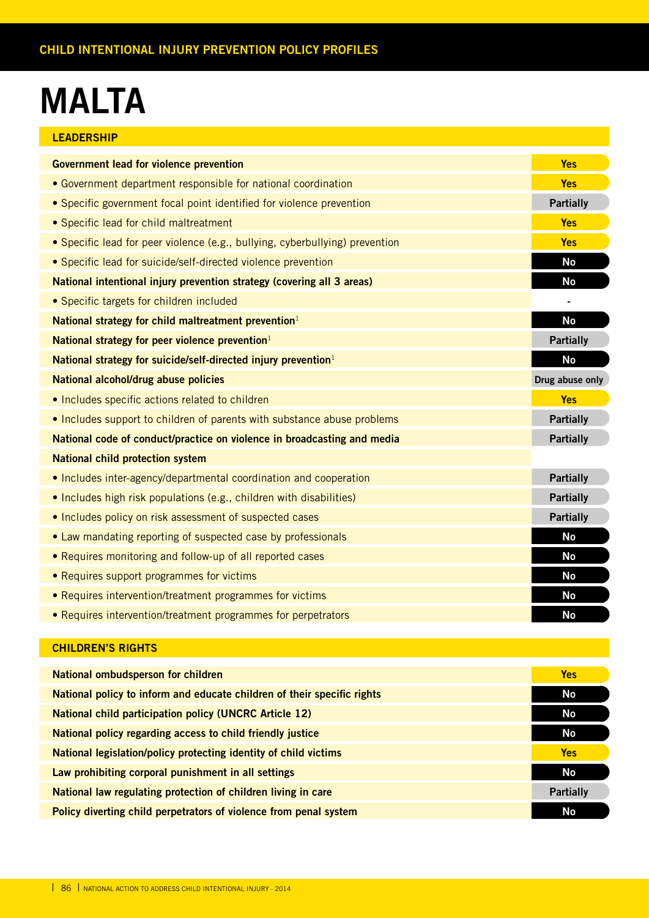# MALTA

## LEADERSHIP

| Indicator | Status |
|---|---|
| **Government lead for violence prevention** | Yes |
| • Government department responsible for national coordination | Yes |
| • Specific government focal point identified for violence prevention | Partially |
| • Specific lead for child maltreatment | Yes |
| • Specific lead for peer violence (e.g., bullying, cyberbullying) prevention | Yes |
| • Specific lead for suicide/self-directed violence prevention | No |
| **National intentional injury prevention strategy (covering all 3 areas)** | No |
| • Specific targets for children included | - |
| **National strategy for child maltreatment prevention**[1] | No |
| **National strategy for peer violence prevention**[1] | Partially |
| **National strategy for suicide/self-directed injury prevention**[1] | No |
| **National alcohol/drug abuse policies** | Drug abuse only |
| • Includes specific actions related to children | Yes |
| • Includes support to children of parents with substance abuse problems | Partially |
| **National code of conduct/practice on violence in broadcasting and media** | Partially |
| **National child protection system** | |
| • Includes inter-agency/departmental coordination and cooperation | Partially |
| • Includes high risk populations (e.g., children with disabilities) | Partially |
| • Includes policy on risk assessment of suspected cases | Partially |
| • Law mandating reporting of suspected case by professionals | No |
| • Requires monitoring and follow-up of all reported cases | No |
| • Requires support programmes for victims | No |
| • Requires intervention/treatment programmes for victims | No |
| • Requires intervention/treatment programmes for perpetrators | No |

## CHILDREN'S RIGHTS

| Indicator | Status |
|---|---|
| **National ombudsperson for children** | Yes |
| **National policy to inform and educate children of their specific rights** | No |
| **National child participation policy (UNCRC Article 12)** | No |
| **National policy regarding access to child friendly justice** | No |
| **National legislation/policy protecting identity of child victims** | Yes |
| **Law prohibiting corporal punishment in all settings** | No |
| **National law regulating protection of children living in care** | Partially |
| **Policy diverting child perpetrators of violence from penal system** | No |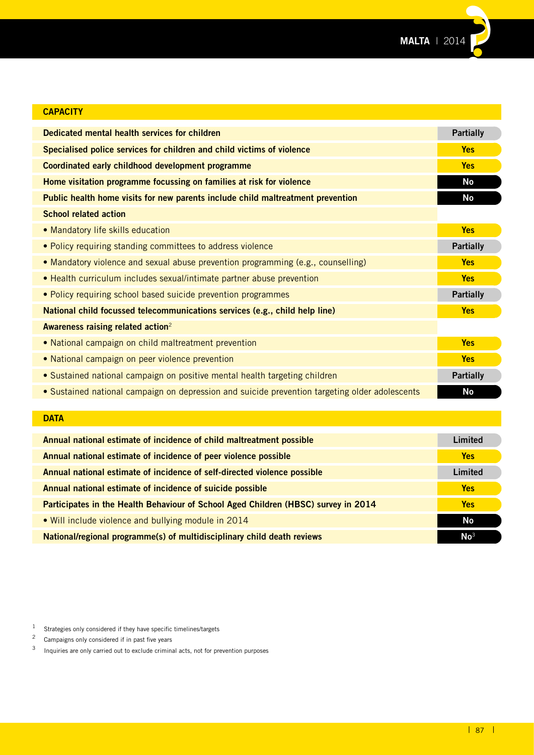## CAPACITY

| | |
|---|---|
| **Dedicated mental health services for children** | **Partially** |
| **Specialised police services for children and child victims of violence** | **Yes** |
| **Coordinated early childhood development programme** | **Yes** |
| **Home visitation programme focussing on families at risk for violence** | **No** |
| **Public health home visits for new parents include child maltreatment prevention** | **No** |
| **School related action** | |
| • Mandatory life skills education | **Yes** |
| • Policy requiring standing committees to address violence | **Partially** |
| • Mandatory violence and sexual abuse prevention programming (e.g., counselling) | **Yes** |
| • Health curriculum includes sexual/intimate partner abuse prevention | **Yes** |
| • Policy requiring school based suicide prevention programmes | **Partially** |
| **National child focussed telecommunications services (e.g., child help line)** | **Yes** |
| **Awareness raising related action**[2] | |
| • National campaign on child maltreatment prevention | **Yes** |
| • National campaign on peer violence prevention | **Yes** |
| • Sustained national campaign on positive mental health targeting children | **Partially** |
| • Sustained national campaign on depression and suicide prevention targeting older adolescents | **No** |

## DATA

| | |
|---|---|
| **Annual national estimate of incidence of child maltreatment possible** | **Limited** |
| **Annual national estimate of incidence of peer violence possible** | **Yes** |
| **Annual national estimate of incidence of self-directed violence possible** | **Limited** |
| **Annual national estimate of incidence of suicide possible** | **Yes** |
| **Participates in the Health Behaviour of School Aged Children (HBSC) survey in 2014** | **Yes** |
| • Will include violence and bullying module in 2014 | **No** |
| **National/regional programme(s) of multidisciplinary child death reviews** | **No**[3] |

[1] Strategies only considered if they have specific timelines/targets

[2] Campaigns only considered if in past five years

[3] Inquiries are only carried out to exclude criminal acts, not for prevention purposes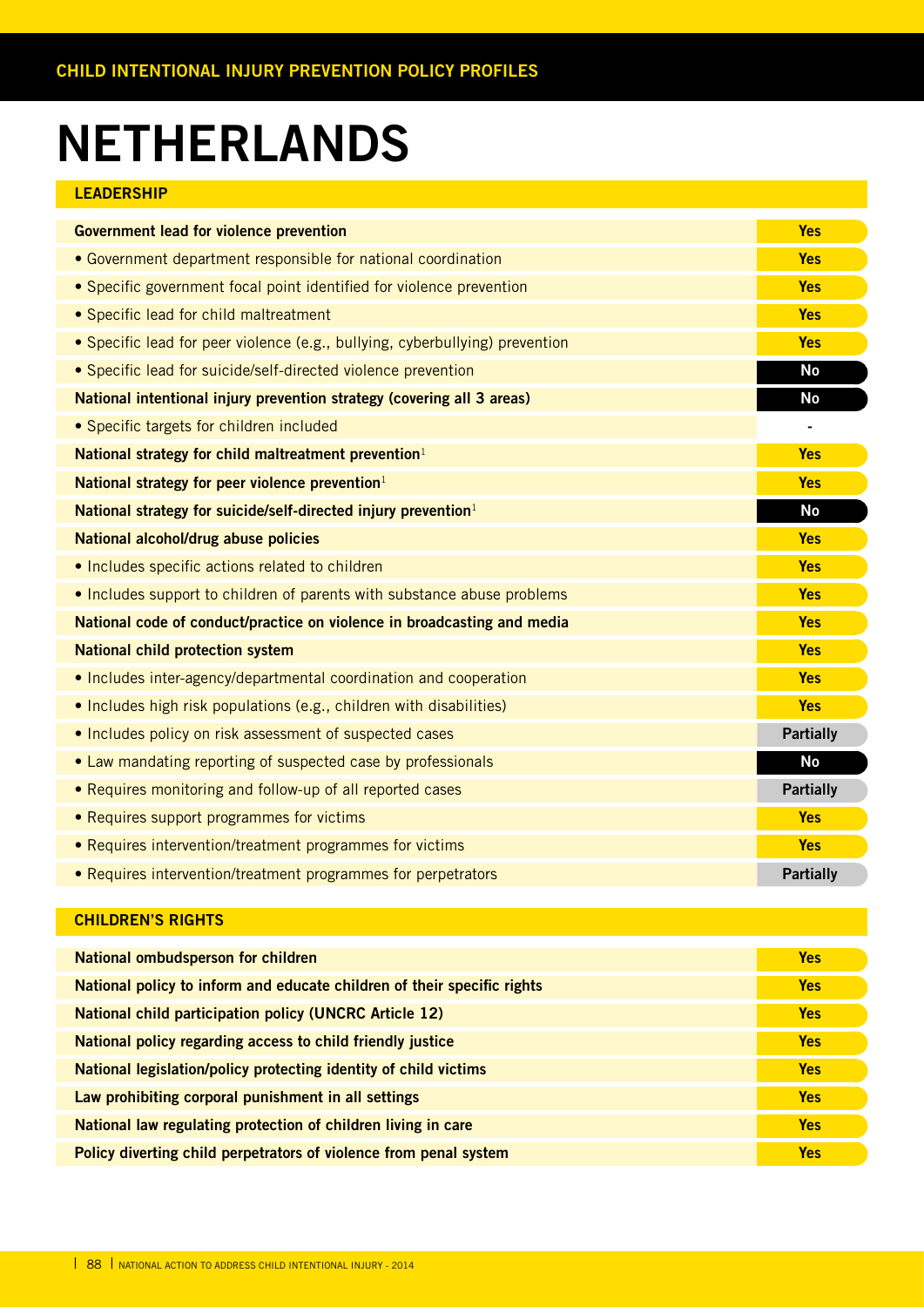# NETHERLANDS

## LEADERSHIP

| Item | Status |
|---|---|
| **Government lead for violence prevention** | Yes |
| • Government department responsible for national coordination | Yes |
| • Specific government focal point identified for violence prevention | Yes |
| • Specific lead for child maltreatment | Yes |
| • Specific lead for peer violence (e.g., bullying, cyberbullying) prevention | Yes |
| • Specific lead for suicide/self-directed violence prevention | No |
| **National intentional injury prevention strategy (covering all 3 areas)** | No |
| • Specific targets for children included | - |
| **National strategy for child maltreatment prevention**[1] | Yes |
| **National strategy for peer violence prevention**[1] | Yes |
| **National strategy for suicide/self-directed injury prevention**[1] | No |
| **National alcohol/drug abuse policies** | Yes |
| • Includes specific actions related to children | Yes |
| • Includes support to children of parents with substance abuse problems | Yes |
| **National code of conduct/practice on violence in broadcasting and media** | Yes |
| **National child protection system** | Yes |
| • Includes inter-agency/departmental coordination and cooperation | Yes |
| • Includes high risk populations (e.g., children with disabilities) | Yes |
| • Includes policy on risk assessment of suspected cases | Partially |
| • Law mandating reporting of suspected case by professionals | No |
| • Requires monitoring and follow-up of all reported cases | Partially |
| • Requires support programmes for victims | Yes |
| • Requires intervention/treatment programmes for victims | Yes |
| • Requires intervention/treatment programmes for perpetrators | Partially |

## CHILDREN'S RIGHTS

| Item | Status |
|---|---|
| **National ombudsperson for children** | Yes |
| **National policy to inform and educate children of their specific rights** | Yes |
| **National child participation policy (UNCRC Article 12)** | Yes |
| **National policy regarding access to child friendly justice** | Yes |
| **National legislation/policy protecting identity of child victims** | Yes |
| **Law prohibiting corporal punishment in all settings** | Yes |
| **National law regulating protection of children living in care** | Yes |
| **Policy diverting child perpetrators of violence from penal system** | Yes |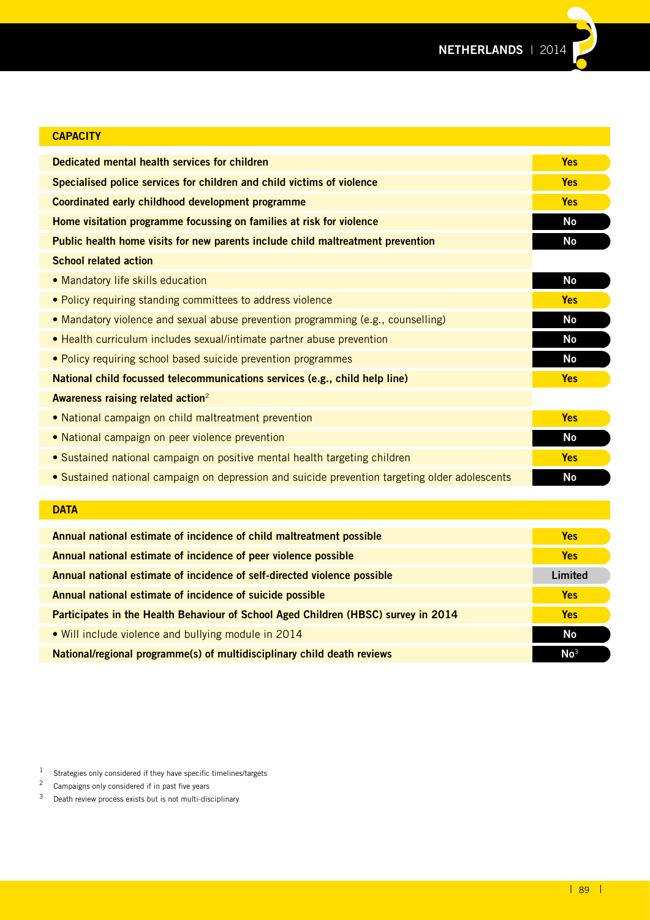## CAPACITY

| Item | Status |
|---|---|
| **Dedicated mental health services for children** | Yes |
| **Specialised police services for children and child victims of violence** | Yes |
| **Coordinated early childhood development programme** | Yes |
| **Home visitation programme focussing on families at risk for violence** | No |
| **Public health home visits for new parents include child maltreatment prevention** | No |
| **School related action** | |
| • Mandatory life skills education | No |
| • Policy requiring standing committees to address violence | Yes |
| • Mandatory violence and sexual abuse prevention programming (e.g., counselling) | No |
| • Health curriculum includes sexual/intimate partner abuse prevention | No |
| • Policy requiring school based suicide prevention programmes | No |
| **National child focussed telecommunications services (e.g., child help line)** | Yes |
| **Awareness raising related action**[2] | |
| • National campaign on child maltreatment prevention | Yes |
| • National campaign on peer violence prevention | No |
| • Sustained national campaign on positive mental health targeting children | Yes |
| • Sustained national campaign on depression and suicide prevention targeting older adolescents | No |

## DATA

| Item | Status |
|---|---|
| **Annual national estimate of incidence of child maltreatment possible** | Yes |
| **Annual national estimate of incidence of peer violence possible** | Yes |
| **Annual national estimate of incidence of self-directed violence possible** | Limited |
| **Annual national estimate of incidence of suicide possible** | Yes |
| **Participates in the Health Behaviour of School Aged Children (HBSC) survey in 2014** | Yes |
| • Will include violence and bullying module in 2014 | No |
| **National/regional programme(s) of multidisciplinary child death reviews** | No[3] |

1 Strategies only considered if they have specific timelines/targets

2 Campaigns only considered if in past five years

3 Death review process exists but is not multi-disciplinary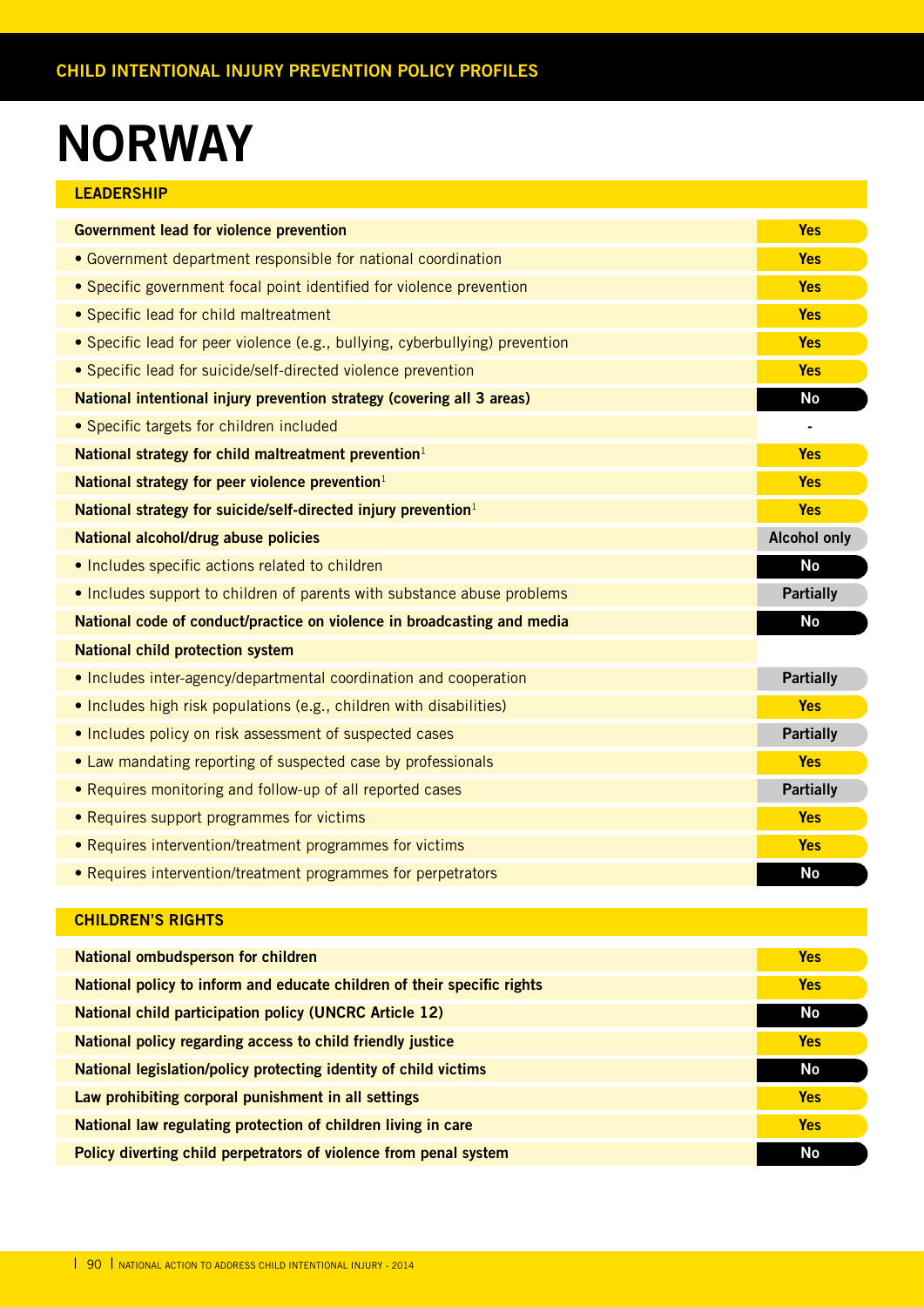# NORWAY

## LEADERSHIP

| | |
|---|---|
| **Government lead for violence prevention** | **Yes** |
| • Government department responsible for national coordination | **Yes** |
| • Specific government focal point identified for violence prevention | **Yes** |
| • Specific lead for child maltreatment | **Yes** |
| • Specific lead for peer violence (e.g., bullying, cyberbullying) prevention | **Yes** |
| • Specific lead for suicide/self-directed violence prevention | **Yes** |
| **National intentional injury prevention strategy (covering all 3 areas)** | **No** |
| • Specific targets for children included | - |
| **National strategy for child maltreatment prevention**[1] | **Yes** |
| **National strategy for peer violence prevention**[1] | **Yes** |
| **National strategy for suicide/self-directed injury prevention**[1] | **Yes** |
| **National alcohol/drug abuse policies** | **Alcohol only** |
| • Includes specific actions related to children | **No** |
| • Includes support to children of parents with substance abuse problems | **Partially** |
| **National code of conduct/practice on violence in broadcasting and media** | **No** |
| **National child protection system** | |
| • Includes inter-agency/departmental coordination and cooperation | **Partially** |
| • Includes high risk populations (e.g., children with disabilities) | **Yes** |
| • Includes policy on risk assessment of suspected cases | **Partially** |
| • Law mandating reporting of suspected case by professionals | **Yes** |
| • Requires monitoring and follow-up of all reported cases | **Partially** |
| • Requires support programmes for victims | **Yes** |
| • Requires intervention/treatment programmes for victims | **Yes** |
| • Requires intervention/treatment programmes for perpetrators | **No** |

## CHILDREN'S RIGHTS

| | |
|---|---|
| **National ombudsperson for children** | **Yes** |
| **National policy to inform and educate children of their specific rights** | **Yes** |
| **National child participation policy (UNCRC Article 12)** | **No** |
| **National policy regarding access to child friendly justice** | **Yes** |
| **National legislation/policy protecting identity of child victims** | **No** |
| **Law prohibiting corporal punishment in all settings** | **Yes** |
| **National law regulating protection of children living in care** | **Yes** |
| **Policy diverting child perpetrators of violence from penal system** | **No** |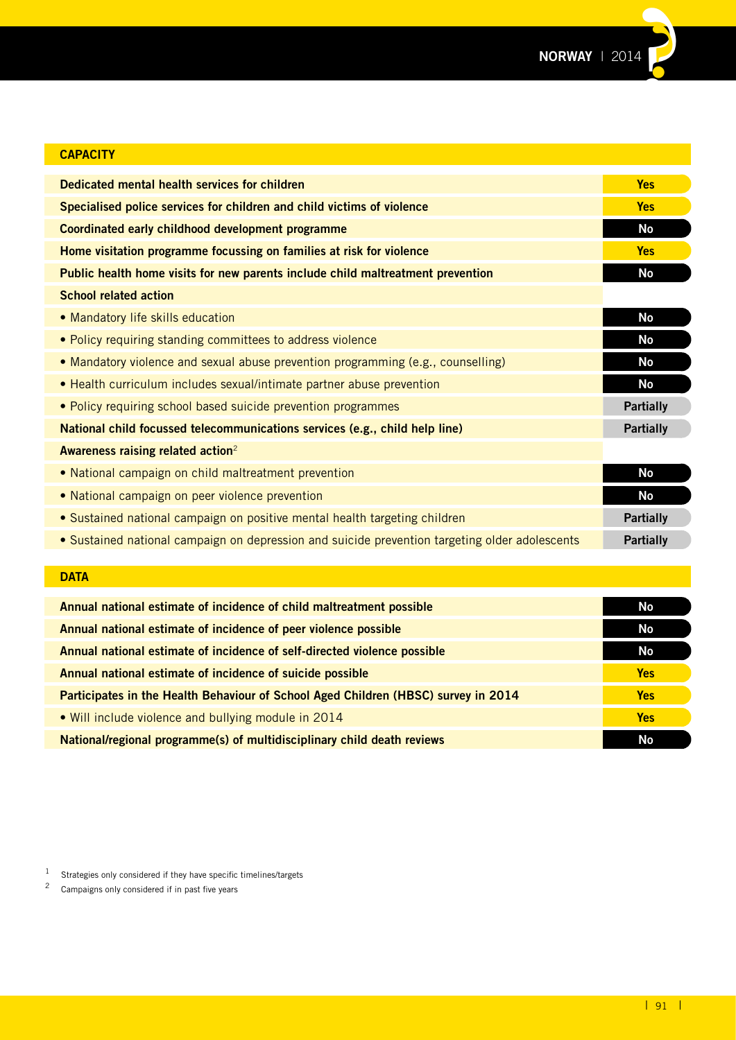## CAPACITY

| | |
|---|---|
| **Dedicated mental health services for children** | **Yes** |
| **Specialised police services for children and child victims of violence** | **Yes** |
| **Coordinated early childhood development programme** | **No** |
| **Home visitation programme focussing on families at risk for violence** | **Yes** |
| **Public health home visits for new parents include child maltreatment prevention** | **No** |
| **School related action** | |
| • Mandatory life skills education | **No** |
| • Policy requiring standing committees to address violence | **No** |
| • Mandatory violence and sexual abuse prevention programming (e.g., counselling) | **No** |
| • Health curriculum includes sexual/intimate partner abuse prevention | **No** |
| • Policy requiring school based suicide prevention programmes | **Partially** |
| **National child focussed telecommunications services (e.g., child help line)** | **Partially** |
| **Awareness raising related action**[2] | |
| • National campaign on child maltreatment prevention | **No** |
| • National campaign on peer violence prevention | **No** |
| • Sustained national campaign on positive mental health targeting children | **Partially** |
| • Sustained national campaign on depression and suicide prevention targeting older adolescents | **Partially** |

## DATA

| | |
|---|---|
| **Annual national estimate of incidence of child maltreatment possible** | **No** |
| **Annual national estimate of incidence of peer violence possible** | **No** |
| **Annual national estimate of incidence of self-directed violence possible** | **No** |
| **Annual national estimate of incidence of suicide possible** | **Yes** |
| **Participates in the Health Behaviour of School Aged Children (HBSC) survey in 2014** | **Yes** |
| • Will include violence and bullying module in 2014 | **Yes** |
| **National/regional programme(s) of multidisciplinary child death reviews** | **No** |

[1] Strategies only considered if they have specific timelines/targets

[2] Campaigns only considered if in past five years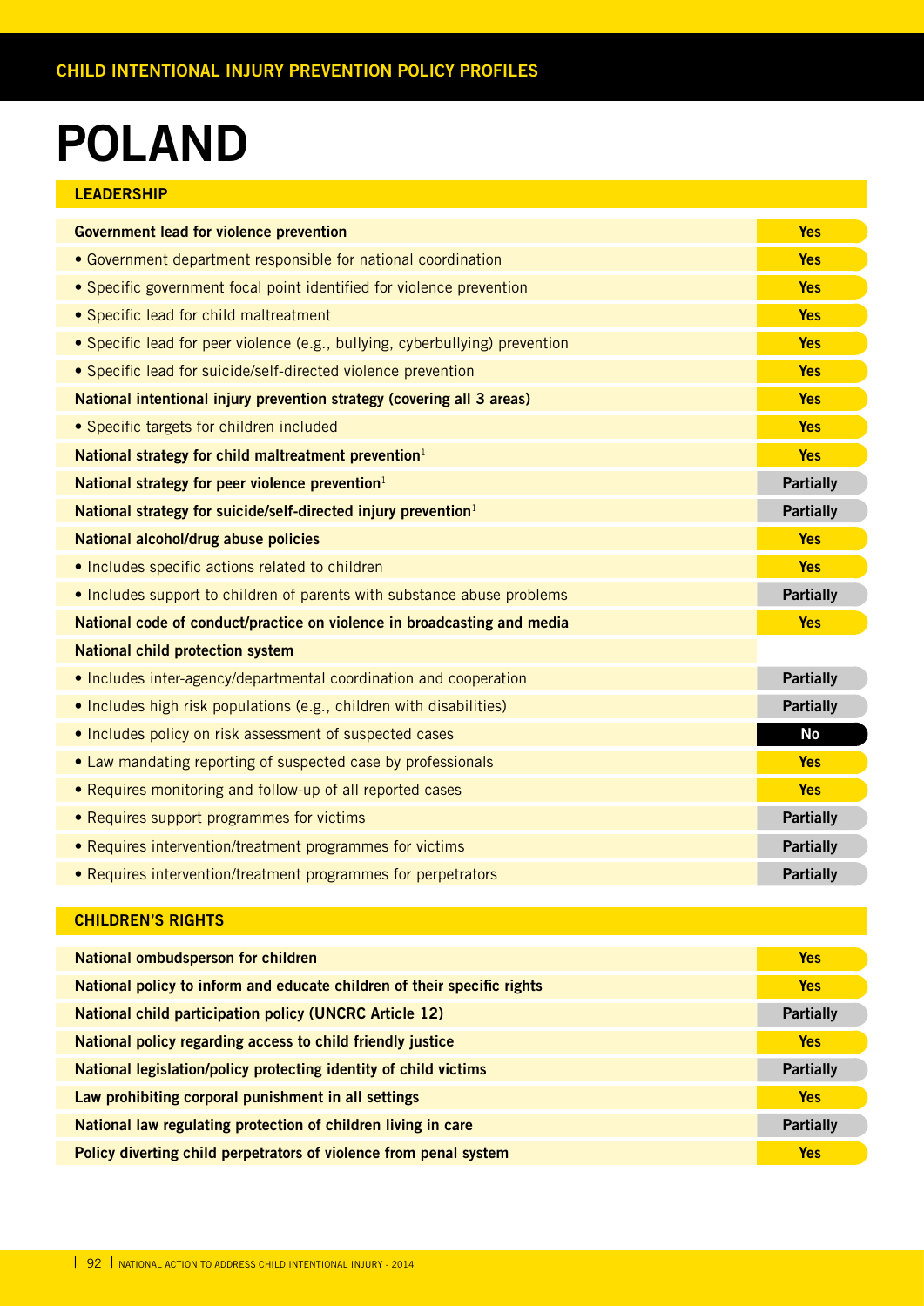# POLAND

## LEADERSHIP

| | |
|---|---|
| **Government lead for violence prevention** | **Yes** |
| • Government department responsible for national coordination | **Yes** |
| • Specific government focal point identified for violence prevention | **Yes** |
| • Specific lead for child maltreatment | **Yes** |
| • Specific lead for peer violence (e.g., bullying, cyberbullying) prevention | **Yes** |
| • Specific lead for suicide/self-directed violence prevention | **Yes** |
| **National intentional injury prevention strategy (covering all 3 areas)** | **Yes** |
| • Specific targets for children included | **Yes** |
| **National strategy for child maltreatment prevention**[1] | **Yes** |
| **National strategy for peer violence prevention**[1] | **Partially** |
| **National strategy for suicide/self-directed injury prevention**[1] | **Partially** |
| **National alcohol/drug abuse policies** | **Yes** |
| • Includes specific actions related to children | **Yes** |
| • Includes support to children of parents with substance abuse problems | **Partially** |
| **National code of conduct/practice on violence in broadcasting and media** | **Yes** |
| **National child protection system** | |
| • Includes inter-agency/departmental coordination and cooperation | **Partially** |
| • Includes high risk populations (e.g., children with disabilities) | **Partially** |
| • Includes policy on risk assessment of suspected cases | **No** |
| • Law mandating reporting of suspected case by professionals | **Yes** |
| • Requires monitoring and follow-up of all reported cases | **Yes** |
| • Requires support programmes for victims | **Partially** |
| • Requires intervention/treatment programmes for victims | **Partially** |
| • Requires intervention/treatment programmes for perpetrators | **Partially** |

## CHILDREN'S RIGHTS

| | |
|---|---|
| **National ombudsperson for children** | **Yes** |
| **National policy to inform and educate children of their specific rights** | **Yes** |
| **National child participation policy (UNCRC Article 12)** | **Partially** |
| **National policy regarding access to child friendly justice** | **Yes** |
| **National legislation/policy protecting identity of child victims** | **Partially** |
| **Law prohibiting corporal punishment in all settings** | **Yes** |
| **National law regulating protection of children living in care** | **Partially** |
| **Policy diverting child perpetrators of violence from penal system** | **Yes** |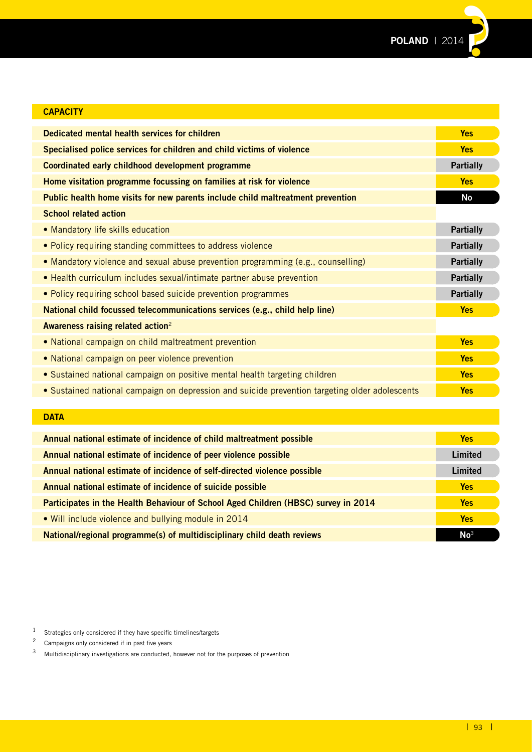## CAPACITY

| | |
|---|---|
| **Dedicated mental health services for children** | **Yes** |
| **Specialised police services for children and child victims of violence** | **Yes** |
| **Coordinated early childhood development programme** | **Partially** |
| **Home visitation programme focussing on families at risk for violence** | **Yes** |
| **Public health home visits for new parents include child maltreatment prevention** | **No** |
| **School related action** | |
| • Mandatory life skills education | **Partially** |
| • Policy requiring standing committees to address violence | **Partially** |
| • Mandatory violence and sexual abuse prevention programming (e.g., counselling) | **Partially** |
| • Health curriculum includes sexual/intimate partner abuse prevention | **Partially** |
| • Policy requiring school based suicide prevention programmes | **Partially** |
| **National child focussed telecommunications services (e.g., child help line)** | **Yes** |
| **Awareness raising related action**[2] | |
| • National campaign on child maltreatment prevention | **Yes** |
| • National campaign on peer violence prevention | **Yes** |
| • Sustained national campaign on positive mental health targeting children | **Yes** |
| • Sustained national campaign on depression and suicide prevention targeting older adolescents | **Yes** |

## DATA

| | |
|---|---|
| **Annual national estimate of incidence of child maltreatment possible** | **Yes** |
| **Annual national estimate of incidence of peer violence possible** | **Limited** |
| **Annual national estimate of incidence of self-directed violence possible** | **Limited** |
| **Annual national estimate of incidence of suicide possible** | **Yes** |
| **Participates in the Health Behaviour of School Aged Children (HBSC) survey in 2014** | **Yes** |
| • Will include violence and bullying module in 2014 | **Yes** |
| **National/regional programme(s) of multidisciplinary child death reviews** | **No**[3] |

[1] Strategies only considered if they have specific timelines/targets

[2] Campaigns only considered if in past five years

[3] Multidisciplinary investigations are conducted, however not for the purposes of prevention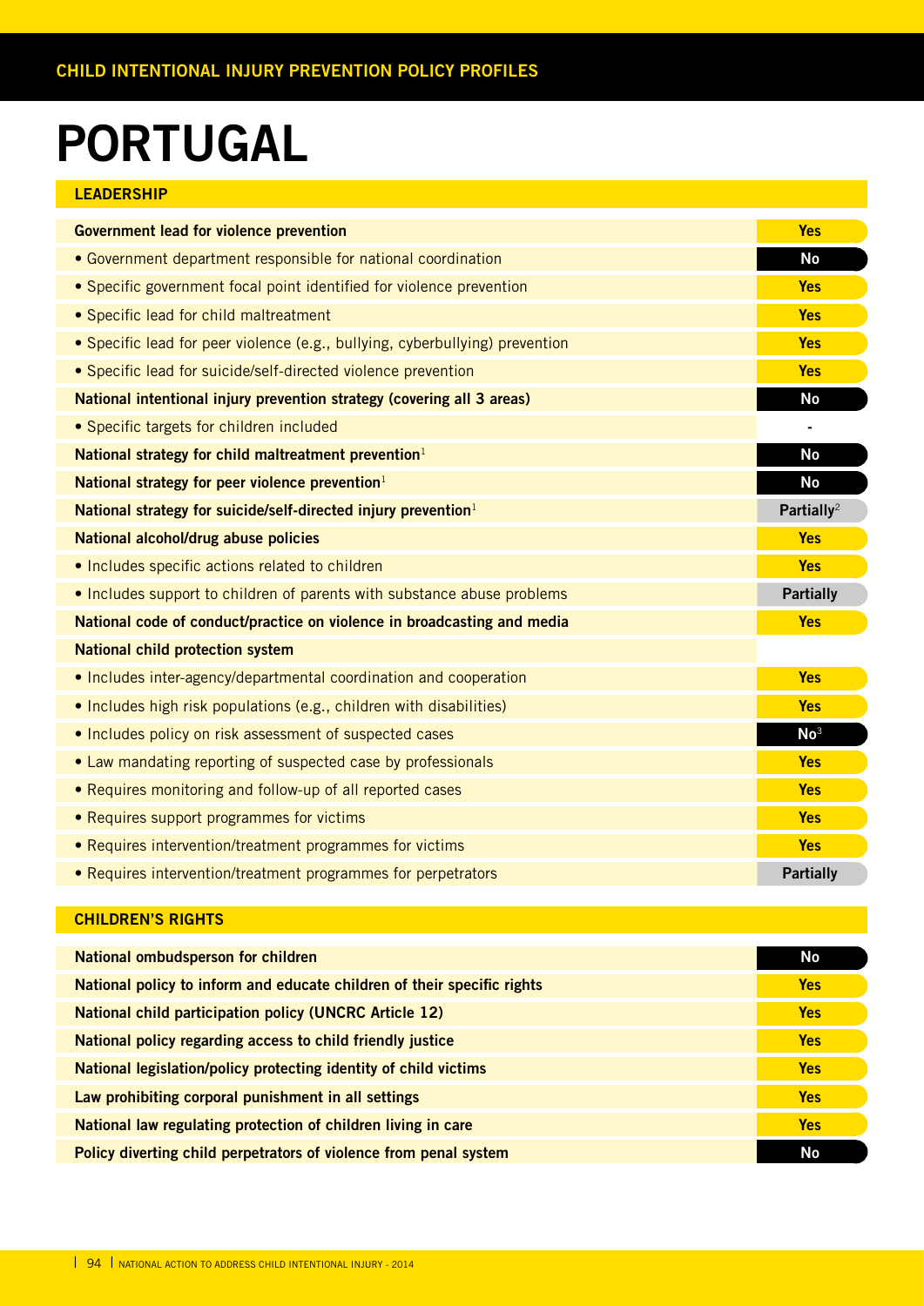# PORTUGAL

## LEADERSHIP

| Indicator | Status |
|---|---|
| **Government lead for violence prevention** | Yes |
| • Government department responsible for national coordination | No |
| • Specific government focal point identified for violence prevention | Yes |
| • Specific lead for child maltreatment | Yes |
| • Specific lead for peer violence (e.g., bullying, cyberbullying) prevention | Yes |
| • Specific lead for suicide/self-directed violence prevention | Yes |
| **National intentional injury prevention strategy (covering all 3 areas)** | No |
| • Specific targets for children included | - |
| **National strategy for child maltreatment prevention**[1] | No |
| **National strategy for peer violence prevention**[1] | No |
| **National strategy for suicide/self-directed injury prevention**[1] | Partially[2] |
| **National alcohol/drug abuse policies** | Yes |
| • Includes specific actions related to children | Yes |
| • Includes support to children of parents with substance abuse problems | Partially |
| **National code of conduct/practice on violence in broadcasting and media** | Yes |
| **National child protection system** | |
| • Includes inter-agency/departmental coordination and cooperation | Yes |
| • Includes high risk populations (e.g., children with disabilities) | Yes |
| • Includes policy on risk assessment of suspected cases | No[3] |
| • Law mandating reporting of suspected case by professionals | Yes |
| • Requires monitoring and follow-up of all reported cases | Yes |
| • Requires support programmes for victims | Yes |
| • Requires intervention/treatment programmes for victims | Yes |
| • Requires intervention/treatment programmes for perpetrators | Partially |

## CHILDREN'S RIGHTS

| Indicator | Status |
|---|---|
| **National ombudsperson for children** | No |
| **National policy to inform and educate children of their specific rights** | Yes |
| **National child participation policy (UNCRC Article 12)** | Yes |
| **National policy regarding access to child friendly justice** | Yes |
| **National legislation/policy protecting identity of child victims** | Yes |
| **Law prohibiting corporal punishment in all settings** | Yes |
| **National law regulating protection of children living in care** | Yes |
| **Policy diverting child perpetrators of violence from penal system** | No |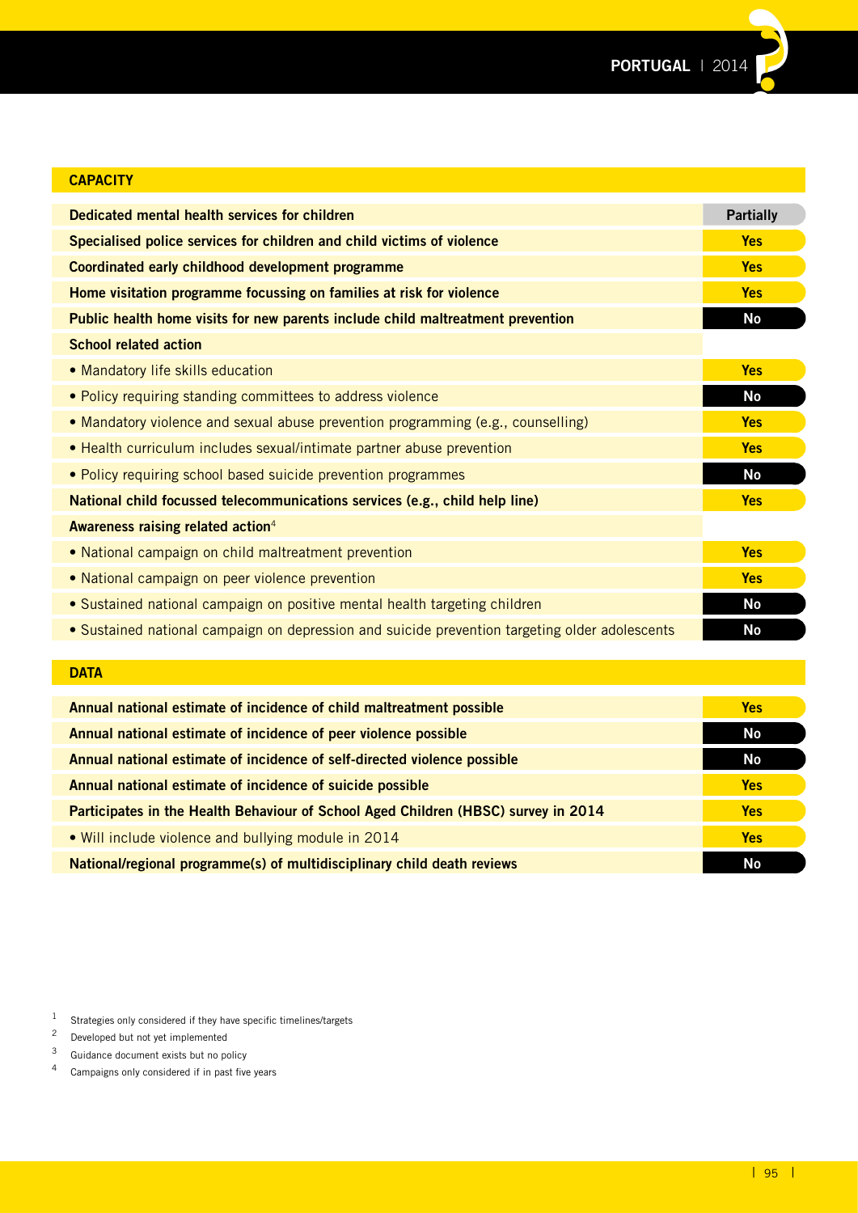## CAPACITY

| | |
|---|---|
| **Dedicated mental health services for children** | **Partially** |
| **Specialised police services for children and child victims of violence** | **Yes** |
| **Coordinated early childhood development programme** | **Yes** |
| **Home visitation programme focussing on families at risk for violence** | **Yes** |
| **Public health home visits for new parents include child maltreatment prevention** | **No** |
| **School related action** | |
| • Mandatory life skills education | **Yes** |
| • Policy requiring standing committees to address violence | **No** |
| • Mandatory violence and sexual abuse prevention programming (e.g., counselling) | **Yes** |
| • Health curriculum includes sexual/intimate partner abuse prevention | **Yes** |
| • Policy requiring school based suicide prevention programmes | **No** |
| **National child focussed telecommunications services (e.g., child help line)** | **Yes** |
| **Awareness raising related action**[4] | |
| • National campaign on child maltreatment prevention | **Yes** |
| • National campaign on peer violence prevention | **Yes** |
| • Sustained national campaign on positive mental health targeting children | **No** |
| • Sustained national campaign on depression and suicide prevention targeting older adolescents | **No** |

## DATA

| | |
|---|---|
| **Annual national estimate of incidence of child maltreatment possible** | **Yes** |
| **Annual national estimate of incidence of peer violence possible** | **No** |
| **Annual national estimate of incidence of self-directed violence possible** | **No** |
| **Annual national estimate of incidence of suicide possible** | **Yes** |
| **Participates in the Health Behaviour of School Aged Children (HBSC) survey in 2014** | **Yes** |
| • Will include violence and bullying module in 2014 | **Yes** |
| **National/regional programme(s) of multidisciplinary child death reviews** | **No** |

1 Strategies only considered if they have specific timelines/targets
2 Developed but not yet implemented
3 Guidance document exists but no policy
4 Campaigns only considered if in past five years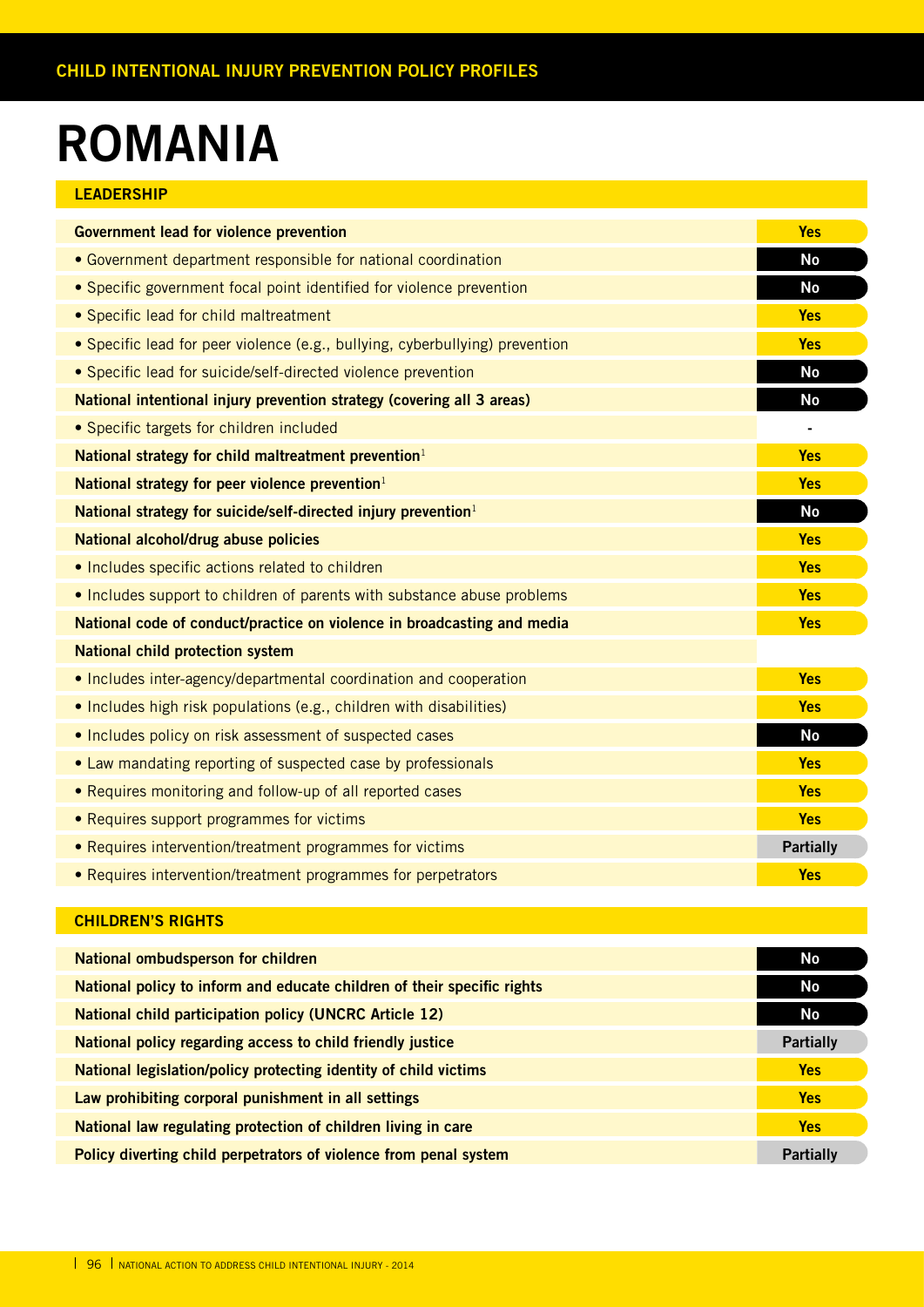# ROMANIA

## LEADERSHIP

| Indicator | Status |
|---|---|
| **Government lead for violence prevention** | Yes |
| • Government department responsible for national coordination | No |
| • Specific government focal point identified for violence prevention | No |
| • Specific lead for child maltreatment | Yes |
| • Specific lead for peer violence (e.g., bullying, cyberbullying) prevention | Yes |
| • Specific lead for suicide/self-directed violence prevention | No |
| **National intentional injury prevention strategy (covering all 3 areas)** | No |
| • Specific targets for children included | - |
| **National strategy for child maltreatment prevention**[1] | Yes |
| **National strategy for peer violence prevention**[1] | Yes |
| **National strategy for suicide/self-directed injury prevention**[1] | No |
| **National alcohol/drug abuse policies** | Yes |
| • Includes specific actions related to children | Yes |
| • Includes support to children of parents with substance abuse problems | Yes |
| **National code of conduct/practice on violence in broadcasting and media** | Yes |
| **National child protection system** | |
| • Includes inter-agency/departmental coordination and cooperation | Yes |
| • Includes high risk populations (e.g., children with disabilities) | Yes |
| • Includes policy on risk assessment of suspected cases | No |
| • Law mandating reporting of suspected case by professionals | Yes |
| • Requires monitoring and follow-up of all reported cases | Yes |
| • Requires support programmes for victims | Yes |
| • Requires intervention/treatment programmes for victims | Partially |
| • Requires intervention/treatment programmes for perpetrators | Yes |

## CHILDREN'S RIGHTS

| Indicator | Status |
|---|---|
| **National ombudsperson for children** | No |
| **National policy to inform and educate children of their specific rights** | No |
| **National child participation policy (UNCRC Article 12)** | No |
| **National policy regarding access to child friendly justice** | Partially |
| **National legislation/policy protecting identity of child victims** | Yes |
| **Law prohibiting corporal punishment in all settings** | Yes |
| **National law regulating protection of children living in care** | Yes |
| **Policy diverting child perpetrators of violence from penal system** | Partially |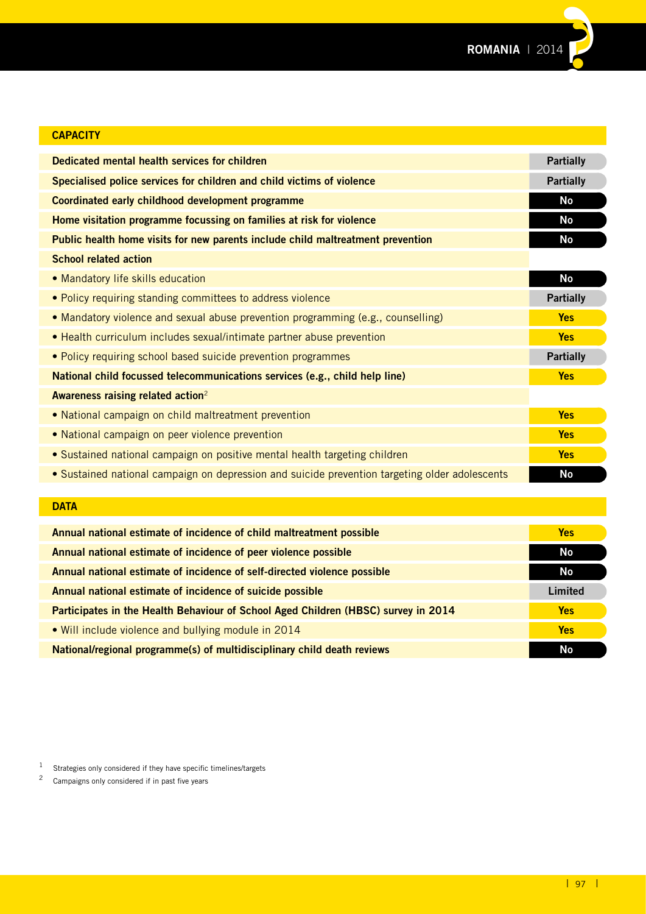## CAPACITY

| | |
|---|---|
| **Dedicated mental health services for children** | **Partially** |
| **Specialised police services for children and child victims of violence** | **Partially** |
| **Coordinated early childhood development programme** | **No** |
| **Home visitation programme focussing on families at risk for violence** | **No** |
| **Public health home visits for new parents include child maltreatment prevention** | **No** |
| **School related action** | |
| • Mandatory life skills education | **No** |
| • Policy requiring standing committees to address violence | **Partially** |
| • Mandatory violence and sexual abuse prevention programming (e.g., counselling) | **Yes** |
| • Health curriculum includes sexual/intimate partner abuse prevention | **Yes** |
| • Policy requiring school based suicide prevention programmes | **Partially** |
| **National child focussed telecommunications services (e.g., child help line)** | **Yes** |
| **Awareness raising related action**[2] | |
| • National campaign on child maltreatment prevention | **Yes** |
| • National campaign on peer violence prevention | **Yes** |
| • Sustained national campaign on positive mental health targeting children | **Yes** |
| • Sustained national campaign on depression and suicide prevention targeting older adolescents | **No** |

## DATA

| | |
|---|---|
| **Annual national estimate of incidence of child maltreatment possible** | **Yes** |
| **Annual national estimate of incidence of peer violence possible** | **No** |
| **Annual national estimate of incidence of self-directed violence possible** | **No** |
| **Annual national estimate of incidence of suicide possible** | **Limited** |
| **Participates in the Health Behaviour of School Aged Children (HBSC) survey in 2014** | **Yes** |
| • Will include violence and bullying module in 2014 | **Yes** |
| **National/regional programme(s) of multidisciplinary child death reviews** | **No** |

[1] Strategies only considered if they have specific timelines/targets

[2] Campaigns only considered if in past five years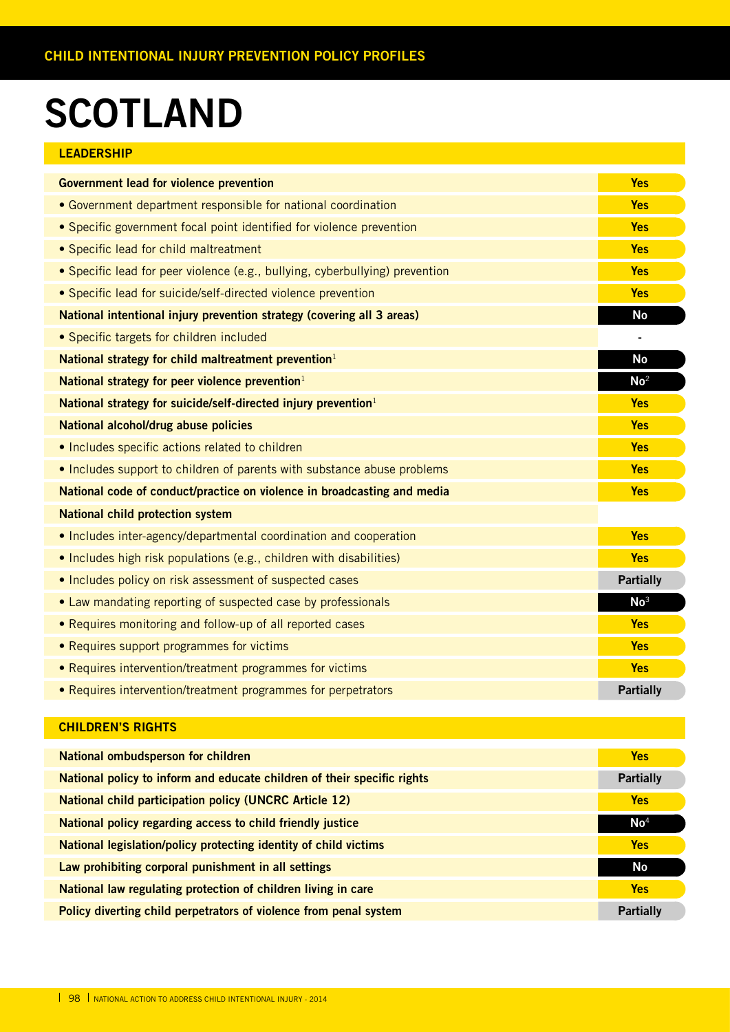# SCOTLAND

## LEADERSHIP

| | |
|---|---|
| **Government lead for violence prevention** | Yes |
| • Government department responsible for national coordination | Yes |
| • Specific government focal point identified for violence prevention | Yes |
| • Specific lead for child maltreatment | Yes |
| • Specific lead for peer violence (e.g., bullying, cyberbullying) prevention | Yes |
| • Specific lead for suicide/self-directed violence prevention | Yes |
| **National intentional injury prevention strategy (covering all 3 areas)** | No |
| • Specific targets for children included | - |
| **National strategy for child maltreatment prevention**[1] | No |
| **National strategy for peer violence prevention**[1] | No[2] |
| **National strategy for suicide/self-directed injury prevention**[1] | Yes |
| **National alcohol/drug abuse policies** | Yes |
| • Includes specific actions related to children | Yes |
| • Includes support to children of parents with substance abuse problems | Yes |
| **National code of conduct/practice on violence in broadcasting and media** | Yes |
| **National child protection system** | |
| • Includes inter-agency/departmental coordination and cooperation | Yes |
| • Includes high risk populations (e.g., children with disabilities) | Yes |
| • Includes policy on risk assessment of suspected cases | Partially |
| • Law mandating reporting of suspected case by professionals | No[3] |
| • Requires monitoring and follow-up of all reported cases | Yes |
| • Requires support programmes for victims | Yes |
| • Requires intervention/treatment programmes for victims | Yes |
| • Requires intervention/treatment programmes for perpetrators | Partially |

## CHILDREN'S RIGHTS

| | |
|---|---|
| **National ombudsperson for children** | Yes |
| **National policy to inform and educate children of their specific rights** | Partially |
| **National child participation policy (UNCRC Article 12)** | Yes |
| **National policy regarding access to child friendly justice** | No[4] |
| **National legislation/policy protecting identity of child victims** | Yes |
| **Law prohibiting corporal punishment in all settings** | No |
| **National law regulating protection of children living in care** | Yes |
| **Policy diverting child perpetrators of violence from penal system** | Partially |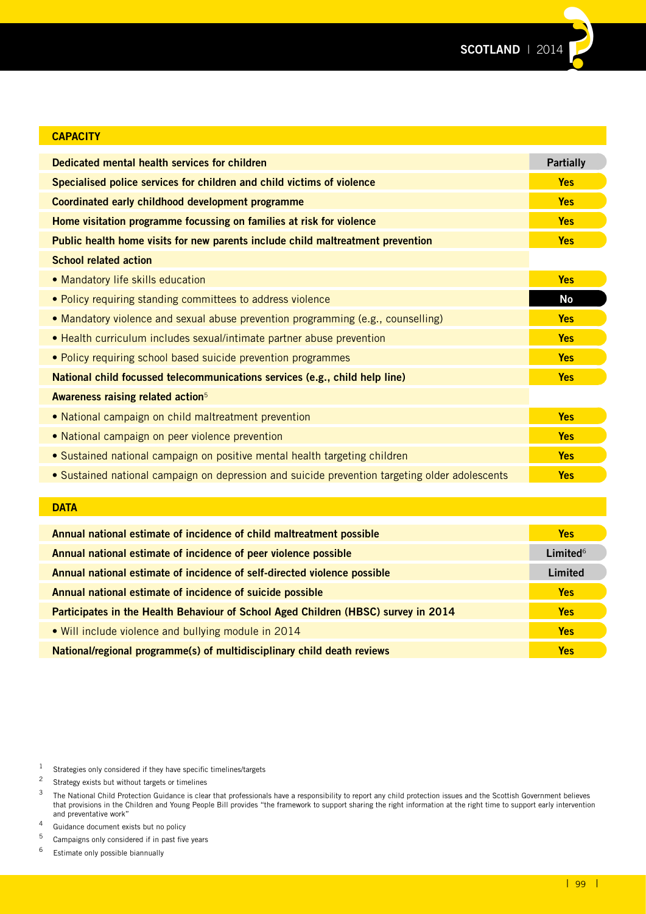## CAPACITY

| | |
|---|---|
| **Dedicated mental health services for children** | **Partially** |
| **Specialised police services for children and child victims of violence** | **Yes** |
| **Coordinated early childhood development programme** | **Yes** |
| **Home visitation programme focussing on families at risk for violence** | **Yes** |
| **Public health home visits for new parents include child maltreatment prevention** | **Yes** |
| **School related action** | |
| • Mandatory life skills education | **Yes** |
| • Policy requiring standing committees to address violence | **No** |
| • Mandatory violence and sexual abuse prevention programming (e.g., counselling) | **Yes** |
| • Health curriculum includes sexual/intimate partner abuse prevention | **Yes** |
| • Policy requiring school based suicide prevention programmes | **Yes** |
| **National child focussed telecommunications services (e.g., child help line)** | **Yes** |
| **Awareness raising related action**[5] | |
| • National campaign on child maltreatment prevention | **Yes** |
| • National campaign on peer violence prevention | **Yes** |
| • Sustained national campaign on positive mental health targeting children | **Yes** |
| • Sustained national campaign on depression and suicide prevention targeting older adolescents | **Yes** |

## DATA

| | |
|---|---|
| **Annual national estimate of incidence of child maltreatment possible** | **Yes** |
| **Annual national estimate of incidence of peer violence possible** | **Limited**[6] |
| **Annual national estimate of incidence of self-directed violence possible** | **Limited** |
| **Annual national estimate of incidence of suicide possible** | **Yes** |
| **Participates in the Health Behaviour of School Aged Children (HBSC) survey in 2014** | **Yes** |
| • Will include violence and bullying module in 2014 | **Yes** |
| **National/regional programme(s) of multidisciplinary child death reviews** | **Yes** |

[1] Strategies only considered if they have specific timelines/targets

[2] Strategy exists but without targets or timelines

[3] The National Child Protection Guidance is clear that professionals have a responsibility to report any child protection issues and the Scottish Government believes that provisions in the Children and Young People Bill provides "the framework to support sharing the right information at the right time to support early intervention and preventative work"

[4] Guidance document exists but no policy

[5] Campaigns only considered if in past five years

[6] Estimate only possible biannually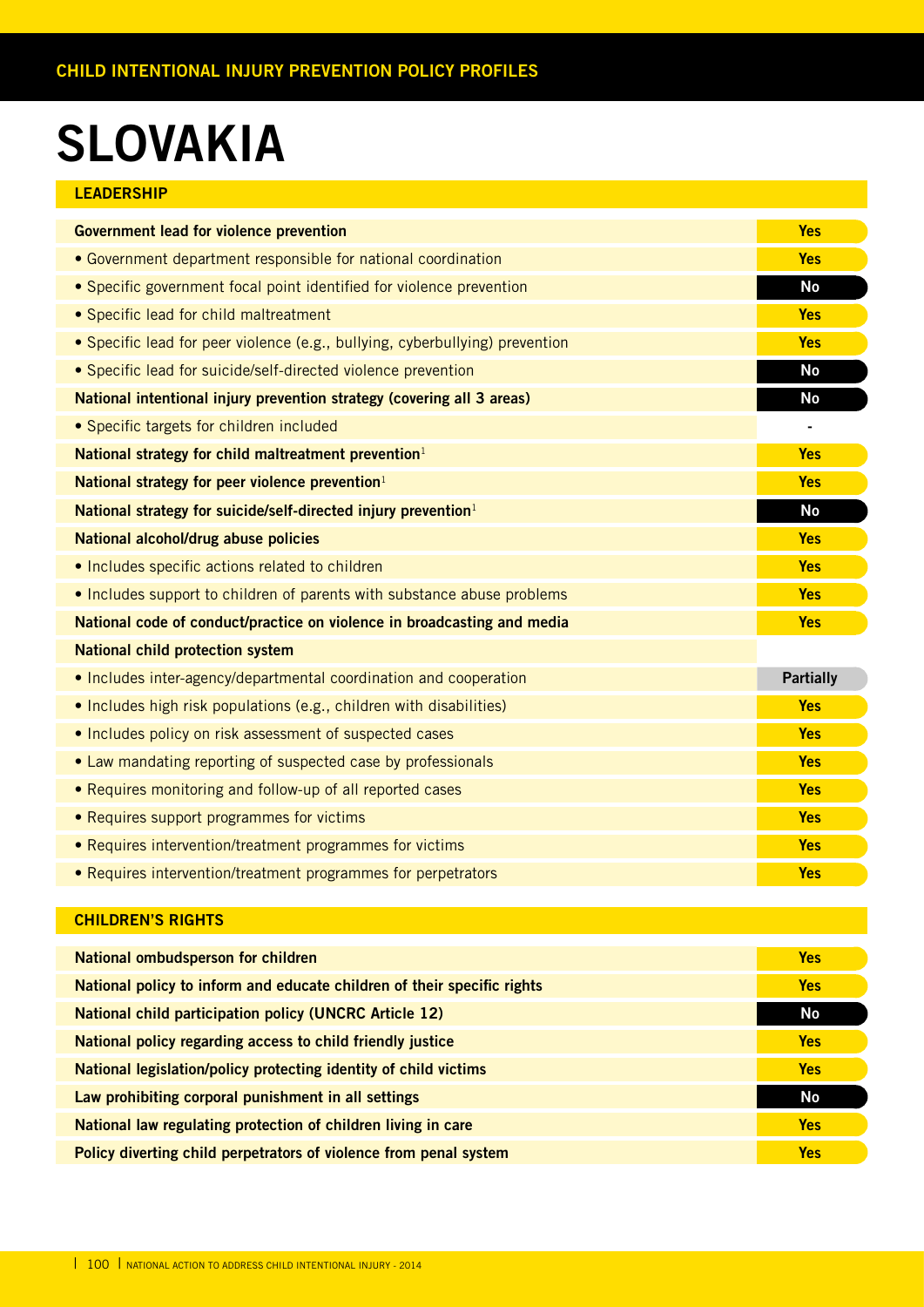CHILD INTENTIONAL INJURY PREVENTION POLICY PROFILES

# SLOVAKIA

## LEADERSHIP

| Item | Status |
|---|---|
| **Government lead for violence prevention** | Yes |
| • Government department responsible for national coordination | Yes |
| • Specific government focal point identified for violence prevention | No |
| • Specific lead for child maltreatment | Yes |
| • Specific lead for peer violence (e.g., bullying, cyberbullying) prevention | Yes |
| • Specific lead for suicide/self-directed violence prevention | No |
| **National intentional injury prevention strategy (covering all 3 areas)** | No |
| • Specific targets for children included | - |
| **National strategy for child maltreatment prevention**[1] | Yes |
| **National strategy for peer violence prevention**[1] | Yes |
| **National strategy for suicide/self-directed injury prevention**[1] | No |
| **National alcohol/drug abuse policies** | Yes |
| • Includes specific actions related to children | Yes |
| • Includes support to children of parents with substance abuse problems | Yes |
| **National code of conduct/practice on violence in broadcasting and media** | Yes |
| **National child protection system** | |
| • Includes inter-agency/departmental coordination and cooperation | Partially |
| • Includes high risk populations (e.g., children with disabilities) | Yes |
| • Includes policy on risk assessment of suspected cases | Yes |
| • Law mandating reporting of suspected case by professionals | Yes |
| • Requires monitoring and follow-up of all reported cases | Yes |
| • Requires support programmes for victims | Yes |
| • Requires intervention/treatment programmes for victims | Yes |
| • Requires intervention/treatment programmes for perpetrators | Yes |

## CHILDREN'S RIGHTS

| Item | Status |
|---|---|
| **National ombudsperson for children** | Yes |
| **National policy to inform and educate children of their specific rights** | Yes |
| **National child participation policy (UNCRC Article 12)** | No |
| **National policy regarding access to child friendly justice** | Yes |
| **National legislation/policy protecting identity of child victims** | Yes |
| **Law prohibiting corporal punishment in all settings** | No |
| **National law regulating protection of children living in care** | Yes |
| **Policy diverting child perpetrators of violence from penal system** | Yes |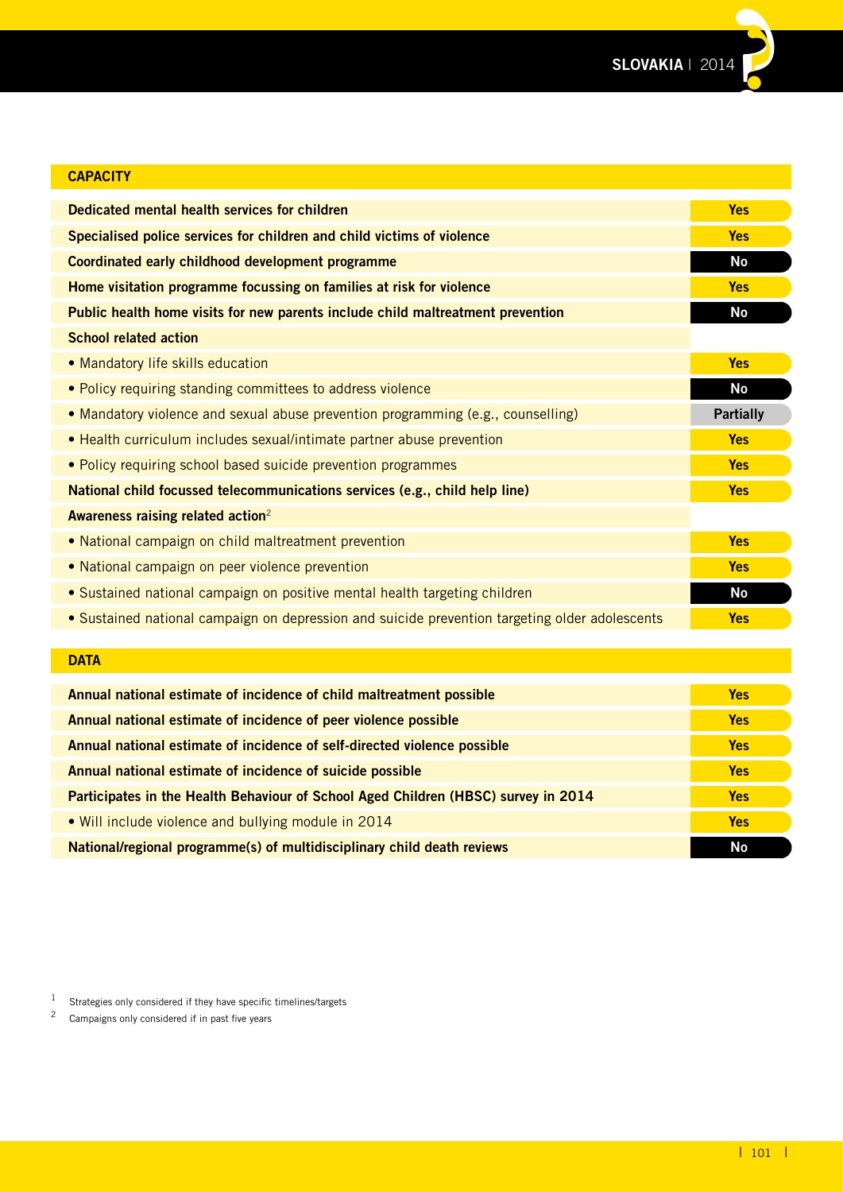## CAPACITY

| Item | Status |
|---|---|
| **Dedicated mental health services for children** | Yes |
| **Specialised police services for children and child victims of violence** | Yes |
| **Coordinated early childhood development programme** | No |
| **Home visitation programme focussing on families at risk for violence** | Yes |
| **Public health home visits for new parents include child maltreatment prevention** | No |
| **School related action** | |
| • Mandatory life skills education | Yes |
| • Policy requiring standing committees to address violence | No |
| • Mandatory violence and sexual abuse prevention programming (e.g., counselling) | Partially |
| • Health curriculum includes sexual/intimate partner abuse prevention | Yes |
| • Policy requiring school based suicide prevention programmes | Yes |
| **National child focussed telecommunications services (e.g., child help line)** | Yes |
| **Awareness raising related action**[2] | |
| • National campaign on child maltreatment prevention | Yes |
| • National campaign on peer violence prevention | Yes |
| • Sustained national campaign on positive mental health targeting children | No |
| • Sustained national campaign on depression and suicide prevention targeting older adolescents | Yes |

## DATA

| Item | Status |
|---|---|
| **Annual national estimate of incidence of child maltreatment possible** | Yes |
| **Annual national estimate of incidence of peer violence possible** | Yes |
| **Annual national estimate of incidence of self-directed violence possible** | Yes |
| **Annual national estimate of incidence of suicide possible** | Yes |
| **Participates in the Health Behaviour of School Aged Children (HBSC) survey in 2014** | Yes |
| • Will include violence and bullying module in 2014 | Yes |
| **National/regional programme(s) of multidisciplinary child death reviews** | No |

[1] Strategies only considered if they have specific timelines/targets

[2] Campaigns only considered if in past five years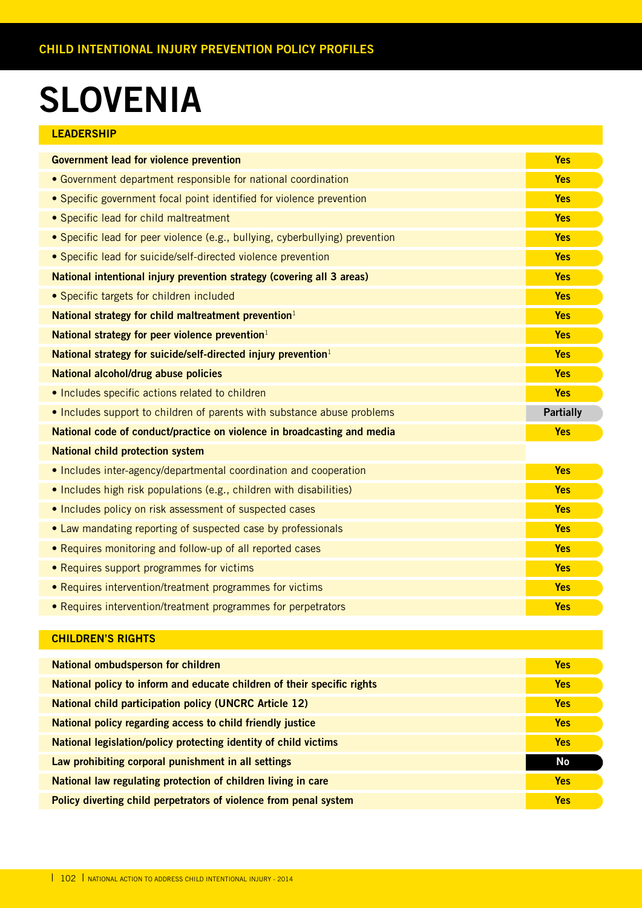CHILD INTENTIONAL INJURY PREVENTION POLICY PROFILES

# SLOVENIA

## LEADERSHIP

| | |
|---|---|
| **Government lead for violence prevention** | **Yes** |
| • Government department responsible for national coordination | **Yes** |
| • Specific government focal point identified for violence prevention | **Yes** |
| • Specific lead for child maltreatment | **Yes** |
| • Specific lead for peer violence (e.g., bullying, cyberbullying) prevention | **Yes** |
| • Specific lead for suicide/self-directed violence prevention | **Yes** |
| **National intentional injury prevention strategy (covering all 3 areas)** | **Yes** |
| • Specific targets for children included | **Yes** |
| **National strategy for child maltreatment prevention**[1] | **Yes** |
| **National strategy for peer violence prevention**[1] | **Yes** |
| **National strategy for suicide/self-directed injury prevention**[1] | **Yes** |
| **National alcohol/drug abuse policies** | **Yes** |
| • Includes specific actions related to children | **Yes** |
| • Includes support to children of parents with substance abuse problems | **Partially** |
| **National code of conduct/practice on violence in broadcasting and media** | **Yes** |
| **National child protection system** | |
| • Includes inter-agency/departmental coordination and cooperation | **Yes** |
| • Includes high risk populations (e.g., children with disabilities) | **Yes** |
| • Includes policy on risk assessment of suspected cases | **Yes** |
| • Law mandating reporting of suspected case by professionals | **Yes** |
| • Requires monitoring and follow-up of all reported cases | **Yes** |
| • Requires support programmes for victims | **Yes** |
| • Requires intervention/treatment programmes for victims | **Yes** |
| • Requires intervention/treatment programmes for perpetrators | **Yes** |

## CHILDREN'S RIGHTS

| | |
|---|---|
| **National ombudsperson for children** | **Yes** |
| **National policy to inform and educate children of their specific rights** | **Yes** |
| **National child participation policy (UNCRC Article 12)** | **Yes** |
| **National policy regarding access to child friendly justice** | **Yes** |
| **National legislation/policy protecting identity of child victims** | **Yes** |
| **Law prohibiting corporal punishment in all settings** | **No** |
| **National law regulating protection of children living in care** | **Yes** |
| **Policy diverting child perpetrators of violence from penal system** | **Yes** |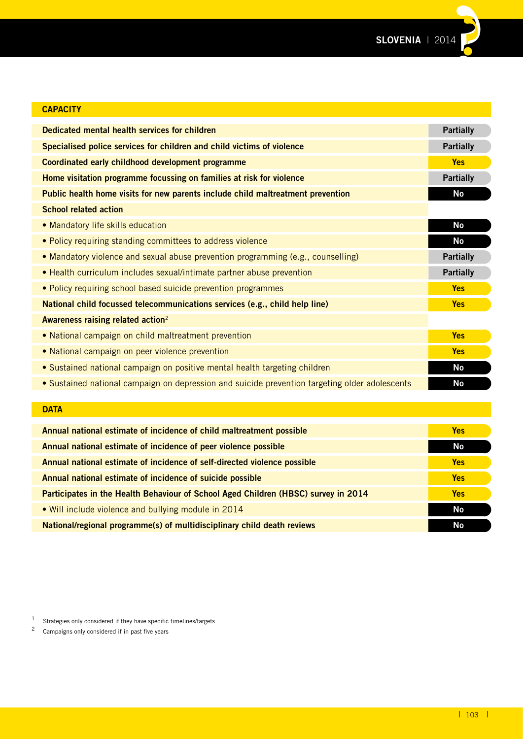## CAPACITY

| | |
|---|---|
| **Dedicated mental health services for children** | **Partially** |
| **Specialised police services for children and child victims of violence** | **Partially** |
| **Coordinated early childhood development programme** | **Yes** |
| **Home visitation programme focussing on families at risk for violence** | **Partially** |
| **Public health home visits for new parents include child maltreatment prevention** | **No** |
| **School related action** | |
| • Mandatory life skills education | **No** |
| • Policy requiring standing committees to address violence | **No** |
| • Mandatory violence and sexual abuse prevention programming (e.g., counselling) | **Partially** |
| • Health curriculum includes sexual/intimate partner abuse prevention | **Partially** |
| • Policy requiring school based suicide prevention programmes | **Yes** |
| **National child focussed telecommunications services (e.g., child help line)** | **Yes** |
| **Awareness raising related action**[2] | |
| • National campaign on child maltreatment prevention | **Yes** |
| • National campaign on peer violence prevention | **Yes** |
| • Sustained national campaign on positive mental health targeting children | **No** |
| • Sustained national campaign on depression and suicide prevention targeting older adolescents | **No** |

## DATA

| | |
|---|---|
| **Annual national estimate of incidence of child maltreatment possible** | **Yes** |
| **Annual national estimate of incidence of peer violence possible** | **No** |
| **Annual national estimate of incidence of self-directed violence possible** | **Yes** |
| **Annual national estimate of incidence of suicide possible** | **Yes** |
| **Participates in the Health Behaviour of School Aged Children (HBSC) survey in 2014** | **Yes** |
| • Will include violence and bullying module in 2014 | **No** |
| **National/regional programme(s) of multidisciplinary child death reviews** | **No** |

[1] Strategies only considered if they have specific timelines/targets

[2] Campaigns only considered if in past five years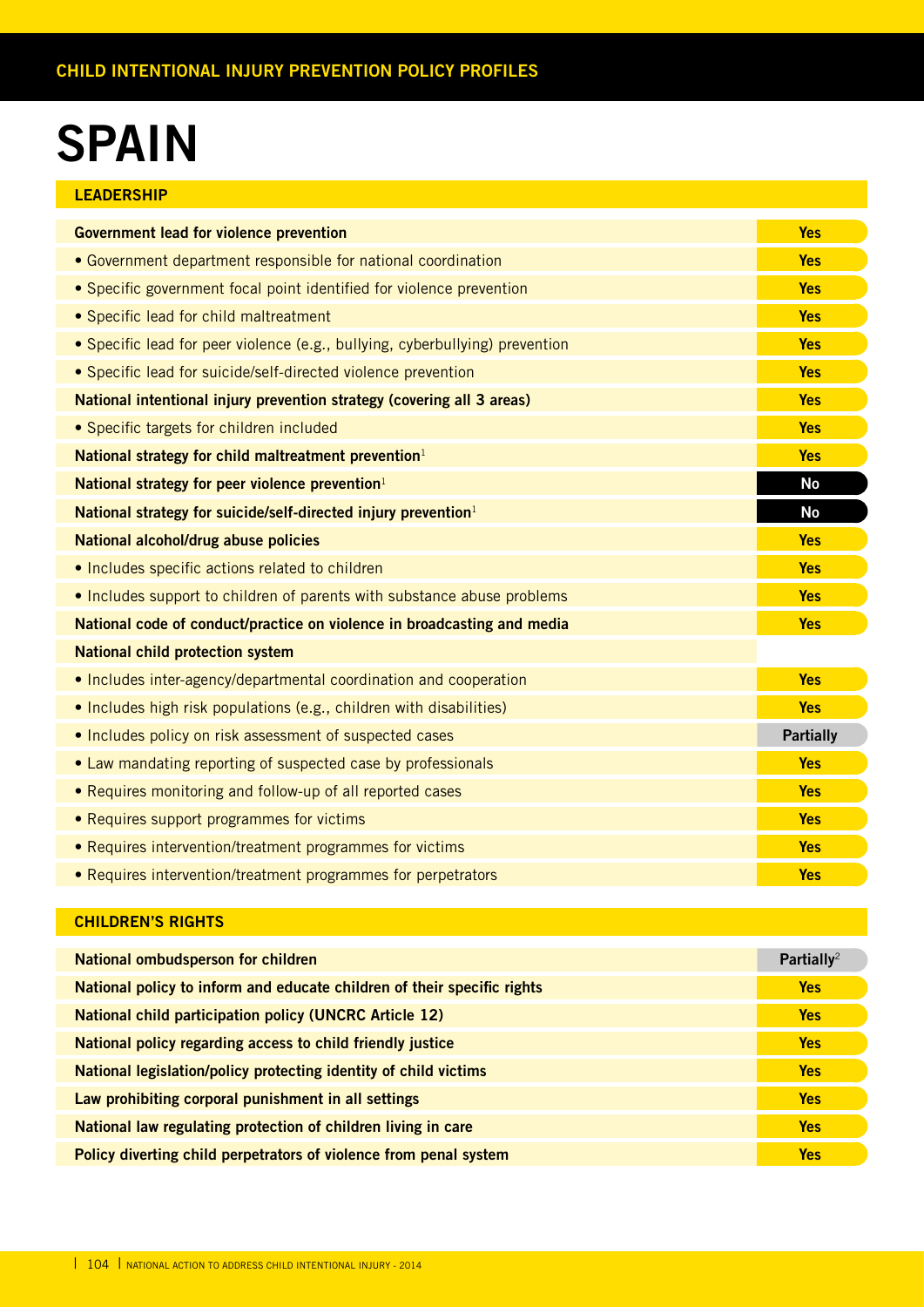# SPAIN

## LEADERSHIP

| | |
|---|---|
| **Government lead for violence prevention** | **Yes** |
| • Government department responsible for national coordination | **Yes** |
| • Specific government focal point identified for violence prevention | **Yes** |
| • Specific lead for child maltreatment | **Yes** |
| • Specific lead for peer violence (e.g., bullying, cyberbullying) prevention | **Yes** |
| • Specific lead for suicide/self-directed violence prevention | **Yes** |
| **National intentional injury prevention strategy (covering all 3 areas)** | **Yes** |
| • Specific targets for children included | **Yes** |
| **National strategy for child maltreatment prevention**[1] | **Yes** |
| **National strategy for peer violence prevention**[1] | **No** |
| **National strategy for suicide/self-directed injury prevention**[1] | **No** |
| **National alcohol/drug abuse policies** | **Yes** |
| • Includes specific actions related to children | **Yes** |
| • Includes support to children of parents with substance abuse problems | **Yes** |
| **National code of conduct/practice on violence in broadcasting and media** | **Yes** |
| **National child protection system** | |
| • Includes inter-agency/departmental coordination and cooperation | **Yes** |
| • Includes high risk populations (e.g., children with disabilities) | **Yes** |
| • Includes policy on risk assessment of suspected cases | **Partially** |
| • Law mandating reporting of suspected case by professionals | **Yes** |
| • Requires monitoring and follow-up of all reported cases | **Yes** |
| • Requires support programmes for victims | **Yes** |
| • Requires intervention/treatment programmes for victims | **Yes** |
| • Requires intervention/treatment programmes for perpetrators | **Yes** |

## CHILDREN'S RIGHTS

| | |
|---|---|
| **National ombudsperson for children** | **Partially**[2] |
| **National policy to inform and educate children of their specific rights** | **Yes** |
| **National child participation policy (UNCRC Article 12)** | **Yes** |
| **National policy regarding access to child friendly justice** | **Yes** |
| **National legislation/policy protecting identity of child victims** | **Yes** |
| **Law prohibiting corporal punishment in all settings** | **Yes** |
| **National law regulating protection of children living in care** | **Yes** |
| **Policy diverting child perpetrators of violence from penal system** | **Yes** |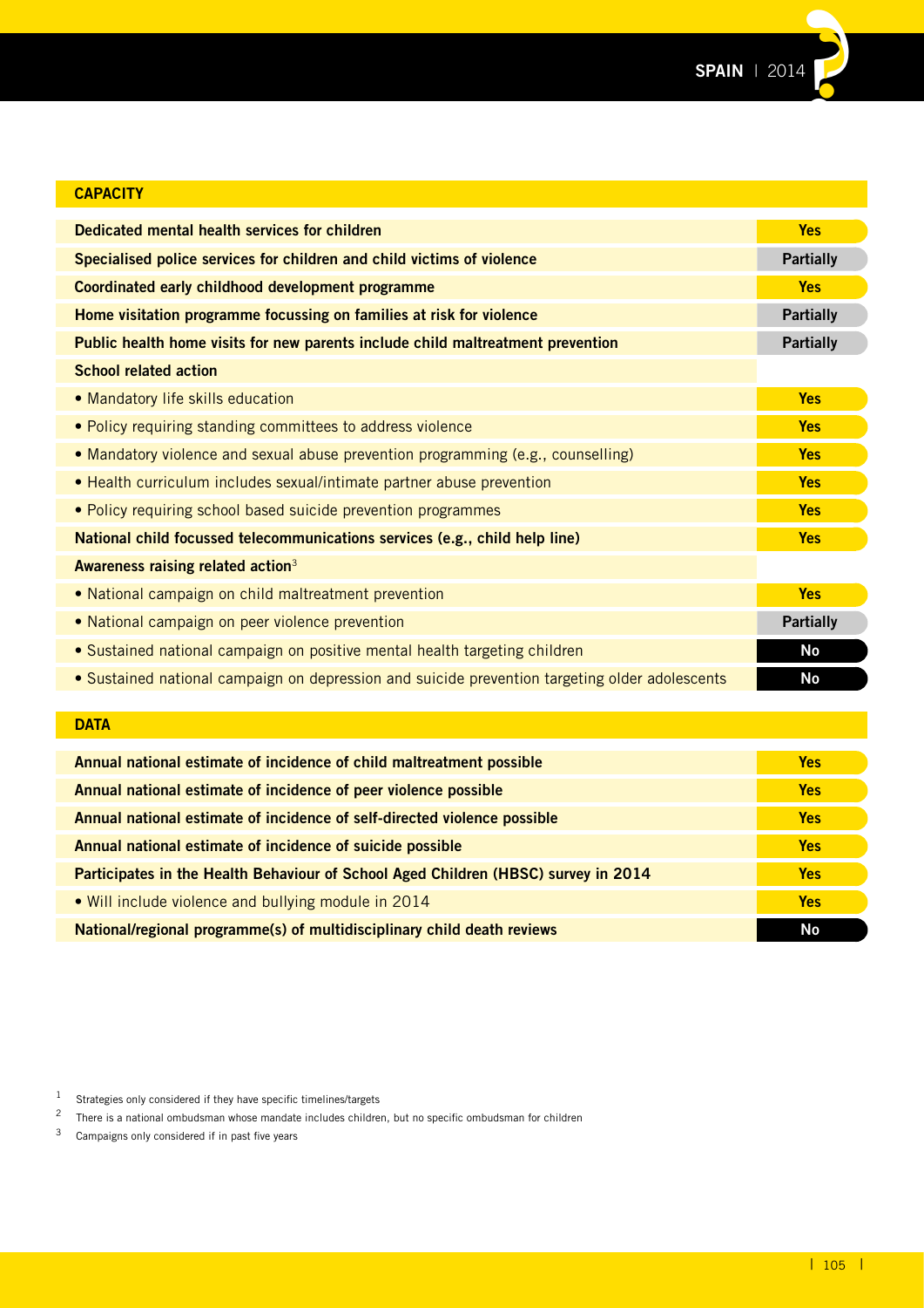## CAPACITY

| Item | Status |
|---|---|
| **Dedicated mental health services for children** | Yes |
| **Specialised police services for children and child victims of violence** | Partially |
| **Coordinated early childhood development programme** | Yes |
| **Home visitation programme focussing on families at risk for violence** | Partially |
| **Public health home visits for new parents include child maltreatment prevention** | Partially |
| **School related action** | |
| • Mandatory life skills education | Yes |
| • Policy requiring standing committees to address violence | Yes |
| • Mandatory violence and sexual abuse prevention programming (e.g., counselling) | Yes |
| • Health curriculum includes sexual/intimate partner abuse prevention | Yes |
| • Policy requiring school based suicide prevention programmes | Yes |
| **National child focussed telecommunications services (e.g., child help line)** | Yes |
| **Awareness raising related action**[3] | |
| • National campaign on child maltreatment prevention | Yes |
| • National campaign on peer violence prevention | Partially |
| • Sustained national campaign on positive mental health targeting children | No |
| • Sustained national campaign on depression and suicide prevention targeting older adolescents | No |

## DATA

| Item | Status |
|---|---|
| **Annual national estimate of incidence of child maltreatment possible** | Yes |
| **Annual national estimate of incidence of peer violence possible** | Yes |
| **Annual national estimate of incidence of self-directed violence possible** | Yes |
| **Annual national estimate of incidence of suicide possible** | Yes |
| **Participates in the Health Behaviour of School Aged Children (HBSC) survey in 2014** | Yes |
| • Will include violence and bullying module in 2014 | Yes |
| **National/regional programme(s) of multidisciplinary child death reviews** | No |

[1] Strategies only considered if they have specific timelines/targets

[2] There is a national ombudsman whose mandate includes children, but no specific ombudsman for children

[3] Campaigns only considered if in past five years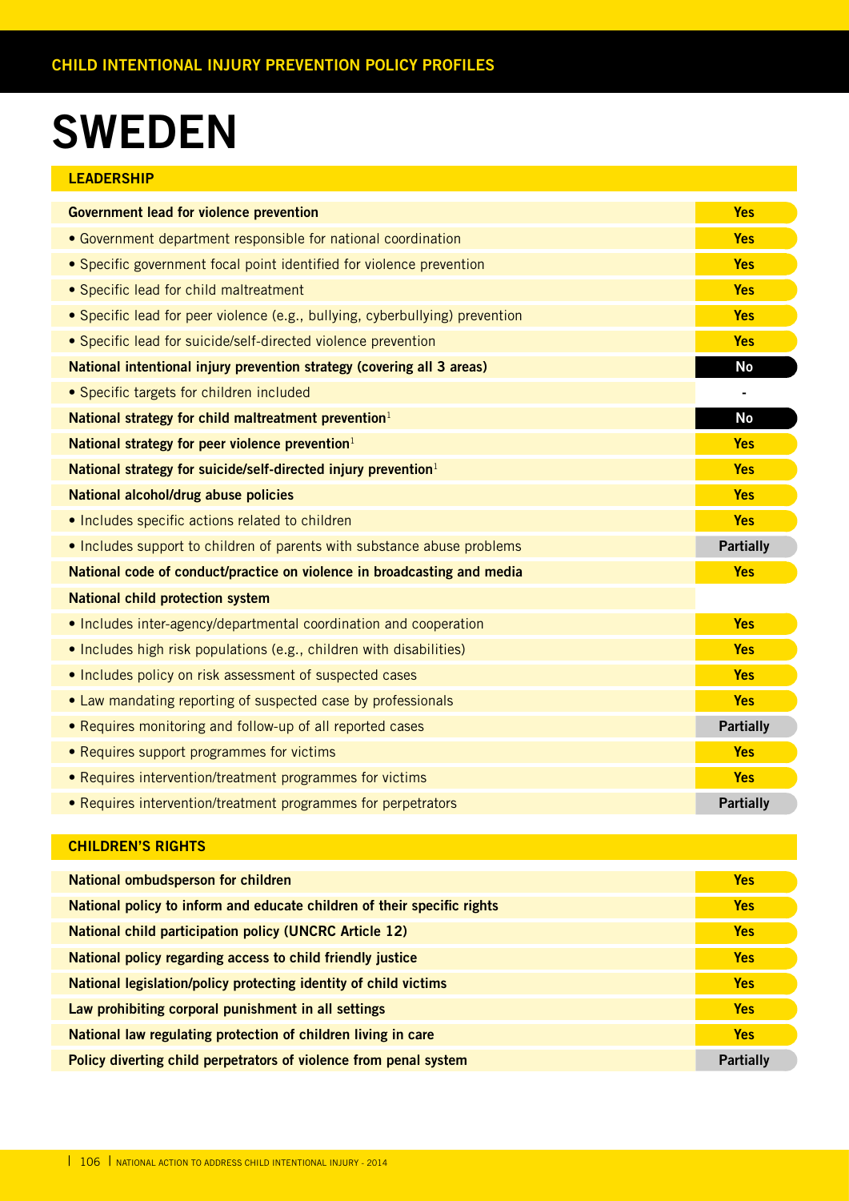# SWEDEN

## LEADERSHIP

| Item | Status |
|---|---|
| **Government lead for violence prevention** | Yes |
| • Government department responsible for national coordination | Yes |
| • Specific government focal point identified for violence prevention | Yes |
| • Specific lead for child maltreatment | Yes |
| • Specific lead for peer violence (e.g., bullying, cyberbullying) prevention | Yes |
| • Specific lead for suicide/self-directed violence prevention | Yes |
| **National intentional injury prevention strategy (covering all 3 areas)** | No |
| • Specific targets for children included | - |
| **National strategy for child maltreatment prevention**[1] | No |
| **National strategy for peer violence prevention**[1] | Yes |
| **National strategy for suicide/self-directed injury prevention**[1] | Yes |
| **National alcohol/drug abuse policies** | Yes |
| • Includes specific actions related to children | Yes |
| • Includes support to children of parents with substance abuse problems | Partially |
| **National code of conduct/practice on violence in broadcasting and media** | Yes |
| **National child protection system** | |
| • Includes inter-agency/departmental coordination and cooperation | Yes |
| • Includes high risk populations (e.g., children with disabilities) | Yes |
| • Includes policy on risk assessment of suspected cases | Yes |
| • Law mandating reporting of suspected case by professionals | Yes |
| • Requires monitoring and follow-up of all reported cases | Partially |
| • Requires support programmes for victims | Yes |
| • Requires intervention/treatment programmes for victims | Yes |
| • Requires intervention/treatment programmes for perpetrators | Partially |

## CHILDREN'S RIGHTS

| Item | Status |
|---|---|
| **National ombudsperson for children** | Yes |
| **National policy to inform and educate children of their specific rights** | Yes |
| **National child participation policy (UNCRC Article 12)** | Yes |
| **National policy regarding access to child friendly justice** | Yes |
| **National legislation/policy protecting identity of child victims** | Yes |
| **Law prohibiting corporal punishment in all settings** | Yes |
| **National law regulating protection of children living in care** | Yes |
| **Policy diverting child perpetrators of violence from penal system** | Partially |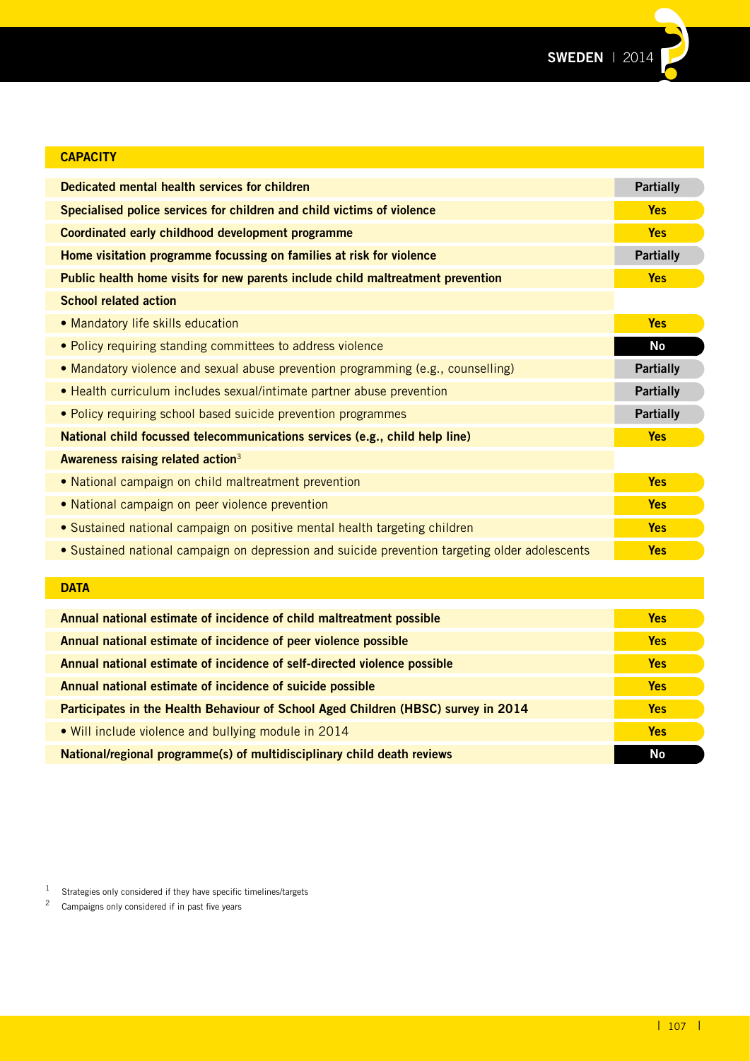## CAPACITY

| | |
|---|---|
| **Dedicated mental health services for children** | **Partially** |
| **Specialised police services for children and child victims of violence** | **Yes** |
| **Coordinated early childhood development programme** | **Yes** |
| **Home visitation programme focussing on families at risk for violence** | **Partially** |
| **Public health home visits for new parents include child maltreatment prevention** | **Yes** |
| **School related action** | |
| • Mandatory life skills education | **Yes** |
| • Policy requiring standing committees to address violence | **No** |
| • Mandatory violence and sexual abuse prevention programming (e.g., counselling) | **Partially** |
| • Health curriculum includes sexual/intimate partner abuse prevention | **Partially** |
| • Policy requiring school based suicide prevention programmes | **Partially** |
| **National child focussed telecommunications services (e.g., child help line)** | **Yes** |
| **Awareness raising related action**[3] | |
| • National campaign on child maltreatment prevention | **Yes** |
| • National campaign on peer violence prevention | **Yes** |
| • Sustained national campaign on positive mental health targeting children | **Yes** |
| • Sustained national campaign on depression and suicide prevention targeting older adolescents | **Yes** |

## DATA

| | |
|---|---|
| **Annual national estimate of incidence of child maltreatment possible** | **Yes** |
| **Annual national estimate of incidence of peer violence possible** | **Yes** |
| **Annual national estimate of incidence of self-directed violence possible** | **Yes** |
| **Annual national estimate of incidence of suicide possible** | **Yes** |
| **Participates in the Health Behaviour of School Aged Children (HBSC) survey in 2014** | **Yes** |
| • Will include violence and bullying module in 2014 | **Yes** |
| **National/regional programme(s) of multidisciplinary child death reviews** | **No** |

[1] Strategies only considered if they have specific timelines/targets

[2] Campaigns only considered if in past five years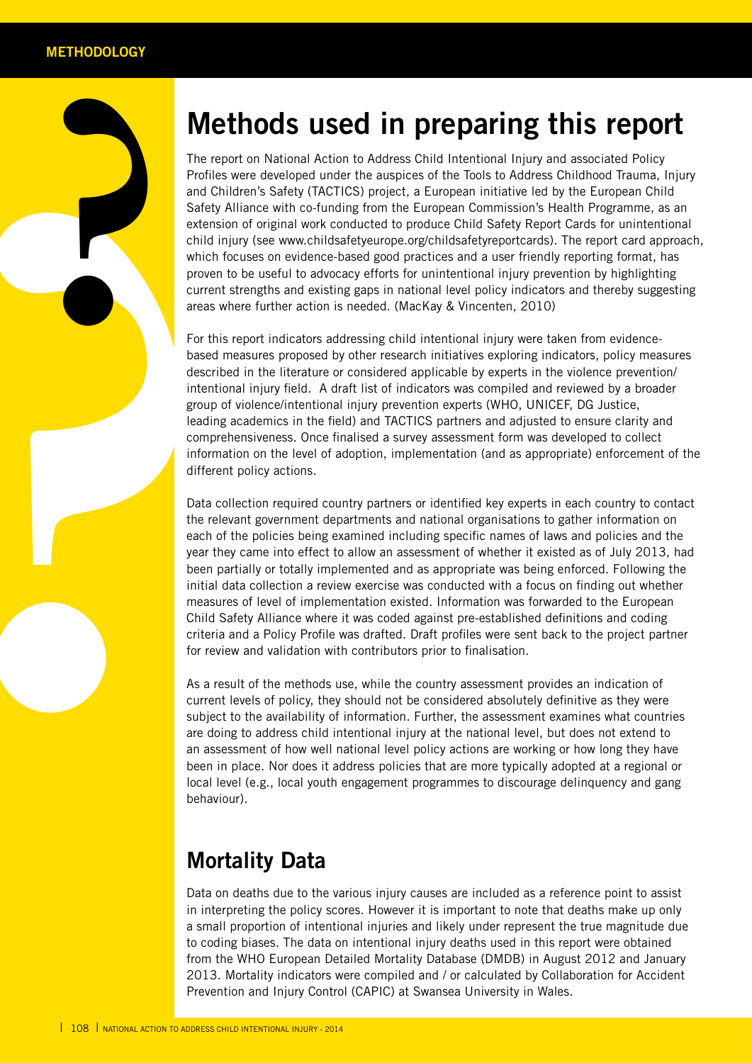# Methods used in preparing this report

The report on National Action to Address Child Intentional Injury and associated Policy Profiles were developed under the auspices of the Tools to Address Childhood Trauma, Injury and Children's Safety (TACTICS) project, a European initiative led by the European Child Safety Alliance with co-funding from the European Commission's Health Programme, as an extension of original work conducted to produce Child Safety Report Cards for unintentional child injury (see www.childsafetyeurope.org/childsafetyreportcards). The report card approach, which focuses on evidence-based good practices and a user friendly reporting format, has proven to be useful to advocacy efforts for unintentional injury prevention by highlighting current strengths and existing gaps in national level policy indicators and thereby suggesting areas where further action is needed. (MacKay & Vincenten, 2010)

For this report indicators addressing child intentional injury were taken from evidence-based measures proposed by other research initiatives exploring indicators, policy measures described in the literature or considered applicable by experts in the violence prevention/intentional injury field. A draft list of indicators was compiled and reviewed by a broader group of violence/intentional injury prevention experts (WHO, UNICEF, DG Justice, leading academics in the field) and TACTICS partners and adjusted to ensure clarity and comprehensiveness. Once finalised a survey assessment form was developed to collect information on the level of adoption, implementation (and as appropriate) enforcement of the different policy actions.

Data collection required country partners or identified key experts in each country to contact the relevant government departments and national organisations to gather information on each of the policies being examined including specific names of laws and policies and the year they came into effect to allow an assessment of whether it existed as of July 2013, had been partially or totally implemented and as appropriate was being enforced. Following the initial data collection a review exercise was conducted with a focus on finding out whether measures of level of implementation existed. Information was forwarded to the European Child Safety Alliance where it was coded against pre-established definitions and coding criteria and a Policy Profile was drafted. Draft profiles were sent back to the project partner for review and validation with contributors prior to finalisation.

As a result of the methods use, while the country assessment provides an indication of current levels of policy, they should not be considered absolutely definitive as they were subject to the availability of information. Further, the assessment examines what countries are doing to address child intentional injury at the national level, but does not extend to an assessment of how well national level policy actions are working or how long they have been in place. Nor does it address policies that are more typically adopted at a regional or local level (e.g., local youth engagement programmes to discourage delinquency and gang behaviour).

## Mortality Data

Data on deaths due to the various injury causes are included as a reference point to assist in interpreting the policy scores. However it is important to note that deaths make up only a small proportion of intentional injuries and likely under represent the true magnitude due to coding biases. The data on intentional injury deaths used in this report were obtained from the WHO European Detailed Mortality Database (DMDB) in August 2012 and January 2013. Mortality indicators were compiled and / or calculated by Collaboration for Accident Prevention and Injury Control (CAPIC) at Swansea University in Wales.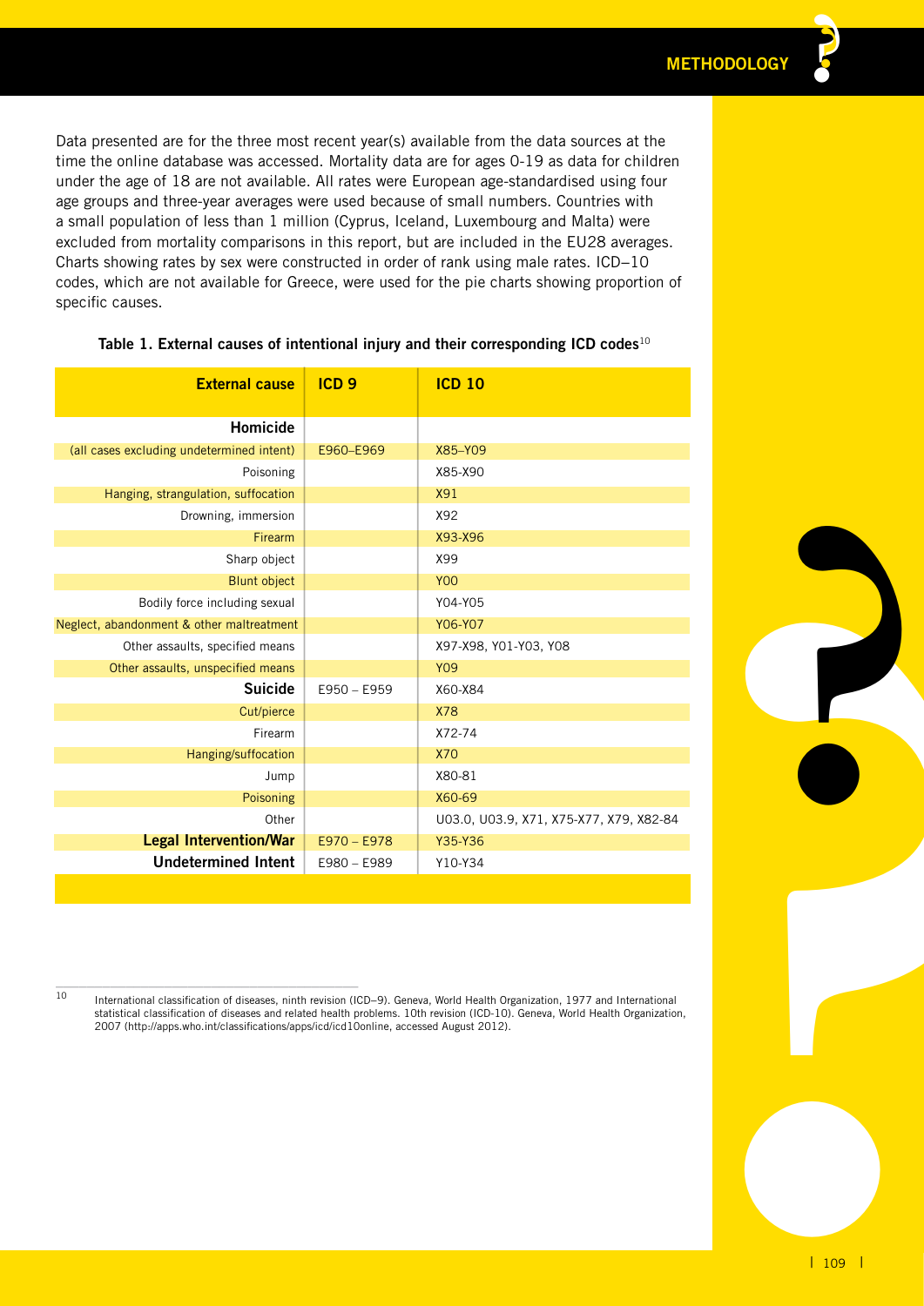Data presented are for the three most recent year(s) available from the data sources at the time the online database was accessed. Mortality data are for ages 0-19 as data for children under the age of 18 are not available. All rates were European age-standardised using four age groups and three-year averages were used because of small numbers. Countries with a small population of less than 1 million (Cyprus, Iceland, Luxembourg and Malta) were excluded from mortality comparisons in this report, but are included in the EU28 averages. Charts showing rates by sex were constructed in order of rank using male rates. ICD–10 codes, which are not available for Greece, were used for the pie charts showing proportion of specific causes.

**Table 1. External causes of intentional injury and their corresponding ICD codes**[10]

| External cause | ICD 9 | ICD 10 |
|---|---|---|
| **Homicide** | | |
| (all cases excluding undetermined intent) | E960–E969 | X85–Y09 |
| Poisoning | | X85-X90 |
| Hanging, strangulation, suffocation | | X91 |
| Drowning, immersion | | X92 |
| Firearm | | X93-X96 |
| Sharp object | | X99 |
| Blunt object | | Y00 |
| Bodily force including sexual | | Y04-Y05 |
| Neglect, abandonment & other maltreatment | | Y06-Y07 |
| Other assaults, specified means | | X97-X98, Y01-Y03, Y08 |
| Other assaults, unspecified means | | Y09 |
| **Suicide** | E950 – E959 | X60-X84 |
| Cut/pierce | | X78 |
| Firearm | | X72-74 |
| Hanging/suffocation | | X70 |
| Jump | | X80-81 |
| Poisoning | | X60-69 |
| Other | | U03.0, U03.9, X71, X75-X77, X79, X82-84 |
| **Legal Intervention/War** | E970 – E978 | Y35-Y36 |
| **Undetermined Intent** | E980 – E989 | Y10-Y34 |

[10] International classification of diseases, ninth revision (ICD–9). Geneva, World Health Organization, 1977 and International statistical classification of diseases and related health problems. 10th revision (ICD-10). Geneva, World Health Organization, 2007 (http://apps.who.int/classifications/apps/icd/icd10online, accessed August 2012).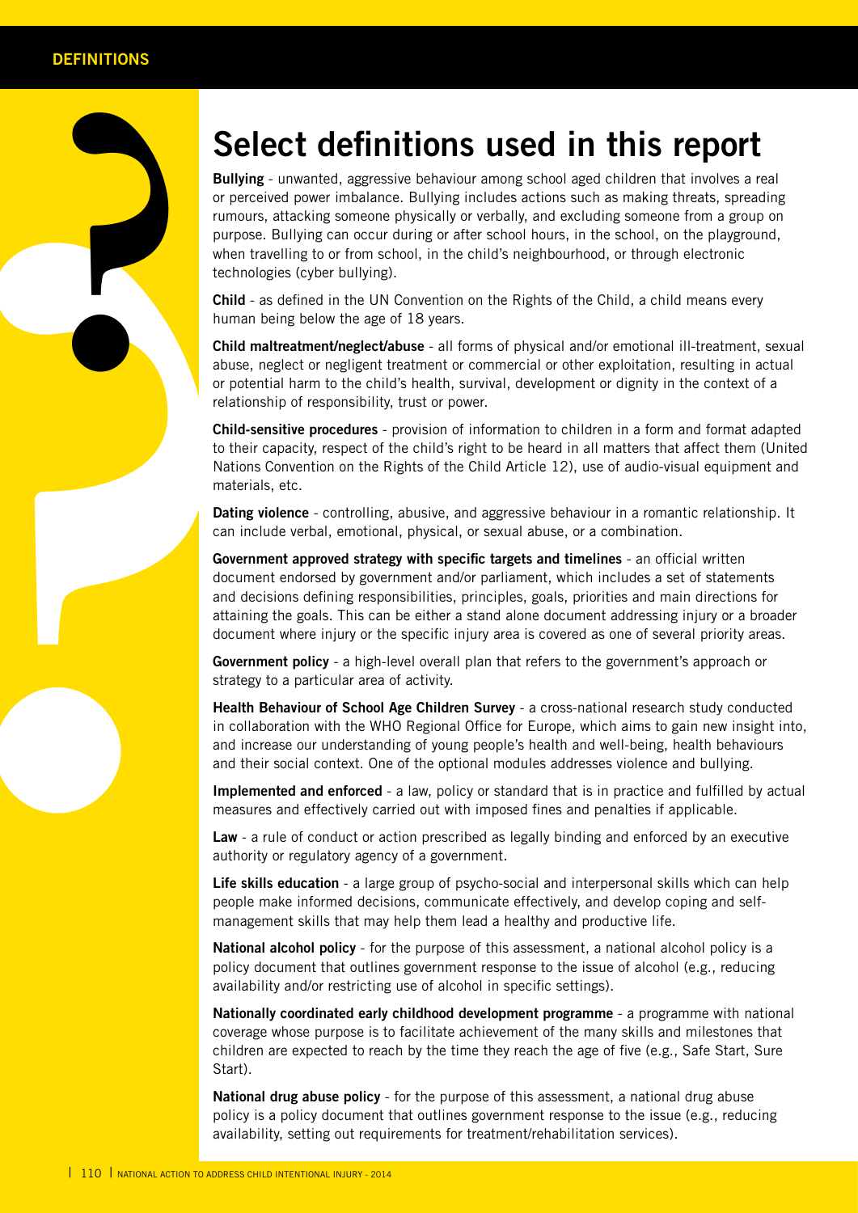# Select definitions used in this report

**Bullying** - unwanted, aggressive behaviour among school aged children that involves a real or perceived power imbalance. Bullying includes actions such as making threats, spreading rumours, attacking someone physically or verbally, and excluding someone from a group on purpose. Bullying can occur during or after school hours, in the school, on the playground, when travelling to or from school, in the child's neighbourhood, or through electronic technologies (cyber bullying).

**Child** - as defined in the UN Convention on the Rights of the Child, a child means every human being below the age of 18 years.

**Child maltreatment/neglect/abuse** - all forms of physical and/or emotional ill-treatment, sexual abuse, neglect or negligent treatment or commercial or other exploitation, resulting in actual or potential harm to the child's health, survival, development or dignity in the context of a relationship of responsibility, trust or power.

**Child-sensitive procedures** - provision of information to children in a form and format adapted to their capacity, respect of the child's right to be heard in all matters that affect them (United Nations Convention on the Rights of the Child Article 12), use of audio-visual equipment and materials, etc.

**Dating violence** - controlling, abusive, and aggressive behaviour in a romantic relationship. It can include verbal, emotional, physical, or sexual abuse, or a combination.

**Government approved strategy with specific targets and timelines** - an official written document endorsed by government and/or parliament, which includes a set of statements and decisions defining responsibilities, principles, goals, priorities and main directions for attaining the goals. This can be either a stand alone document addressing injury or a broader document where injury or the specific injury area is covered as one of several priority areas.

**Government policy** - a high-level overall plan that refers to the government's approach or strategy to a particular area of activity.

**Health Behaviour of School Age Children Survey** - a cross-national research study conducted in collaboration with the WHO Regional Office for Europe, which aims to gain new insight into, and increase our understanding of young people's health and well-being, health behaviours and their social context. One of the optional modules addresses violence and bullying.

**Implemented and enforced** - a law, policy or standard that is in practice and fulfilled by actual measures and effectively carried out with imposed fines and penalties if applicable.

**Law** - a rule of conduct or action prescribed as legally binding and enforced by an executive authority or regulatory agency of a government.

**Life skills education** - a large group of psycho-social and interpersonal skills which can help people make informed decisions, communicate effectively, and develop coping and self-management skills that may help them lead a healthy and productive life.

**National alcohol policy** - for the purpose of this assessment, a national alcohol policy is a policy document that outlines government response to the issue of alcohol (e.g., reducing availability and/or restricting use of alcohol in specific settings).

**Nationally coordinated early childhood development programme** - a programme with national coverage whose purpose is to facilitate achievement of the many skills and milestones that children are expected to reach by the time they reach the age of five (e.g., Safe Start, Sure Start).

**National drug abuse policy** - for the purpose of this assessment, a national drug abuse policy is a policy document that outlines government response to the issue (e.g., reducing availability, setting out requirements for treatment/rehabilitation services).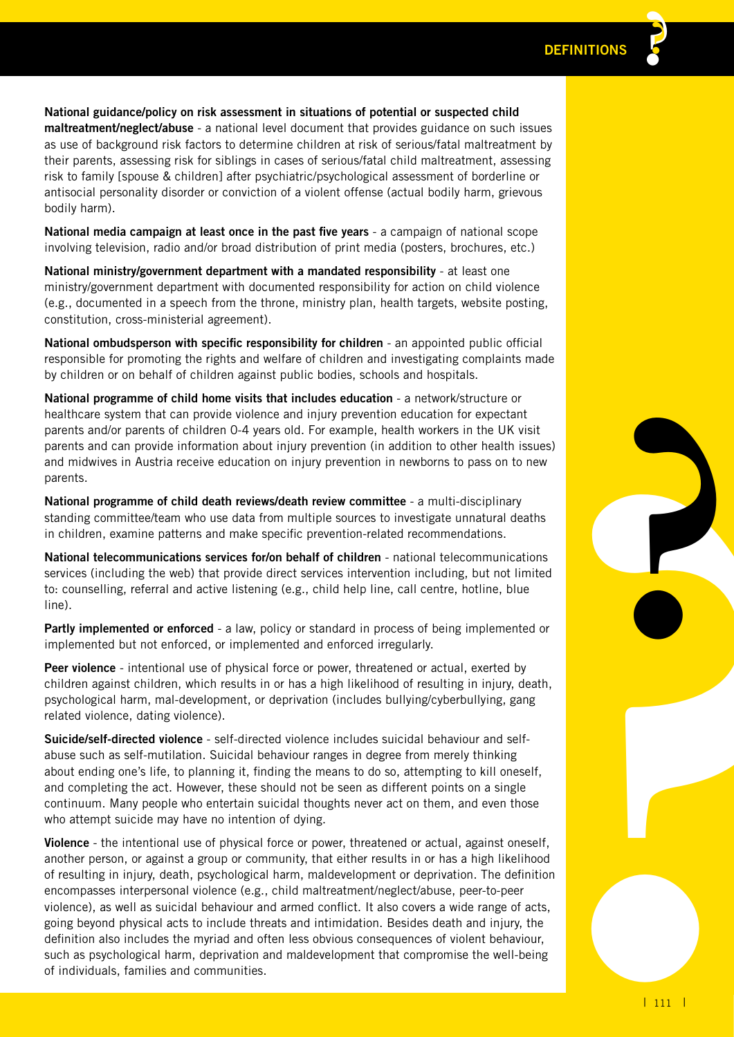**National guidance/policy on risk assessment in situations of potential or suspected child maltreatment/neglect/abuse** - a national level document that provides guidance on such issues as use of background risk factors to determine children at risk of serious/fatal maltreatment by their parents, assessing risk for siblings in cases of serious/fatal child maltreatment, assessing risk to family [spouse & children] after psychiatric/psychological assessment of borderline or antisocial personality disorder or conviction of a violent offense (actual bodily harm, grievous bodily harm).

**National media campaign at least once in the past five years** - a campaign of national scope involving television, radio and/or broad distribution of print media (posters, brochures, etc.)

**National ministry/government department with a mandated responsibility** - at least one ministry/government department with documented responsibility for action on child violence (e.g., documented in a speech from the throne, ministry plan, health targets, website posting, constitution, cross-ministerial agreement).

**National ombudsperson with specific responsibility for children** - an appointed public official responsible for promoting the rights and welfare of children and investigating complaints made by children or on behalf of children against public bodies, schools and hospitals.

**National programme of child home visits that includes education** - a network/structure or healthcare system that can provide violence and injury prevention education for expectant parents and/or parents of children 0-4 years old. For example, health workers in the UK visit parents and can provide information about injury prevention (in addition to other health issues) and midwives in Austria receive education on injury prevention in newborns to pass on to new parents.

**National programme of child death reviews/death review committee** - a multi-disciplinary standing committee/team who use data from multiple sources to investigate unnatural deaths in children, examine patterns and make specific prevention-related recommendations.

**National telecommunications services for/on behalf of children** - national telecommunications services (including the web) that provide direct services intervention including, but not limited to: counselling, referral and active listening (e.g., child help line, call centre, hotline, blue line).

**Partly implemented or enforced** - a law, policy or standard in process of being implemented or implemented but not enforced, or implemented and enforced irregularly.

**Peer violence** - intentional use of physical force or power, threatened or actual, exerted by children against children, which results in or has a high likelihood of resulting in injury, death, psychological harm, mal-development, or deprivation (includes bullying/cyberbullying, gang related violence, dating violence).

**Suicide/self-directed violence** - self-directed violence includes suicidal behaviour and self-abuse such as self-mutilation. Suicidal behaviour ranges in degree from merely thinking about ending one's life, to planning it, finding the means to do so, attempting to kill oneself, and completing the act. However, these should not be seen as different points on a single continuum. Many people who entertain suicidal thoughts never act on them, and even those who attempt suicide may have no intention of dying.

**Violence** - the intentional use of physical force or power, threatened or actual, against oneself, another person, or against a group or community, that either results in or has a high likelihood of resulting in injury, death, psychological harm, maldevelopment or deprivation. The definition encompasses interpersonal violence (e.g., child maltreatment/neglect/abuse, peer-to-peer violence), as well as suicidal behaviour and armed conflict. It also covers a wide range of acts, going beyond physical acts to include threats and intimidation. Besides death and injury, the definition also includes the myriad and often less obvious consequences of violent behaviour, such as psychological harm, deprivation and maldevelopment that compromise the well-being of individuals, families and communities.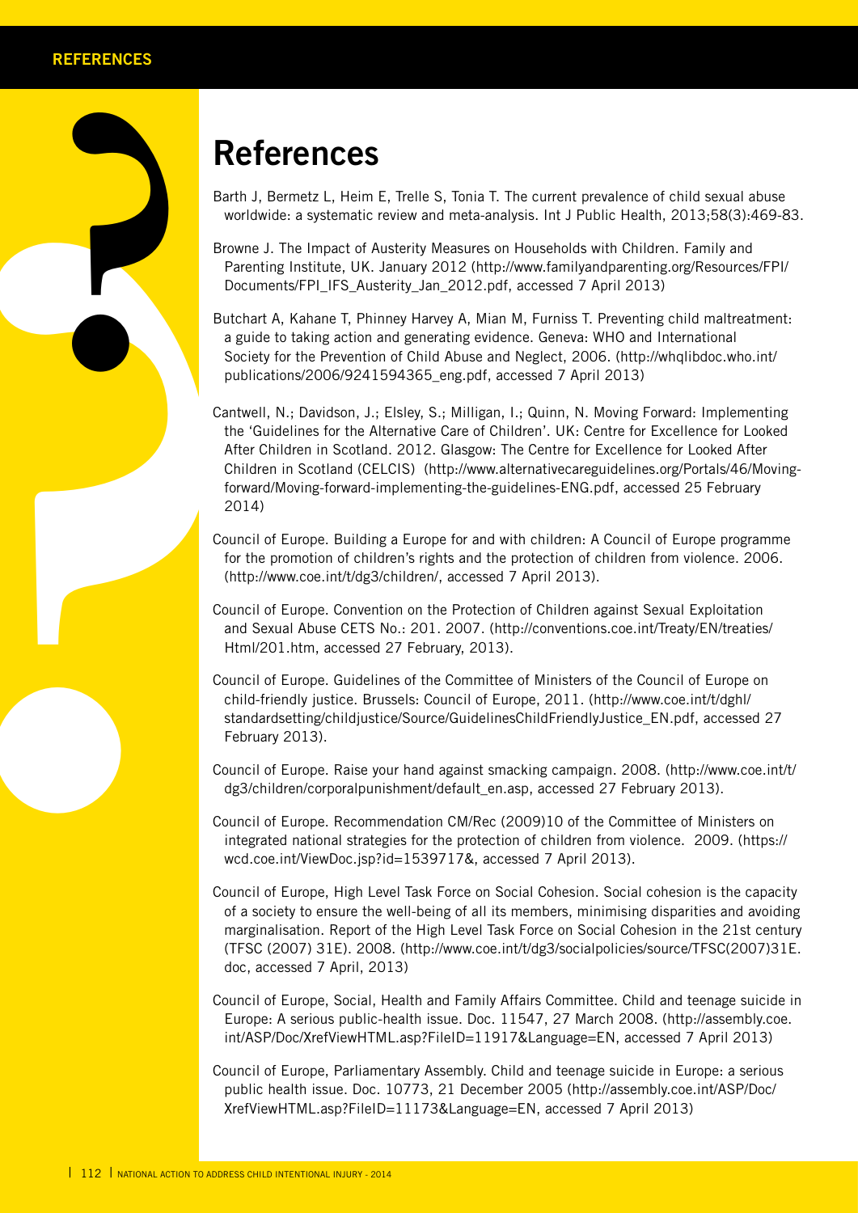# References

Barth J, Bermetz L, Heim E, Trelle S, Tonia T. The current prevalence of child sexual abuse worldwide: a systematic review and meta-analysis. Int J Public Health, 2013;58(3):469-83.

Browne J. The Impact of Austerity Measures on Households with Children. Family and Parenting Institute, UK. January 2012 (http://www.familyandparenting.org/Resources/FPI/Documents/FPI_IFS_Austerity_Jan_2012.pdf, accessed 7 April 2013)

Butchart A, Kahane T, Phinney Harvey A, Mian M, Furniss T. Preventing child maltreatment: a guide to taking action and generating evidence. Geneva: WHO and International Society for the Prevention of Child Abuse and Neglect, 2006. (http://whqlibdoc.who.int/publications/2006/9241594365_eng.pdf, accessed 7 April 2013)

Cantwell, N.; Davidson, J.; Elsley, S.; Milligan, I.; Quinn, N. Moving Forward: Implementing the 'Guidelines for the Alternative Care of Children'. UK: Centre for Excellence for Looked After Children in Scotland. 2012. Glasgow: The Centre for Excellence for Looked After Children in Scotland (CELCIS) (http://www.alternativecareguidelines.org/Portals/46/Moving-forward/Moving-forward-implementing-the-guidelines-ENG.pdf, accessed 25 February 2014)

Council of Europe. Building a Europe for and with children: A Council of Europe programme for the promotion of children's rights and the protection of children from violence. 2006. (http://www.coe.int/t/dg3/children/, accessed 7 April 2013).

Council of Europe. Convention on the Protection of Children against Sexual Exploitation and Sexual Abuse CETS No.: 201. 2007. (http://conventions.coe.int/Treaty/EN/treaties/Html/201.htm, accessed 27 February, 2013).

Council of Europe. Guidelines of the Committee of Ministers of the Council of Europe on child-friendly justice. Brussels: Council of Europe, 2011. (http://www.coe.int/t/dghl/standardsetting/childjustice/Source/GuidelinesChildFriendlyJustice_EN.pdf, accessed 27 February 2013).

Council of Europe. Raise your hand against smacking campaign. 2008. (http://www.coe.int/t/dg3/children/corporalpunishment/default_en.asp, accessed 27 February 2013).

Council of Europe. Recommendation CM/Rec (2009)10 of the Committee of Ministers on integrated national strategies for the protection of children from violence. 2009. (https://wcd.coe.int/ViewDoc.jsp?id=1539717&, accessed 7 April 2013).

Council of Europe, High Level Task Force on Social Cohesion. Social cohesion is the capacity of a society to ensure the well-being of all its members, minimising disparities and avoiding marginalisation. Report of the High Level Task Force on Social Cohesion in the 21st century (TFSC (2007) 31E). 2008. (http://www.coe.int/t/dg3/socialpolicies/source/TFSC(2007)31E.doc, accessed 7 April, 2013)

Council of Europe, Social, Health and Family Affairs Committee. Child and teenage suicide in Europe: A serious public-health issue. Doc. 11547, 27 March 2008. (http://assembly.coe.int/ASP/Doc/XrefViewHTML.asp?FileID=11917&Language=EN, accessed 7 April 2013)

Council of Europe, Parliamentary Assembly. Child and teenage suicide in Europe: a serious public health issue. Doc. 10773, 21 December 2005 (http://assembly.coe.int/ASP/Doc/XrefViewHTML.asp?FileID=11173&Language=EN, accessed 7 April 2013)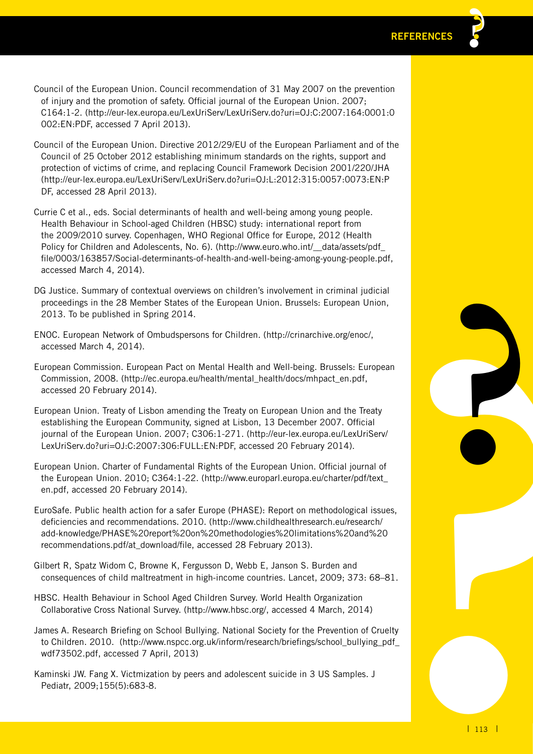Council of the European Union. Council recommendation of 31 May 2007 on the prevention of injury and the promotion of safety. Official journal of the European Union. 2007; C164:1-2. (http://eur-lex.europa.eu/LexUriServ/LexUriServ.do?uri=OJ:C:2007:164:0001:0002:EN:PDF, accessed 7 April 2013).

Council of the European Union. Directive 2012/29/EU of the European Parliament and of the Council of 25 October 2012 establishing minimum standards on the rights, support and protection of victims of crime, and replacing Council Framework Decision 2001/220/JHA (http://eur-lex.europa.eu/LexUriServ/LexUriServ.do?uri=OJ:L:2012:315:0057:0073:EN:PDF, accessed 28 April 2013).

Currie C et al., eds. Social determinants of health and well-being among young people. Health Behaviour in School-aged Children (HBSC) study: international report from the 2009/2010 survey. Copenhagen, WHO Regional Office for Europe, 2012 (Health Policy for Children and Adolescents, No. 6). (http://www.euro.who.int/__data/assets/pdf_file/0003/163857/Social-determinants-of-health-and-well-being-among-young-people.pdf, accessed March 4, 2014).

DG Justice. Summary of contextual overviews on children's involvement in criminal judicial proceedings in the 28 Member States of the European Union. Brussels: European Union, 2013. To be published in Spring 2014.

ENOC. European Network of Ombudspersons for Children. (http://crinarchive.org/enoc/, accessed March 4, 2014).

European Commission. European Pact on Mental Health and Well-being. Brussels: European Commission, 2008. (http://ec.europa.eu/health/mental_health/docs/mhpact_en.pdf, accessed 20 February 2014).

European Union. Treaty of Lisbon amending the Treaty on European Union and the Treaty establishing the European Community, signed at Lisbon, 13 December 2007. Official journal of the European Union. 2007; C306:1-271. (http://eur-lex.europa.eu/LexUriServ/LexUriServ.do?uri=OJ:C:2007:306:FULL:EN:PDF, accessed 20 February 2014).

European Union. Charter of Fundamental Rights of the European Union. Official journal of the European Union. 2010; C364:1-22. (http://www.europarl.europa.eu/charter/pdf/text_en.pdf, accessed 20 February 2014).

EuroSafe. Public health action for a safer Europe (PHASE): Report on methodological issues, deficiencies and recommendations. 2010. (http://www.childhealthresearch.eu/research/add-knowledge/PHASE%20report%20on%20methodologies%20limitations%20and%20recommendations.pdf/at_download/file, accessed 28 February 2013).

Gilbert R, Spatz Widom C, Browne K, Fergusson D, Webb E, Janson S. Burden and consequences of child maltreatment in high-income countries. Lancet, 2009; 373: 68–81.

HBSC. Health Behaviour in School Aged Children Survey. World Health Organization Collaborative Cross National Survey. (http://www.hbsc.org/, accessed 4 March, 2014)

James A. Research Briefing on School Bullying. National Society for the Prevention of Cruelty to Children. 2010. (http://www.nspcc.org.uk/inform/research/briefings/school_bullying_pdf_wdf73502.pdf, accessed 7 April, 2013)

Kaminski JW. Fang X. Victmization by peers and adolescent suicide in 3 US Samples. J Pediatr, 2009;155(5):683-8.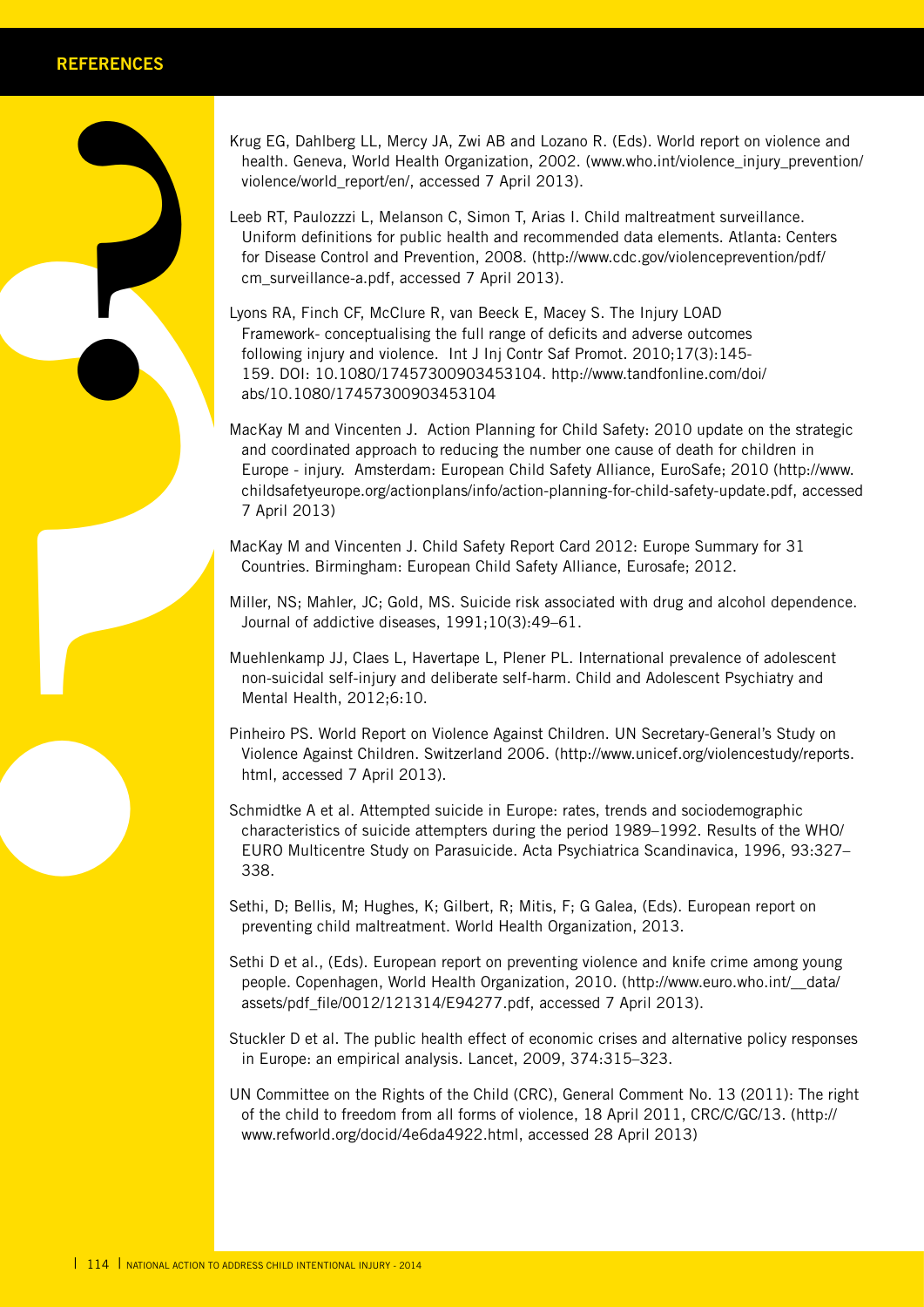## REFERENCES

Krug EG, Dahlberg LL, Mercy JA, Zwi AB and Lozano R. (Eds). World report on violence and health. Geneva, World Health Organization, 2002. (www.who.int/violence_injury_prevention/violence/world_report/en/, accessed 7 April 2013).

Leeb RT, Paulozzzi L, Melanson C, Simon T, Arias I. Child maltreatment surveillance. Uniform definitions for public health and recommended data elements. Atlanta: Centers for Disease Control and Prevention, 2008. (http://www.cdc.gov/violenceprevention/pdf/cm_surveillance-a.pdf, accessed 7 April 2013).

Lyons RA, Finch CF, McClure R, van Beeck E, Macey S. The Injury LOAD Framework- conceptualising the full range of deficits and adverse outcomes following injury and violence. Int J Inj Contr Saf Promot. 2010;17(3):145-159. DOI: 10.1080/17457300903453104. http://www.tandfonline.com/doi/abs/10.1080/17457300903453104

MacKay M and Vincenten J. Action Planning for Child Safety: 2010 update on the strategic and coordinated approach to reducing the number one cause of death for children in Europe - injury. Amsterdam: European Child Safety Alliance, EuroSafe; 2010 (http://www.childsafetyeurope.org/actionplans/info/action-planning-for-child-safety-update.pdf, accessed 7 April 2013)

MacKay M and Vincenten J. Child Safety Report Card 2012: Europe Summary for 31 Countries. Birmingham: European Child Safety Alliance, Eurosafe; 2012.

Miller, NS; Mahler, JC; Gold, MS. Suicide risk associated with drug and alcohol dependence. Journal of addictive diseases, 1991;10(3):49–61.

Muehlenkamp JJ, Claes L, Havertape L, Plener PL. International prevalence of adolescent non-suicidal self-injury and deliberate self-harm. Child and Adolescent Psychiatry and Mental Health, 2012;6:10.

Pinheiro PS. World Report on Violence Against Children. UN Secretary-General's Study on Violence Against Children. Switzerland 2006. (http://www.unicef.org/violencestudy/reports.html, accessed 7 April 2013).

Schmidtke A et al. Attempted suicide in Europe: rates, trends and sociodemographic characteristics of suicide attempters during the period 1989–1992. Results of the WHO/EURO Multicentre Study on Parasuicide. Acta Psychiatrica Scandinavica, 1996, 93:327–338.

Sethi, D; Bellis, M; Hughes, K; Gilbert, R; Mitis, F; G Galea, (Eds). European report on preventing child maltreatment. World Health Organization, 2013.

Sethi D et al., (Eds). European report on preventing violence and knife crime among young people. Copenhagen, World Health Organization, 2010. (http://www.euro.who.int/__data/assets/pdf_file/0012/121314/E94277.pdf, accessed 7 April 2013).

Stuckler D et al. The public health effect of economic crises and alternative policy responses in Europe: an empirical analysis. Lancet, 2009, 374:315–323.

UN Committee on the Rights of the Child (CRC), General Comment No. 13 (2011): The right of the child to freedom from all forms of violence, 18 April 2011, CRC/C/GC/13. (http://www.refworld.org/docid/4e6da4922.html, accessed 28 April 2013)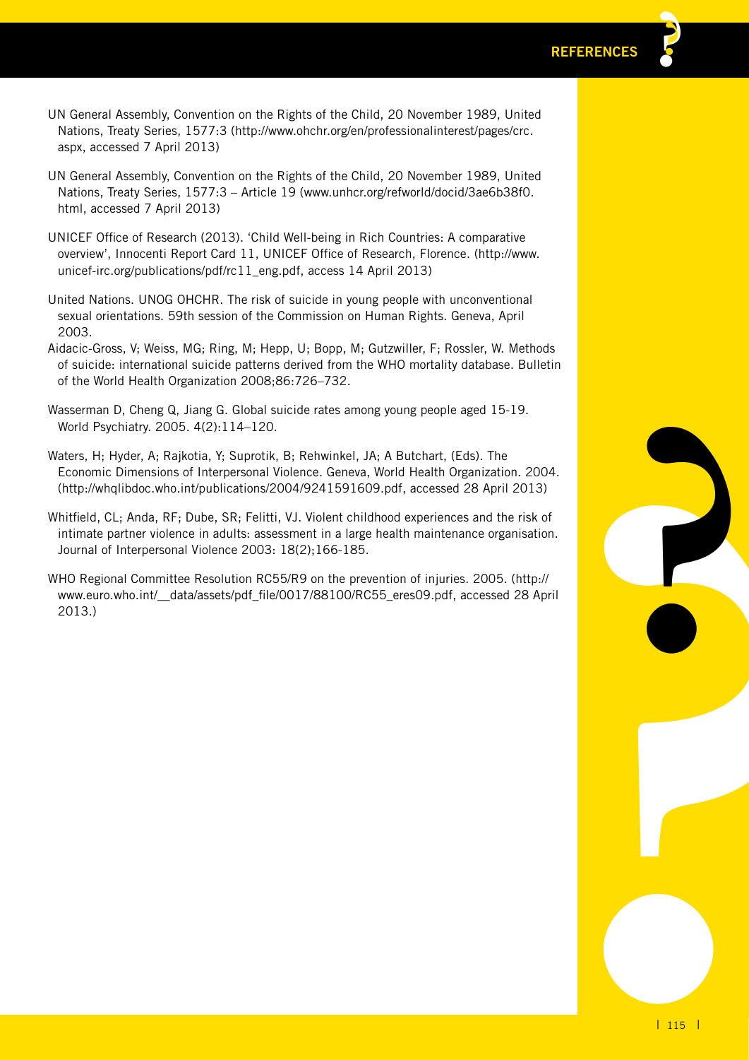UN General Assembly, Convention on the Rights of the Child, 20 November 1989, United Nations, Treaty Series, 1577:3 (http://www.ohchr.org/en/professionalinterest/pages/crc.aspx, accessed 7 April 2013)

UN General Assembly, Convention on the Rights of the Child, 20 November 1989, United Nations, Treaty Series, 1577:3 – Article 19 (www.unhcr.org/refworld/docid/3ae6b38f0.html, accessed 7 April 2013)

UNICEF Office of Research (2013). 'Child Well-being in Rich Countries: A comparative overview', Innocenti Report Card 11, UNICEF Office of Research, Florence. (http://www.unicef-irc.org/publications/pdf/rc11_eng.pdf, access 14 April 2013)

United Nations. UNOG OHCHR. The risk of suicide in young people with unconventional sexual orientations. 59th session of the Commission on Human Rights. Geneva, April 2003.

Aidacic-Gross, V; Weiss, MG; Ring, M; Hepp, U; Bopp, M; Gutzwiller, F; Rossler, W. Methods of suicide: international suicide patterns derived from the WHO mortality database. Bulletin of the World Health Organization 2008;86:726–732.

Wasserman D, Cheng Q, Jiang G. Global suicide rates among young people aged 15-19. World Psychiatry. 2005. 4(2):114–120.

Waters, H; Hyder, A; Rajkotia, Y; Suprotik, B; Rehwinkel, JA; A Butchart, (Eds). The Economic Dimensions of Interpersonal Violence. Geneva, World Health Organization. 2004. (http://whqlibdoc.who.int/publications/2004/9241591609.pdf, accessed 28 April 2013)

Whitfield, CL; Anda, RF; Dube, SR; Felitti, VJ. Violent childhood experiences and the risk of intimate partner violence in adults: assessment in a large health maintenance organisation. Journal of Interpersonal Violence 2003: 18(2);166-185.

WHO Regional Committee Resolution RC55/R9 on the prevention of injuries. 2005. (http://www.euro.who.int/__data/assets/pdf_file/0017/88100/RC55_eres09.pdf, accessed 28 April 2013.)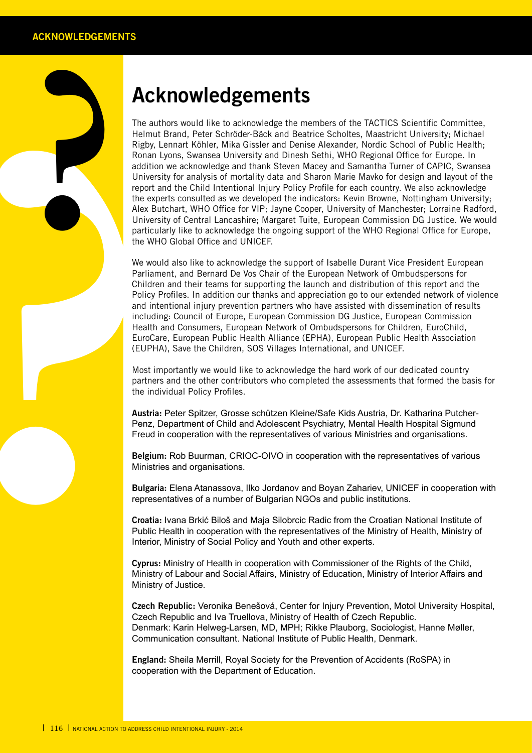# Acknowledgements

The authors would like to acknowledge the members of the TACTICS Scientific Committee, Helmut Brand, Peter Schröder-Bäck and Beatrice Scholtes, Maastricht University; Michael Rigby, Lennart Köhler, Mika Gissler and Denise Alexander, Nordic School of Public Health; Ronan Lyons, Swansea University and Dinesh Sethi, WHO Regional Office for Europe. In addition we acknowledge and thank Steven Macey and Samantha Turner of CAPIC, Swansea University for analysis of mortality data and Sharon Marie Mavko for design and layout of the report and the Child Intentional Injury Policy Profile for each country. We also acknowledge the experts consulted as we developed the indicators: Kevin Browne, Nottingham University; Alex Butchart, WHO Office for VIP; Jayne Cooper, University of Manchester; Lorraine Radford, University of Central Lancashire; Margaret Tuite, European Commission DG Justice. We would particularly like to acknowledge the ongoing support of the WHO Regional Office for Europe, the WHO Global Office and UNICEF.

We would also like to acknowledge the support of Isabelle Durant Vice President European Parliament, and Bernard De Vos Chair of the European Network of Ombudspersons for Children and their teams for supporting the launch and distribution of this report and the Policy Profiles. In addition our thanks and appreciation go to our extended network of violence and intentional injury prevention partners who have assisted with dissemination of results including: Council of Europe, European Commission DG Justice, European Commission Health and Consumers, European Network of Ombudspersons for Children, EuroChild, EuroCare, European Public Health Alliance (EPHA), European Public Health Association (EUPHA), Save the Children, SOS Villages International, and UNICEF.

Most importantly we would like to acknowledge the hard work of our dedicated country partners and the other contributors who completed the assessments that formed the basis for the individual Policy Profiles.

**Austria:** Peter Spitzer, Grosse schützen Kleine/Safe Kids Austria, Dr. Katharina Putcher-Penz, Department of Child and Adolescent Psychiatry, Mental Health Hospital Sigmund Freud in cooperation with the representatives of various Ministries and organisations.

**Belgium:** Rob Buurman, CRIOC-OIVO in cooperation with the representatives of various Ministries and organisations.

**Bulgaria:** Elena Atanassova, Ilko Jordanov and Boyan Zahariev, UNICEF in cooperation with representatives of a number of Bulgarian NGOs and public institutions.

**Croatia:** Ivana Brkić Biloš and Maja Silobrcic Radic from the Croatian National Institute of Public Health in cooperation with the representatives of the Ministry of Health, Ministry of Interior, Ministry of Social Policy and Youth and other experts.

**Cyprus:** Ministry of Health in cooperation with Commissioner of the Rights of the Child, Ministry of Labour and Social Affairs, Ministry of Education, Ministry of Interior Affairs and Ministry of Justice.

**Czech Republic:** Veronika Benešová, Center for Injury Prevention, Motol University Hospital, Czech Republic and Iva Truellova, Ministry of Health of Czech Republic.
Denmark: Karin Helweg-Larsen, MD, MPH; Rikke Plauborg, Sociologist, Hanne Møller, Communication consultant. National Institute of Public Health, Denmark.

**England:** Sheila Merrill, Royal Society for the Prevention of Accidents (RoSPA) in cooperation with the Department of Education.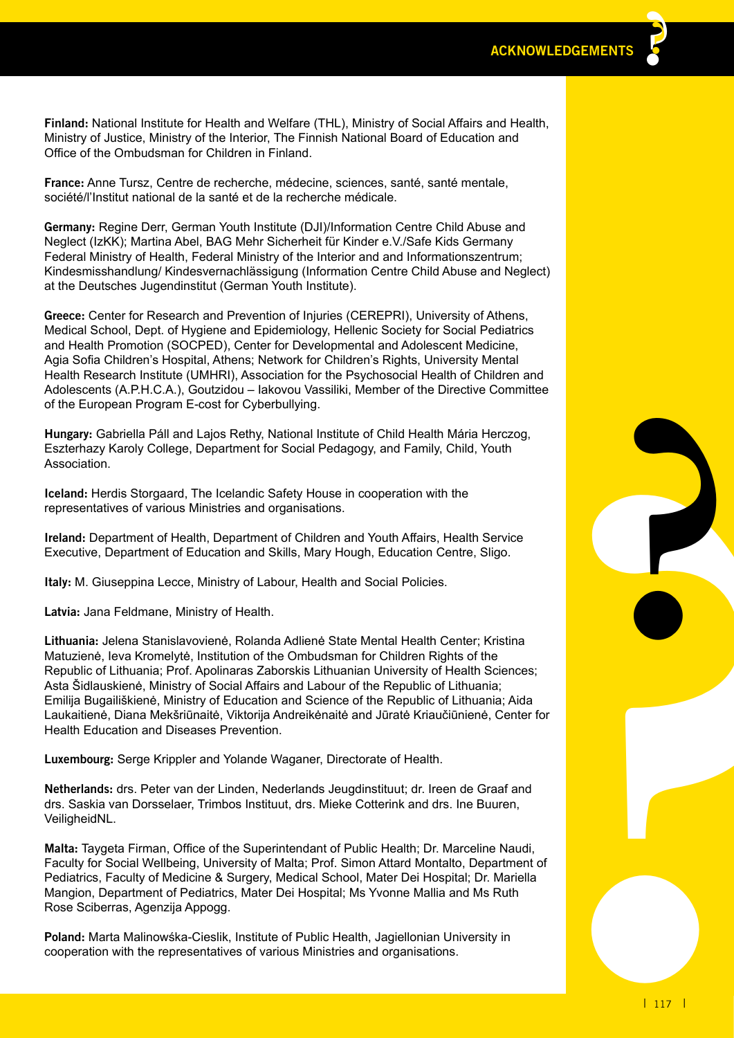**Finland:** National Institute for Health and Welfare (THL), Ministry of Social Affairs and Health, Ministry of Justice, Ministry of the Interior, The Finnish National Board of Education and Office of the Ombudsman for Children in Finland.

**France:** Anne Tursz, Centre de recherche, médecine, sciences, santé, santé mentale, société/l'Institut national de la santé et de la recherche médicale.

**Germany:** Regine Derr, German Youth Institute (DJI)/Information Centre Child Abuse and Neglect (IzKK); Martina Abel, BAG Mehr Sicherheit für Kinder e.V./Safe Kids Germany Federal Ministry of Health, Federal Ministry of the Interior and and Informationszentrum; Kindesmisshandlung/ Kindesvernachlässigung (Information Centre Child Abuse and Neglect) at the Deutsches Jugendinstitut (German Youth Institute).

**Greece:** Center for Research and Prevention of Injuries (CEREPRI), University of Athens, Medical School, Dept. of Hygiene and Epidemiology, Hellenic Society for Social Pediatrics and Health Promotion (SOCPED), Center for Developmental and Adolescent Medicine, Agia Sofia Children's Hospital, Athens; Network for Children's Rights, University Mental Health Research Institute (UMHRI), Association for the Psychosocial Health of Children and Adolescents (A.P.H.C.A.), Goutzidou – Iakovou Vassiliki, Member of the Directive Committee of the European Program E-cost for Cyberbullying.

**Hungary:** Gabriella Páll and Lajos Rethy, National Institute of Child Health Mária Herczog, Eszterhazy Karoly College, Department for Social Pedagogy, and Family, Child, Youth Association.

**Iceland:** Herdis Storgaard, The Icelandic Safety House in cooperation with the representatives of various Ministries and organisations.

**Ireland:** Department of Health, Department of Children and Youth Affairs, Health Service Executive, Department of Education and Skills, Mary Hough, Education Centre, Sligo.

**Italy:** M. Giuseppina Lecce, Ministry of Labour, Health and Social Policies.

**Latvia:** Jana Feldmane, Ministry of Health.

**Lithuania:** Jelena Stanislavovienė, Rolanda Adlienė State Mental Health Center; Kristina Matuzienė, Ieva Kromelytė, Institution of the Ombudsman for Children Rights of the Republic of Lithuania; Prof. Apolinaras Zaborskis Lithuanian University of Health Sciences; Asta Šidlauskienė, Ministry of Social Affairs and Labour of the Republic of Lithuania; Emilija Bugailiškienė, Ministry of Education and Science of the Republic of Lithuania; Aida Laukaitienė, Diana Mekšriūnaitė, Viktorija Andreikėnaitė and Jūratė Kriaučiūnienė, Center for Health Education and Diseases Prevention.

**Luxembourg:** Serge Krippler and Yolande Waganer, Directorate of Health.

**Netherlands:** drs. Peter van der Linden, Nederlands Jeugdinstituut; dr. Ireen de Graaf and drs. Saskia van Dorsselaer, Trimbos Instituut, drs. Mieke Cotterink and drs. Ine Buuren, VeiligheidNL.

**Malta:** Taygeta Firman, Office of the Superintendant of Public Health; Dr. Marceline Naudi, Faculty for Social Wellbeing, University of Malta; Prof. Simon Attard Montalto, Department of Pediatrics, Faculty of Medicine & Surgery, Medical School, Mater Dei Hospital; Dr. Mariella Mangion, Department of Pediatrics, Mater Dei Hospital; Ms Yvonne Mallia and Ms Ruth Rose Sciberras, Agenzija Appogg.

**Poland:** Marta Malinowśka-Cieslik, Institute of Public Health, Jagiellonian University in cooperation with the representatives of various Ministries and organisations.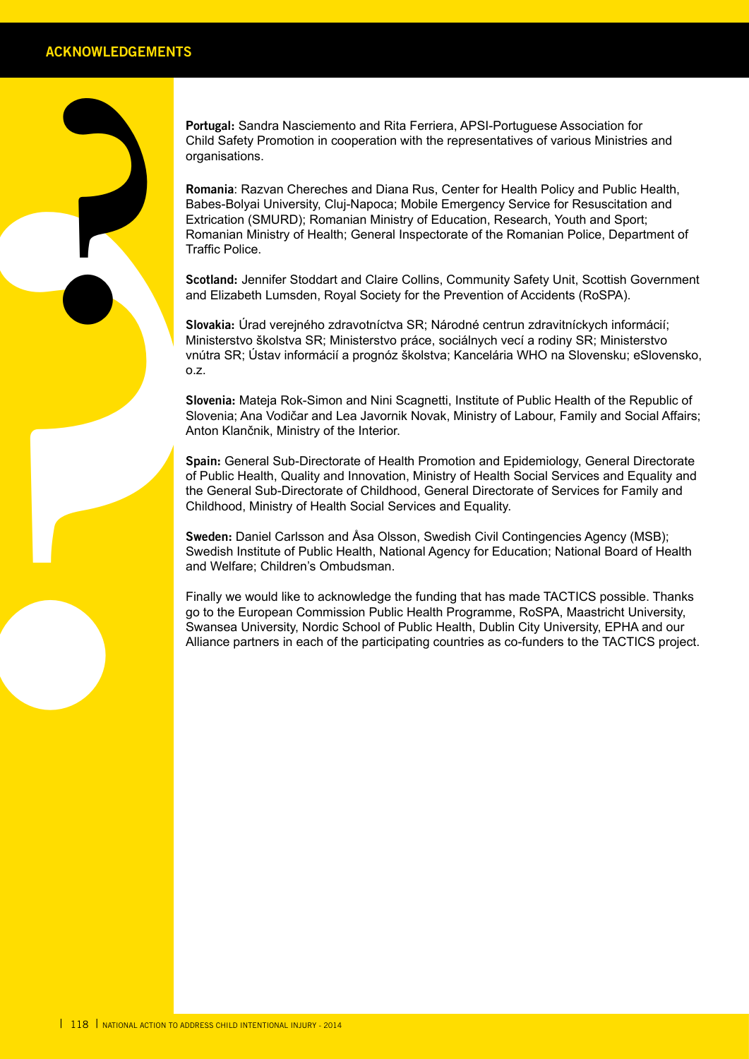## ACKNOWLEDGEMENTS

**Portugal:** Sandra Nasciemento and Rita Ferriera, APSI-Portuguese Association for Child Safety Promotion in cooperation with the representatives of various Ministries and organisations.

**Romania**: Razvan Chereches and Diana Rus, Center for Health Policy and Public Health, Babes-Bolyai University, Cluj-Napoca; Mobile Emergency Service for Resuscitation and Extrication (SMURD); Romanian Ministry of Education, Research, Youth and Sport; Romanian Ministry of Health; General Inspectorate of the Romanian Police, Department of Traffic Police.

**Scotland:** Jennifer Stoddart and Claire Collins, Community Safety Unit, Scottish Government and Elizabeth Lumsden, Royal Society for the Prevention of Accidents (RoSPA).

**Slovakia:** Úrad verejného zdravotníctva SR; Národné centrun zdravitníckych informácií; Ministerstvo školstva SR; Ministerstvo práce, sociálnych vecí a rodiny SR; Ministerstvo vnútra SR; Ústav informácií a prognóz školstva; Kancelária WHO na Slovensku; eSlovensko, o.z.

**Slovenia:** Mateja Rok-Simon and Nini Scagnetti, Institute of Public Health of the Republic of Slovenia; Ana Vodičar and Lea Javornik Novak, Ministry of Labour, Family and Social Affairs; Anton Klančnik, Ministry of the Interior.

**Spain:** General Sub-Directorate of Health Promotion and Epidemiology, General Directorate of Public Health, Quality and Innovation, Ministry of Health Social Services and Equality and the General Sub-Directorate of Childhood, General Directorate of Services for Family and Childhood, Ministry of Health Social Services and Equality.

**Sweden:** Daniel Carlsson and Åsa Olsson, Swedish Civil Contingencies Agency (MSB); Swedish Institute of Public Health, National Agency for Education; National Board of Health and Welfare; Children's Ombudsman.

Finally we would like to acknowledge the funding that has made TACTICS possible. Thanks go to the European Commission Public Health Programme, RoSPA, Maastricht University, Swansea University, Nordic School of Public Health, Dublin City University, EPHA and our Alliance partners in each of the participating countries as co-funders to the TACTICS project.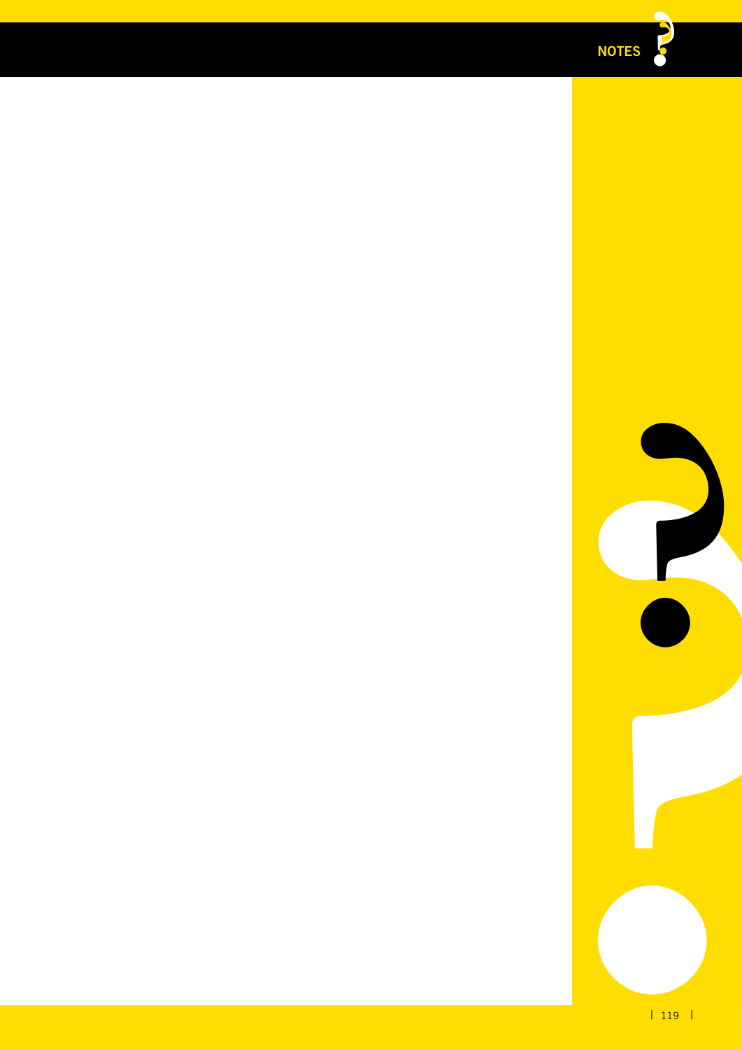# NOTES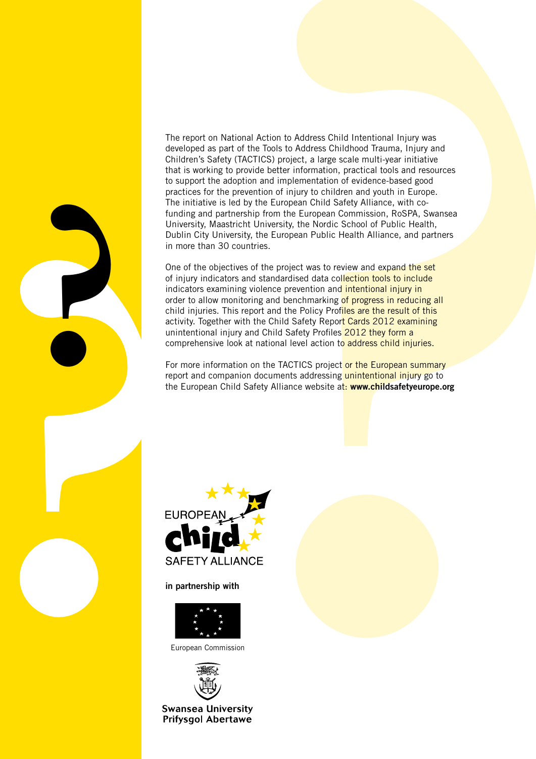The report on National Action to Address Child Intentional Injury was developed as part of the Tools to Address Childhood Trauma, Injury and Children's Safety (TACTICS) project, a large scale multi-year initiative that is working to provide better information, practical tools and resources to support the adoption and implementation of evidence-based good practices for the prevention of injury to children and youth in Europe. The initiative is led by the European Child Safety Alliance, with co-funding and partnership from the European Commission, RoSPA, Swansea University, Maastricht University, the Nordic School of Public Health, Dublin City University, the European Public Health Alliance, and partners in more than 30 countries.

One of the objectives of the project was to review and expand the set of injury indicators and standardised data collection tools to include indicators examining violence prevention and intentional injury in order to allow monitoring and benchmarking of progress in reducing all child injuries. This report and the Policy Profiles are the result of this activity. Together with the Child Safety Report Cards 2012 examining unintentional injury and Child Safety Profiles 2012 they form a comprehensive look at national level action to address child injuries.

For more information on the TACTICS project or the European summary report and companion documents addressing unintentional injury go to the European Child Safety Alliance website at: **www.childsafetyeurope.org**

EUROPEAN child SAFETY ALLIANCE

**in partnership with**

European Commission

Swansea University
Prifysgol Abertawe